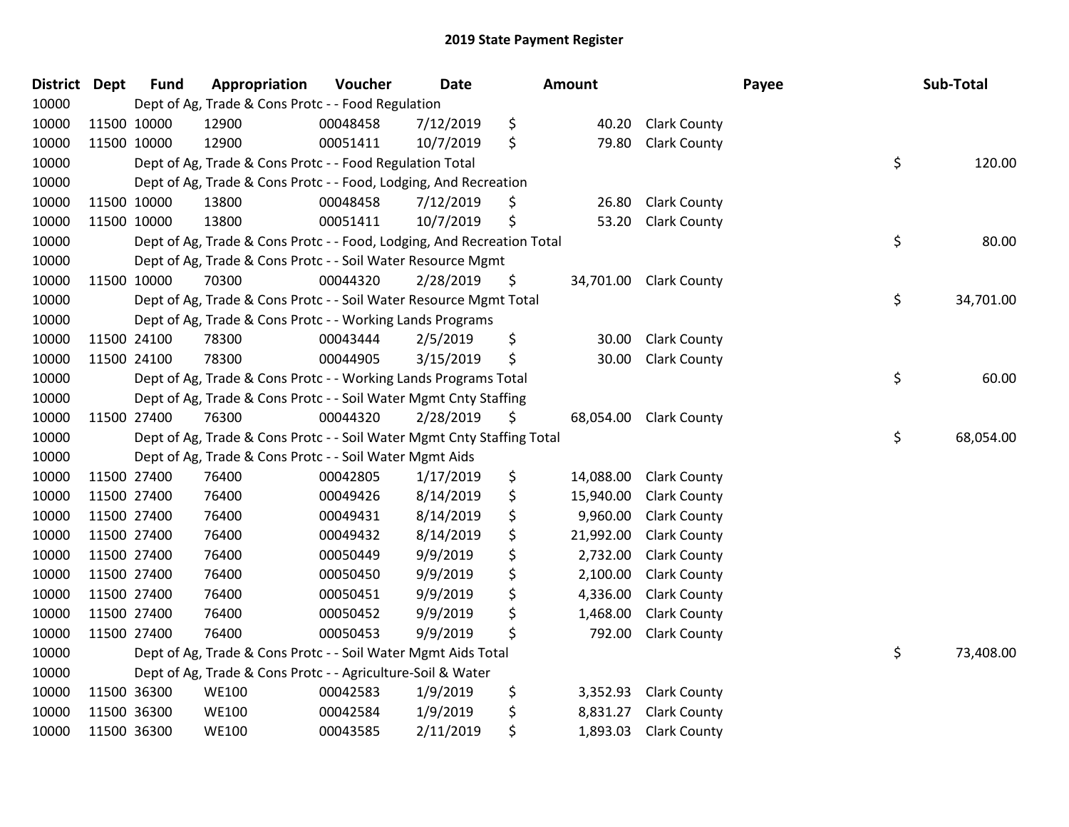# 2019 State Payment Register

| District | Dept | Fund | Appropriation | Voucher | Date | Amount | Payee | Sub-Total |
|---|---|---|---|---|---|---|---|---|
| 10000 | | Dept of Ag, Trade & Cons Protc - - Food Regulation | | | | | | |
| 10000 | 11500 | 10000 | 12900 | 00048458 | 7/12/2019 | $ 40.20 | Clark County | |
| 10000 | 11500 | 10000 | 12900 | 00051411 | 10/7/2019 | $ 79.80 | Clark County | |
| 10000 | | Dept of Ag, Trade & Cons Protc - - Food Regulation Total | | | | | | $ 120.00 |
| 10000 | | Dept of Ag, Trade & Cons Protc - - Food, Lodging, And Recreation | | | | | | |
| 10000 | 11500 | 10000 | 13800 | 00048458 | 7/12/2019 | $ 26.80 | Clark County | |
| 10000 | 11500 | 10000 | 13800 | 00051411 | 10/7/2019 | $ 53.20 | Clark County | |
| 10000 | | Dept of Ag, Trade & Cons Protc - - Food, Lodging, And Recreation Total | | | | | | $ 80.00 |
| 10000 | | Dept of Ag, Trade & Cons Protc - - Soil Water Resource Mgmt | | | | | | |
| 10000 | 11500 | 10000 | 70300 | 00044320 | 2/28/2019 | $ 34,701.00 | Clark County | |
| 10000 | | Dept of Ag, Trade & Cons Protc - - Soil Water Resource Mgmt Total | | | | | | $ 34,701.00 |
| 10000 | | Dept of Ag, Trade & Cons Protc - - Working Lands Programs | | | | | | |
| 10000 | 11500 | 24100 | 78300 | 00043444 | 2/5/2019 | $ 30.00 | Clark County | |
| 10000 | 11500 | 24100 | 78300 | 00044905 | 3/15/2019 | $ 30.00 | Clark County | |
| 10000 | | Dept of Ag, Trade & Cons Protc - - Working Lands Programs Total | | | | | | $ 60.00 |
| 10000 | | Dept of Ag, Trade & Cons Protc - - Soil Water Mgmt Cnty Staffing | | | | | | |
| 10000 | 11500 | 27400 | 76300 | 00044320 | 2/28/2019 | $ 68,054.00 | Clark County | |
| 10000 | | Dept of Ag, Trade & Cons Protc - - Soil Water Mgmt Cnty Staffing Total | | | | | | $ 68,054.00 |
| 10000 | | Dept of Ag, Trade & Cons Protc - - Soil Water Mgmt Aids | | | | | | |
| 10000 | 11500 | 27400 | 76400 | 00042805 | 1/17/2019 | $ 14,088.00 | Clark County | |
| 10000 | 11500 | 27400 | 76400 | 00049426 | 8/14/2019 | $ 15,940.00 | Clark County | |
| 10000 | 11500 | 27400 | 76400 | 00049431 | 8/14/2019 | $ 9,960.00 | Clark County | |
| 10000 | 11500 | 27400 | 76400 | 00049432 | 8/14/2019 | $ 21,992.00 | Clark County | |
| 10000 | 11500 | 27400 | 76400 | 00050449 | 9/9/2019 | $ 2,732.00 | Clark County | |
| 10000 | 11500 | 27400 | 76400 | 00050450 | 9/9/2019 | $ 2,100.00 | Clark County | |
| 10000 | 11500 | 27400 | 76400 | 00050451 | 9/9/2019 | $ 4,336.00 | Clark County | |
| 10000 | 11500 | 27400 | 76400 | 00050452 | 9/9/2019 | $ 1,468.00 | Clark County | |
| 10000 | 11500 | 27400 | 76400 | 00050453 | 9/9/2019 | $ 792.00 | Clark County | |
| 10000 | | Dept of Ag, Trade & Cons Protc - - Soil Water Mgmt Aids Total | | | | | | $ 73,408.00 |
| 10000 | | Dept of Ag, Trade & Cons Protc - - Agriculture-Soil & Water | | | | | | |
| 10000 | 11500 | 36300 | WE100 | 00042583 | 1/9/2019 | $ 3,352.93 | Clark County | |
| 10000 | 11500 | 36300 | WE100 | 00042584 | 1/9/2019 | $ 8,831.27 | Clark County | |
| 10000 | 11500 | 36300 | WE100 | 00043585 | 2/11/2019 | $ 1,893.03 | Clark County | |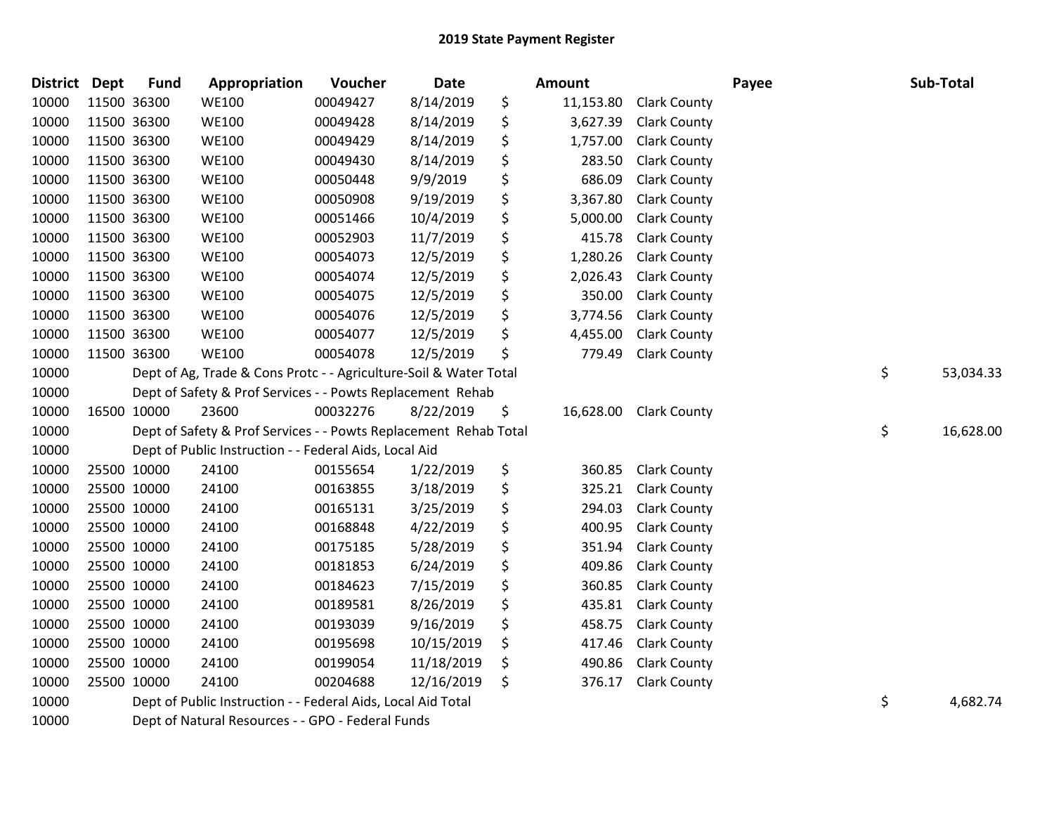# 2019 State Payment Register

| District | Dept | Fund | Appropriation | Voucher | Date | | Amount | | Payee | | Sub-Total |
|---|---|---|---|---|---|---|---|---|---|---|---|
| 10000 | 11500 | 36300 | WE100 | 00049427 | 8/14/2019 | $ | 11,153.80 | Clark County | | | |
| 10000 | 11500 | 36300 | WE100 | 00049428 | 8/14/2019 | $ | 3,627.39 | Clark County | | | |
| 10000 | 11500 | 36300 | WE100 | 00049429 | 8/14/2019 | $ | 1,757.00 | Clark County | | | |
| 10000 | 11500 | 36300 | WE100 | 00049430 | 8/14/2019 | $ | 283.50 | Clark County | | | |
| 10000 | 11500 | 36300 | WE100 | 00050448 | 9/9/2019 | $ | 686.09 | Clark County | | | |
| 10000 | 11500 | 36300 | WE100 | 00050908 | 9/19/2019 | $ | 3,367.80 | Clark County | | | |
| 10000 | 11500 | 36300 | WE100 | 00051466 | 10/4/2019 | $ | 5,000.00 | Clark County | | | |
| 10000 | 11500 | 36300 | WE100 | 00052903 | 11/7/2019 | $ | 415.78 | Clark County | | | |
| 10000 | 11500 | 36300 | WE100 | 00054073 | 12/5/2019 | $ | 1,280.26 | Clark County | | | |
| 10000 | 11500 | 36300 | WE100 | 00054074 | 12/5/2019 | $ | 2,026.43 | Clark County | | | |
| 10000 | 11500 | 36300 | WE100 | 00054075 | 12/5/2019 | $ | 350.00 | Clark County | | | |
| 10000 | 11500 | 36300 | WE100 | 00054076 | 12/5/2019 | $ | 3,774.56 | Clark County | | | |
| 10000 | 11500 | 36300 | WE100 | 00054077 | 12/5/2019 | $ | 4,455.00 | Clark County | | | |
| 10000 | 11500 | 36300 | WE100 | 00054078 | 12/5/2019 | $ | 779.49 | Clark County | | | |
| 10000 | | Dept of Ag, Trade & Cons Protc - - Agriculture-Soil & Water Total | | | | | | | | $ | 53,034.33 |
| 10000 | | Dept of Safety & Prof Services - - Powts Replacement Rehab | | | | | | | | | |
| 10000 | 16500 | 10000 | 23600 | 00032276 | 8/22/2019 | $ | 16,628.00 | Clark County | | | |
| 10000 | | Dept of Safety & Prof Services - - Powts Replacement Rehab Total | | | | | | | | $ | 16,628.00 |
| 10000 | | Dept of Public Instruction - - Federal Aids, Local Aid | | | | | | | | | |
| 10000 | 25500 | 10000 | 24100 | 00155654 | 1/22/2019 | $ | 360.85 | Clark County | | | |
| 10000 | 25500 | 10000 | 24100 | 00163855 | 3/18/2019 | $ | 325.21 | Clark County | | | |
| 10000 | 25500 | 10000 | 24100 | 00165131 | 3/25/2019 | $ | 294.03 | Clark County | | | |
| 10000 | 25500 | 10000 | 24100 | 00168848 | 4/22/2019 | $ | 400.95 | Clark County | | | |
| 10000 | 25500 | 10000 | 24100 | 00175185 | 5/28/2019 | $ | 351.94 | Clark County | | | |
| 10000 | 25500 | 10000 | 24100 | 00181853 | 6/24/2019 | $ | 409.86 | Clark County | | | |
| 10000 | 25500 | 10000 | 24100 | 00184623 | 7/15/2019 | $ | 360.85 | Clark County | | | |
| 10000 | 25500 | 10000 | 24100 | 00189581 | 8/26/2019 | $ | 435.81 | Clark County | | | |
| 10000 | 25500 | 10000 | 24100 | 00193039 | 9/16/2019 | $ | 458.75 | Clark County | | | |
| 10000 | 25500 | 10000 | 24100 | 00195698 | 10/15/2019 | $ | 417.46 | Clark County | | | |
| 10000 | 25500 | 10000 | 24100 | 00199054 | 11/18/2019 | $ | 490.86 | Clark County | | | |
| 10000 | 25500 | 10000 | 24100 | 00204688 | 12/16/2019 | $ | 376.17 | Clark County | | | |
| 10000 | | Dept of Public Instruction - - Federal Aids, Local Aid Total | | | | | | | | $ | 4,682.74 |
| 10000 | | Dept of Natural Resources - - GPO - Federal Funds | | | | | | | | | |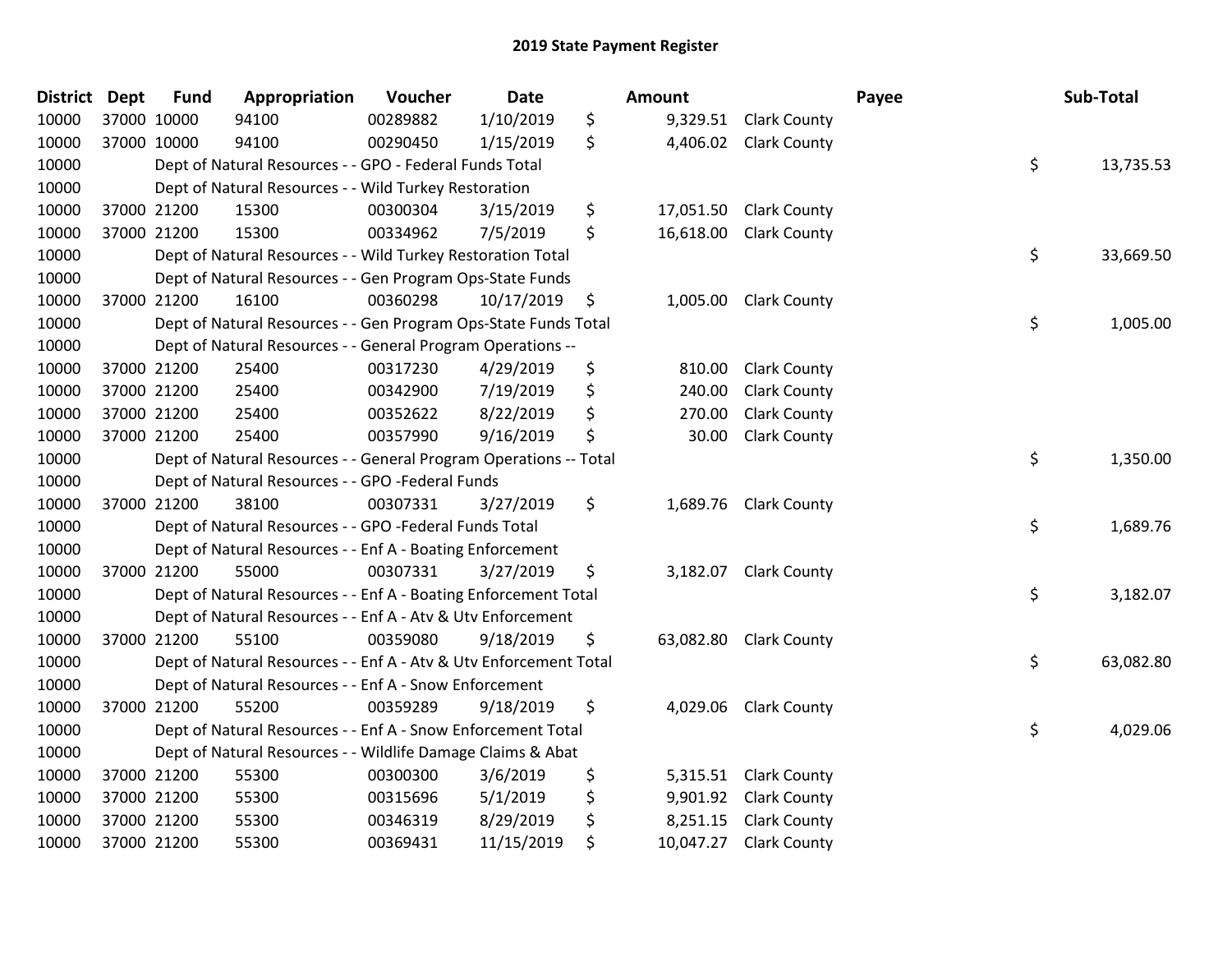# 2019 State Payment Register

| District | Dept | Fund | Appropriation | Voucher | Date | Amount | Payee | Sub-Total |
|---|---|---|---|---|---|---|---|---|
| 10000 | 37000 | 10000 | 94100 | 00289882 | 1/10/2019 | $ 9,329.51 | Clark County | |
| 10000 | 37000 | 10000 | 94100 | 00290450 | 1/15/2019 | $ 4,406.02 | Clark County | |
| 10000 | | Dept of Natural Resources - - GPO - Federal Funds Total | | | | | | $ 13,735.53 |
| 10000 | | Dept of Natural Resources - - Wild Turkey Restoration | | | | | | |
| 10000 | 37000 | 21200 | 15300 | 00300304 | 3/15/2019 | $ 17,051.50 | Clark County | |
| 10000 | 37000 | 21200 | 15300 | 00334962 | 7/5/2019 | $ 16,618.00 | Clark County | |
| 10000 | | Dept of Natural Resources - - Wild Turkey Restoration Total | | | | | | $ 33,669.50 |
| 10000 | | Dept of Natural Resources - - Gen Program Ops-State Funds | | | | | | |
| 10000 | 37000 | 21200 | 16100 | 00360298 | 10/17/2019 | $ 1,005.00 | Clark County | |
| 10000 | | Dept of Natural Resources - - Gen Program Ops-State Funds Total | | | | | | $ 1,005.00 |
| 10000 | | Dept of Natural Resources - - General Program Operations -- | | | | | | |
| 10000 | 37000 | 21200 | 25400 | 00317230 | 4/29/2019 | $ 810.00 | Clark County | |
| 10000 | 37000 | 21200 | 25400 | 00342900 | 7/19/2019 | $ 240.00 | Clark County | |
| 10000 | 37000 | 21200 | 25400 | 00352622 | 8/22/2019 | $ 270.00 | Clark County | |
| 10000 | 37000 | 21200 | 25400 | 00357990 | 9/16/2019 | $ 30.00 | Clark County | |
| 10000 | | Dept of Natural Resources - - General Program Operations -- Total | | | | | | $ 1,350.00 |
| 10000 | | Dept of Natural Resources - - GPO -Federal Funds | | | | | | |
| 10000 | 37000 | 21200 | 38100 | 00307331 | 3/27/2019 | $ 1,689.76 | Clark County | |
| 10000 | | Dept of Natural Resources - - GPO -Federal Funds Total | | | | | | $ 1,689.76 |
| 10000 | | Dept of Natural Resources - - Enf A - Boating Enforcement | | | | | | |
| 10000 | 37000 | 21200 | 55000 | 00307331 | 3/27/2019 | $ 3,182.07 | Clark County | |
| 10000 | | Dept of Natural Resources - - Enf A - Boating Enforcement Total | | | | | | $ 3,182.07 |
| 10000 | | Dept of Natural Resources - - Enf A - Atv & Utv Enforcement | | | | | | |
| 10000 | 37000 | 21200 | 55100 | 00359080 | 9/18/2019 | $ 63,082.80 | Clark County | |
| 10000 | | Dept of Natural Resources - - Enf A - Atv & Utv Enforcement Total | | | | | | $ 63,082.80 |
| 10000 | | Dept of Natural Resources - - Enf A - Snow Enforcement | | | | | | |
| 10000 | 37000 | 21200 | 55200 | 00359289 | 9/18/2019 | $ 4,029.06 | Clark County | |
| 10000 | | Dept of Natural Resources - - Enf A - Snow Enforcement Total | | | | | | $ 4,029.06 |
| 10000 | | Dept of Natural Resources - - Wildlife Damage Claims & Abat | | | | | | |
| 10000 | 37000 | 21200 | 55300 | 00300300 | 3/6/2019 | $ 5,315.51 | Clark County | |
| 10000 | 37000 | 21200 | 55300 | 00315696 | 5/1/2019 | $ 9,901.92 | Clark County | |
| 10000 | 37000 | 21200 | 55300 | 00346319 | 8/29/2019 | $ 8,251.15 | Clark County | |
| 10000 | 37000 | 21200 | 55300 | 00369431 | 11/15/2019 | $ 10,047.27 | Clark County | |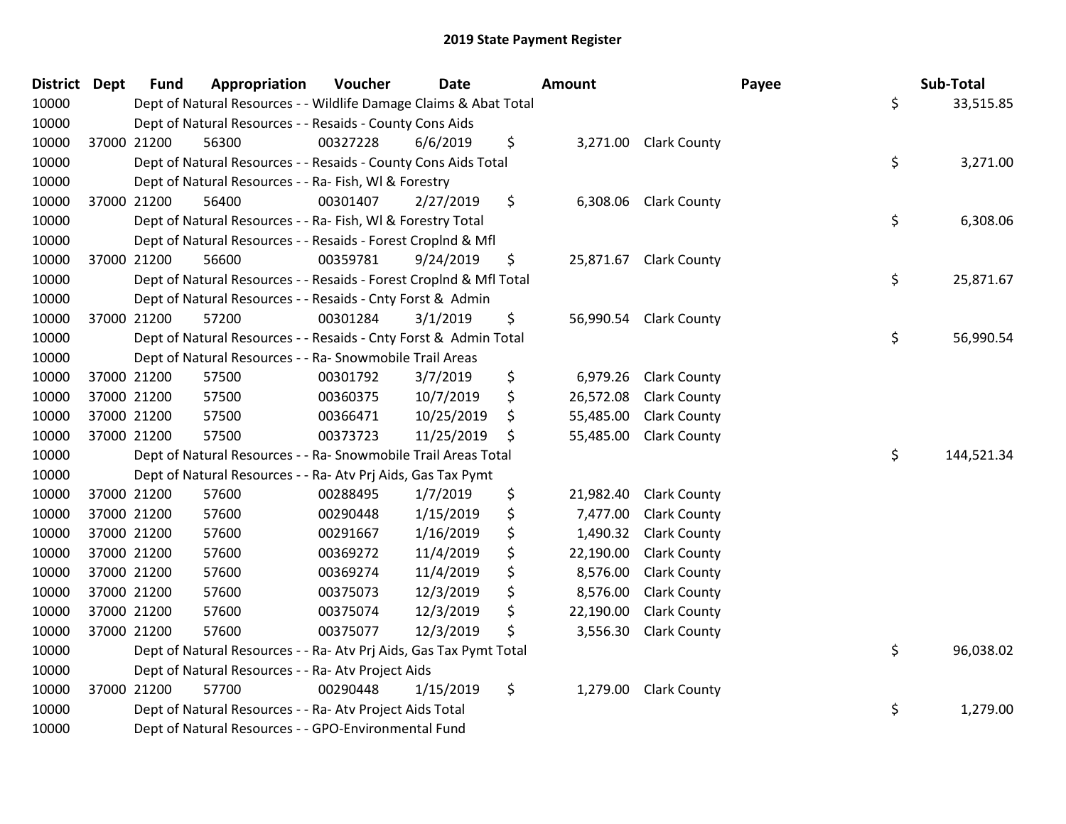# 2019 State Payment Register

| District | Dept | Fund | Appropriation | Voucher | Date | Amount | Payee | Sub-Total |
|---|---|---|---|---|---|---|---|---|
| 10000 | | Dept of Natural Resources - - Wildlife Damage Claims & Abat Total | | | | | | $ 33,515.85 |
| 10000 | | Dept of Natural Resources - - Resaids - County Cons Aids | | | | | | |
| 10000 | 37000 | 21200 | 56300 | 00327228 | 6/6/2019 | $ 3,271.00 | Clark County | |
| 10000 | | Dept of Natural Resources - - Resaids - County Cons Aids Total | | | | | | $ 3,271.00 |
| 10000 | | Dept of Natural Resources - - Ra- Fish, Wl & Forestry | | | | | | |
| 10000 | 37000 | 21200 | 56400 | 00301407 | 2/27/2019 | $ 6,308.06 | Clark County | |
| 10000 | | Dept of Natural Resources - - Ra- Fish, Wl & Forestry Total | | | | | | $ 6,308.06 |
| 10000 | | Dept of Natural Resources - - Resaids - Forest Cropland & Mfl | | | | | | |
| 10000 | 37000 | 21200 | 56600 | 00359781 | 9/24/2019 | $ 25,871.67 | Clark County | |
| 10000 | | Dept of Natural Resources - - Resaids - Forest Cropland & Mfl Total | | | | | | $ 25,871.67 |
| 10000 | | Dept of Natural Resources - - Resaids - Cnty Forst & Admin | | | | | | |
| 10000 | 37000 | 21200 | 57200 | 00301284 | 3/1/2019 | $ 56,990.54 | Clark County | |
| 10000 | | Dept of Natural Resources - - Resaids - Cnty Forst & Admin Total | | | | | | $ 56,990.54 |
| 10000 | | Dept of Natural Resources - - Ra- Snowmobile Trail Areas | | | | | | |
| 10000 | 37000 | 21200 | 57500 | 00301792 | 3/7/2019 | $ 6,979.26 | Clark County | |
| 10000 | 37000 | 21200 | 57500 | 00360375 | 10/7/2019 | $ 26,572.08 | Clark County | |
| 10000 | 37000 | 21200 | 57500 | 00366471 | 10/25/2019 | $ 55,485.00 | Clark County | |
| 10000 | 37000 | 21200 | 57500 | 00373723 | 11/25/2019 | $ 55,485.00 | Clark County | |
| 10000 | | Dept of Natural Resources - - Ra- Snowmobile Trail Areas Total | | | | | | $ 144,521.34 |
| 10000 | | Dept of Natural Resources - - Ra- Atv Prj Aids, Gas Tax Pymt | | | | | | |
| 10000 | 37000 | 21200 | 57600 | 00288495 | 1/7/2019 | $ 21,982.40 | Clark County | |
| 10000 | 37000 | 21200 | 57600 | 00290448 | 1/15/2019 | $ 7,477.00 | Clark County | |
| 10000 | 37000 | 21200 | 57600 | 00291667 | 1/16/2019 | $ 1,490.32 | Clark County | |
| 10000 | 37000 | 21200 | 57600 | 00369272 | 11/4/2019 | $ 22,190.00 | Clark County | |
| 10000 | 37000 | 21200 | 57600 | 00369274 | 11/4/2019 | $ 8,576.00 | Clark County | |
| 10000 | 37000 | 21200 | 57600 | 00375073 | 12/3/2019 | $ 8,576.00 | Clark County | |
| 10000 | 37000 | 21200 | 57600 | 00375074 | 12/3/2019 | $ 22,190.00 | Clark County | |
| 10000 | 37000 | 21200 | 57600 | 00375077 | 12/3/2019 | $ 3,556.30 | Clark County | |
| 10000 | | Dept of Natural Resources - - Ra- Atv Prj Aids, Gas Tax Pymt Total | | | | | | $ 96,038.02 |
| 10000 | | Dept of Natural Resources - - Ra- Atv Project Aids | | | | | | |
| 10000 | 37000 | 21200 | 57700 | 00290448 | 1/15/2019 | $ 1,279.00 | Clark County | |
| 10000 | | Dept of Natural Resources - - Ra- Atv Project Aids Total | | | | | | $ 1,279.00 |
| 10000 | | Dept of Natural Resources - - GPO-Environmental Fund | | | | | | |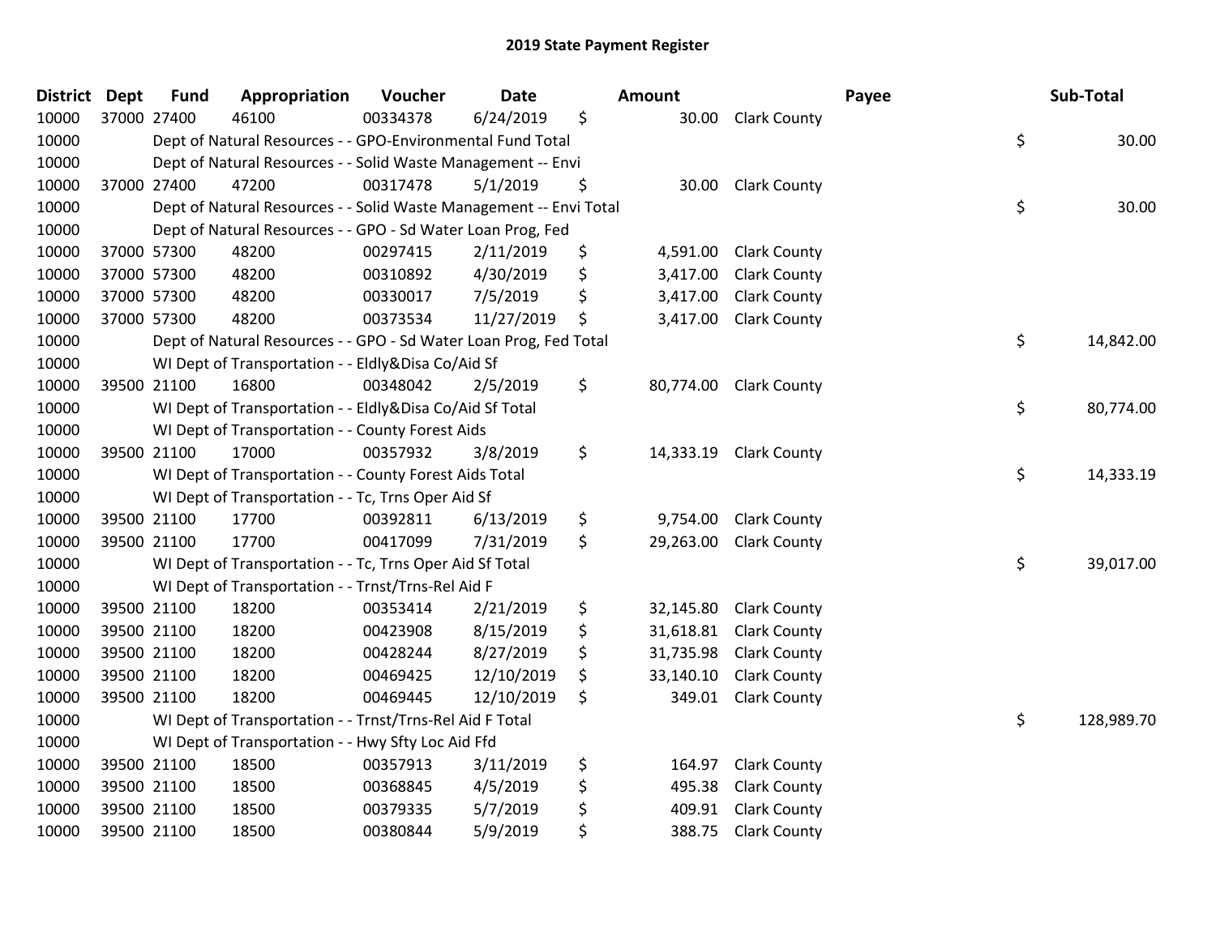# 2019 State Payment Register

| District | Dept | Fund | Appropriation | Voucher | Date | Amount | Payee | Sub-Total |
|---|---|---|---|---|---|---|---|---|
| 10000 | 37000 | 27400 | 46100 | 00334378 | 6/24/2019 | $ 30.00 | Clark County | |
| 10000 | | Dept of Natural Resources - - GPO-Environmental Fund Total | | | | | | $ 30.00 |
| 10000 | | Dept of Natural Resources - - Solid Waste Management -- Envi | | | | | | |
| 10000 | 37000 | 27400 | 47200 | 00317478 | 5/1/2019 | $ 30.00 | Clark County | |
| 10000 | | Dept of Natural Resources - - Solid Waste Management -- Envi Total | | | | | | $ 30.00 |
| 10000 | | Dept of Natural Resources - - GPO - Sd Water Loan Prog, Fed | | | | | | |
| 10000 | 37000 | 57300 | 48200 | 00297415 | 2/11/2019 | $ 4,591.00 | Clark County | |
| 10000 | 37000 | 57300 | 48200 | 00310892 | 4/30/2019 | $ 3,417.00 | Clark County | |
| 10000 | 37000 | 57300 | 48200 | 00330017 | 7/5/2019 | $ 3,417.00 | Clark County | |
| 10000 | 37000 | 57300 | 48200 | 00373534 | 11/27/2019 | $ 3,417.00 | Clark County | |
| 10000 | | Dept of Natural Resources - - GPO - Sd Water Loan Prog, Fed Total | | | | | | $ 14,842.00 |
| 10000 | | WI Dept of Transportation - - Eldly&Disa Co/Aid Sf | | | | | | |
| 10000 | 39500 | 21100 | 16800 | 00348042 | 2/5/2019 | $ 80,774.00 | Clark County | |
| 10000 | | WI Dept of Transportation - - Eldly&Disa Co/Aid Sf Total | | | | | | $ 80,774.00 |
| 10000 | | WI Dept of Transportation - - County Forest Aids | | | | | | |
| 10000 | 39500 | 21100 | 17000 | 00357932 | 3/8/2019 | $ 14,333.19 | Clark County | |
| 10000 | | WI Dept of Transportation - - County Forest Aids Total | | | | | | $ 14,333.19 |
| 10000 | | WI Dept of Transportation - - Tc, Trns Oper Aid Sf | | | | | | |
| 10000 | 39500 | 21100 | 17700 | 00392811 | 6/13/2019 | $ 9,754.00 | Clark County | |
| 10000 | 39500 | 21100 | 17700 | 00417099 | 7/31/2019 | $ 29,263.00 | Clark County | |
| 10000 | | WI Dept of Transportation - - Tc, Trns Oper Aid Sf Total | | | | | | $ 39,017.00 |
| 10000 | | WI Dept of Transportation - - Trnst/Trns-Rel Aid F | | | | | | |
| 10000 | 39500 | 21100 | 18200 | 00353414 | 2/21/2019 | $ 32,145.80 | Clark County | |
| 10000 | 39500 | 21100 | 18200 | 00423908 | 8/15/2019 | $ 31,618.81 | Clark County | |
| 10000 | 39500 | 21100 | 18200 | 00428244 | 8/27/2019 | $ 31,735.98 | Clark County | |
| 10000 | 39500 | 21100 | 18200 | 00469425 | 12/10/2019 | $ 33,140.10 | Clark County | |
| 10000 | 39500 | 21100 | 18200 | 00469445 | 12/10/2019 | $ 349.01 | Clark County | |
| 10000 | | WI Dept of Transportation - - Trnst/Trns-Rel Aid F Total | | | | | | $ 128,989.70 |
| 10000 | | WI Dept of Transportation - - Hwy Sfty Loc Aid Ffd | | | | | | |
| 10000 | 39500 | 21100 | 18500 | 00357913 | 3/11/2019 | $ 164.97 | Clark County | |
| 10000 | 39500 | 21100 | 18500 | 00368845 | 4/5/2019 | $ 495.38 | Clark County | |
| 10000 | 39500 | 21100 | 18500 | 00379335 | 5/7/2019 | $ 409.91 | Clark County | |
| 10000 | 39500 | 21100 | 18500 | 00380844 | 5/9/2019 | $ 388.75 | Clark County | |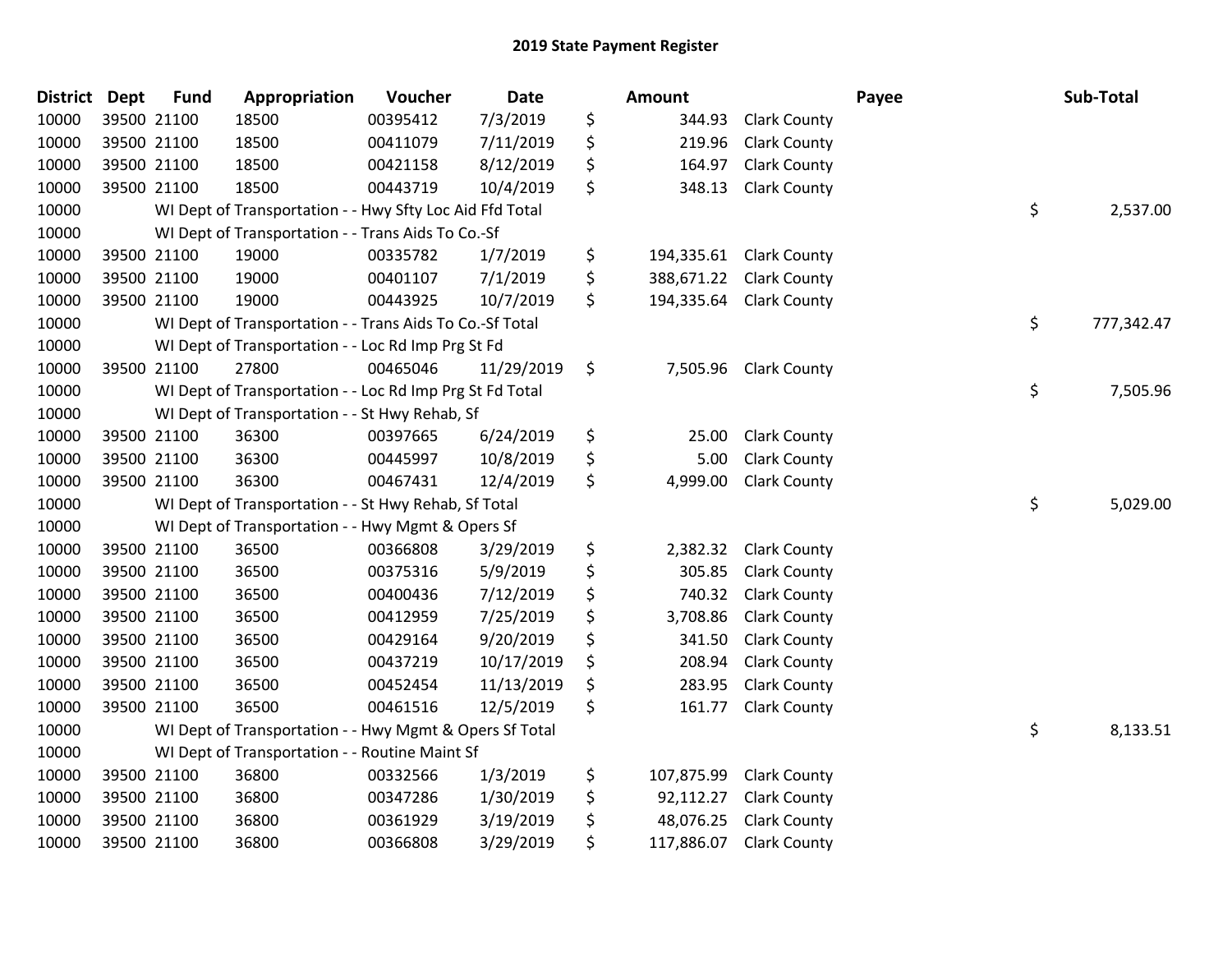## 2019 State Payment Register

| District | Dept | Fund | Appropriation | Voucher | Date | | Amount | Payee | | Sub-Total |
|---|---|---|---|---|---|---|---|---|---|---|
| 10000 | 39500 | 21100 | 18500 | 00395412 | 7/3/2019 | $ | 344.93 | Clark County | | |
| 10000 | 39500 | 21100 | 18500 | 00411079 | 7/11/2019 | $ | 219.96 | Clark County | | |
| 10000 | 39500 | 21100 | 18500 | 00421158 | 8/12/2019 | $ | 164.97 | Clark County | | |
| 10000 | 39500 | 21100 | 18500 | 00443719 | 10/4/2019 | $ | 348.13 | Clark County | | |
| 10000 | | WI Dept of Transportation - - Hwy Sfty Loc Aid Ffd Total | | | | | | | $ | 2,537.00 |
| 10000 | | WI Dept of Transportation - - Trans Aids To Co.-Sf | | | | | | | | |
| 10000 | 39500 | 21100 | 19000 | 00335782 | 1/7/2019 | $ | 194,335.61 | Clark County | | |
| 10000 | 39500 | 21100 | 19000 | 00401107 | 7/1/2019 | $ | 388,671.22 | Clark County | | |
| 10000 | 39500 | 21100 | 19000 | 00443925 | 10/7/2019 | $ | 194,335.64 | Clark County | | |
| 10000 | | WI Dept of Transportation - - Trans Aids To Co.-Sf Total | | | | | | | $ | 777,342.47 |
| 10000 | | WI Dept of Transportation - - Loc Rd Imp Prg St Fd | | | | | | | | |
| 10000 | 39500 | 21100 | 27800 | 00465046 | 11/29/2019 | $ | 7,505.96 | Clark County | | |
| 10000 | | WI Dept of Transportation - - Loc Rd Imp Prg St Fd Total | | | | | | | $ | 7,505.96 |
| 10000 | | WI Dept of Transportation - - St Hwy Rehab, Sf | | | | | | | | |
| 10000 | 39500 | 21100 | 36300 | 00397665 | 6/24/2019 | $ | 25.00 | Clark County | | |
| 10000 | 39500 | 21100 | 36300 | 00445997 | 10/8/2019 | $ | 5.00 | Clark County | | |
| 10000 | 39500 | 21100 | 36300 | 00467431 | 12/4/2019 | $ | 4,999.00 | Clark County | | |
| 10000 | | WI Dept of Transportation - - St Hwy Rehab, Sf Total | | | | | | | $ | 5,029.00 |
| 10000 | | WI Dept of Transportation - - Hwy Mgmt & Opers Sf | | | | | | | | |
| 10000 | 39500 | 21100 | 36500 | 00366808 | 3/29/2019 | $ | 2,382.32 | Clark County | | |
| 10000 | 39500 | 21100 | 36500 | 00375316 | 5/9/2019 | $ | 305.85 | Clark County | | |
| 10000 | 39500 | 21100 | 36500 | 00400436 | 7/12/2019 | $ | 740.32 | Clark County | | |
| 10000 | 39500 | 21100 | 36500 | 00412959 | 7/25/2019 | $ | 3,708.86 | Clark County | | |
| 10000 | 39500 | 21100 | 36500 | 00429164 | 9/20/2019 | $ | 341.50 | Clark County | | |
| 10000 | 39500 | 21100 | 36500 | 00437219 | 10/17/2019 | $ | 208.94 | Clark County | | |
| 10000 | 39500 | 21100 | 36500 | 00452454 | 11/13/2019 | $ | 283.95 | Clark County | | |
| 10000 | 39500 | 21100 | 36500 | 00461516 | 12/5/2019 | $ | 161.77 | Clark County | | |
| 10000 | | WI Dept of Transportation - - Hwy Mgmt & Opers Sf Total | | | | | | | $ | 8,133.51 |
| 10000 | | WI Dept of Transportation - - Routine Maint Sf | | | | | | | | |
| 10000 | 39500 | 21100 | 36800 | 00332566 | 1/3/2019 | $ | 107,875.99 | Clark County | | |
| 10000 | 39500 | 21100 | 36800 | 00347286 | 1/30/2019 | $ | 92,112.27 | Clark County | | |
| 10000 | 39500 | 21100 | 36800 | 00361929 | 3/19/2019 | $ | 48,076.25 | Clark County | | |
| 10000 | 39500 | 21100 | 36800 | 00366808 | 3/29/2019 | $ | 117,886.07 | Clark County | | |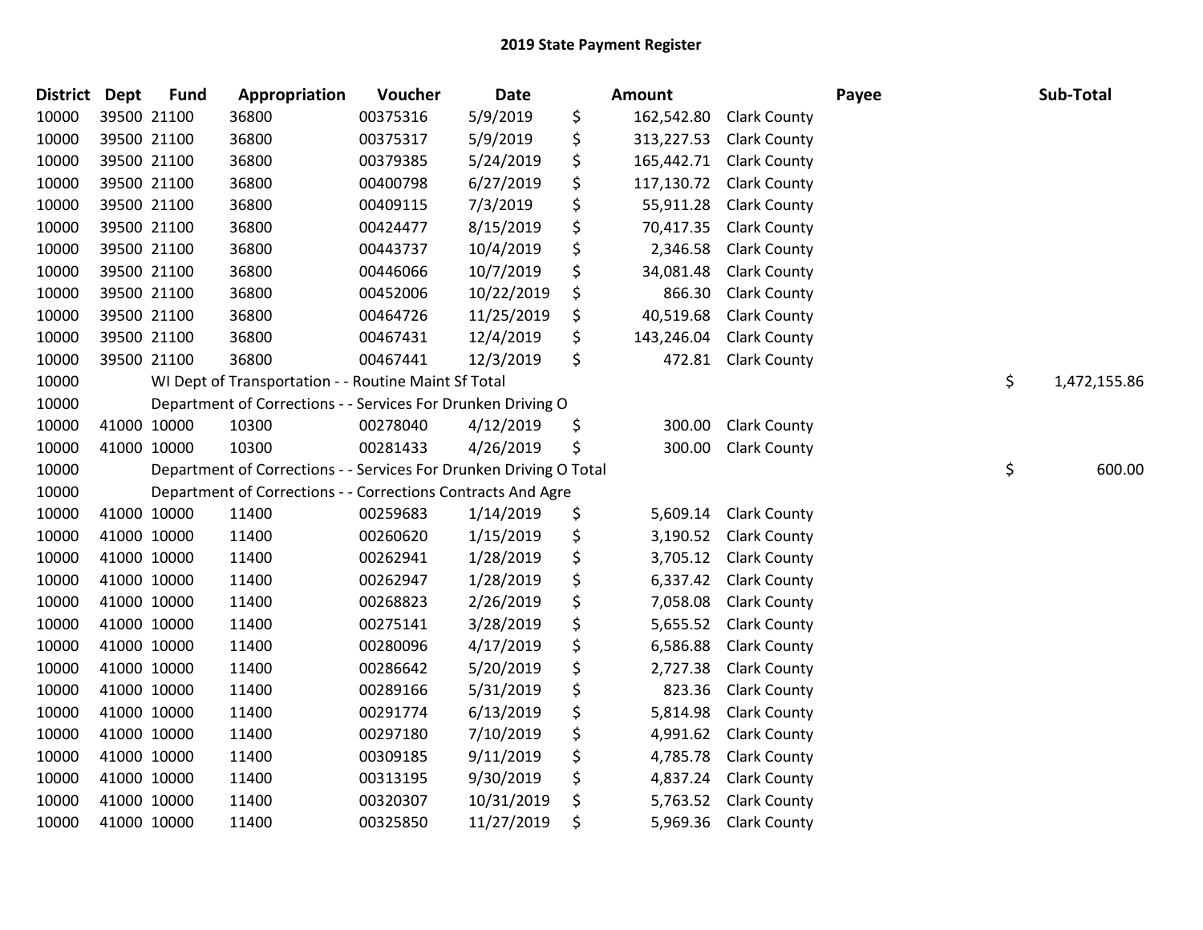# 2019 State Payment Register

| District | Dept | Fund | Appropriation | Voucher | Date | | Amount | Payee | Sub-Total |
|---|---|---|---|---|---|---|---|---|---|
| 10000 | 39500 | 21100 | 36800 | 00375316 | 5/9/2019 | $ | 162,542.80 | Clark County | |
| 10000 | 39500 | 21100 | 36800 | 00375317 | 5/9/2019 | $ | 313,227.53 | Clark County | |
| 10000 | 39500 | 21100 | 36800 | 00379385 | 5/24/2019 | $ | 165,442.71 | Clark County | |
| 10000 | 39500 | 21100 | 36800 | 00400798 | 6/27/2019 | $ | 117,130.72 | Clark County | |
| 10000 | 39500 | 21100 | 36800 | 00409115 | 7/3/2019 | $ | 55,911.28 | Clark County | |
| 10000 | 39500 | 21100 | 36800 | 00424477 | 8/15/2019 | $ | 70,417.35 | Clark County | |
| 10000 | 39500 | 21100 | 36800 | 00443737 | 10/4/2019 | $ | 2,346.58 | Clark County | |
| 10000 | 39500 | 21100 | 36800 | 00446066 | 10/7/2019 | $ | 34,081.48 | Clark County | |
| 10000 | 39500 | 21100 | 36800 | 00452006 | 10/22/2019 | $ | 866.30 | Clark County | |
| 10000 | 39500 | 21100 | 36800 | 00464726 | 11/25/2019 | $ | 40,519.68 | Clark County | |
| 10000 | 39500 | 21100 | 36800 | 00467431 | 12/4/2019 | $ | 143,246.04 | Clark County | |
| 10000 | 39500 | 21100 | 36800 | 00467441 | 12/3/2019 | $ | 472.81 | Clark County | |
| 10000 | | WI Dept of Transportation - - Routine Maint Sf Total | | | | | | | $ 1,472,155.86 |
| 10000 | | Department of Corrections - - Services For Drunken Driving O | | | | | | | |
| 10000 | 41000 | 10000 | 10300 | 00278040 | 4/12/2019 | $ | 300.00 | Clark County | |
| 10000 | 41000 | 10000 | 10300 | 00281433 | 4/26/2019 | $ | 300.00 | Clark County | |
| 10000 | | Department of Corrections - - Services For Drunken Driving O Total | | | | | | | $ 600.00 |
| 10000 | | Department of Corrections - - Corrections Contracts And Agre | | | | | | | |
| 10000 | 41000 | 10000 | 11400 | 00259683 | 1/14/2019 | $ | 5,609.14 | Clark County | |
| 10000 | 41000 | 10000 | 11400 | 00260620 | 1/15/2019 | $ | 3,190.52 | Clark County | |
| 10000 | 41000 | 10000 | 11400 | 00262941 | 1/28/2019 | $ | 3,705.12 | Clark County | |
| 10000 | 41000 | 10000 | 11400 | 00262947 | 1/28/2019 | $ | 6,337.42 | Clark County | |
| 10000 | 41000 | 10000 | 11400 | 00268823 | 2/26/2019 | $ | 7,058.08 | Clark County | |
| 10000 | 41000 | 10000 | 11400 | 00275141 | 3/28/2019 | $ | 5,655.52 | Clark County | |
| 10000 | 41000 | 10000 | 11400 | 00280096 | 4/17/2019 | $ | 6,586.88 | Clark County | |
| 10000 | 41000 | 10000 | 11400 | 00286642 | 5/20/2019 | $ | 2,727.38 | Clark County | |
| 10000 | 41000 | 10000 | 11400 | 00289166 | 5/31/2019 | $ | 823.36 | Clark County | |
| 10000 | 41000 | 10000 | 11400 | 00291774 | 6/13/2019 | $ | 5,814.98 | Clark County | |
| 10000 | 41000 | 10000 | 11400 | 00297180 | 7/10/2019 | $ | 4,991.62 | Clark County | |
| 10000 | 41000 | 10000 | 11400 | 00309185 | 9/11/2019 | $ | 4,785.78 | Clark County | |
| 10000 | 41000 | 10000 | 11400 | 00313195 | 9/30/2019 | $ | 4,837.24 | Clark County | |
| 10000 | 41000 | 10000 | 11400 | 00320307 | 10/31/2019 | $ | 5,763.52 | Clark County | |
| 10000 | 41000 | 10000 | 11400 | 00325850 | 11/27/2019 | $ | 5,969.36 | Clark County | |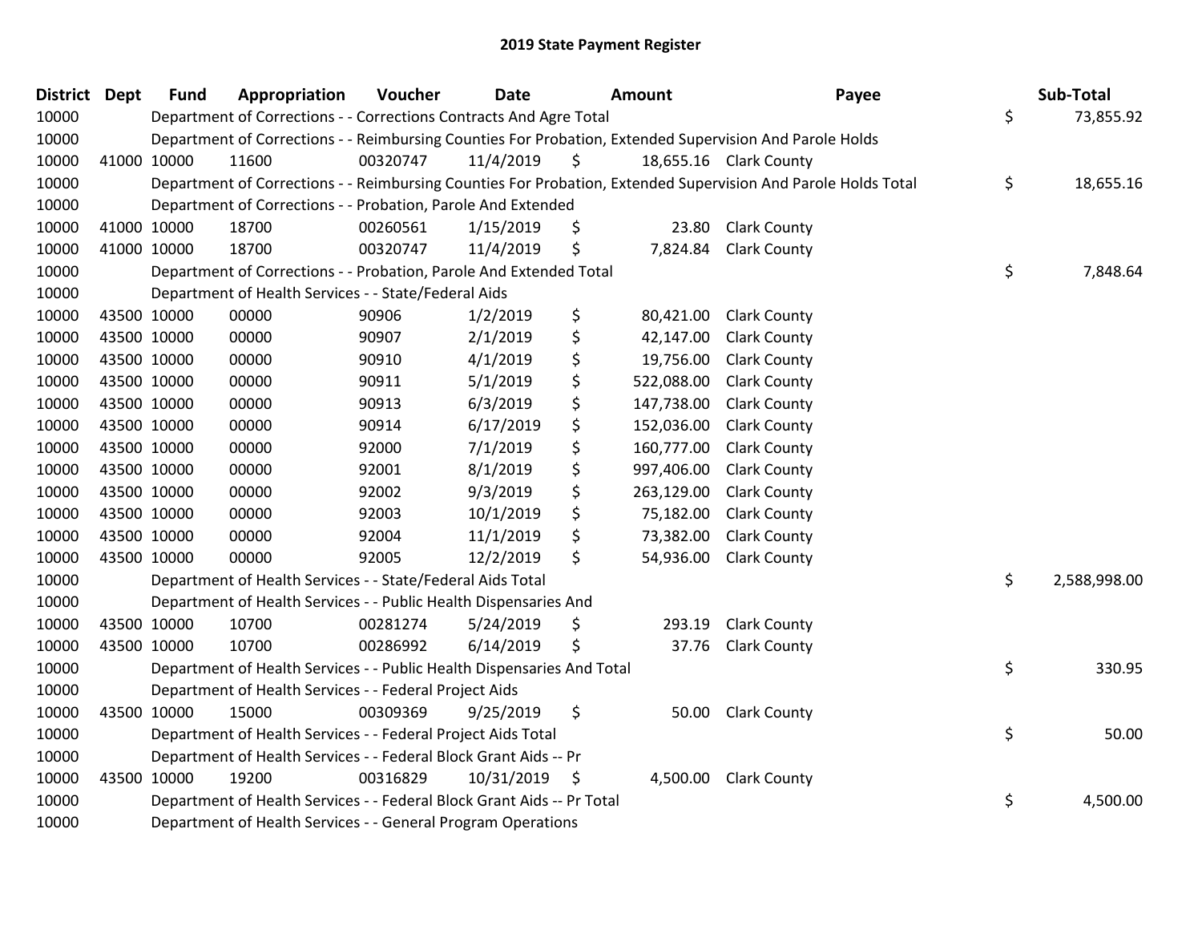# 2019 State Payment Register

| District | Dept | Fund | Appropriation | Voucher | Date | Amount | Payee | Sub-Total |
|---|---|---|---|---|---|---|---|---|
| 10000 | | Department of Corrections - - Corrections Contracts And Agre Total | | | | | | $ 73,855.92 |
| 10000 | | Department of Corrections - - Reimbursing Counties For Probation, Extended Supervision And Parole Holds | | | | | | |
| 10000 | 41000 | 10000 | 11600 | 00320747 | 11/4/2019 | $ 18,655.16 | Clark County | |
| 10000 | | Department of Corrections - - Reimbursing Counties For Probation, Extended Supervision And Parole Holds Total | | | | | | $ 18,655.16 |
| 10000 | | Department of Corrections - - Probation, Parole And Extended | | | | | | |
| 10000 | 41000 | 10000 | 18700 | 00260561 | 1/15/2019 | $ 23.80 | Clark County | |
| 10000 | 41000 | 10000 | 18700 | 00320747 | 11/4/2019 | $ 7,824.84 | Clark County | |
| 10000 | | Department of Corrections - - Probation, Parole And Extended Total | | | | | | $ 7,848.64 |
| 10000 | | Department of Health Services - - State/Federal Aids | | | | | | |
| 10000 | 43500 | 10000 | 00000 | 90906 | 1/2/2019 | $ 80,421.00 | Clark County | |
| 10000 | 43500 | 10000 | 00000 | 90907 | 2/1/2019 | $ 42,147.00 | Clark County | |
| 10000 | 43500 | 10000 | 00000 | 90910 | 4/1/2019 | $ 19,756.00 | Clark County | |
| 10000 | 43500 | 10000 | 00000 | 90911 | 5/1/2019 | $ 522,088.00 | Clark County | |
| 10000 | 43500 | 10000 | 00000 | 90913 | 6/3/2019 | $ 147,738.00 | Clark County | |
| 10000 | 43500 | 10000 | 00000 | 90914 | 6/17/2019 | $ 152,036.00 | Clark County | |
| 10000 | 43500 | 10000 | 00000 | 92000 | 7/1/2019 | $ 160,777.00 | Clark County | |
| 10000 | 43500 | 10000 | 00000 | 92001 | 8/1/2019 | $ 997,406.00 | Clark County | |
| 10000 | 43500 | 10000 | 00000 | 92002 | 9/3/2019 | $ 263,129.00 | Clark County | |
| 10000 | 43500 | 10000 | 00000 | 92003 | 10/1/2019 | $ 75,182.00 | Clark County | |
| 10000 | 43500 | 10000 | 00000 | 92004 | 11/1/2019 | $ 73,382.00 | Clark County | |
| 10000 | 43500 | 10000 | 00000 | 92005 | 12/2/2019 | $ 54,936.00 | Clark County | |
| 10000 | | Department of Health Services - - State/Federal Aids Total | | | | | | $ 2,588,998.00 |
| 10000 | | Department of Health Services - - Public Health Dispensaries And | | | | | | |
| 10000 | 43500 | 10000 | 10700 | 00281274 | 5/24/2019 | $ 293.19 | Clark County | |
| 10000 | 43500 | 10000 | 10700 | 00286992 | 6/14/2019 | $ 37.76 | Clark County | |
| 10000 | | Department of Health Services - - Public Health Dispensaries And Total | | | | | | $ 330.95 |
| 10000 | | Department of Health Services - - Federal Project Aids | | | | | | |
| 10000 | 43500 | 10000 | 15000 | 00309369 | 9/25/2019 | $ 50.00 | Clark County | |
| 10000 | | Department of Health Services - - Federal Project Aids Total | | | | | | $ 50.00 |
| 10000 | | Department of Health Services - - Federal Block Grant Aids -- Pr | | | | | | |
| 10000 | 43500 | 10000 | 19200 | 00316829 | 10/31/2019 | $ 4,500.00 | Clark County | |
| 10000 | | Department of Health Services - - Federal Block Grant Aids -- Pr Total | | | | | | $ 4,500.00 |
| 10000 | | Department of Health Services - - General Program Operations | | | | | | |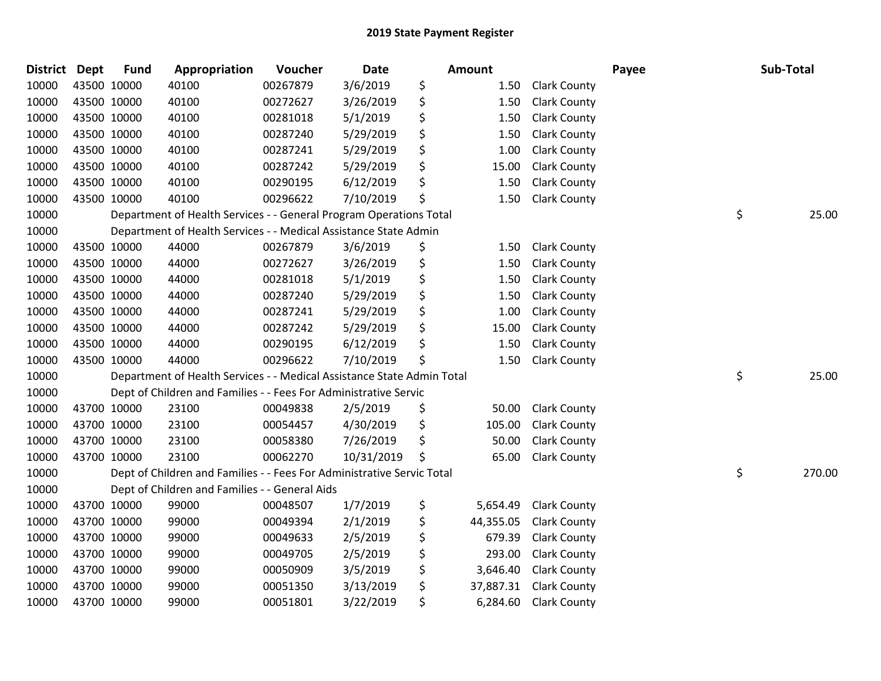# 2019 State Payment Register

| District | Dept | Fund | Appropriation | Voucher | Date | Amount | Payee | Sub-Total |
|---|---|---|---|---|---|---|---|---|
| 10000 | 43500 | 10000 | 40100 | 00267879 | 3/6/2019 | $ 1.50 | Clark County | |
| 10000 | 43500 | 10000 | 40100 | 00272627 | 3/26/2019 | $ 1.50 | Clark County | |
| 10000 | 43500 | 10000 | 40100 | 00281018 | 5/1/2019 | $ 1.50 | Clark County | |
| 10000 | 43500 | 10000 | 40100 | 00287240 | 5/29/2019 | $ 1.50 | Clark County | |
| 10000 | 43500 | 10000 | 40100 | 00287241 | 5/29/2019 | $ 1.00 | Clark County | |
| 10000 | 43500 | 10000 | 40100 | 00287242 | 5/29/2019 | $ 15.00 | Clark County | |
| 10000 | 43500 | 10000 | 40100 | 00290195 | 6/12/2019 | $ 1.50 | Clark County | |
| 10000 | 43500 | 10000 | 40100 | 00296622 | 7/10/2019 | $ 1.50 | Clark County | |
| 10000 | | Department of Health Services - - General Program Operations Total | | | | | | $ 25.00 |
| 10000 | | Department of Health Services - - Medical Assistance State Admin | | | | | | |
| 10000 | 43500 | 10000 | 44000 | 00267879 | 3/6/2019 | $ 1.50 | Clark County | |
| 10000 | 43500 | 10000 | 44000 | 00272627 | 3/26/2019 | $ 1.50 | Clark County | |
| 10000 | 43500 | 10000 | 44000 | 00281018 | 5/1/2019 | $ 1.50 | Clark County | |
| 10000 | 43500 | 10000 | 44000 | 00287240 | 5/29/2019 | $ 1.50 | Clark County | |
| 10000 | 43500 | 10000 | 44000 | 00287241 | 5/29/2019 | $ 1.00 | Clark County | |
| 10000 | 43500 | 10000 | 44000 | 00287242 | 5/29/2019 | $ 15.00 | Clark County | |
| 10000 | 43500 | 10000 | 44000 | 00290195 | 6/12/2019 | $ 1.50 | Clark County | |
| 10000 | 43500 | 10000 | 44000 | 00296622 | 7/10/2019 | $ 1.50 | Clark County | |
| 10000 | | Department of Health Services - - Medical Assistance State Admin Total | | | | | | $ 25.00 |
| 10000 | | Dept of Children and Families - - Fees For Administrative Servic | | | | | | |
| 10000 | 43700 | 10000 | 23100 | 00049838 | 2/5/2019 | $ 50.00 | Clark County | |
| 10000 | 43700 | 10000 | 23100 | 00054457 | 4/30/2019 | $ 105.00 | Clark County | |
| 10000 | 43700 | 10000 | 23100 | 00058380 | 7/26/2019 | $ 50.00 | Clark County | |
| 10000 | 43700 | 10000 | 23100 | 00062270 | 10/31/2019 | $ 65.00 | Clark County | |
| 10000 | | Dept of Children and Families - - Fees For Administrative Servic Total | | | | | | $ 270.00 |
| 10000 | | Dept of Children and Families - - General Aids | | | | | | |
| 10000 | 43700 | 10000 | 99000 | 00048507 | 1/7/2019 | $ 5,654.49 | Clark County | |
| 10000 | 43700 | 10000 | 99000 | 00049394 | 2/1/2019 | $ 44,355.05 | Clark County | |
| 10000 | 43700 | 10000 | 99000 | 00049633 | 2/5/2019 | $ 679.39 | Clark County | |
| 10000 | 43700 | 10000 | 99000 | 00049705 | 2/5/2019 | $ 293.00 | Clark County | |
| 10000 | 43700 | 10000 | 99000 | 00050909 | 3/5/2019 | $ 3,646.40 | Clark County | |
| 10000 | 43700 | 10000 | 99000 | 00051350 | 3/13/2019 | $ 37,887.31 | Clark County | |
| 10000 | 43700 | 10000 | 99000 | 00051801 | 3/22/2019 | $ 6,284.60 | Clark County | |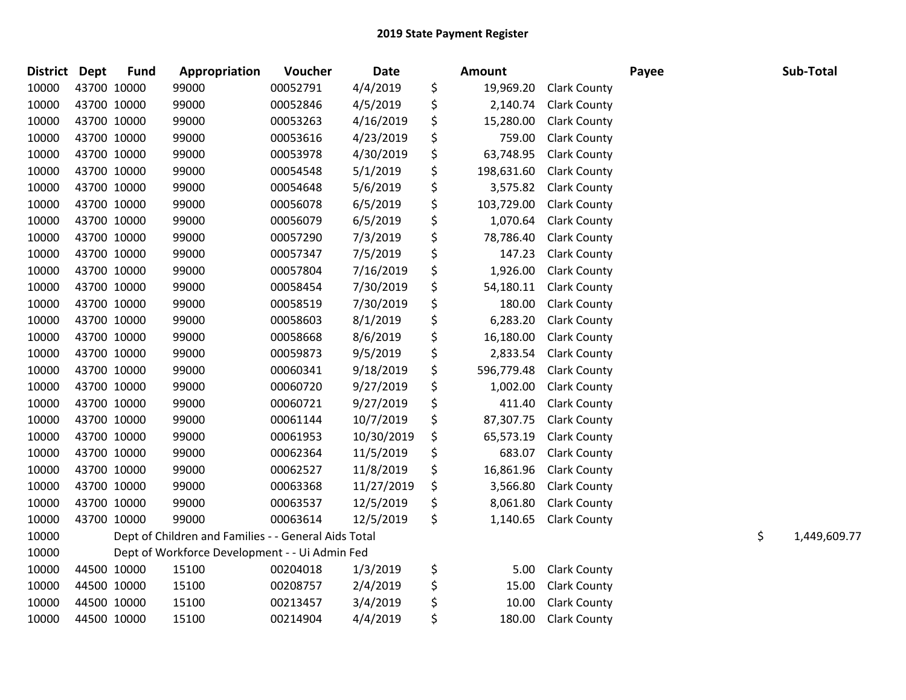# 2019 State Payment Register

| District | Dept | Fund | Appropriation | Voucher | Date | | Amount | Payee | Sub-Total |
|---|---|---|---|---|---|---|---|---|---|
| 10000 | 43700 | 10000 | 99000 | 00052791 | 4/4/2019 | $ | 19,969.20 | Clark County | |
| 10000 | 43700 | 10000 | 99000 | 00052846 | 4/5/2019 | $ | 2,140.74 | Clark County | |
| 10000 | 43700 | 10000 | 99000 | 00053263 | 4/16/2019 | $ | 15,280.00 | Clark County | |
| 10000 | 43700 | 10000 | 99000 | 00053616 | 4/23/2019 | $ | 759.00 | Clark County | |
| 10000 | 43700 | 10000 | 99000 | 00053978 | 4/30/2019 | $ | 63,748.95 | Clark County | |
| 10000 | 43700 | 10000 | 99000 | 00054548 | 5/1/2019 | $ | 198,631.60 | Clark County | |
| 10000 | 43700 | 10000 | 99000 | 00054648 | 5/6/2019 | $ | 3,575.82 | Clark County | |
| 10000 | 43700 | 10000 | 99000 | 00056078 | 6/5/2019 | $ | 103,729.00 | Clark County | |
| 10000 | 43700 | 10000 | 99000 | 00056079 | 6/5/2019 | $ | 1,070.64 | Clark County | |
| 10000 | 43700 | 10000 | 99000 | 00057290 | 7/3/2019 | $ | 78,786.40 | Clark County | |
| 10000 | 43700 | 10000 | 99000 | 00057347 | 7/5/2019 | $ | 147.23 | Clark County | |
| 10000 | 43700 | 10000 | 99000 | 00057804 | 7/16/2019 | $ | 1,926.00 | Clark County | |
| 10000 | 43700 | 10000 | 99000 | 00058454 | 7/30/2019 | $ | 54,180.11 | Clark County | |
| 10000 | 43700 | 10000 | 99000 | 00058519 | 7/30/2019 | $ | 180.00 | Clark County | |
| 10000 | 43700 | 10000 | 99000 | 00058603 | 8/1/2019 | $ | 6,283.20 | Clark County | |
| 10000 | 43700 | 10000 | 99000 | 00058668 | 8/6/2019 | $ | 16,180.00 | Clark County | |
| 10000 | 43700 | 10000 | 99000 | 00059873 | 9/5/2019 | $ | 2,833.54 | Clark County | |
| 10000 | 43700 | 10000 | 99000 | 00060341 | 9/18/2019 | $ | 596,779.48 | Clark County | |
| 10000 | 43700 | 10000 | 99000 | 00060720 | 9/27/2019 | $ | 1,002.00 | Clark County | |
| 10000 | 43700 | 10000 | 99000 | 00060721 | 9/27/2019 | $ | 411.40 | Clark County | |
| 10000 | 43700 | 10000 | 99000 | 00061144 | 10/7/2019 | $ | 87,307.75 | Clark County | |
| 10000 | 43700 | 10000 | 99000 | 00061953 | 10/30/2019 | $ | 65,573.19 | Clark County | |
| 10000 | 43700 | 10000 | 99000 | 00062364 | 11/5/2019 | $ | 683.07 | Clark County | |
| 10000 | 43700 | 10000 | 99000 | 00062527 | 11/8/2019 | $ | 16,861.96 | Clark County | |
| 10000 | 43700 | 10000 | 99000 | 00063368 | 11/27/2019 | $ | 3,566.80 | Clark County | |
| 10000 | 43700 | 10000 | 99000 | 00063537 | 12/5/2019 | $ | 8,061.80 | Clark County | |
| 10000 | 43700 | 10000 | 99000 | 00063614 | 12/5/2019 | $ | 1,140.65 | Clark County | |
| 10000 | | Dept of Children and Families - - General Aids Total | | | | | | | $ 1,449,609.77 |
| 10000 | | Dept of Workforce Development - - Ui Admin Fed | | | | | | | |
| 10000 | 44500 | 10000 | 15100 | 00204018 | 1/3/2019 | $ | 5.00 | Clark County | |
| 10000 | 44500 | 10000 | 15100 | 00208757 | 2/4/2019 | $ | 15.00 | Clark County | |
| 10000 | 44500 | 10000 | 15100 | 00213457 | 3/4/2019 | $ | 10.00 | Clark County | |
| 10000 | 44500 | 10000 | 15100 | 00214904 | 4/4/2019 | $ | 180.00 | Clark County | |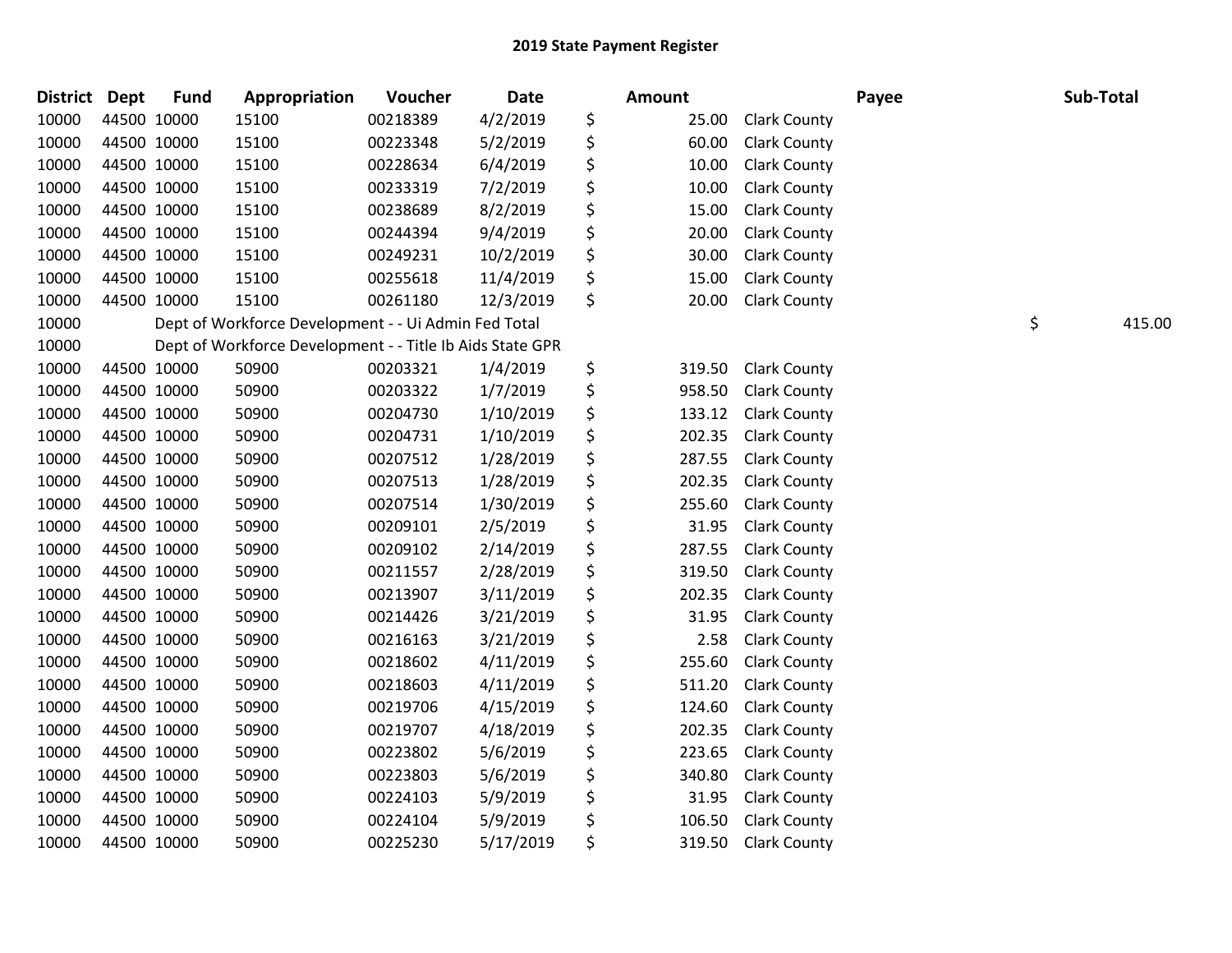## 2019 State Payment Register

| District | Dept | Fund | Appropriation | Voucher | Date | Amount | Payee | Sub-Total |
|---|---|---|---|---|---|---|---|---|
| 10000 | 44500 | 10000 | 15100 | 00218389 | 4/2/2019 | $ 25.00 | Clark County | |
| 10000 | 44500 | 10000 | 15100 | 00223348 | 5/2/2019 | $ 60.00 | Clark County | |
| 10000 | 44500 | 10000 | 15100 | 00228634 | 6/4/2019 | $ 10.00 | Clark County | |
| 10000 | 44500 | 10000 | 15100 | 00233319 | 7/2/2019 | $ 10.00 | Clark County | |
| 10000 | 44500 | 10000 | 15100 | 00238689 | 8/2/2019 | $ 15.00 | Clark County | |
| 10000 | 44500 | 10000 | 15100 | 00244394 | 9/4/2019 | $ 20.00 | Clark County | |
| 10000 | 44500 | 10000 | 15100 | 00249231 | 10/2/2019 | $ 30.00 | Clark County | |
| 10000 | 44500 | 10000 | 15100 | 00255618 | 11/4/2019 | $ 15.00 | Clark County | |
| 10000 | 44500 | 10000 | 15100 | 00261180 | 12/3/2019 | $ 20.00 | Clark County | |
| 10000 | | Dept of Workforce Development - - Ui Admin Fed Total | | | | | | $ 415.00 |
| 10000 | | Dept of Workforce Development - - Title Ib Aids State GPR | | | | | | |
| 10000 | 44500 | 10000 | 50900 | 00203321 | 1/4/2019 | $ 319.50 | Clark County | |
| 10000 | 44500 | 10000 | 50900 | 00203322 | 1/7/2019 | $ 958.50 | Clark County | |
| 10000 | 44500 | 10000 | 50900 | 00204730 | 1/10/2019 | $ 133.12 | Clark County | |
| 10000 | 44500 | 10000 | 50900 | 00204731 | 1/10/2019 | $ 202.35 | Clark County | |
| 10000 | 44500 | 10000 | 50900 | 00207512 | 1/28/2019 | $ 287.55 | Clark County | |
| 10000 | 44500 | 10000 | 50900 | 00207513 | 1/28/2019 | $ 202.35 | Clark County | |
| 10000 | 44500 | 10000 | 50900 | 00207514 | 1/30/2019 | $ 255.60 | Clark County | |
| 10000 | 44500 | 10000 | 50900 | 00209101 | 2/5/2019 | $ 31.95 | Clark County | |
| 10000 | 44500 | 10000 | 50900 | 00209102 | 2/14/2019 | $ 287.55 | Clark County | |
| 10000 | 44500 | 10000 | 50900 | 00211557 | 2/28/2019 | $ 319.50 | Clark County | |
| 10000 | 44500 | 10000 | 50900 | 00213907 | 3/11/2019 | $ 202.35 | Clark County | |
| 10000 | 44500 | 10000 | 50900 | 00214426 | 3/21/2019 | $ 31.95 | Clark County | |
| 10000 | 44500 | 10000 | 50900 | 00216163 | 3/21/2019 | $ 2.58 | Clark County | |
| 10000 | 44500 | 10000 | 50900 | 00218602 | 4/11/2019 | $ 255.60 | Clark County | |
| 10000 | 44500 | 10000 | 50900 | 00218603 | 4/11/2019 | $ 511.20 | Clark County | |
| 10000 | 44500 | 10000 | 50900 | 00219706 | 4/15/2019 | $ 124.60 | Clark County | |
| 10000 | 44500 | 10000 | 50900 | 00219707 | 4/18/2019 | $ 202.35 | Clark County | |
| 10000 | 44500 | 10000 | 50900 | 00223802 | 5/6/2019 | $ 223.65 | Clark County | |
| 10000 | 44500 | 10000 | 50900 | 00223803 | 5/6/2019 | $ 340.80 | Clark County | |
| 10000 | 44500 | 10000 | 50900 | 00224103 | 5/9/2019 | $ 31.95 | Clark County | |
| 10000 | 44500 | 10000 | 50900 | 00224104 | 5/9/2019 | $ 106.50 | Clark County | |
| 10000 | 44500 | 10000 | 50900 | 00225230 | 5/17/2019 | $ 319.50 | Clark County | |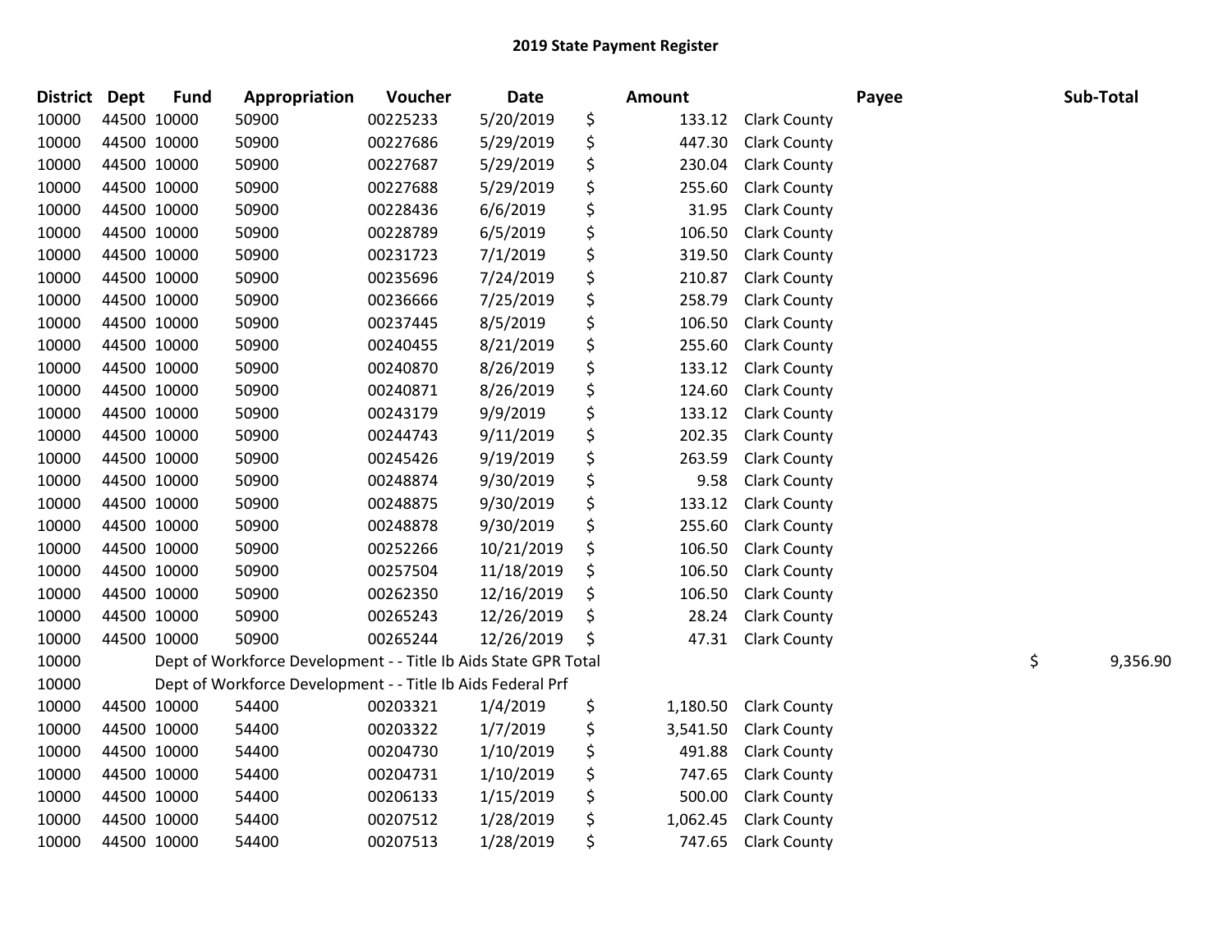# 2019 State Payment Register

| District | Dept | Fund | Appropriation | Voucher | Date | Amount | Payee | Sub-Total |
|---|---|---|---|---|---|---|---|---|
| 10000 | 44500 | 10000 | 50900 | 00225233 | 5/20/2019 | $ 133.12 | Clark County | |
| 10000 | 44500 | 10000 | 50900 | 00227686 | 5/29/2019 | $ 447.30 | Clark County | |
| 10000 | 44500 | 10000 | 50900 | 00227687 | 5/29/2019 | $ 230.04 | Clark County | |
| 10000 | 44500 | 10000 | 50900 | 00227688 | 5/29/2019 | $ 255.60 | Clark County | |
| 10000 | 44500 | 10000 | 50900 | 00228436 | 6/6/2019 | $ 31.95 | Clark County | |
| 10000 | 44500 | 10000 | 50900 | 00228789 | 6/5/2019 | $ 106.50 | Clark County | |
| 10000 | 44500 | 10000 | 50900 | 00231723 | 7/1/2019 | $ 319.50 | Clark County | |
| 10000 | 44500 | 10000 | 50900 | 00235696 | 7/24/2019 | $ 210.87 | Clark County | |
| 10000 | 44500 | 10000 | 50900 | 00236666 | 7/25/2019 | $ 258.79 | Clark County | |
| 10000 | 44500 | 10000 | 50900 | 00237445 | 8/5/2019 | $ 106.50 | Clark County | |
| 10000 | 44500 | 10000 | 50900 | 00240455 | 8/21/2019 | $ 255.60 | Clark County | |
| 10000 | 44500 | 10000 | 50900 | 00240870 | 8/26/2019 | $ 133.12 | Clark County | |
| 10000 | 44500 | 10000 | 50900 | 00240871 | 8/26/2019 | $ 124.60 | Clark County | |
| 10000 | 44500 | 10000 | 50900 | 00243179 | 9/9/2019 | $ 133.12 | Clark County | |
| 10000 | 44500 | 10000 | 50900 | 00244743 | 9/11/2019 | $ 202.35 | Clark County | |
| 10000 | 44500 | 10000 | 50900 | 00245426 | 9/19/2019 | $ 263.59 | Clark County | |
| 10000 | 44500 | 10000 | 50900 | 00248874 | 9/30/2019 | $ 9.58 | Clark County | |
| 10000 | 44500 | 10000 | 50900 | 00248875 | 9/30/2019 | $ 133.12 | Clark County | |
| 10000 | 44500 | 10000 | 50900 | 00248878 | 9/30/2019 | $ 255.60 | Clark County | |
| 10000 | 44500 | 10000 | 50900 | 00252266 | 10/21/2019 | $ 106.50 | Clark County | |
| 10000 | 44500 | 10000 | 50900 | 00257504 | 11/18/2019 | $ 106.50 | Clark County | |
| 10000 | 44500 | 10000 | 50900 | 00262350 | 12/16/2019 | $ 106.50 | Clark County | |
| 10000 | 44500 | 10000 | 50900 | 00265243 | 12/26/2019 | $ 28.24 | Clark County | |
| 10000 | 44500 | 10000 | 50900 | 00265244 | 12/26/2019 | $ 47.31 | Clark County | |
| 10000 | | Dept of Workforce Development - - Title Ib Aids State GPR Total | | | | | | $ 9,356.90 |
| 10000 | | Dept of Workforce Development - - Title Ib Aids Federal Prf | | | | | | |
| 10000 | 44500 | 10000 | 54400 | 00203321 | 1/4/2019 | $ 1,180.50 | Clark County | |
| 10000 | 44500 | 10000 | 54400 | 00203322 | 1/7/2019 | $ 3,541.50 | Clark County | |
| 10000 | 44500 | 10000 | 54400 | 00204730 | 1/10/2019 | $ 491.88 | Clark County | |
| 10000 | 44500 | 10000 | 54400 | 00204731 | 1/10/2019 | $ 747.65 | Clark County | |
| 10000 | 44500 | 10000 | 54400 | 00206133 | 1/15/2019 | $ 500.00 | Clark County | |
| 10000 | 44500 | 10000 | 54400 | 00207512 | 1/28/2019 | $ 1,062.45 | Clark County | |
| 10000 | 44500 | 10000 | 54400 | 00207513 | 1/28/2019 | $ 747.65 | Clark County | |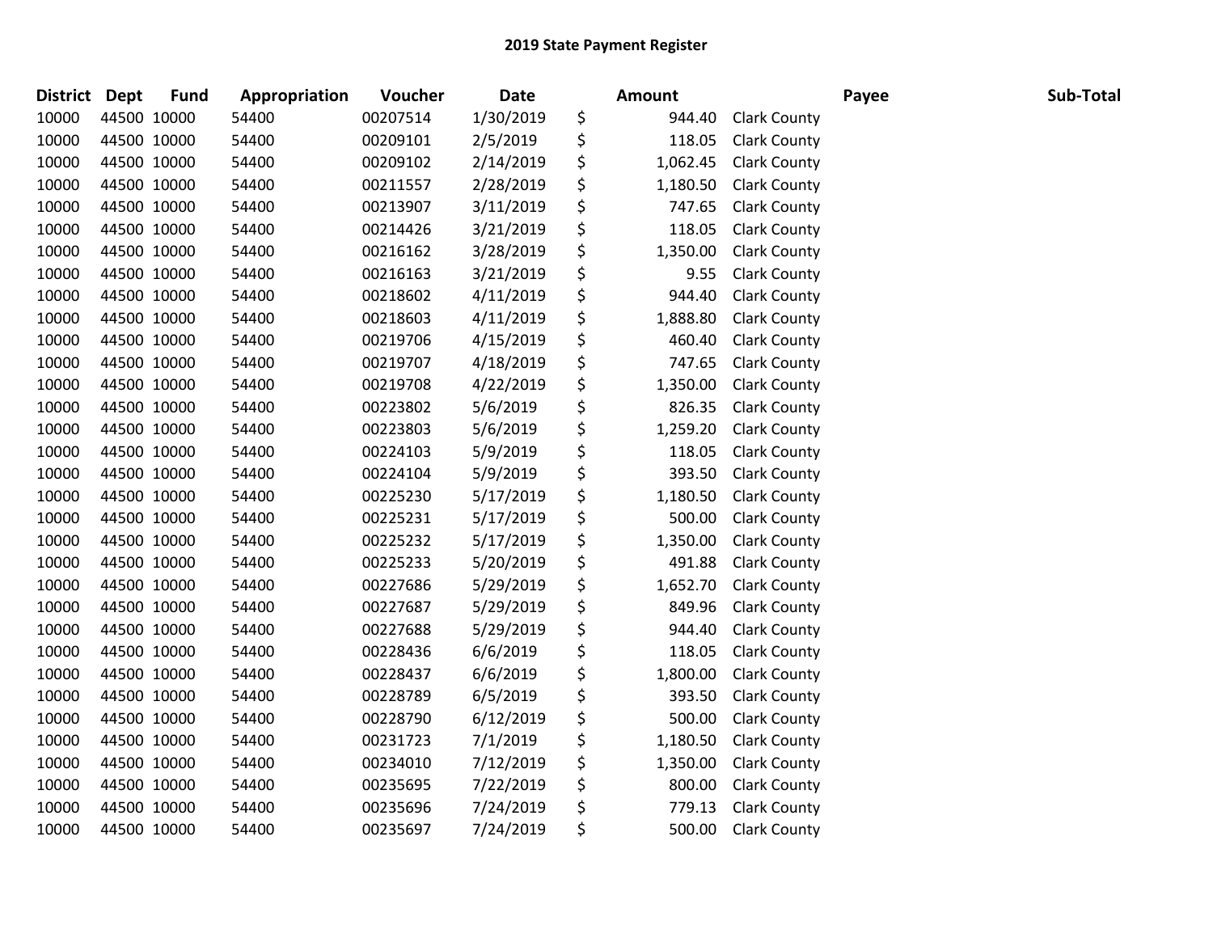# 2019 State Payment Register

| District | Dept | Fund | Appropriation | Voucher | Date | Amount | | Payee | Sub-Total |
|---|---|---|---|---|---|---|---|---|---|
| 10000 | 44500 | 10000 | 54400 | 00207514 | 1/30/2019 | $ | 944.40 | Clark County | |
| 10000 | 44500 | 10000 | 54400 | 00209101 | 2/5/2019 | $ | 118.05 | Clark County | |
| 10000 | 44500 | 10000 | 54400 | 00209102 | 2/14/2019 | $ | 1,062.45 | Clark County | |
| 10000 | 44500 | 10000 | 54400 | 00211557 | 2/28/2019 | $ | 1,180.50 | Clark County | |
| 10000 | 44500 | 10000 | 54400 | 00213907 | 3/11/2019 | $ | 747.65 | Clark County | |
| 10000 | 44500 | 10000 | 54400 | 00214426 | 3/21/2019 | $ | 118.05 | Clark County | |
| 10000 | 44500 | 10000 | 54400 | 00216162 | 3/28/2019 | $ | 1,350.00 | Clark County | |
| 10000 | 44500 | 10000 | 54400 | 00216163 | 3/21/2019 | $ | 9.55 | Clark County | |
| 10000 | 44500 | 10000 | 54400 | 00218602 | 4/11/2019 | $ | 944.40 | Clark County | |
| 10000 | 44500 | 10000 | 54400 | 00218603 | 4/11/2019 | $ | 1,888.80 | Clark County | |
| 10000 | 44500 | 10000 | 54400 | 00219706 | 4/15/2019 | $ | 460.40 | Clark County | |
| 10000 | 44500 | 10000 | 54400 | 00219707 | 4/18/2019 | $ | 747.65 | Clark County | |
| 10000 | 44500 | 10000 | 54400 | 00219708 | 4/22/2019 | $ | 1,350.00 | Clark County | |
| 10000 | 44500 | 10000 | 54400 | 00223802 | 5/6/2019 | $ | 826.35 | Clark County | |
| 10000 | 44500 | 10000 | 54400 | 00223803 | 5/6/2019 | $ | 1,259.20 | Clark County | |
| 10000 | 44500 | 10000 | 54400 | 00224103 | 5/9/2019 | $ | 118.05 | Clark County | |
| 10000 | 44500 | 10000 | 54400 | 00224104 | 5/9/2019 | $ | 393.50 | Clark County | |
| 10000 | 44500 | 10000 | 54400 | 00225230 | 5/17/2019 | $ | 1,180.50 | Clark County | |
| 10000 | 44500 | 10000 | 54400 | 00225231 | 5/17/2019 | $ | 500.00 | Clark County | |
| 10000 | 44500 | 10000 | 54400 | 00225232 | 5/17/2019 | $ | 1,350.00 | Clark County | |
| 10000 | 44500 | 10000 | 54400 | 00225233 | 5/20/2019 | $ | 491.88 | Clark County | |
| 10000 | 44500 | 10000 | 54400 | 00227686 | 5/29/2019 | $ | 1,652.70 | Clark County | |
| 10000 | 44500 | 10000 | 54400 | 00227687 | 5/29/2019 | $ | 849.96 | Clark County | |
| 10000 | 44500 | 10000 | 54400 | 00227688 | 5/29/2019 | $ | 944.40 | Clark County | |
| 10000 | 44500 | 10000 | 54400 | 00228436 | 6/6/2019 | $ | 118.05 | Clark County | |
| 10000 | 44500 | 10000 | 54400 | 00228437 | 6/6/2019 | $ | 1,800.00 | Clark County | |
| 10000 | 44500 | 10000 | 54400 | 00228789 | 6/5/2019 | $ | 393.50 | Clark County | |
| 10000 | 44500 | 10000 | 54400 | 00228790 | 6/12/2019 | $ | 500.00 | Clark County | |
| 10000 | 44500 | 10000 | 54400 | 00231723 | 7/1/2019 | $ | 1,180.50 | Clark County | |
| 10000 | 44500 | 10000 | 54400 | 00234010 | 7/12/2019 | $ | 1,350.00 | Clark County | |
| 10000 | 44500 | 10000 | 54400 | 00235695 | 7/22/2019 | $ | 800.00 | Clark County | |
| 10000 | 44500 | 10000 | 54400 | 00235696 | 7/24/2019 | $ | 779.13 | Clark County | |
| 10000 | 44500 | 10000 | 54400 | 00235697 | 7/24/2019 | $ | 500.00 | Clark County | |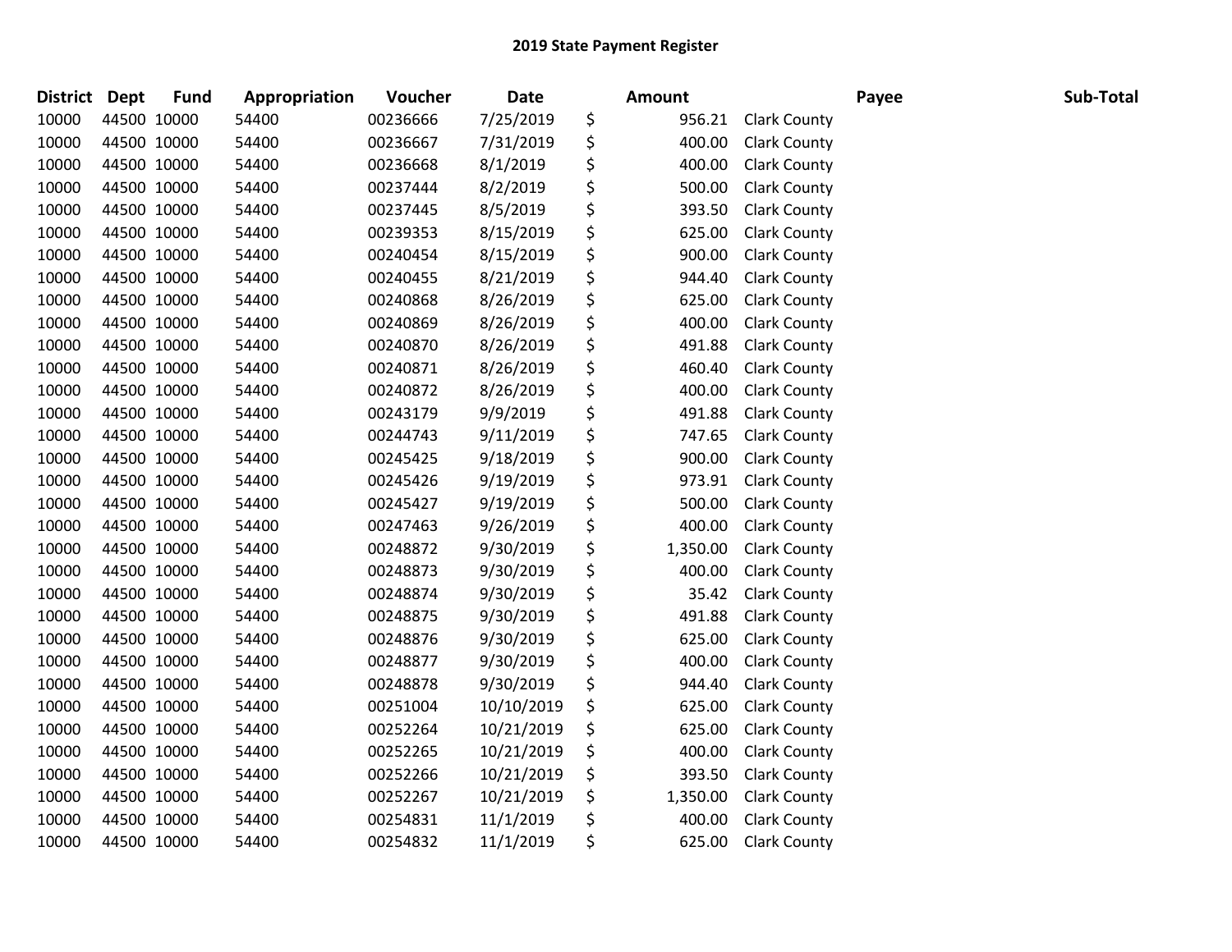# 2019 State Payment Register

| District | Dept | Fund | Appropriation | Voucher | Date | Amount | Payee | Sub-Total |
|---|---|---|---|---|---|---|---|---|
| 10000 | 44500 | 10000 | 54400 | 00236666 | 7/25/2019 | $ 956.21 | Clark County | |
| 10000 | 44500 | 10000 | 54400 | 00236667 | 7/31/2019 | $ 400.00 | Clark County | |
| 10000 | 44500 | 10000 | 54400 | 00236668 | 8/1/2019 | $ 400.00 | Clark County | |
| 10000 | 44500 | 10000 | 54400 | 00237444 | 8/2/2019 | $ 500.00 | Clark County | |
| 10000 | 44500 | 10000 | 54400 | 00237445 | 8/5/2019 | $ 393.50 | Clark County | |
| 10000 | 44500 | 10000 | 54400 | 00239353 | 8/15/2019 | $ 625.00 | Clark County | |
| 10000 | 44500 | 10000 | 54400 | 00240454 | 8/15/2019 | $ 900.00 | Clark County | |
| 10000 | 44500 | 10000 | 54400 | 00240455 | 8/21/2019 | $ 944.40 | Clark County | |
| 10000 | 44500 | 10000 | 54400 | 00240868 | 8/26/2019 | $ 625.00 | Clark County | |
| 10000 | 44500 | 10000 | 54400 | 00240869 | 8/26/2019 | $ 400.00 | Clark County | |
| 10000 | 44500 | 10000 | 54400 | 00240870 | 8/26/2019 | $ 491.88 | Clark County | |
| 10000 | 44500 | 10000 | 54400 | 00240871 | 8/26/2019 | $ 460.40 | Clark County | |
| 10000 | 44500 | 10000 | 54400 | 00240872 | 8/26/2019 | $ 400.00 | Clark County | |
| 10000 | 44500 | 10000 | 54400 | 00243179 | 9/9/2019 | $ 491.88 | Clark County | |
| 10000 | 44500 | 10000 | 54400 | 00244743 | 9/11/2019 | $ 747.65 | Clark County | |
| 10000 | 44500 | 10000 | 54400 | 00245425 | 9/18/2019 | $ 900.00 | Clark County | |
| 10000 | 44500 | 10000 | 54400 | 00245426 | 9/19/2019 | $ 973.91 | Clark County | |
| 10000 | 44500 | 10000 | 54400 | 00245427 | 9/19/2019 | $ 500.00 | Clark County | |
| 10000 | 44500 | 10000 | 54400 | 00247463 | 9/26/2019 | $ 400.00 | Clark County | |
| 10000 | 44500 | 10000 | 54400 | 00248872 | 9/30/2019 | $ 1,350.00 | Clark County | |
| 10000 | 44500 | 10000 | 54400 | 00248873 | 9/30/2019 | $ 400.00 | Clark County | |
| 10000 | 44500 | 10000 | 54400 | 00248874 | 9/30/2019 | $ 35.42 | Clark County | |
| 10000 | 44500 | 10000 | 54400 | 00248875 | 9/30/2019 | $ 491.88 | Clark County | |
| 10000 | 44500 | 10000 | 54400 | 00248876 | 9/30/2019 | $ 625.00 | Clark County | |
| 10000 | 44500 | 10000 | 54400 | 00248877 | 9/30/2019 | $ 400.00 | Clark County | |
| 10000 | 44500 | 10000 | 54400 | 00248878 | 9/30/2019 | $ 944.40 | Clark County | |
| 10000 | 44500 | 10000 | 54400 | 00251004 | 10/10/2019 | $ 625.00 | Clark County | |
| 10000 | 44500 | 10000 | 54400 | 00252264 | 10/21/2019 | $ 625.00 | Clark County | |
| 10000 | 44500 | 10000 | 54400 | 00252265 | 10/21/2019 | $ 400.00 | Clark County | |
| 10000 | 44500 | 10000 | 54400 | 00252266 | 10/21/2019 | $ 393.50 | Clark County | |
| 10000 | 44500 | 10000 | 54400 | 00252267 | 10/21/2019 | $ 1,350.00 | Clark County | |
| 10000 | 44500 | 10000 | 54400 | 00254831 | 11/1/2019 | $ 400.00 | Clark County | |
| 10000 | 44500 | 10000 | 54400 | 00254832 | 11/1/2019 | $ 625.00 | Clark County | |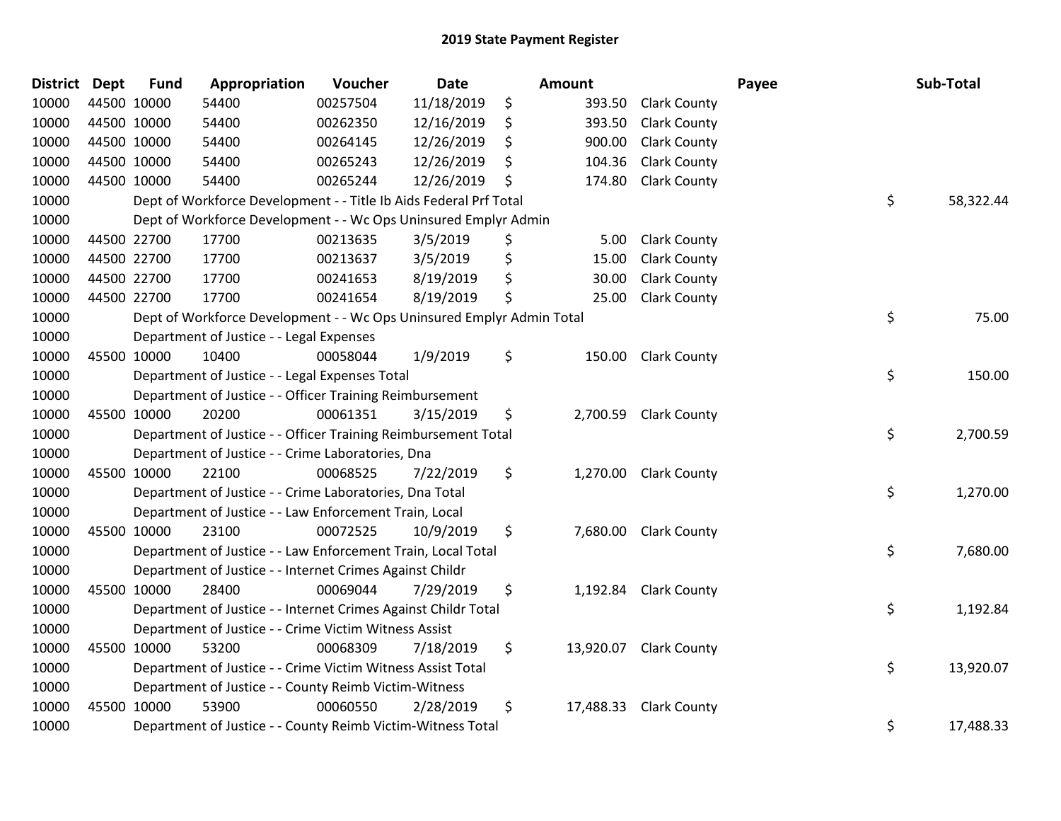# 2019 State Payment Register

| District | Dept | Fund | Appropriation | Voucher | Date | Amount | Payee | Sub-Total |
|---|---|---|---|---|---|---|---|---|
| 10000 | 44500 | 10000 | 54400 | 00257504 | 11/18/2019 | $ 393.50 | Clark County | |
| 10000 | 44500 | 10000 | 54400 | 00262350 | 12/16/2019 | $ 393.50 | Clark County | |
| 10000 | 44500 | 10000 | 54400 | 00264145 | 12/26/2019 | $ 900.00 | Clark County | |
| 10000 | 44500 | 10000 | 54400 | 00265243 | 12/26/2019 | $ 104.36 | Clark County | |
| 10000 | 44500 | 10000 | 54400 | 00265244 | 12/26/2019 | $ 174.80 | Clark County | |
| 10000 | | | Dept of Workforce Development - - Title Ib Aids Federal Prf Total | | | | | $ 58,322.44 |
| 10000 | | | Dept of Workforce Development - - Wc Ops Uninsured Emplyr Admin | | | | | |
| 10000 | 44500 | 22700 | 17700 | 00213635 | 3/5/2019 | $ 5.00 | Clark County | |
| 10000 | 44500 | 22700 | 17700 | 00213637 | 3/5/2019 | $ 15.00 | Clark County | |
| 10000 | 44500 | 22700 | 17700 | 00241653 | 8/19/2019 | $ 30.00 | Clark County | |
| 10000 | 44500 | 22700 | 17700 | 00241654 | 8/19/2019 | $ 25.00 | Clark County | |
| 10000 | | | Dept of Workforce Development - - Wc Ops Uninsured Emplyr Admin Total | | | | | $ 75.00 |
| 10000 | | | Department of Justice - - Legal Expenses | | | | | |
| 10000 | 45500 | 10000 | 10400 | 00058044 | 1/9/2019 | $ 150.00 | Clark County | |
| 10000 | | | Department of Justice - - Legal Expenses Total | | | | | $ 150.00 |
| 10000 | | | Department of Justice - - Officer Training Reimbursement | | | | | |
| 10000 | 45500 | 10000 | 20200 | 00061351 | 3/15/2019 | $ 2,700.59 | Clark County | |
| 10000 | | | Department of Justice - - Officer Training Reimbursement Total | | | | | $ 2,700.59 |
| 10000 | | | Department of Justice - - Crime Laboratories, Dna | | | | | |
| 10000 | 45500 | 10000 | 22100 | 00068525 | 7/22/2019 | $ 1,270.00 | Clark County | |
| 10000 | | | Department of Justice - - Crime Laboratories, Dna Total | | | | | $ 1,270.00 |
| 10000 | | | Department of Justice - - Law Enforcement Train, Local | | | | | |
| 10000 | 45500 | 10000 | 23100 | 00072525 | 10/9/2019 | $ 7,680.00 | Clark County | |
| 10000 | | | Department of Justice - - Law Enforcement Train, Local Total | | | | | $ 7,680.00 |
| 10000 | | | Department of Justice - - Internet Crimes Against Childr | | | | | |
| 10000 | 45500 | 10000 | 28400 | 00069044 | 7/29/2019 | $ 1,192.84 | Clark County | |
| 10000 | | | Department of Justice - - Internet Crimes Against Childr Total | | | | | $ 1,192.84 |
| 10000 | | | Department of Justice - - Crime Victim Witness Assist | | | | | |
| 10000 | 45500 | 10000 | 53200 | 00068309 | 7/18/2019 | $ 13,920.07 | Clark County | |
| 10000 | | | Department of Justice - - Crime Victim Witness Assist Total | | | | | $ 13,920.07 |
| 10000 | | | Department of Justice - - County Reimb Victim-Witness | | | | | |
| 10000 | 45500 | 10000 | 53900 | 00060550 | 2/28/2019 | $ 17,488.33 | Clark County | |
| 10000 | | | Department of Justice - - County Reimb Victim-Witness Total | | | | | $ 17,488.33 |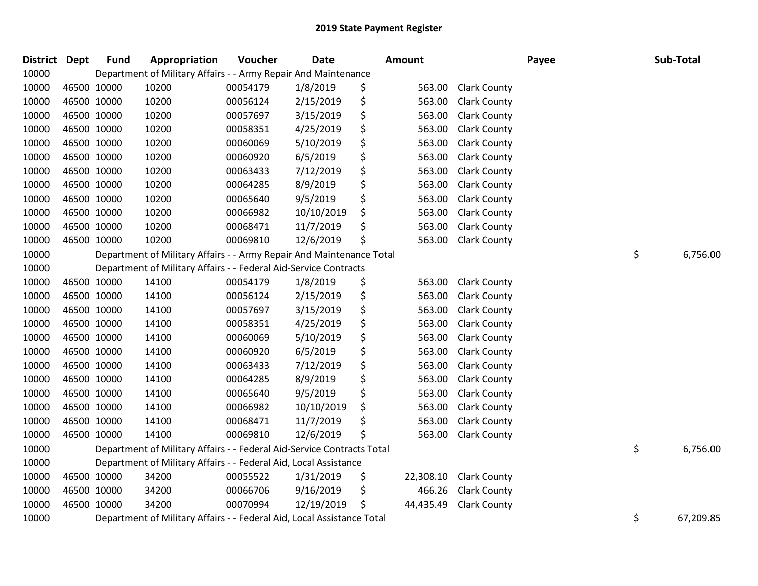# 2019 State Payment Register

| District | Dept | Fund | Appropriation | Voucher | Date | Amount | Payee | Sub-Total |
|---|---|---|---|---|---|---|---|---|
| 10000 | | Department of Military Affairs - - Army Repair And Maintenance | | | | | | |
| 10000 | 46500 | 10000 | 10200 | 00054179 | 1/8/2019 | $ 563.00 | Clark County | |
| 10000 | 46500 | 10000 | 10200 | 00056124 | 2/15/2019 | $ 563.00 | Clark County | |
| 10000 | 46500 | 10000 | 10200 | 00057697 | 3/15/2019 | $ 563.00 | Clark County | |
| 10000 | 46500 | 10000 | 10200 | 00058351 | 4/25/2019 | $ 563.00 | Clark County | |
| 10000 | 46500 | 10000 | 10200 | 00060069 | 5/10/2019 | $ 563.00 | Clark County | |
| 10000 | 46500 | 10000 | 10200 | 00060920 | 6/5/2019 | $ 563.00 | Clark County | |
| 10000 | 46500 | 10000 | 10200 | 00063433 | 7/12/2019 | $ 563.00 | Clark County | |
| 10000 | 46500 | 10000 | 10200 | 00064285 | 8/9/2019 | $ 563.00 | Clark County | |
| 10000 | 46500 | 10000 | 10200 | 00065640 | 9/5/2019 | $ 563.00 | Clark County | |
| 10000 | 46500 | 10000 | 10200 | 00066982 | 10/10/2019 | $ 563.00 | Clark County | |
| 10000 | 46500 | 10000 | 10200 | 00068471 | 11/7/2019 | $ 563.00 | Clark County | |
| 10000 | 46500 | 10000 | 10200 | 00069810 | 12/6/2019 | $ 563.00 | Clark County | |
| 10000 | | Department of Military Affairs - - Army Repair And Maintenance Total | | | | | | $ 6,756.00 |
| 10000 | | Department of Military Affairs - - Federal Aid-Service Contracts | | | | | | |
| 10000 | 46500 | 10000 | 14100 | 00054179 | 1/8/2019 | $ 563.00 | Clark County | |
| 10000 | 46500 | 10000 | 14100 | 00056124 | 2/15/2019 | $ 563.00 | Clark County | |
| 10000 | 46500 | 10000 | 14100 | 00057697 | 3/15/2019 | $ 563.00 | Clark County | |
| 10000 | 46500 | 10000 | 14100 | 00058351 | 4/25/2019 | $ 563.00 | Clark County | |
| 10000 | 46500 | 10000 | 14100 | 00060069 | 5/10/2019 | $ 563.00 | Clark County | |
| 10000 | 46500 | 10000 | 14100 | 00060920 | 6/5/2019 | $ 563.00 | Clark County | |
| 10000 | 46500 | 10000 | 14100 | 00063433 | 7/12/2019 | $ 563.00 | Clark County | |
| 10000 | 46500 | 10000 | 14100 | 00064285 | 8/9/2019 | $ 563.00 | Clark County | |
| 10000 | 46500 | 10000 | 14100 | 00065640 | 9/5/2019 | $ 563.00 | Clark County | |
| 10000 | 46500 | 10000 | 14100 | 00066982 | 10/10/2019 | $ 563.00 | Clark County | |
| 10000 | 46500 | 10000 | 14100 | 00068471 | 11/7/2019 | $ 563.00 | Clark County | |
| 10000 | 46500 | 10000 | 14100 | 00069810 | 12/6/2019 | $ 563.00 | Clark County | |
| 10000 | | Department of Military Affairs - - Federal Aid-Service Contracts Total | | | | | | $ 6,756.00 |
| 10000 | | Department of Military Affairs - - Federal Aid, Local Assistance | | | | | | |
| 10000 | 46500 | 10000 | 34200 | 00055522 | 1/31/2019 | $ 22,308.10 | Clark County | |
| 10000 | 46500 | 10000 | 34200 | 00066706 | 9/16/2019 | $ 466.26 | Clark County | |
| 10000 | 46500 | 10000 | 34200 | 00070994 | 12/19/2019 | $ 44,435.49 | Clark County | |
| 10000 | | Department of Military Affairs - - Federal Aid, Local Assistance Total | | | | | | $ 67,209.85 |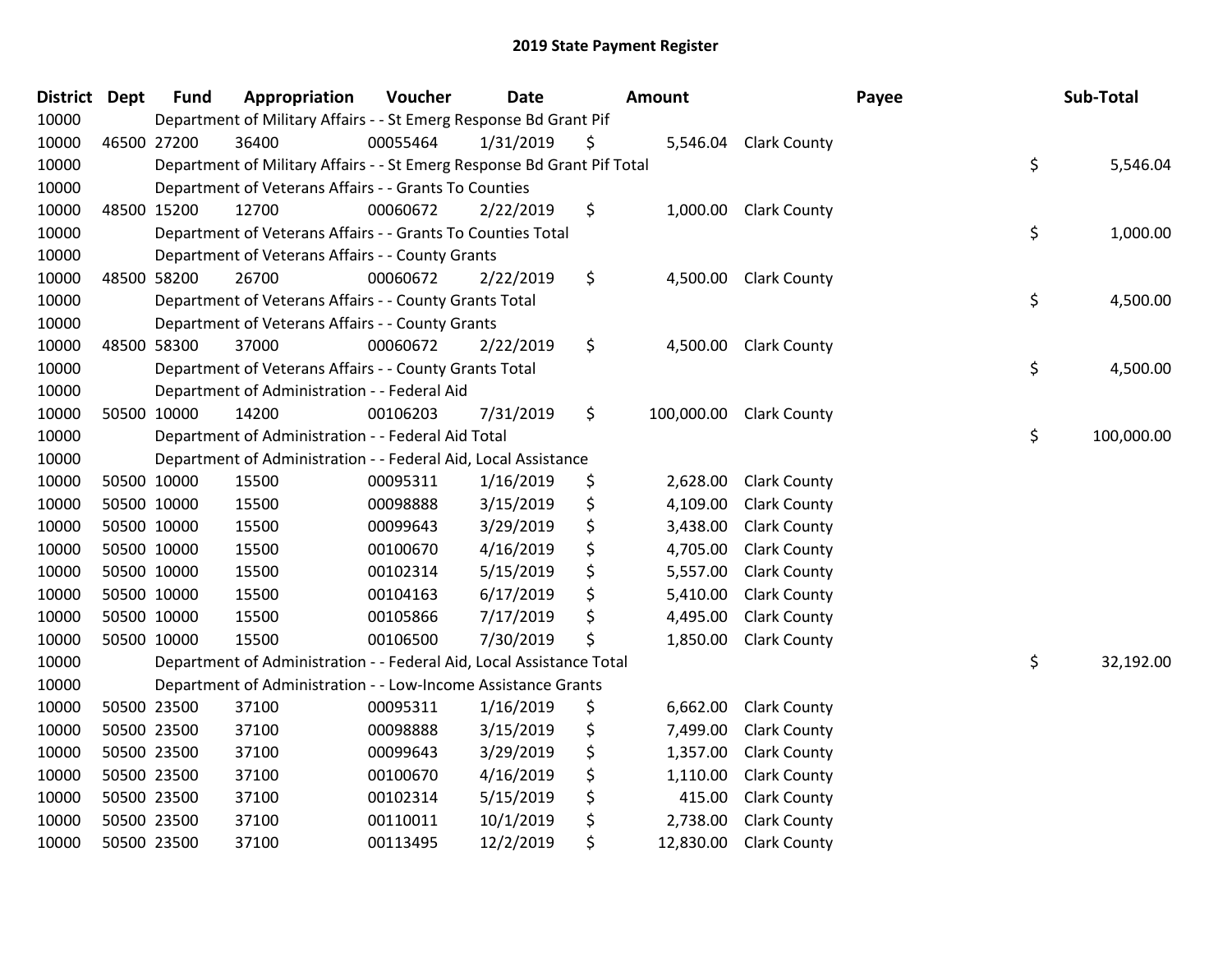# 2019 State Payment Register

| District | Dept | Fund | Appropriation | Voucher | Date | Amount | Payee | Sub-Total |
|---|---|---|---|---|---|---|---|---|
| 10000 | | Department of Military Affairs - - St Emerg Response Bd Grant Pif | | | | | | |
| 10000 | 46500 | 27200 | 36400 | 00055464 | 1/31/2019 | $ 5,546.04 | Clark County | |
| 10000 | | Department of Military Affairs - - St Emerg Response Bd Grant Pif Total | | | | | | $ 5,546.04 |
| 10000 | | Department of Veterans Affairs - - Grants To Counties | | | | | | |
| 10000 | 48500 | 15200 | 12700 | 00060672 | 2/22/2019 | $ 1,000.00 | Clark County | |
| 10000 | | Department of Veterans Affairs - - Grants To Counties Total | | | | | | $ 1,000.00 |
| 10000 | | Department of Veterans Affairs - - County Grants | | | | | | |
| 10000 | 48500 | 58200 | 26700 | 00060672 | 2/22/2019 | $ 4,500.00 | Clark County | |
| 10000 | | Department of Veterans Affairs - - County Grants Total | | | | | | $ 4,500.00 |
| 10000 | | Department of Veterans Affairs - - County Grants | | | | | | |
| 10000 | 48500 | 58300 | 37000 | 00060672 | 2/22/2019 | $ 4,500.00 | Clark County | |
| 10000 | | Department of Veterans Affairs - - County Grants Total | | | | | | $ 4,500.00 |
| 10000 | | Department of Administration - - Federal Aid | | | | | | |
| 10000 | 50500 | 10000 | 14200 | 00106203 | 7/31/2019 | $ 100,000.00 | Clark County | |
| 10000 | | Department of Administration - - Federal Aid Total | | | | | | $ 100,000.00 |
| 10000 | | Department of Administration - - Federal Aid, Local Assistance | | | | | | |
| 10000 | 50500 | 10000 | 15500 | 00095311 | 1/16/2019 | $ 2,628.00 | Clark County | |
| 10000 | 50500 | 10000 | 15500 | 00098888 | 3/15/2019 | $ 4,109.00 | Clark County | |
| 10000 | 50500 | 10000 | 15500 | 00099643 | 3/29/2019 | $ 3,438.00 | Clark County | |
| 10000 | 50500 | 10000 | 15500 | 00100670 | 4/16/2019 | $ 4,705.00 | Clark County | |
| 10000 | 50500 | 10000 | 15500 | 00102314 | 5/15/2019 | $ 5,557.00 | Clark County | |
| 10000 | 50500 | 10000 | 15500 | 00104163 | 6/17/2019 | $ 5,410.00 | Clark County | |
| 10000 | 50500 | 10000 | 15500 | 00105866 | 7/17/2019 | $ 4,495.00 | Clark County | |
| 10000 | 50500 | 10000 | 15500 | 00106500 | 7/30/2019 | $ 1,850.00 | Clark County | |
| 10000 | | Department of Administration - - Federal Aid, Local Assistance Total | | | | | | $ 32,192.00 |
| 10000 | | Department of Administration - - Low-Income Assistance Grants | | | | | | |
| 10000 | 50500 | 23500 | 37100 | 00095311 | 1/16/2019 | $ 6,662.00 | Clark County | |
| 10000 | 50500 | 23500 | 37100 | 00098888 | 3/15/2019 | $ 7,499.00 | Clark County | |
| 10000 | 50500 | 23500 | 37100 | 00099643 | 3/29/2019 | $ 1,357.00 | Clark County | |
| 10000 | 50500 | 23500 | 37100 | 00100670 | 4/16/2019 | $ 1,110.00 | Clark County | |
| 10000 | 50500 | 23500 | 37100 | 00102314 | 5/15/2019 | $ 415.00 | Clark County | |
| 10000 | 50500 | 23500 | 37100 | 00110011 | 10/1/2019 | $ 2,738.00 | Clark County | |
| 10000 | 50500 | 23500 | 37100 | 00113495 | 12/2/2019 | $ 12,830.00 | Clark County | |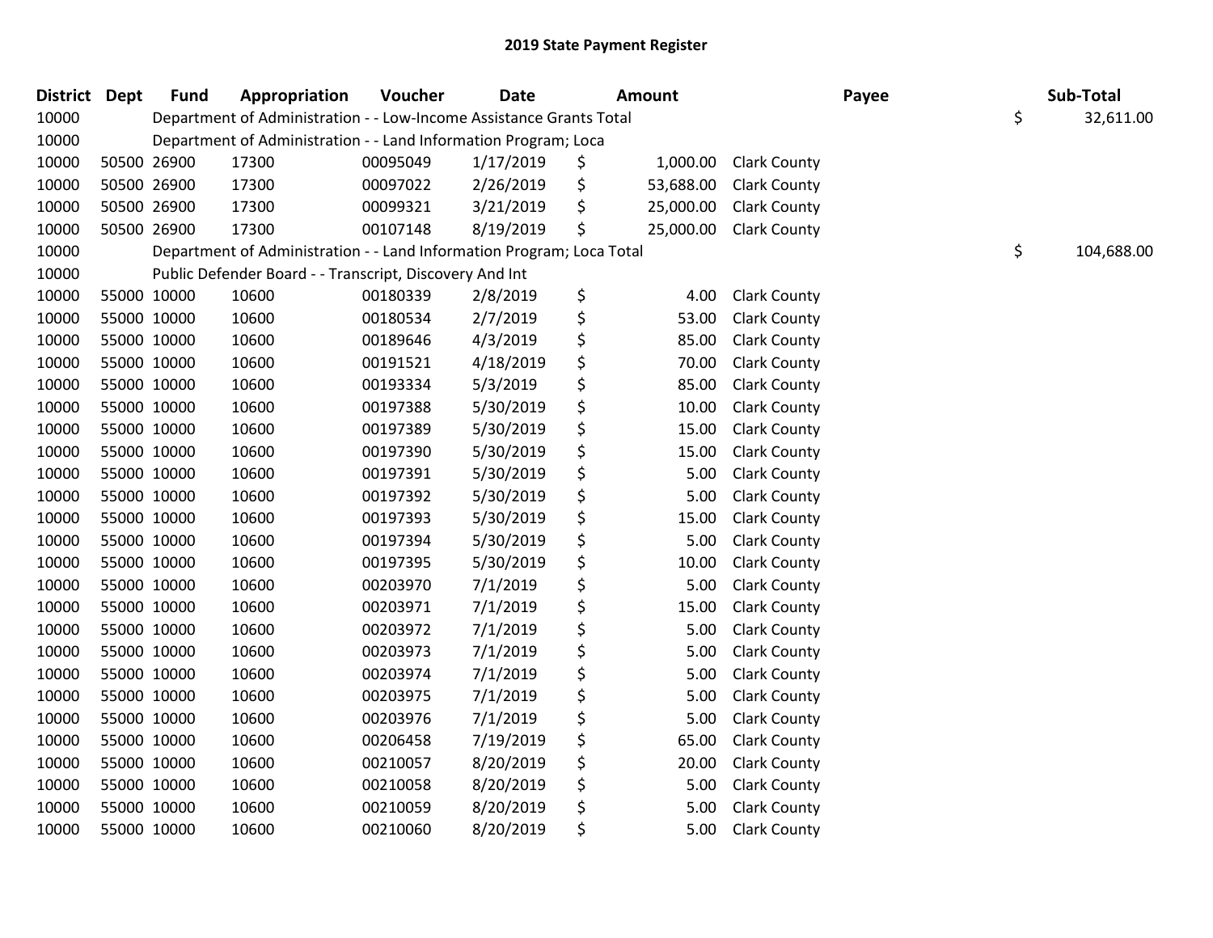# 2019 State Payment Register

| District | Dept | Fund | Appropriation | Voucher | Date | Amount | Payee | Sub-Total |
|---|---|---|---|---|---|---|---|---|
| 10000 | | Department of Administration - - Low-Income Assistance Grants Total | | | | | | $ 32,611.00 |
| 10000 | | Department of Administration - - Land Information Program; Loca | | | | | | |
| 10000 | 50500 | 26900 | 17300 | 00095049 | 1/17/2019 | $ 1,000.00 | Clark County | |
| 10000 | 50500 | 26900 | 17300 | 00097022 | 2/26/2019 | $ 53,688.00 | Clark County | |
| 10000 | 50500 | 26900 | 17300 | 00099321 | 3/21/2019 | $ 25,000.00 | Clark County | |
| 10000 | 50500 | 26900 | 17300 | 00107148 | 8/19/2019 | $ 25,000.00 | Clark County | |
| 10000 | | Department of Administration - - Land Information Program; Loca Total | | | | | | $ 104,688.00 |
| 10000 | | Public Defender Board - - Transcript, Discovery And Int | | | | | | |
| 10000 | 55000 | 10000 | 10600 | 00180339 | 2/8/2019 | $ 4.00 | Clark County | |
| 10000 | 55000 | 10000 | 10600 | 00180534 | 2/7/2019 | $ 53.00 | Clark County | |
| 10000 | 55000 | 10000 | 10600 | 00189646 | 4/3/2019 | $ 85.00 | Clark County | |
| 10000 | 55000 | 10000 | 10600 | 00191521 | 4/18/2019 | $ 70.00 | Clark County | |
| 10000 | 55000 | 10000 | 10600 | 00193334 | 5/3/2019 | $ 85.00 | Clark County | |
| 10000 | 55000 | 10000 | 10600 | 00197388 | 5/30/2019 | $ 10.00 | Clark County | |
| 10000 | 55000 | 10000 | 10600 | 00197389 | 5/30/2019 | $ 15.00 | Clark County | |
| 10000 | 55000 | 10000 | 10600 | 00197390 | 5/30/2019 | $ 15.00 | Clark County | |
| 10000 | 55000 | 10000 | 10600 | 00197391 | 5/30/2019 | $ 5.00 | Clark County | |
| 10000 | 55000 | 10000 | 10600 | 00197392 | 5/30/2019 | $ 5.00 | Clark County | |
| 10000 | 55000 | 10000 | 10600 | 00197393 | 5/30/2019 | $ 15.00 | Clark County | |
| 10000 | 55000 | 10000 | 10600 | 00197394 | 5/30/2019 | $ 5.00 | Clark County | |
| 10000 | 55000 | 10000 | 10600 | 00197395 | 5/30/2019 | $ 10.00 | Clark County | |
| 10000 | 55000 | 10000 | 10600 | 00203970 | 7/1/2019 | $ 5.00 | Clark County | |
| 10000 | 55000 | 10000 | 10600 | 00203971 | 7/1/2019 | $ 15.00 | Clark County | |
| 10000 | 55000 | 10000 | 10600 | 00203972 | 7/1/2019 | $ 5.00 | Clark County | |
| 10000 | 55000 | 10000 | 10600 | 00203973 | 7/1/2019 | $ 5.00 | Clark County | |
| 10000 | 55000 | 10000 | 10600 | 00203974 | 7/1/2019 | $ 5.00 | Clark County | |
| 10000 | 55000 | 10000 | 10600 | 00203975 | 7/1/2019 | $ 5.00 | Clark County | |
| 10000 | 55000 | 10000 | 10600 | 00203976 | 7/1/2019 | $ 5.00 | Clark County | |
| 10000 | 55000 | 10000 | 10600 | 00206458 | 7/19/2019 | $ 65.00 | Clark County | |
| 10000 | 55000 | 10000 | 10600 | 00210057 | 8/20/2019 | $ 20.00 | Clark County | |
| 10000 | 55000 | 10000 | 10600 | 00210058 | 8/20/2019 | $ 5.00 | Clark County | |
| 10000 | 55000 | 10000 | 10600 | 00210059 | 8/20/2019 | $ 5.00 | Clark County | |
| 10000 | 55000 | 10000 | 10600 | 00210060 | 8/20/2019 | $ 5.00 | Clark County | |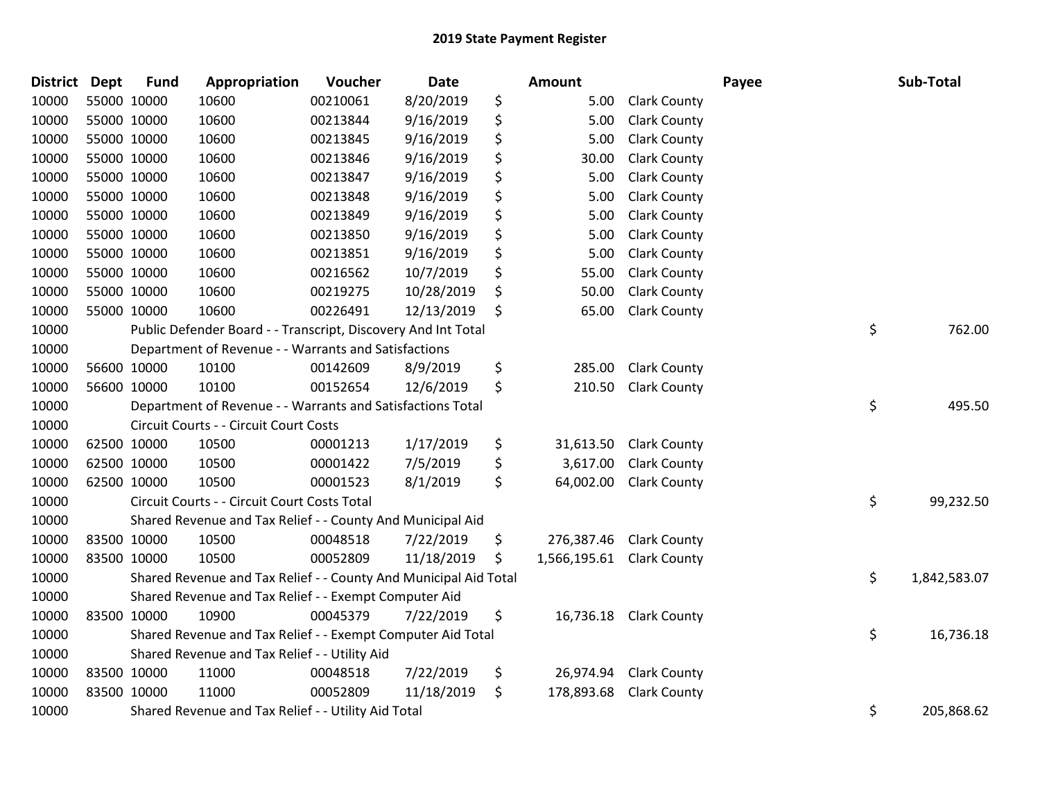# 2019 State Payment Register

| District | Dept | Fund | Appropriation | Voucher | Date | Amount | Payee | Sub-Total |
|---|---|---|---|---|---|---|---|---|
| 10000 | 55000 | 10000 | 10600 | 00210061 | 8/20/2019 | $ 5.00 | Clark County | |
| 10000 | 55000 | 10000 | 10600 | 00213844 | 9/16/2019 | $ 5.00 | Clark County | |
| 10000 | 55000 | 10000 | 10600 | 00213845 | 9/16/2019 | $ 5.00 | Clark County | |
| 10000 | 55000 | 10000 | 10600 | 00213846 | 9/16/2019 | $ 30.00 | Clark County | |
| 10000 | 55000 | 10000 | 10600 | 00213847 | 9/16/2019 | $ 5.00 | Clark County | |
| 10000 | 55000 | 10000 | 10600 | 00213848 | 9/16/2019 | $ 5.00 | Clark County | |
| 10000 | 55000 | 10000 | 10600 | 00213849 | 9/16/2019 | $ 5.00 | Clark County | |
| 10000 | 55000 | 10000 | 10600 | 00213850 | 9/16/2019 | $ 5.00 | Clark County | |
| 10000 | 55000 | 10000 | 10600 | 00213851 | 9/16/2019 | $ 5.00 | Clark County | |
| 10000 | 55000 | 10000 | 10600 | 00216562 | 10/7/2019 | $ 55.00 | Clark County | |
| 10000 | 55000 | 10000 | 10600 | 00219275 | 10/28/2019 | $ 50.00 | Clark County | |
| 10000 | 55000 | 10000 | 10600 | 00226491 | 12/13/2019 | $ 65.00 | Clark County | |
| 10000 | | Public Defender Board - - Transcript, Discovery And Int Total | | | | | | $ 762.00 |
| 10000 | | Department of Revenue - - Warrants and Satisfactions | | | | | | |
| 10000 | 56600 | 10000 | 10100 | 00142609 | 8/9/2019 | $ 285.00 | Clark County | |
| 10000 | 56600 | 10000 | 10100 | 00152654 | 12/6/2019 | $ 210.50 | Clark County | |
| 10000 | | Department of Revenue - - Warrants and Satisfactions Total | | | | | | $ 495.50 |
| 10000 | | Circuit Courts - - Circuit Court Costs | | | | | | |
| 10000 | 62500 | 10000 | 10500 | 00001213 | 1/17/2019 | $ 31,613.50 | Clark County | |
| 10000 | 62500 | 10000 | 10500 | 00001422 | 7/5/2019 | $ 3,617.00 | Clark County | |
| 10000 | 62500 | 10000 | 10500 | 00001523 | 8/1/2019 | $ 64,002.00 | Clark County | |
| 10000 | | Circuit Courts - - Circuit Court Costs Total | | | | | | $ 99,232.50 |
| 10000 | | Shared Revenue and Tax Relief - - County And Municipal Aid | | | | | | |
| 10000 | 83500 | 10000 | 10500 | 00048518 | 7/22/2019 | $ 276,387.46 | Clark County | |
| 10000 | 83500 | 10000 | 10500 | 00052809 | 11/18/2019 | $ 1,566,195.61 | Clark County | |
| 10000 | | Shared Revenue and Tax Relief - - County And Municipal Aid Total | | | | | | $ 1,842,583.07 |
| 10000 | | Shared Revenue and Tax Relief - - Exempt Computer Aid | | | | | | |
| 10000 | 83500 | 10000 | 10900 | 00045379 | 7/22/2019 | $ 16,736.18 | Clark County | |
| 10000 | | Shared Revenue and Tax Relief - - Exempt Computer Aid Total | | | | | | $ 16,736.18 |
| 10000 | | Shared Revenue and Tax Relief - - Utility Aid | | | | | | |
| 10000 | 83500 | 10000 | 11000 | 00048518 | 7/22/2019 | $ 26,974.94 | Clark County | |
| 10000 | 83500 | 10000 | 11000 | 00052809 | 11/18/2019 | $ 178,893.68 | Clark County | |
| 10000 | | Shared Revenue and Tax Relief - - Utility Aid Total | | | | | | $ 205,868.62 |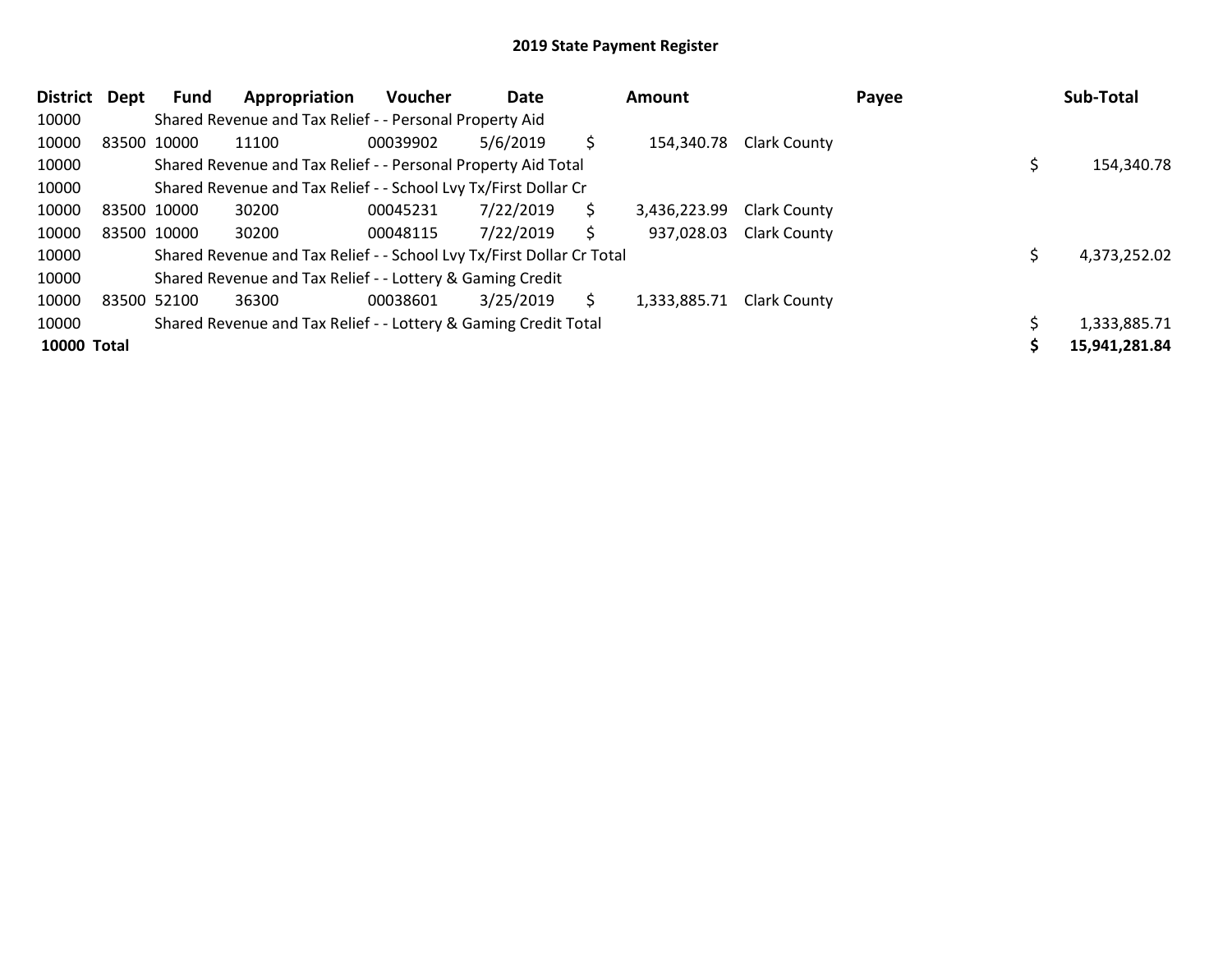## 2019 State Payment Register

| District | Dept | Fund | Appropriation | Voucher | Date | Amount | Payee | Sub-Total |
|---|---|---|---|---|---|---|---|---|
| 10000 | | Shared Revenue and Tax Relief - - Personal Property Aid | | | | | | |
| 10000 | 83500 | 10000 | 11100 | 00039902 | 5/6/2019 | $ 154,340.78 | Clark County | |
| 10000 | | Shared Revenue and Tax Relief - - Personal Property Aid Total | | | | | | $ 154,340.78 |
| 10000 | | Shared Revenue and Tax Relief - - School Lvy Tx/First Dollar Cr | | | | | | |
| 10000 | 83500 | 10000 | 30200 | 00045231 | 7/22/2019 | $ 3,436,223.99 | Clark County | |
| 10000 | 83500 | 10000 | 30200 | 00048115 | 7/22/2019 | $ 937,028.03 | Clark County | |
| 10000 | | Shared Revenue and Tax Relief - - School Lvy Tx/First Dollar Cr Total | | | | | | $ 4,373,252.02 |
| 10000 | | Shared Revenue and Tax Relief - - Lottery & Gaming Credit | | | | | | |
| 10000 | 83500 | 52100 | 36300 | 00038601 | 3/25/2019 | $ 1,333,885.71 | Clark County | |
| 10000 | | Shared Revenue and Tax Relief - - Lottery & Gaming Credit Total | | | | | | $ 1,333,885.71 |
| **10000 Total** | | | | | | | | **$ 15,941,281.84** |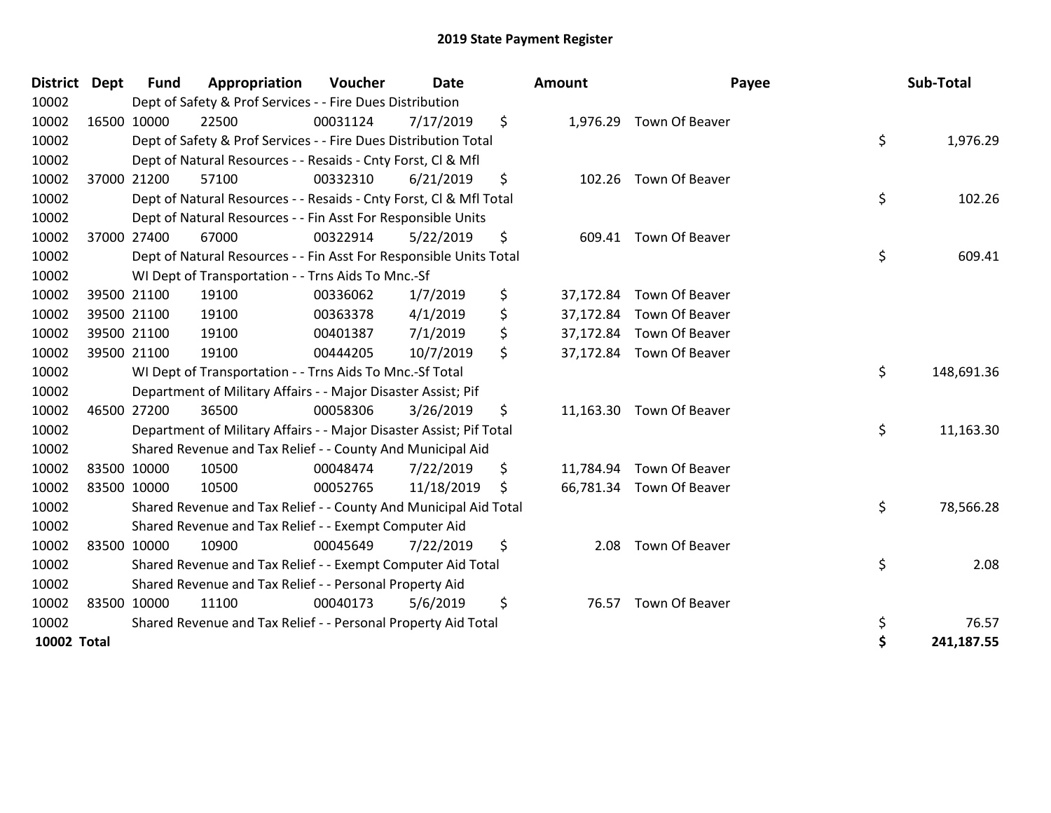# 2019 State Payment Register

| District | Dept | Fund | Appropriation | Voucher | Date | Amount | Payee | Sub-Total |
|---|---|---|---|---|---|---|---|---|
| 10002 | | Dept of Safety & Prof Services - - Fire Dues Distribution | | | | | | |
| 10002 | 16500 | 10000 | 22500 | 00031124 | 7/17/2019 | $ 1,976.29 | Town Of Beaver | |
| 10002 | | Dept of Safety & Prof Services - - Fire Dues Distribution Total | | | | | | $ 1,976.29 |
| 10002 | | Dept of Natural Resources - - Resaids - Cnty Forst, Cl & Mfl | | | | | | |
| 10002 | 37000 | 21200 | 57100 | 00332310 | 6/21/2019 | $ 102.26 | Town Of Beaver | |
| 10002 | | Dept of Natural Resources - - Resaids - Cnty Forst, Cl & Mfl Total | | | | | | $ 102.26 |
| 10002 | | Dept of Natural Resources - - Fin Asst For Responsible Units | | | | | | |
| 10002 | 37000 | 27400 | 67000 | 00322914 | 5/22/2019 | $ 609.41 | Town Of Beaver | |
| 10002 | | Dept of Natural Resources - - Fin Asst For Responsible Units Total | | | | | | $ 609.41 |
| 10002 | | WI Dept of Transportation - - Trns Aids To Mnc.-Sf | | | | | | |
| 10002 | 39500 | 21100 | 19100 | 00336062 | 1/7/2019 | $ 37,172.84 | Town Of Beaver | |
| 10002 | 39500 | 21100 | 19100 | 00363378 | 4/1/2019 | $ 37,172.84 | Town Of Beaver | |
| 10002 | 39500 | 21100 | 19100 | 00401387 | 7/1/2019 | $ 37,172.84 | Town Of Beaver | |
| 10002 | 39500 | 21100 | 19100 | 00444205 | 10/7/2019 | $ 37,172.84 | Town Of Beaver | |
| 10002 | | WI Dept of Transportation - - Trns Aids To Mnc.-Sf Total | | | | | | $ 148,691.36 |
| 10002 | | Department of Military Affairs - - Major Disaster Assist; Pif | | | | | | |
| 10002 | 46500 | 27200 | 36500 | 00058306 | 3/26/2019 | $ 11,163.30 | Town Of Beaver | |
| 10002 | | Department of Military Affairs - - Major Disaster Assist; Pif Total | | | | | | $ 11,163.30 |
| 10002 | | Shared Revenue and Tax Relief - - County And Municipal Aid | | | | | | |
| 10002 | 83500 | 10000 | 10500 | 00048474 | 7/22/2019 | $ 11,784.94 | Town Of Beaver | |
| 10002 | 83500 | 10000 | 10500 | 00052765 | 11/18/2019 | $ 66,781.34 | Town Of Beaver | |
| 10002 | | Shared Revenue and Tax Relief - - County And Municipal Aid Total | | | | | | $ 78,566.28 |
| 10002 | | Shared Revenue and Tax Relief - - Exempt Computer Aid | | | | | | |
| 10002 | 83500 | 10000 | 10900 | 00045649 | 7/22/2019 | $ 2.08 | Town Of Beaver | |
| 10002 | | Shared Revenue and Tax Relief - - Exempt Computer Aid Total | | | | | | $ 2.08 |
| 10002 | | Shared Revenue and Tax Relief - - Personal Property Aid | | | | | | |
| 10002 | 83500 | 10000 | 11100 | 00040173 | 5/6/2019 | $ 76.57 | Town Of Beaver | |
| 10002 | | Shared Revenue and Tax Relief - - Personal Property Aid Total | | | | | | $ 76.57 |
| **10002 Total** | | | | | | | | **$ 241,187.55** |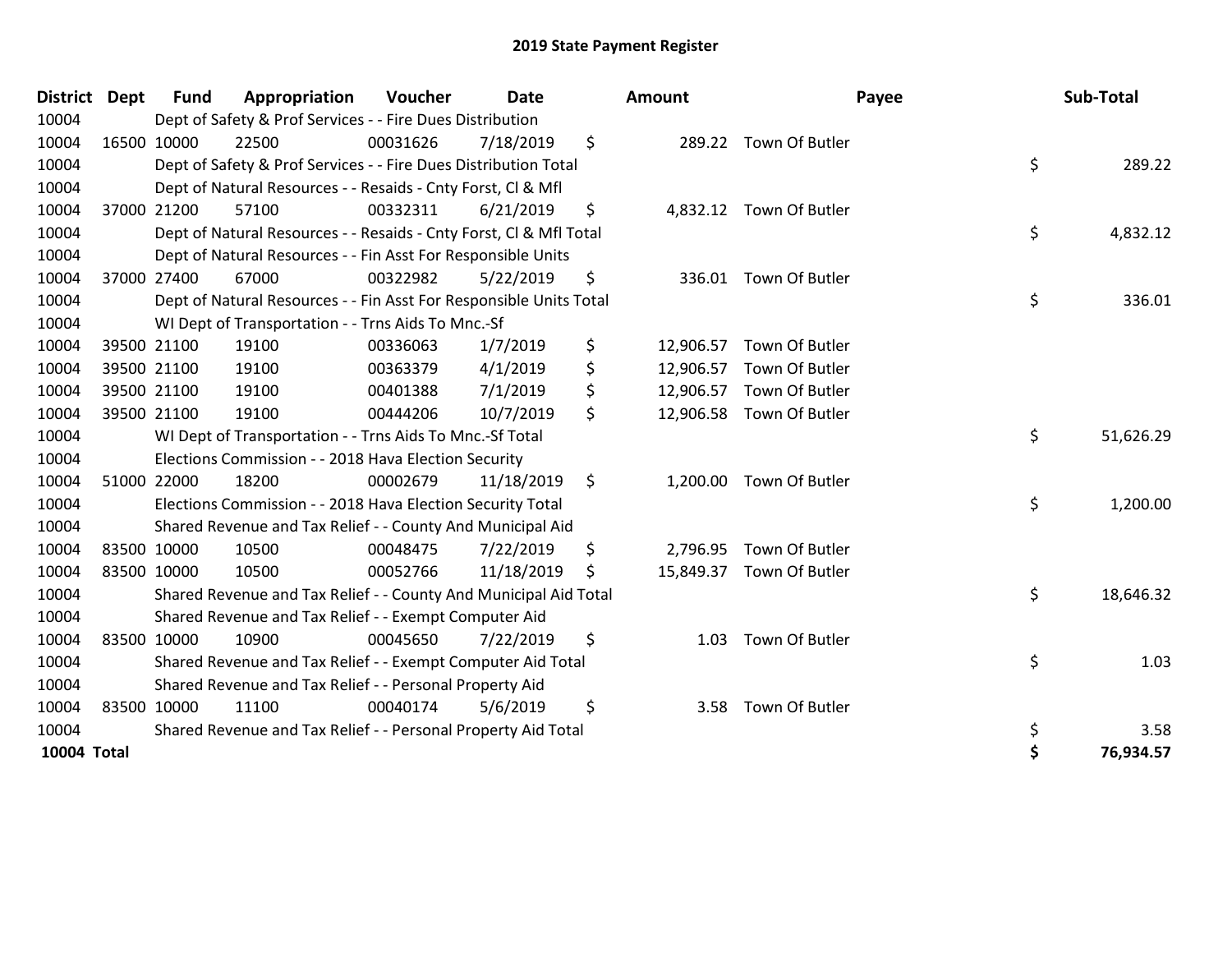# 2019 State Payment Register

| District | Dept | Fund | Appropriation | Voucher | Date | Amount | Payee | Sub-Total |
|---|---|---|---|---|---|---|---|---|
| 10004 | | Dept of Safety & Prof Services - - Fire Dues Distribution | | | | | | |
| 10004 | 16500 | 10000 | 22500 | 00031626 | 7/18/2019 | $ 289.22 | Town Of Butler | |
| 10004 | | Dept of Safety & Prof Services - - Fire Dues Distribution Total | | | | | | $ 289.22 |
| 10004 | | Dept of Natural Resources - - Resaids - Cnty Forst, Cl & Mfl | | | | | | |
| 10004 | 37000 | 21200 | 57100 | 00332311 | 6/21/2019 | $ 4,832.12 | Town Of Butler | |
| 10004 | | Dept of Natural Resources - - Resaids - Cnty Forst, Cl & Mfl Total | | | | | | $ 4,832.12 |
| 10004 | | Dept of Natural Resources - - Fin Asst For Responsible Units | | | | | | |
| 10004 | 37000 | 27400 | 67000 | 00322982 | 5/22/2019 | $ 336.01 | Town Of Butler | |
| 10004 | | Dept of Natural Resources - - Fin Asst For Responsible Units Total | | | | | | $ 336.01 |
| 10004 | | WI Dept of Transportation - - Trns Aids To Mnc.-Sf | | | | | | |
| 10004 | 39500 | 21100 | 19100 | 00336063 | 1/7/2019 | $ 12,906.57 | Town Of Butler | |
| 10004 | 39500 | 21100 | 19100 | 00363379 | 4/1/2019 | $ 12,906.57 | Town Of Butler | |
| 10004 | 39500 | 21100 | 19100 | 00401388 | 7/1/2019 | $ 12,906.57 | Town Of Butler | |
| 10004 | 39500 | 21100 | 19100 | 00444206 | 10/7/2019 | $ 12,906.58 | Town Of Butler | |
| 10004 | | WI Dept of Transportation - - Trns Aids To Mnc.-Sf Total | | | | | | $ 51,626.29 |
| 10004 | | Elections Commission - - 2018 Hava Election Security | | | | | | |
| 10004 | 51000 | 22000 | 18200 | 00002679 | 11/18/2019 | $ 1,200.00 | Town Of Butler | |
| 10004 | | Elections Commission - - 2018 Hava Election Security Total | | | | | | $ 1,200.00 |
| 10004 | | Shared Revenue and Tax Relief - - County And Municipal Aid | | | | | | |
| 10004 | 83500 | 10000 | 10500 | 00048475 | 7/22/2019 | $ 2,796.95 | Town Of Butler | |
| 10004 | 83500 | 10000 | 10500 | 00052766 | 11/18/2019 | $ 15,849.37 | Town Of Butler | |
| 10004 | | Shared Revenue and Tax Relief - - County And Municipal Aid Total | | | | | | $ 18,646.32 |
| 10004 | | Shared Revenue and Tax Relief - - Exempt Computer Aid | | | | | | |
| 10004 | 83500 | 10000 | 10900 | 00045650 | 7/22/2019 | $ 1.03 | Town Of Butler | |
| 10004 | | Shared Revenue and Tax Relief - - Exempt Computer Aid Total | | | | | | $ 1.03 |
| 10004 | | Shared Revenue and Tax Relief - - Personal Property Aid | | | | | | |
| 10004 | 83500 | 10000 | 11100 | 00040174 | 5/6/2019 | $ 3.58 | Town Of Butler | |
| 10004 | | Shared Revenue and Tax Relief - - Personal Property Aid Total | | | | | | $ 3.58 |
| **10004 Total** | | | | | | | | **$ 76,934.57** |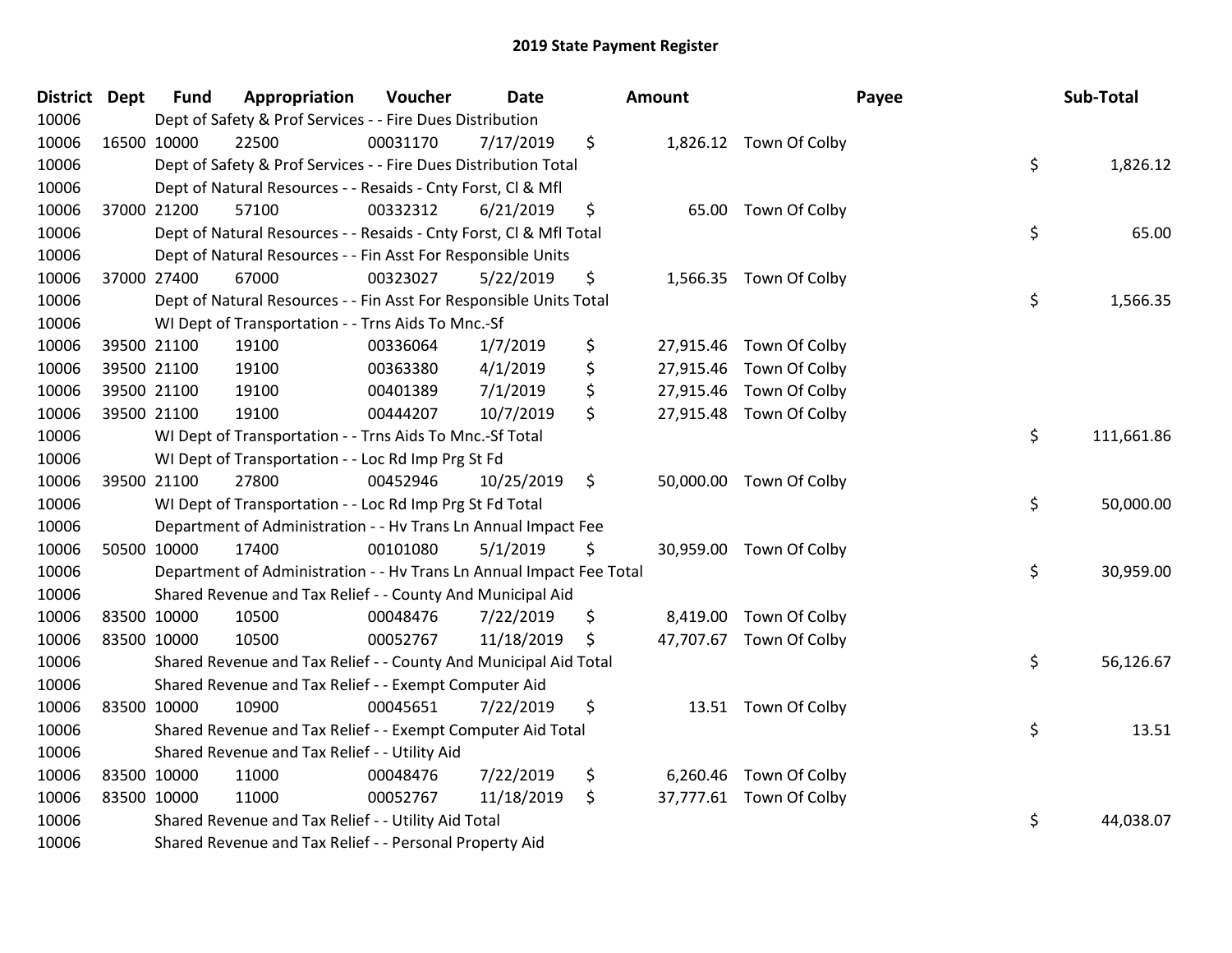# 2019 State Payment Register

| District | Dept | Fund | Appropriation | Voucher | Date | Amount | Payee | Sub-Total |
|---|---|---|---|---|---|---|---|---|
| 10006 | | Dept of Safety & Prof Services - - Fire Dues Distribution | | | | | | |
| 10006 | 16500 | 10000 | 22500 | 00031170 | 7/17/2019 | $ 1,826.12 | Town Of Colby | |
| 10006 | | Dept of Safety & Prof Services - - Fire Dues Distribution Total | | | | | | $ 1,826.12 |
| 10006 | | Dept of Natural Resources - - Resaids - Cnty Forst, Cl & Mfl | | | | | | |
| 10006 | 37000 | 21200 | 57100 | 00332312 | 6/21/2019 | $ 65.00 | Town Of Colby | |
| 10006 | | Dept of Natural Resources - - Resaids - Cnty Forst, Cl & Mfl Total | | | | | | $ 65.00 |
| 10006 | | Dept of Natural Resources - - Fin Asst For Responsible Units | | | | | | |
| 10006 | 37000 | 27400 | 67000 | 00323027 | 5/22/2019 | $ 1,566.35 | Town Of Colby | |
| 10006 | | Dept of Natural Resources - - Fin Asst For Responsible Units Total | | | | | | $ 1,566.35 |
| 10006 | | WI Dept of Transportation - - Trns Aids To Mnc.-Sf | | | | | | |
| 10006 | 39500 | 21100 | 19100 | 00336064 | 1/7/2019 | $ 27,915.46 | Town Of Colby | |
| 10006 | 39500 | 21100 | 19100 | 00363380 | 4/1/2019 | $ 27,915.46 | Town Of Colby | |
| 10006 | 39500 | 21100 | 19100 | 00401389 | 7/1/2019 | $ 27,915.46 | Town Of Colby | |
| 10006 | 39500 | 21100 | 19100 | 00444207 | 10/7/2019 | $ 27,915.48 | Town Of Colby | |
| 10006 | | WI Dept of Transportation - - Trns Aids To Mnc.-Sf Total | | | | | | $ 111,661.86 |
| 10006 | | WI Dept of Transportation - - Loc Rd Imp Prg St Fd | | | | | | |
| 10006 | 39500 | 21100 | 27800 | 00452946 | 10/25/2019 | $ 50,000.00 | Town Of Colby | |
| 10006 | | WI Dept of Transportation - - Loc Rd Imp Prg St Fd Total | | | | | | $ 50,000.00 |
| 10006 | | Department of Administration - - Hv Trans Ln Annual Impact Fee | | | | | | |
| 10006 | 50500 | 10000 | 17400 | 00101080 | 5/1/2019 | $ 30,959.00 | Town Of Colby | |
| 10006 | | Department of Administration - - Hv Trans Ln Annual Impact Fee Total | | | | | | $ 30,959.00 |
| 10006 | | Shared Revenue and Tax Relief - - County And Municipal Aid | | | | | | |
| 10006 | 83500 | 10000 | 10500 | 00048476 | 7/22/2019 | $ 8,419.00 | Town Of Colby | |
| 10006 | 83500 | 10000 | 10500 | 00052767 | 11/18/2019 | $ 47,707.67 | Town Of Colby | |
| 10006 | | Shared Revenue and Tax Relief - - County And Municipal Aid Total | | | | | | $ 56,126.67 |
| 10006 | | Shared Revenue and Tax Relief - - Exempt Computer Aid | | | | | | |
| 10006 | 83500 | 10000 | 10900 | 00045651 | 7/22/2019 | $ 13.51 | Town Of Colby | |
| 10006 | | Shared Revenue and Tax Relief - - Exempt Computer Aid Total | | | | | | $ 13.51 |
| 10006 | | Shared Revenue and Tax Relief - - Utility Aid | | | | | | |
| 10006 | 83500 | 10000 | 11000 | 00048476 | 7/22/2019 | $ 6,260.46 | Town Of Colby | |
| 10006 | 83500 | 10000 | 11000 | 00052767 | 11/18/2019 | $ 37,777.61 | Town Of Colby | |
| 10006 | | Shared Revenue and Tax Relief - - Utility Aid Total | | | | | | $ 44,038.07 |
| 10006 | | Shared Revenue and Tax Relief - - Personal Property Aid | | | | | | |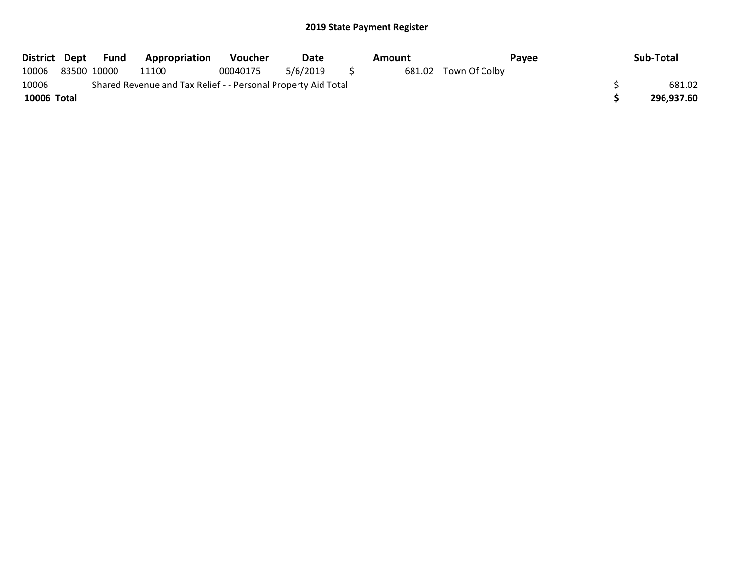## 2019 State Payment Register

| District | Dept | Fund | Appropriation | Voucher | Date | Amount | Payee | Sub-Total |
|---|---|---|---|---|---|---|---|---|
| 10006 | 83500 | 10000 | 11100 | 00040175 | 5/6/2019 | $ 681.02 | Town Of Colby | |
| 10006 | Shared Revenue and Tax Relief - - Personal Property Aid Total | | | | | | | $ 681.02 |
| **10006 Total** | | | | | | | | **$ 296,937.60** |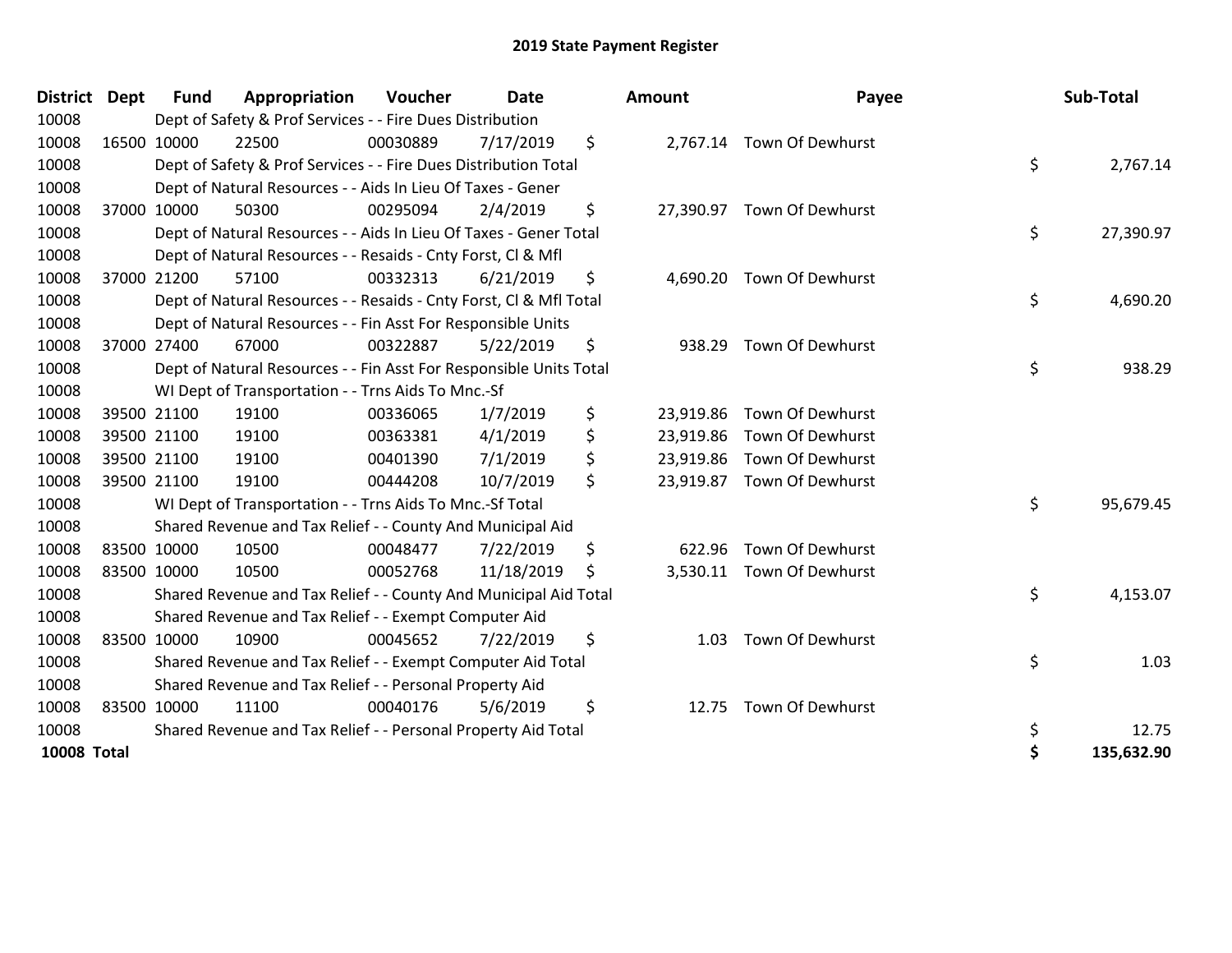# 2019 State Payment Register

| District | Dept | Fund | Appropriation | Voucher | Date | Amount | Payee | Sub-Total |
|---|---|---|---|---|---|---|---|---|
| 10008 | | Dept of Safety & Prof Services - - Fire Dues Distribution | | | | | | |
| 10008 | 16500 | 10000 | 22500 | 00030889 | 7/17/2019 | $ 2,767.14 | Town Of Dewhurst | |
| 10008 | | Dept of Safety & Prof Services - - Fire Dues Distribution Total | | | | | | $ 2,767.14 |
| 10008 | | Dept of Natural Resources - - Aids In Lieu Of Taxes - Gener | | | | | | |
| 10008 | 37000 | 10000 | 50300 | 00295094 | 2/4/2019 | $ 27,390.97 | Town Of Dewhurst | |
| 10008 | | Dept of Natural Resources - - Aids In Lieu Of Taxes - Gener Total | | | | | | $ 27,390.97 |
| 10008 | | Dept of Natural Resources - - Resaids - Cnty Forst, Cl & Mfl | | | | | | |
| 10008 | 37000 | 21200 | 57100 | 00332313 | 6/21/2019 | $ 4,690.20 | Town Of Dewhurst | |
| 10008 | | Dept of Natural Resources - - Resaids - Cnty Forst, Cl & Mfl Total | | | | | | $ 4,690.20 |
| 10008 | | Dept of Natural Resources - - Fin Asst For Responsible Units | | | | | | |
| 10008 | 37000 | 27400 | 67000 | 00322887 | 5/22/2019 | $ 938.29 | Town Of Dewhurst | |
| 10008 | | Dept of Natural Resources - - Fin Asst For Responsible Units Total | | | | | | $ 938.29 |
| 10008 | | WI Dept of Transportation - - Trns Aids To Mnc.-Sf | | | | | | |
| 10008 | 39500 | 21100 | 19100 | 00336065 | 1/7/2019 | $ 23,919.86 | Town Of Dewhurst | |
| 10008 | 39500 | 21100 | 19100 | 00363381 | 4/1/2019 | $ 23,919.86 | Town Of Dewhurst | |
| 10008 | 39500 | 21100 | 19100 | 00401390 | 7/1/2019 | $ 23,919.86 | Town Of Dewhurst | |
| 10008 | 39500 | 21100 | 19100 | 00444208 | 10/7/2019 | $ 23,919.87 | Town Of Dewhurst | |
| 10008 | | WI Dept of Transportation - - Trns Aids To Mnc.-Sf Total | | | | | | $ 95,679.45 |
| 10008 | | Shared Revenue and Tax Relief - - County And Municipal Aid | | | | | | |
| 10008 | 83500 | 10000 | 10500 | 00048477 | 7/22/2019 | $ 622.96 | Town Of Dewhurst | |
| 10008 | 83500 | 10000 | 10500 | 00052768 | 11/18/2019 | $ 3,530.11 | Town Of Dewhurst | |
| 10008 | | Shared Revenue and Tax Relief - - County And Municipal Aid Total | | | | | | $ 4,153.07 |
| 10008 | | Shared Revenue and Tax Relief - - Exempt Computer Aid | | | | | | |
| 10008 | 83500 | 10000 | 10900 | 00045652 | 7/22/2019 | $ 1.03 | Town Of Dewhurst | |
| 10008 | | Shared Revenue and Tax Relief - - Exempt Computer Aid Total | | | | | | $ 1.03 |
| 10008 | | Shared Revenue and Tax Relief - - Personal Property Aid | | | | | | |
| 10008 | 83500 | 10000 | 11100 | 00040176 | 5/6/2019 | $ 12.75 | Town Of Dewhurst | |
| 10008 | | Shared Revenue and Tax Relief - - Personal Property Aid Total | | | | | | $ 12.75 |
| **10008 Total** | | | | | | | | **$ 135,632.90** |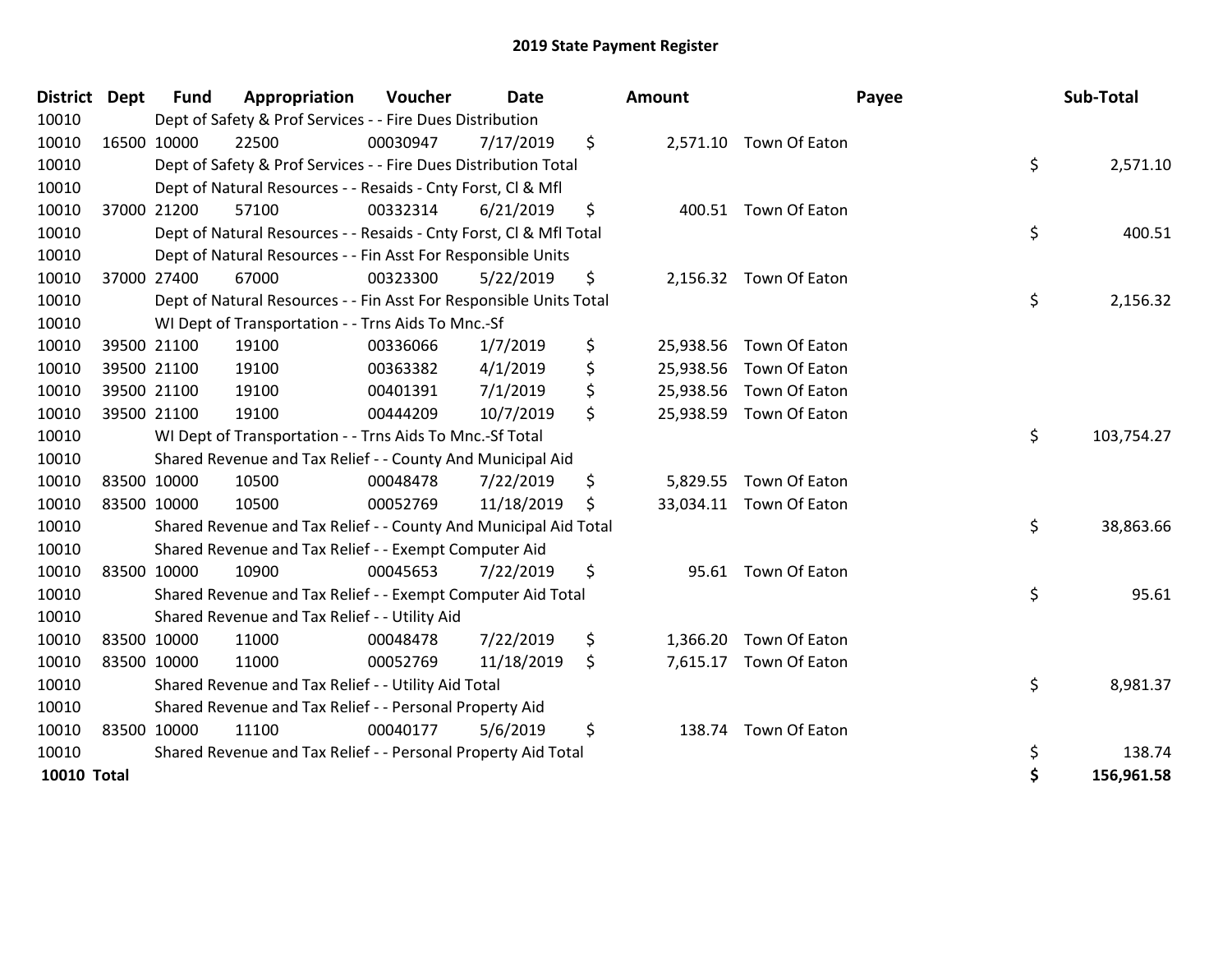# 2019 State Payment Register

| District | Dept | Fund | Appropriation | Voucher | Date | Amount | Payee | Sub-Total |
|---|---|---|---|---|---|---|---|---|
| 10010 | | Dept of Safety & Prof Services - - Fire Dues Distribution | | | | | | |
| 10010 | 16500 | 10000 | 22500 | 00030947 | 7/17/2019 | $ 2,571.10 | Town Of Eaton | |
| 10010 | | Dept of Safety & Prof Services - - Fire Dues Distribution Total | | | | | | $ 2,571.10 |
| 10010 | | Dept of Natural Resources - - Resaids - Cnty Forst, Cl & Mfl | | | | | | |
| 10010 | 37000 | 21200 | 57100 | 00332314 | 6/21/2019 | $ 400.51 | Town Of Eaton | |
| 10010 | | Dept of Natural Resources - - Resaids - Cnty Forst, Cl & Mfl Total | | | | | | $ 400.51 |
| 10010 | | Dept of Natural Resources - - Fin Asst For Responsible Units | | | | | | |
| 10010 | 37000 | 27400 | 67000 | 00323300 | 5/22/2019 | $ 2,156.32 | Town Of Eaton | |
| 10010 | | Dept of Natural Resources - - Fin Asst For Responsible Units Total | | | | | | $ 2,156.32 |
| 10010 | | WI Dept of Transportation - - Trns Aids To Mnc.-Sf | | | | | | |
| 10010 | 39500 | 21100 | 19100 | 00336066 | 1/7/2019 | $ 25,938.56 | Town Of Eaton | |
| 10010 | 39500 | 21100 | 19100 | 00363382 | 4/1/2019 | $ 25,938.56 | Town Of Eaton | |
| 10010 | 39500 | 21100 | 19100 | 00401391 | 7/1/2019 | $ 25,938.56 | Town Of Eaton | |
| 10010 | 39500 | 21100 | 19100 | 00444209 | 10/7/2019 | $ 25,938.59 | Town Of Eaton | |
| 10010 | | WI Dept of Transportation - - Trns Aids To Mnc.-Sf Total | | | | | | $ 103,754.27 |
| 10010 | | Shared Revenue and Tax Relief - - County And Municipal Aid | | | | | | |
| 10010 | 83500 | 10000 | 10500 | 00048478 | 7/22/2019 | $ 5,829.55 | Town Of Eaton | |
| 10010 | 83500 | 10000 | 10500 | 00052769 | 11/18/2019 | $ 33,034.11 | Town Of Eaton | |
| 10010 | | Shared Revenue and Tax Relief - - County And Municipal Aid Total | | | | | | $ 38,863.66 |
| 10010 | | Shared Revenue and Tax Relief - - Exempt Computer Aid | | | | | | |
| 10010 | 83500 | 10000 | 10900 | 00045653 | 7/22/2019 | $ 95.61 | Town Of Eaton | |
| 10010 | | Shared Revenue and Tax Relief - - Exempt Computer Aid Total | | | | | | $ 95.61 |
| 10010 | | Shared Revenue and Tax Relief - - Utility Aid | | | | | | |
| 10010 | 83500 | 10000 | 11000 | 00048478 | 7/22/2019 | $ 1,366.20 | Town Of Eaton | |
| 10010 | 83500 | 10000 | 11000 | 00052769 | 11/18/2019 | $ 7,615.17 | Town Of Eaton | |
| 10010 | | Shared Revenue and Tax Relief - - Utility Aid Total | | | | | | $ 8,981.37 |
| 10010 | | Shared Revenue and Tax Relief - - Personal Property Aid | | | | | | |
| 10010 | 83500 | 10000 | 11100 | 00040177 | 5/6/2019 | $ 138.74 | Town Of Eaton | |
| 10010 | | Shared Revenue and Tax Relief - - Personal Property Aid Total | | | | | | $ 138.74 |
| **10010 Total** | | | | | | | | **$ 156,961.58** |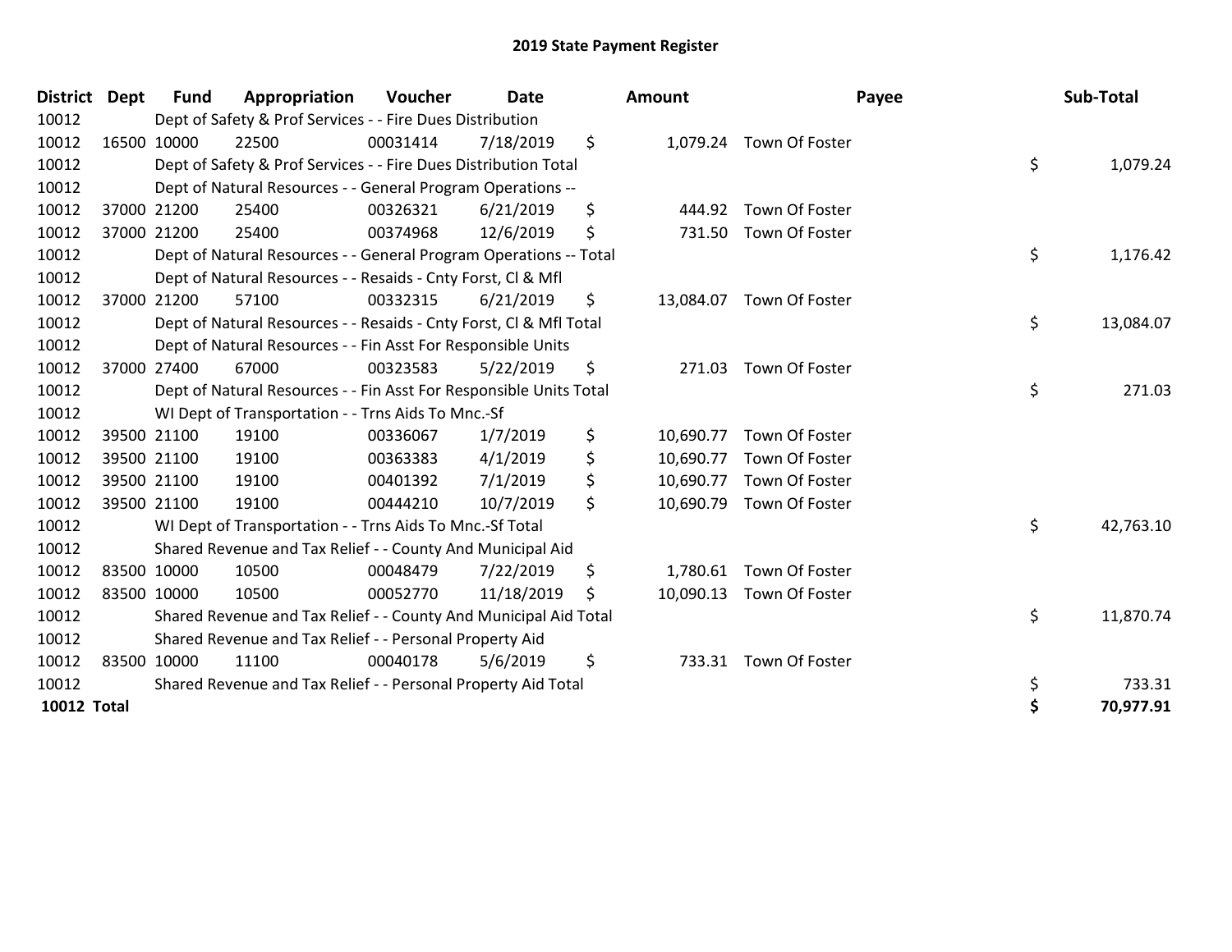# 2019 State Payment Register

| District | Dept | Fund | Appropriation | Voucher | Date | Amount | Payee | Sub-Total |
|---|---|---|---|---|---|---|---|---|
| 10012 | | Dept of Safety & Prof Services - - Fire Dues Distribution | | | | | | |
| 10012 | 16500 | 10000 | 22500 | 00031414 | 7/18/2019 | $ 1,079.24 | Town Of Foster | |
| 10012 | | Dept of Safety & Prof Services - - Fire Dues Distribution Total | | | | | | $ 1,079.24 |
| 10012 | | Dept of Natural Resources - - General Program Operations -- | | | | | | |
| 10012 | 37000 | 21200 | 25400 | 00326321 | 6/21/2019 | $ 444.92 | Town Of Foster | |
| 10012 | 37000 | 21200 | 25400 | 00374968 | 12/6/2019 | $ 731.50 | Town Of Foster | |
| 10012 | | Dept of Natural Resources - - General Program Operations -- Total | | | | | | $ 1,176.42 |
| 10012 | | Dept of Natural Resources - - Resaids - Cnty Forst, Cl & Mfl | | | | | | |
| 10012 | 37000 | 21200 | 57100 | 00332315 | 6/21/2019 | $ 13,084.07 | Town Of Foster | |
| 10012 | | Dept of Natural Resources - - Resaids - Cnty Forst, Cl & Mfl Total | | | | | | $ 13,084.07 |
| 10012 | | Dept of Natural Resources - - Fin Asst For Responsible Units | | | | | | |
| 10012 | 37000 | 27400 | 67000 | 00323583 | 5/22/2019 | $ 271.03 | Town Of Foster | |
| 10012 | | Dept of Natural Resources - - Fin Asst For Responsible Units Total | | | | | | $ 271.03 |
| 10012 | | WI Dept of Transportation - - Trns Aids To Mnc.-Sf | | | | | | |
| 10012 | 39500 | 21100 | 19100 | 00336067 | 1/7/2019 | $ 10,690.77 | Town Of Foster | |
| 10012 | 39500 | 21100 | 19100 | 00363383 | 4/1/2019 | $ 10,690.77 | Town Of Foster | |
| 10012 | 39500 | 21100 | 19100 | 00401392 | 7/1/2019 | $ 10,690.77 | Town Of Foster | |
| 10012 | 39500 | 21100 | 19100 | 00444210 | 10/7/2019 | $ 10,690.79 | Town Of Foster | |
| 10012 | | WI Dept of Transportation - - Trns Aids To Mnc.-Sf Total | | | | | | $ 42,763.10 |
| 10012 | | Shared Revenue and Tax Relief - - County And Municipal Aid | | | | | | |
| 10012 | 83500 | 10000 | 10500 | 00048479 | 7/22/2019 | $ 1,780.61 | Town Of Foster | |
| 10012 | 83500 | 10000 | 10500 | 00052770 | 11/18/2019 | $ 10,090.13 | Town Of Foster | |
| 10012 | | Shared Revenue and Tax Relief - - County And Municipal Aid Total | | | | | | $ 11,870.74 |
| 10012 | | Shared Revenue and Tax Relief - - Personal Property Aid | | | | | | |
| 10012 | 83500 | 10000 | 11100 | 00040178 | 5/6/2019 | $ 733.31 | Town Of Foster | |
| 10012 | | Shared Revenue and Tax Relief - - Personal Property Aid Total | | | | | | $ 733.31 |
| **10012 Total** | | | | | | | | **$ 70,977.91** |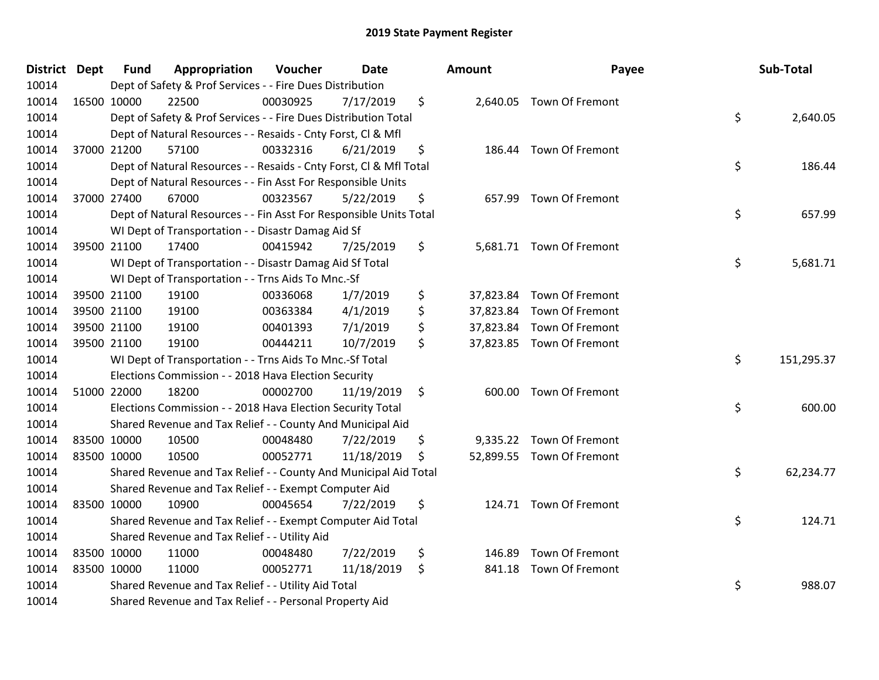# 2019 State Payment Register

| District | Dept | Fund | Appropriation | Voucher | Date | Amount | Payee | Sub-Total |
|---|---|---|---|---|---|---|---|---|
| 10014 | | Dept of Safety & Prof Services - - Fire Dues Distribution | | | | | | |
| 10014 | 16500 | 10000 | 22500 | 00030925 | 7/17/2019 | $ 2,640.05 | Town Of Fremont | |
| 10014 | | Dept of Safety & Prof Services - - Fire Dues Distribution Total | | | | | | $ 2,640.05 |
| 10014 | | Dept of Natural Resources - - Resaids - Cnty Forst, Cl & Mfl | | | | | | |
| 10014 | 37000 | 21200 | 57100 | 00332316 | 6/21/2019 | $ 186.44 | Town Of Fremont | |
| 10014 | | Dept of Natural Resources - - Resaids - Cnty Forst, Cl & Mfl Total | | | | | | $ 186.44 |
| 10014 | | Dept of Natural Resources - - Fin Asst For Responsible Units | | | | | | |
| 10014 | 37000 | 27400 | 67000 | 00323567 | 5/22/2019 | $ 657.99 | Town Of Fremont | |
| 10014 | | Dept of Natural Resources - - Fin Asst For Responsible Units Total | | | | | | $ 657.99 |
| 10014 | | WI Dept of Transportation - - Disastr Damag Aid Sf | | | | | | |
| 10014 | 39500 | 21100 | 17400 | 00415942 | 7/25/2019 | $ 5,681.71 | Town Of Fremont | |
| 10014 | | WI Dept of Transportation - - Disastr Damag Aid Sf Total | | | | | | $ 5,681.71 |
| 10014 | | WI Dept of Transportation - - Trns Aids To Mnc.-Sf | | | | | | |
| 10014 | 39500 | 21100 | 19100 | 00336068 | 1/7/2019 | $ 37,823.84 | Town Of Fremont | |
| 10014 | 39500 | 21100 | 19100 | 00363384 | 4/1/2019 | $ 37,823.84 | Town Of Fremont | |
| 10014 | 39500 | 21100 | 19100 | 00401393 | 7/1/2019 | $ 37,823.84 | Town Of Fremont | |
| 10014 | 39500 | 21100 | 19100 | 00444211 | 10/7/2019 | $ 37,823.85 | Town Of Fremont | |
| 10014 | | WI Dept of Transportation - - Trns Aids To Mnc.-Sf Total | | | | | | $ 151,295.37 |
| 10014 | | Elections Commission - - 2018 Hava Election Security | | | | | | |
| 10014 | 51000 | 22000 | 18200 | 00002700 | 11/19/2019 | $ 600.00 | Town Of Fremont | |
| 10014 | | Elections Commission - - 2018 Hava Election Security Total | | | | | | $ 600.00 |
| 10014 | | Shared Revenue and Tax Relief - - County And Municipal Aid | | | | | | |
| 10014 | 83500 | 10000 | 10500 | 00048480 | 7/22/2019 | $ 9,335.22 | Town Of Fremont | |
| 10014 | 83500 | 10000 | 10500 | 00052771 | 11/18/2019 | $ 52,899.55 | Town Of Fremont | |
| 10014 | | Shared Revenue and Tax Relief - - County And Municipal Aid Total | | | | | | $ 62,234.77 |
| 10014 | | Shared Revenue and Tax Relief - - Exempt Computer Aid | | | | | | |
| 10014 | 83500 | 10000 | 10900 | 00045654 | 7/22/2019 | $ 124.71 | Town Of Fremont | |
| 10014 | | Shared Revenue and Tax Relief - - Exempt Computer Aid Total | | | | | | $ 124.71 |
| 10014 | | Shared Revenue and Tax Relief - - Utility Aid | | | | | | |
| 10014 | 83500 | 10000 | 11000 | 00048480 | 7/22/2019 | $ 146.89 | Town Of Fremont | |
| 10014 | 83500 | 10000 | 11000 | 00052771 | 11/18/2019 | $ 841.18 | Town Of Fremont | |
| 10014 | | Shared Revenue and Tax Relief - - Utility Aid Total | | | | | | $ 988.07 |
| 10014 | | Shared Revenue and Tax Relief - - Personal Property Aid | | | | | | |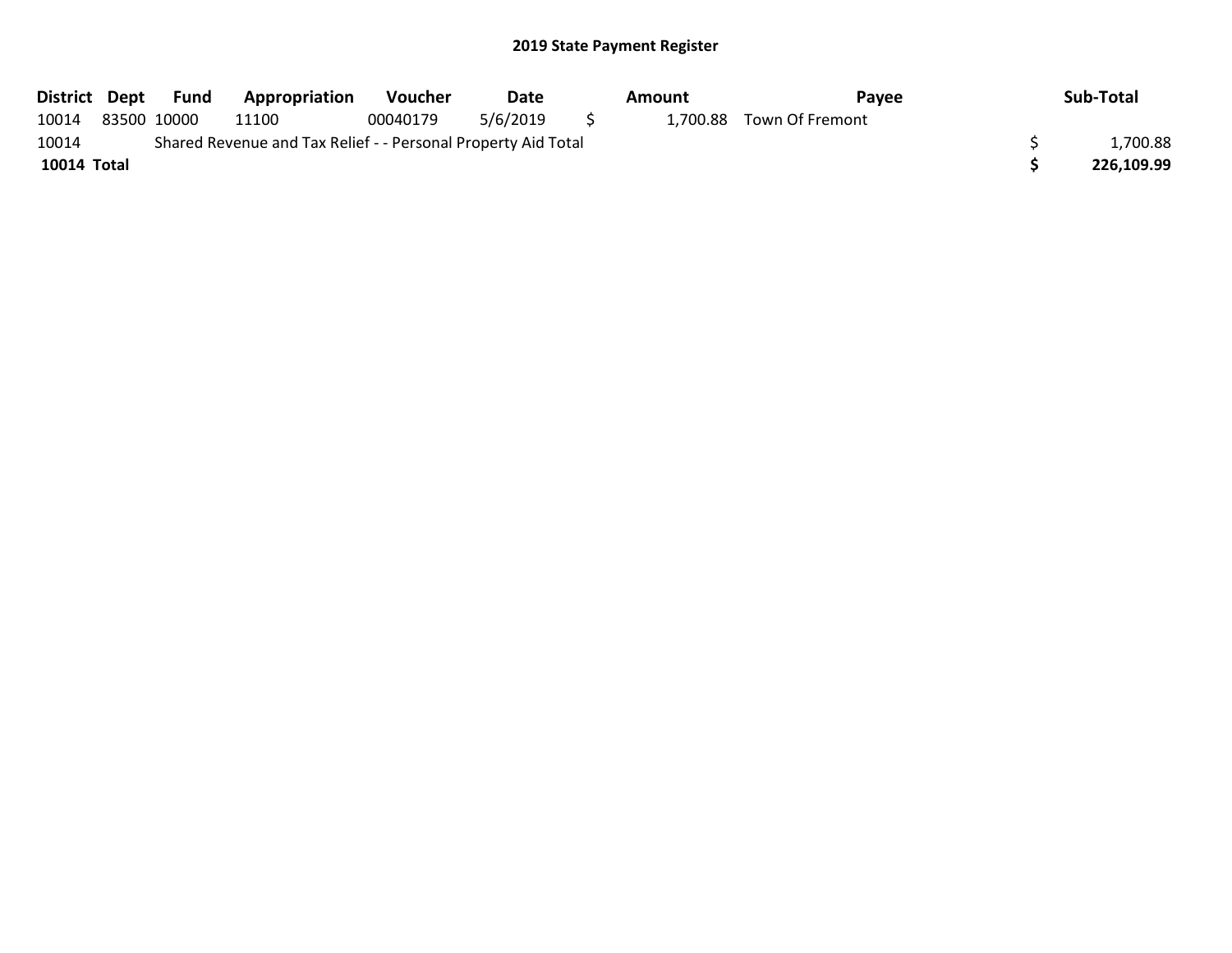## 2019 State Payment Register

| District | Dept | Fund | Appropriation | Voucher | Date | Amount | Payee | Sub-Total |
|---|---|---|---|---|---|---|---|---|
| 10014 | 83500 | 10000 | 11100 | 00040179 | 5/6/2019 | $ 1,700.88 | Town Of Fremont | |
| 10014 | | Shared Revenue and Tax Relief - - Personal Property Aid Total | | | | | | $ 1,700.88 |
| **10014 Total** | | | | | | | | **$ 226,109.99** |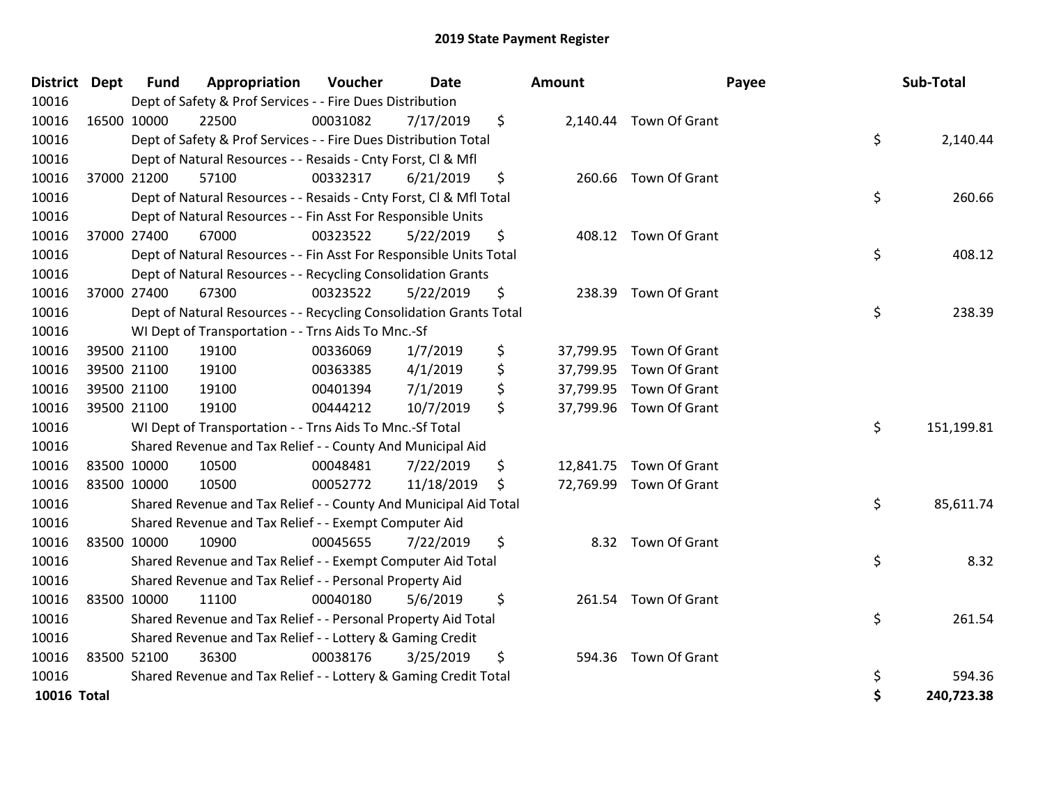# 2019 State Payment Register

| District | Dept | Fund | Appropriation | Voucher | Date | Amount | Payee | Sub-Total |
|---|---|---|---|---|---|---|---|---|
| 10016 | | Dept of Safety & Prof Services - - Fire Dues Distribution | | | | | | |
| 10016 | 16500 | 10000 | 22500 | 00031082 | 7/17/2019 | $ 2,140.44 | Town Of Grant | |
| 10016 | | Dept of Safety & Prof Services - - Fire Dues Distribution Total | | | | | | $ 2,140.44 |
| 10016 | | Dept of Natural Resources - - Resaids - Cnty Forst, Cl & Mfl | | | | | | |
| 10016 | 37000 | 21200 | 57100 | 00332317 | 6/21/2019 | $ 260.66 | Town Of Grant | |
| 10016 | | Dept of Natural Resources - - Resaids - Cnty Forst, Cl & Mfl Total | | | | | | $ 260.66 |
| 10016 | | Dept of Natural Resources - - Fin Asst For Responsible Units | | | | | | |
| 10016 | 37000 | 27400 | 67000 | 00323522 | 5/22/2019 | $ 408.12 | Town Of Grant | |
| 10016 | | Dept of Natural Resources - - Fin Asst For Responsible Units Total | | | | | | $ 408.12 |
| 10016 | | Dept of Natural Resources - - Recycling Consolidation Grants | | | | | | |
| 10016 | 37000 | 27400 | 67300 | 00323522 | 5/22/2019 | $ 238.39 | Town Of Grant | |
| 10016 | | Dept of Natural Resources - - Recycling Consolidation Grants Total | | | | | | $ 238.39 |
| 10016 | | WI Dept of Transportation - - Trns Aids To Mnc.-Sf | | | | | | |
| 10016 | 39500 | 21100 | 19100 | 00336069 | 1/7/2019 | $ 37,799.95 | Town Of Grant | |
| 10016 | 39500 | 21100 | 19100 | 00363385 | 4/1/2019 | $ 37,799.95 | Town Of Grant | |
| 10016 | 39500 | 21100 | 19100 | 00401394 | 7/1/2019 | $ 37,799.95 | Town Of Grant | |
| 10016 | 39500 | 21100 | 19100 | 00444212 | 10/7/2019 | $ 37,799.96 | Town Of Grant | |
| 10016 | | WI Dept of Transportation - - Trns Aids To Mnc.-Sf Total | | | | | | $ 151,199.81 |
| 10016 | | Shared Revenue and Tax Relief - - County And Municipal Aid | | | | | | |
| 10016 | 83500 | 10000 | 10500 | 00048481 | 7/22/2019 | $ 12,841.75 | Town Of Grant | |
| 10016 | 83500 | 10000 | 10500 | 00052772 | 11/18/2019 | $ 72,769.99 | Town Of Grant | |
| 10016 | | Shared Revenue and Tax Relief - - County And Municipal Aid Total | | | | | | $ 85,611.74 |
| 10016 | | Shared Revenue and Tax Relief - - Exempt Computer Aid | | | | | | |
| 10016 | 83500 | 10000 | 10900 | 00045655 | 7/22/2019 | $ 8.32 | Town Of Grant | |
| 10016 | | Shared Revenue and Tax Relief - - Exempt Computer Aid Total | | | | | | $ 8.32 |
| 10016 | | Shared Revenue and Tax Relief - - Personal Property Aid | | | | | | |
| 10016 | 83500 | 10000 | 11100 | 00040180 | 5/6/2019 | $ 261.54 | Town Of Grant | |
| 10016 | | Shared Revenue and Tax Relief - - Personal Property Aid Total | | | | | | $ 261.54 |
| 10016 | | Shared Revenue and Tax Relief - - Lottery & Gaming Credit | | | | | | |
| 10016 | 83500 | 52100 | 36300 | 00038176 | 3/25/2019 | $ 594.36 | Town Of Grant | |
| 10016 | | Shared Revenue and Tax Relief - - Lottery & Gaming Credit Total | | | | | | $ 594.36 |
| **10016 Total** | | | | | | | | **$ 240,723.38** |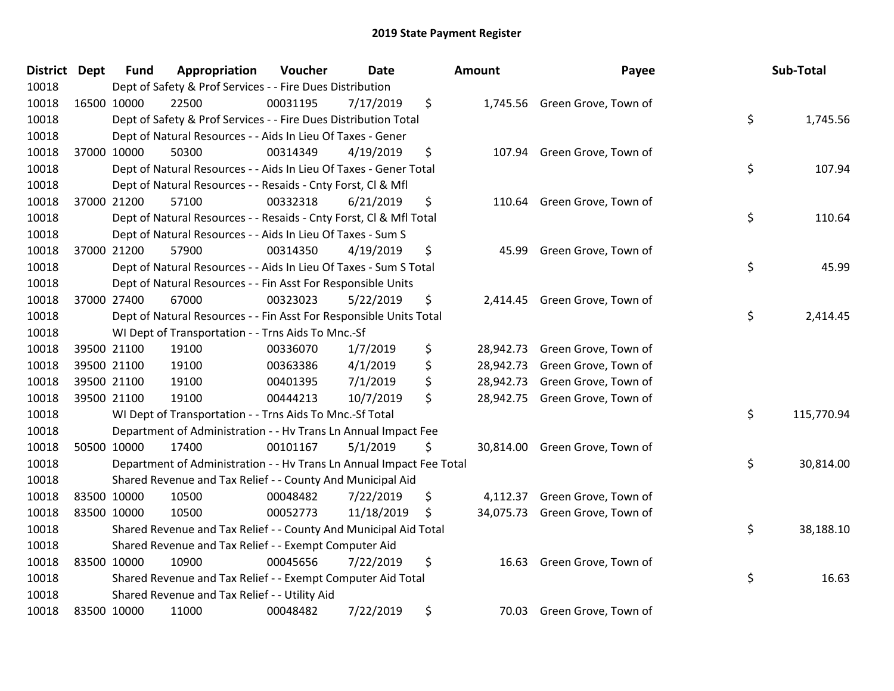## 2019 State Payment Register

| District | Dept | Fund | Appropriation | Voucher | Date | Amount | Payee | Sub-Total |
|---|---|---|---|---|---|---|---|---|
| 10018 | | Dept of Safety & Prof Services - - Fire Dues Distribution | | | | | | |
| 10018 | 16500 | 10000 | 22500 | 00031195 | 7/17/2019 | $ 1,745.56 | Green Grove, Town of | |
| 10018 | | Dept of Safety & Prof Services - - Fire Dues Distribution Total | | | | | | $ 1,745.56 |
| 10018 | | Dept of Natural Resources - - Aids In Lieu Of Taxes - Gener | | | | | | |
| 10018 | 37000 | 10000 | 50300 | 00314349 | 4/19/2019 | $ 107.94 | Green Grove, Town of | |
| 10018 | | Dept of Natural Resources - - Aids In Lieu Of Taxes - Gener Total | | | | | | $ 107.94 |
| 10018 | | Dept of Natural Resources - - Resaids - Cnty Forst, Cl & Mfl | | | | | | |
| 10018 | 37000 | 21200 | 57100 | 00332318 | 6/21/2019 | $ 110.64 | Green Grove, Town of | |
| 10018 | | Dept of Natural Resources - - Resaids - Cnty Forst, Cl & Mfl Total | | | | | | $ 110.64 |
| 10018 | | Dept of Natural Resources - - Aids In Lieu Of Taxes - Sum S | | | | | | |
| 10018 | 37000 | 21200 | 57900 | 00314350 | 4/19/2019 | $ 45.99 | Green Grove, Town of | |
| 10018 | | Dept of Natural Resources - - Aids In Lieu Of Taxes - Sum S Total | | | | | | $ 45.99 |
| 10018 | | Dept of Natural Resources - - Fin Asst For Responsible Units | | | | | | |
| 10018 | 37000 | 27400 | 67000 | 00323023 | 5/22/2019 | $ 2,414.45 | Green Grove, Town of | |
| 10018 | | Dept of Natural Resources - - Fin Asst For Responsible Units Total | | | | | | $ 2,414.45 |
| 10018 | | WI Dept of Transportation - - Trns Aids To Mnc.-Sf | | | | | | |
| 10018 | 39500 | 21100 | 19100 | 00336070 | 1/7/2019 | $ 28,942.73 | Green Grove, Town of | |
| 10018 | 39500 | 21100 | 19100 | 00363386 | 4/1/2019 | $ 28,942.73 | Green Grove, Town of | |
| 10018 | 39500 | 21100 | 19100 | 00401395 | 7/1/2019 | $ 28,942.73 | Green Grove, Town of | |
| 10018 | 39500 | 21100 | 19100 | 00444213 | 10/7/2019 | $ 28,942.75 | Green Grove, Town of | |
| 10018 | | WI Dept of Transportation - - Trns Aids To Mnc.-Sf Total | | | | | | $ 115,770.94 |
| 10018 | | Department of Administration - - Hv Trans Ln Annual Impact Fee | | | | | | |
| 10018 | 50500 | 10000 | 17400 | 00101167 | 5/1/2019 | $ 30,814.00 | Green Grove, Town of | |
| 10018 | | Department of Administration - - Hv Trans Ln Annual Impact Fee Total | | | | | | $ 30,814.00 |
| 10018 | | Shared Revenue and Tax Relief - - County And Municipal Aid | | | | | | |
| 10018 | 83500 | 10000 | 10500 | 00048482 | 7/22/2019 | $ 4,112.37 | Green Grove, Town of | |
| 10018 | 83500 | 10000 | 10500 | 00052773 | 11/18/2019 | $ 34,075.73 | Green Grove, Town of | |
| 10018 | | Shared Revenue and Tax Relief - - County And Municipal Aid Total | | | | | | $ 38,188.10 |
| 10018 | | Shared Revenue and Tax Relief - - Exempt Computer Aid | | | | | | |
| 10018 | 83500 | 10000 | 10900 | 00045656 | 7/22/2019 | $ 16.63 | Green Grove, Town of | |
| 10018 | | Shared Revenue and Tax Relief - - Exempt Computer Aid Total | | | | | | $ 16.63 |
| 10018 | | Shared Revenue and Tax Relief - - Utility Aid | | | | | | |
| 10018 | 83500 | 10000 | 11000 | 00048482 | 7/22/2019 | $ 70.03 | Green Grove, Town of | |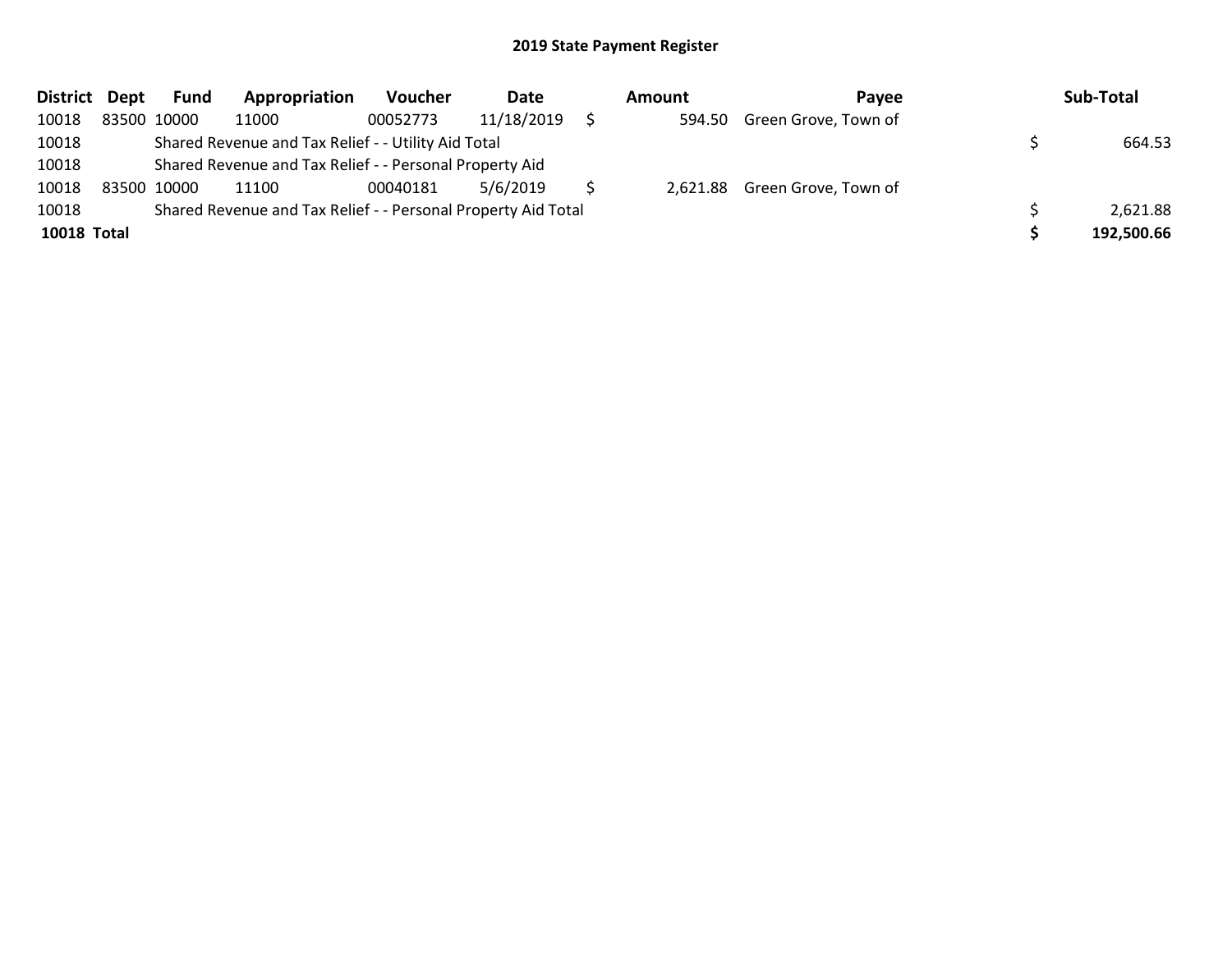**2019 State Payment Register**

| District | Dept | Fund | Appropriation | Voucher | Date | Amount | Payee | Sub-Total |
|---|---|---|---|---|---|---|---|---|
| 10018 | 83500 | 10000 | 11000 | 00052773 | 11/18/2019 | $ 594.50 | Green Grove, Town of | |
| 10018 | | Shared Revenue and Tax Relief - - Utility Aid Total | | | | | | $ 664.53 |
| 10018 | | Shared Revenue and Tax Relief - - Personal Property Aid | | | | | | |
| 10018 | 83500 | 10000 | 11100 | 00040181 | 5/6/2019 | $ 2,621.88 | Green Grove, Town of | |
| 10018 | | Shared Revenue and Tax Relief - - Personal Property Aid Total | | | | | | $ 2,621.88 |
| **10018 Total** | | | | | | | | **$ 192,500.66** |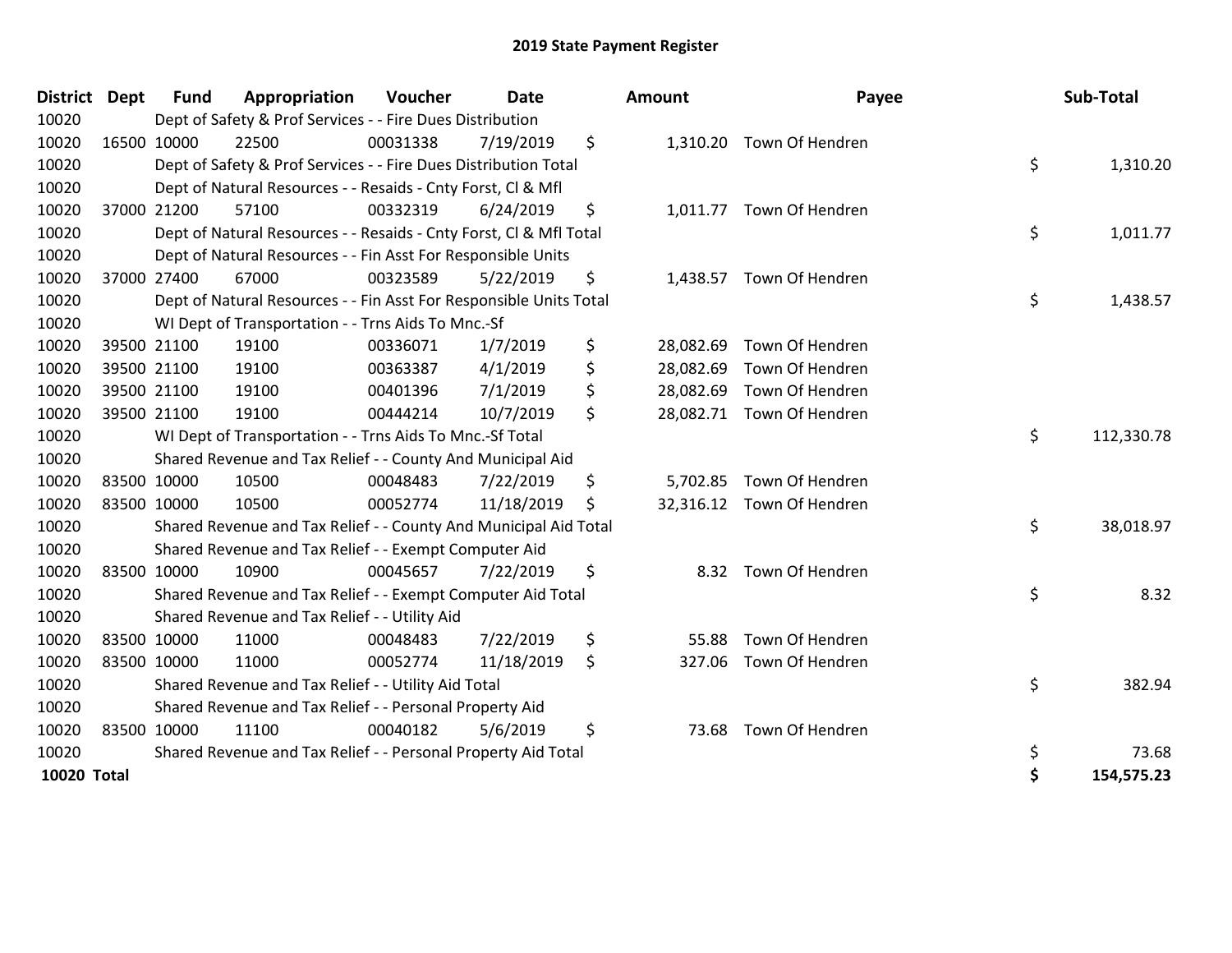# 2019 State Payment Register

| District | Dept | Fund | Appropriation | Voucher | Date | Amount | Payee | Sub-Total |
|---|---|---|---|---|---|---|---|---|
| 10020 | | Dept of Safety & Prof Services - - Fire Dues Distribution | | | | | | |
| 10020 | 16500 | 10000 | 22500 | 00031338 | 7/19/2019 | $ 1,310.20 | Town Of Hendren | |
| 10020 | | Dept of Safety & Prof Services - - Fire Dues Distribution Total | | | | | | $ 1,310.20 |
| 10020 | | Dept of Natural Resources - - Resaids - Cnty Forst, Cl & Mfl | | | | | | |
| 10020 | 37000 | 21200 | 57100 | 00332319 | 6/24/2019 | $ 1,011.77 | Town Of Hendren | |
| 10020 | | Dept of Natural Resources - - Resaids - Cnty Forst, Cl & Mfl Total | | | | | | $ 1,011.77 |
| 10020 | | Dept of Natural Resources - - Fin Asst For Responsible Units | | | | | | |
| 10020 | 37000 | 27400 | 67000 | 00323589 | 5/22/2019 | $ 1,438.57 | Town Of Hendren | |
| 10020 | | Dept of Natural Resources - - Fin Asst For Responsible Units Total | | | | | | $ 1,438.57 |
| 10020 | | WI Dept of Transportation - - Trns Aids To Mnc.-Sf | | | | | | |
| 10020 | 39500 | 21100 | 19100 | 00336071 | 1/7/2019 | $ 28,082.69 | Town Of Hendren | |
| 10020 | 39500 | 21100 | 19100 | 00363387 | 4/1/2019 | $ 28,082.69 | Town Of Hendren | |
| 10020 | 39500 | 21100 | 19100 | 00401396 | 7/1/2019 | $ 28,082.69 | Town Of Hendren | |
| 10020 | 39500 | 21100 | 19100 | 00444214 | 10/7/2019 | $ 28,082.71 | Town Of Hendren | |
| 10020 | | WI Dept of Transportation - - Trns Aids To Mnc.-Sf Total | | | | | | $ 112,330.78 |
| 10020 | | Shared Revenue and Tax Relief - - County And Municipal Aid | | | | | | |
| 10020 | 83500 | 10000 | 10500 | 00048483 | 7/22/2019 | $ 5,702.85 | Town Of Hendren | |
| 10020 | 83500 | 10000 | 10500 | 00052774 | 11/18/2019 | $ 32,316.12 | Town Of Hendren | |
| 10020 | | Shared Revenue and Tax Relief - - County And Municipal Aid Total | | | | | | $ 38,018.97 |
| 10020 | | Shared Revenue and Tax Relief - - Exempt Computer Aid | | | | | | |
| 10020 | 83500 | 10000 | 10900 | 00045657 | 7/22/2019 | $ 8.32 | Town Of Hendren | |
| 10020 | | Shared Revenue and Tax Relief - - Exempt Computer Aid Total | | | | | | $ 8.32 |
| 10020 | | Shared Revenue and Tax Relief - - Utility Aid | | | | | | |
| 10020 | 83500 | 10000 | 11000 | 00048483 | 7/22/2019 | $ 55.88 | Town Of Hendren | |
| 10020 | 83500 | 10000 | 11000 | 00052774 | 11/18/2019 | $ 327.06 | Town Of Hendren | |
| 10020 | | Shared Revenue and Tax Relief - - Utility Aid Total | | | | | | $ 382.94 |
| 10020 | | Shared Revenue and Tax Relief - - Personal Property Aid | | | | | | |
| 10020 | 83500 | 10000 | 11100 | 00040182 | 5/6/2019 | $ 73.68 | Town Of Hendren | |
| 10020 | | Shared Revenue and Tax Relief - - Personal Property Aid Total | | | | | | $ 73.68 |
| **10020 Total** | | | | | | | | **$ 154,575.23** |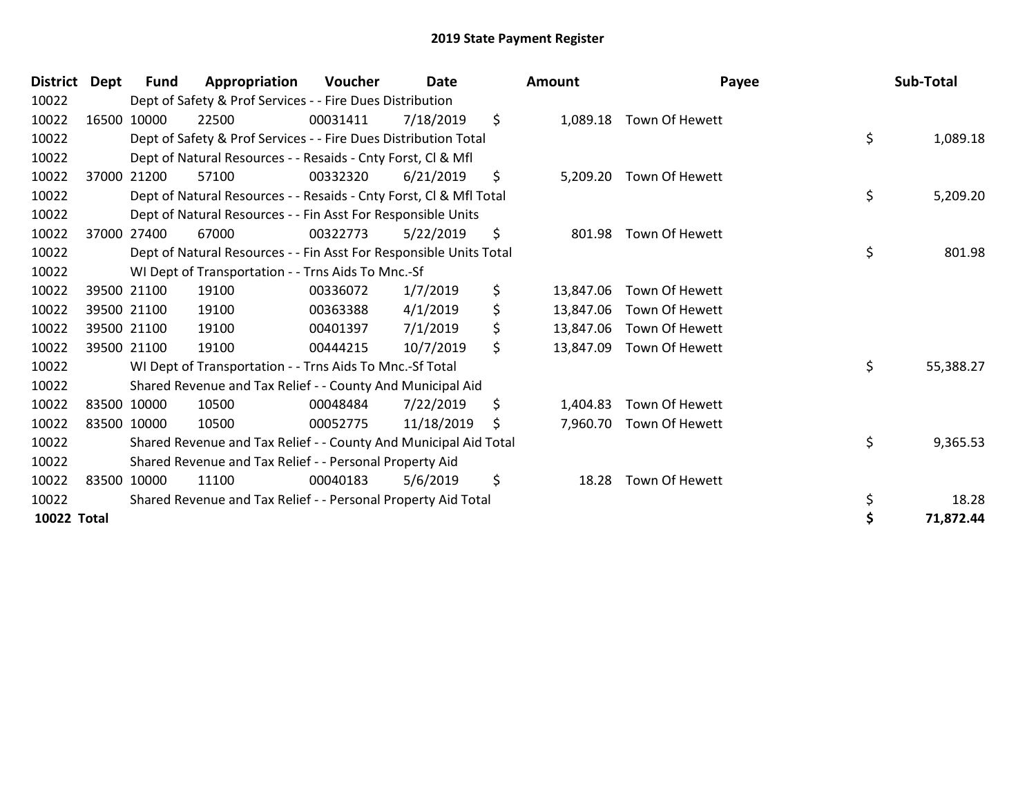# 2019 State Payment Register

| District | Dept | Fund | Appropriation | Voucher | Date | Amount | Payee | Sub-Total |
|---|---|---|---|---|---|---|---|---|
| 10022 | | Dept of Safety & Prof Services - - Fire Dues Distribution | | | | | | |
| 10022 | 16500 | 10000 | 22500 | 00031411 | 7/18/2019 | $ 1,089.18 | Town Of Hewett | |
| 10022 | | Dept of Safety & Prof Services - - Fire Dues Distribution Total | | | | | | $ 1,089.18 |
| 10022 | | Dept of Natural Resources - - Resaids - Cnty Forst, Cl & Mfl | | | | | | |
| 10022 | 37000 | 21200 | 57100 | 00332320 | 6/21/2019 | $ 5,209.20 | Town Of Hewett | |
| 10022 | | Dept of Natural Resources - - Resaids - Cnty Forst, Cl & Mfl Total | | | | | | $ 5,209.20 |
| 10022 | | Dept of Natural Resources - - Fin Asst For Responsible Units | | | | | | |
| 10022 | 37000 | 27400 | 67000 | 00322773 | 5/22/2019 | $ 801.98 | Town Of Hewett | |
| 10022 | | Dept of Natural Resources - - Fin Asst For Responsible Units Total | | | | | | $ 801.98 |
| 10022 | | WI Dept of Transportation - - Trns Aids To Mnc.-Sf | | | | | | |
| 10022 | 39500 | 21100 | 19100 | 00336072 | 1/7/2019 | $ 13,847.06 | Town Of Hewett | |
| 10022 | 39500 | 21100 | 19100 | 00363388 | 4/1/2019 | $ 13,847.06 | Town Of Hewett | |
| 10022 | 39500 | 21100 | 19100 | 00401397 | 7/1/2019 | $ 13,847.06 | Town Of Hewett | |
| 10022 | 39500 | 21100 | 19100 | 00444215 | 10/7/2019 | $ 13,847.09 | Town Of Hewett | |
| 10022 | | WI Dept of Transportation - - Trns Aids To Mnc.-Sf Total | | | | | | $ 55,388.27 |
| 10022 | | Shared Revenue and Tax Relief - - County And Municipal Aid | | | | | | |
| 10022 | 83500 | 10000 | 10500 | 00048484 | 7/22/2019 | $ 1,404.83 | Town Of Hewett | |
| 10022 | 83500 | 10000 | 10500 | 00052775 | 11/18/2019 | $ 7,960.70 | Town Of Hewett | |
| 10022 | | Shared Revenue and Tax Relief - - County And Municipal Aid Total | | | | | | $ 9,365.53 |
| 10022 | | Shared Revenue and Tax Relief - - Personal Property Aid | | | | | | |
| 10022 | 83500 | 10000 | 11100 | 00040183 | 5/6/2019 | $ 18.28 | Town Of Hewett | |
| 10022 | | Shared Revenue and Tax Relief - - Personal Property Aid Total | | | | | | $ 18.28 |
| **10022 Total** | | | | | | | | **$ 71,872.44** |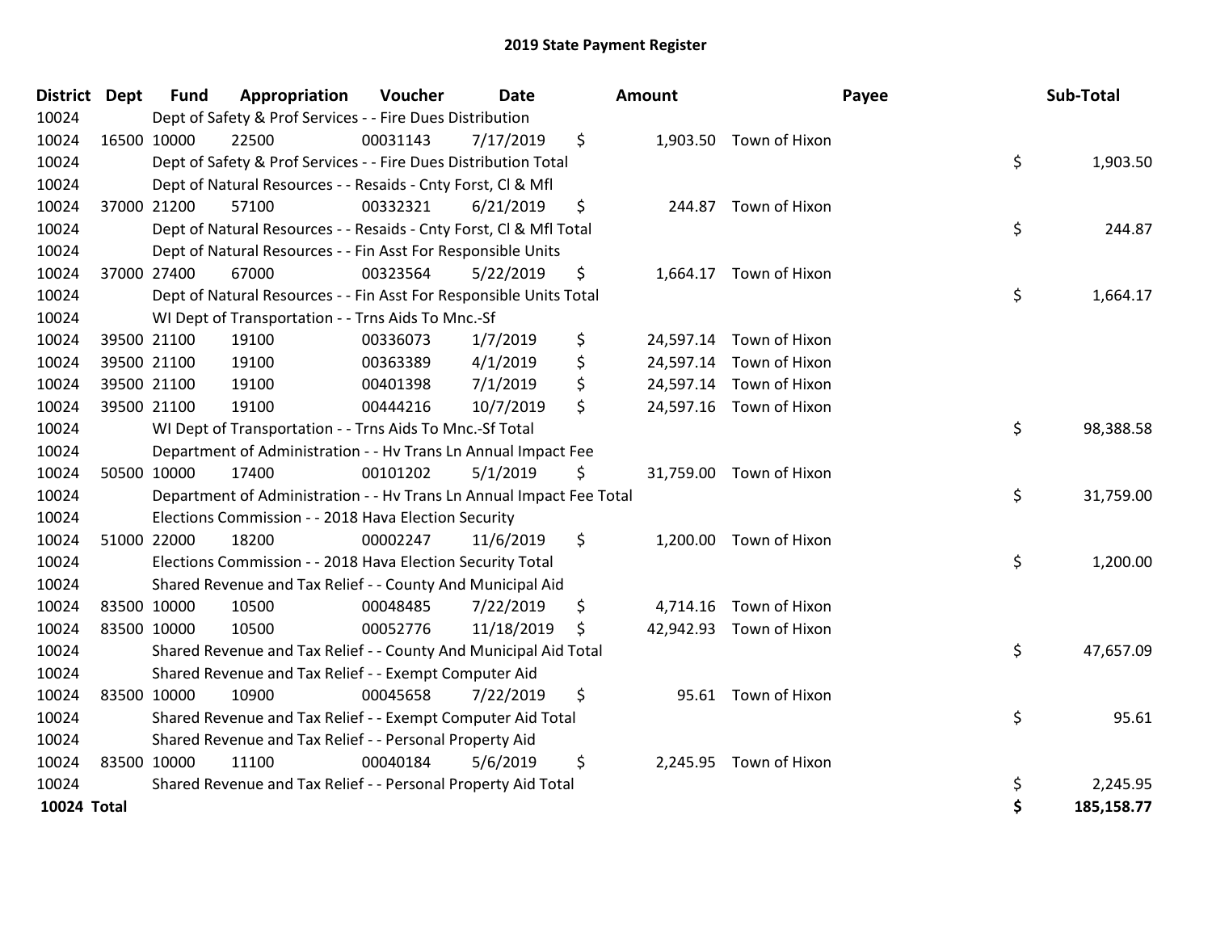# 2019 State Payment Register

| District | Dept | Fund | Appropriation | Voucher | Date | Amount | Payee | Sub-Total |
|---|---|---|---|---|---|---|---|---|
| 10024 | | Dept of Safety & Prof Services - - Fire Dues Distribution | | | | | | |
| 10024 | 16500 | 10000 | 22500 | 00031143 | 7/17/2019 | $ 1,903.50 | Town of Hixon | |
| 10024 | | Dept of Safety & Prof Services - - Fire Dues Distribution Total | | | | | | $ 1,903.50 |
| 10024 | | Dept of Natural Resources - - Resaids - Cnty Forst, Cl & Mfl | | | | | | |
| 10024 | 37000 | 21200 | 57100 | 00332321 | 6/21/2019 | $ 244.87 | Town of Hixon | |
| 10024 | | Dept of Natural Resources - - Resaids - Cnty Forst, Cl & Mfl Total | | | | | | $ 244.87 |
| 10024 | | Dept of Natural Resources - - Fin Asst For Responsible Units | | | | | | |
| 10024 | 37000 | 27400 | 67000 | 00323564 | 5/22/2019 | $ 1,664.17 | Town of Hixon | |
| 10024 | | Dept of Natural Resources - - Fin Asst For Responsible Units Total | | | | | | $ 1,664.17 |
| 10024 | | WI Dept of Transportation - - Trns Aids To Mnc.-Sf | | | | | | |
| 10024 | 39500 | 21100 | 19100 | 00336073 | 1/7/2019 | $ 24,597.14 | Town of Hixon | |
| 10024 | 39500 | 21100 | 19100 | 00363389 | 4/1/2019 | $ 24,597.14 | Town of Hixon | |
| 10024 | 39500 | 21100 | 19100 | 00401398 | 7/1/2019 | $ 24,597.14 | Town of Hixon | |
| 10024 | 39500 | 21100 | 19100 | 00444216 | 10/7/2019 | $ 24,597.16 | Town of Hixon | |
| 10024 | | WI Dept of Transportation - - Trns Aids To Mnc.-Sf Total | | | | | | $ 98,388.58 |
| 10024 | | Department of Administration - - Hv Trans Ln Annual Impact Fee | | | | | | |
| 10024 | 50500 | 10000 | 17400 | 00101202 | 5/1/2019 | $ 31,759.00 | Town of Hixon | |
| 10024 | | Department of Administration - - Hv Trans Ln Annual Impact Fee Total | | | | | | $ 31,759.00 |
| 10024 | | Elections Commission - - 2018 Hava Election Security | | | | | | |
| 10024 | 51000 | 22000 | 18200 | 00002247 | 11/6/2019 | $ 1,200.00 | Town of Hixon | |
| 10024 | | Elections Commission - - 2018 Hava Election Security Total | | | | | | $ 1,200.00 |
| 10024 | | Shared Revenue and Tax Relief - - County And Municipal Aid | | | | | | |
| 10024 | 83500 | 10000 | 10500 | 00048485 | 7/22/2019 | $ 4,714.16 | Town of Hixon | |
| 10024 | 83500 | 10000 | 10500 | 00052776 | 11/18/2019 | $ 42,942.93 | Town of Hixon | |
| 10024 | | Shared Revenue and Tax Relief - - County And Municipal Aid Total | | | | | | $ 47,657.09 |
| 10024 | | Shared Revenue and Tax Relief - - Exempt Computer Aid | | | | | | |
| 10024 | 83500 | 10000 | 10900 | 00045658 | 7/22/2019 | $ 95.61 | Town of Hixon | |
| 10024 | | Shared Revenue and Tax Relief - - Exempt Computer Aid Total | | | | | | $ 95.61 |
| 10024 | | Shared Revenue and Tax Relief - - Personal Property Aid | | | | | | |
| 10024 | 83500 | 10000 | 11100 | 00040184 | 5/6/2019 | $ 2,245.95 | Town of Hixon | |
| 10024 | | Shared Revenue and Tax Relief - - Personal Property Aid Total | | | | | | $ 2,245.95 |
| **10024 Total** | | | | | | | | **$ 185,158.77** |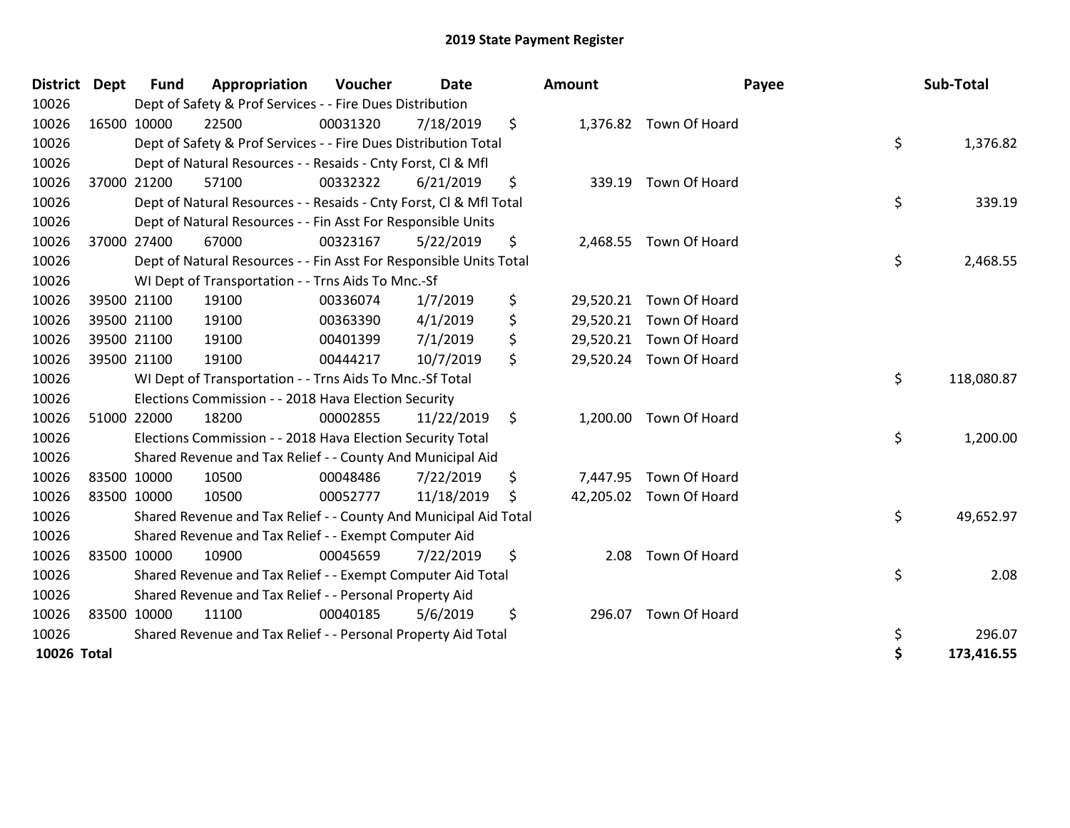# 2019 State Payment Register

| District | Dept | Fund | Appropriation | Voucher | Date | Amount | Payee | Sub-Total |
|---|---|---|---|---|---|---|---|---|
| 10026 | | Dept of Safety & Prof Services - - Fire Dues Distribution | | | | | | |
| 10026 | 16500 | 10000 | 22500 | 00031320 | 7/18/2019 | $ 1,376.82 | Town Of Hoard | |
| 10026 | | Dept of Safety & Prof Services - - Fire Dues Distribution Total | | | | | | $ 1,376.82 |
| 10026 | | Dept of Natural Resources - - Resaids - Cnty Forst, Cl & Mfl | | | | | | |
| 10026 | 37000 | 21200 | 57100 | 00332322 | 6/21/2019 | $ 339.19 | Town Of Hoard | |
| 10026 | | Dept of Natural Resources - - Resaids - Cnty Forst, Cl & Mfl Total | | | | | | $ 339.19 |
| 10026 | | Dept of Natural Resources - - Fin Asst For Responsible Units | | | | | | |
| 10026 | 37000 | 27400 | 67000 | 00323167 | 5/22/2019 | $ 2,468.55 | Town Of Hoard | |
| 10026 | | Dept of Natural Resources - - Fin Asst For Responsible Units Total | | | | | | $ 2,468.55 |
| 10026 | | WI Dept of Transportation - - Trns Aids To Mnc.-Sf | | | | | | |
| 10026 | 39500 | 21100 | 19100 | 00336074 | 1/7/2019 | $ 29,520.21 | Town Of Hoard | |
| 10026 | 39500 | 21100 | 19100 | 00363390 | 4/1/2019 | $ 29,520.21 | Town Of Hoard | |
| 10026 | 39500 | 21100 | 19100 | 00401399 | 7/1/2019 | $ 29,520.21 | Town Of Hoard | |
| 10026 | 39500 | 21100 | 19100 | 00444217 | 10/7/2019 | $ 29,520.24 | Town Of Hoard | |
| 10026 | | WI Dept of Transportation - - Trns Aids To Mnc.-Sf Total | | | | | | $ 118,080.87 |
| 10026 | | Elections Commission - - 2018 Hava Election Security | | | | | | |
| 10026 | 51000 | 22000 | 18200 | 00002855 | 11/22/2019 | $ 1,200.00 | Town Of Hoard | |
| 10026 | | Elections Commission - - 2018 Hava Election Security Total | | | | | | $ 1,200.00 |
| 10026 | | Shared Revenue and Tax Relief - - County And Municipal Aid | | | | | | |
| 10026 | 83500 | 10000 | 10500 | 00048486 | 7/22/2019 | $ 7,447.95 | Town Of Hoard | |
| 10026 | 83500 | 10000 | 10500 | 00052777 | 11/18/2019 | $ 42,205.02 | Town Of Hoard | |
| 10026 | | Shared Revenue and Tax Relief - - County And Municipal Aid Total | | | | | | $ 49,652.97 |
| 10026 | | Shared Revenue and Tax Relief - - Exempt Computer Aid | | | | | | |
| 10026 | 83500 | 10000 | 10900 | 00045659 | 7/22/2019 | $ 2.08 | Town Of Hoard | |
| 10026 | | Shared Revenue and Tax Relief - - Exempt Computer Aid Total | | | | | | $ 2.08 |
| 10026 | | Shared Revenue and Tax Relief - - Personal Property Aid | | | | | | |
| 10026 | 83500 | 10000 | 11100 | 00040185 | 5/6/2019 | $ 296.07 | Town Of Hoard | |
| 10026 | | Shared Revenue and Tax Relief - - Personal Property Aid Total | | | | | | $ 296.07 |
| **10026 Total** | | | | | | | | **$ 173,416.55** |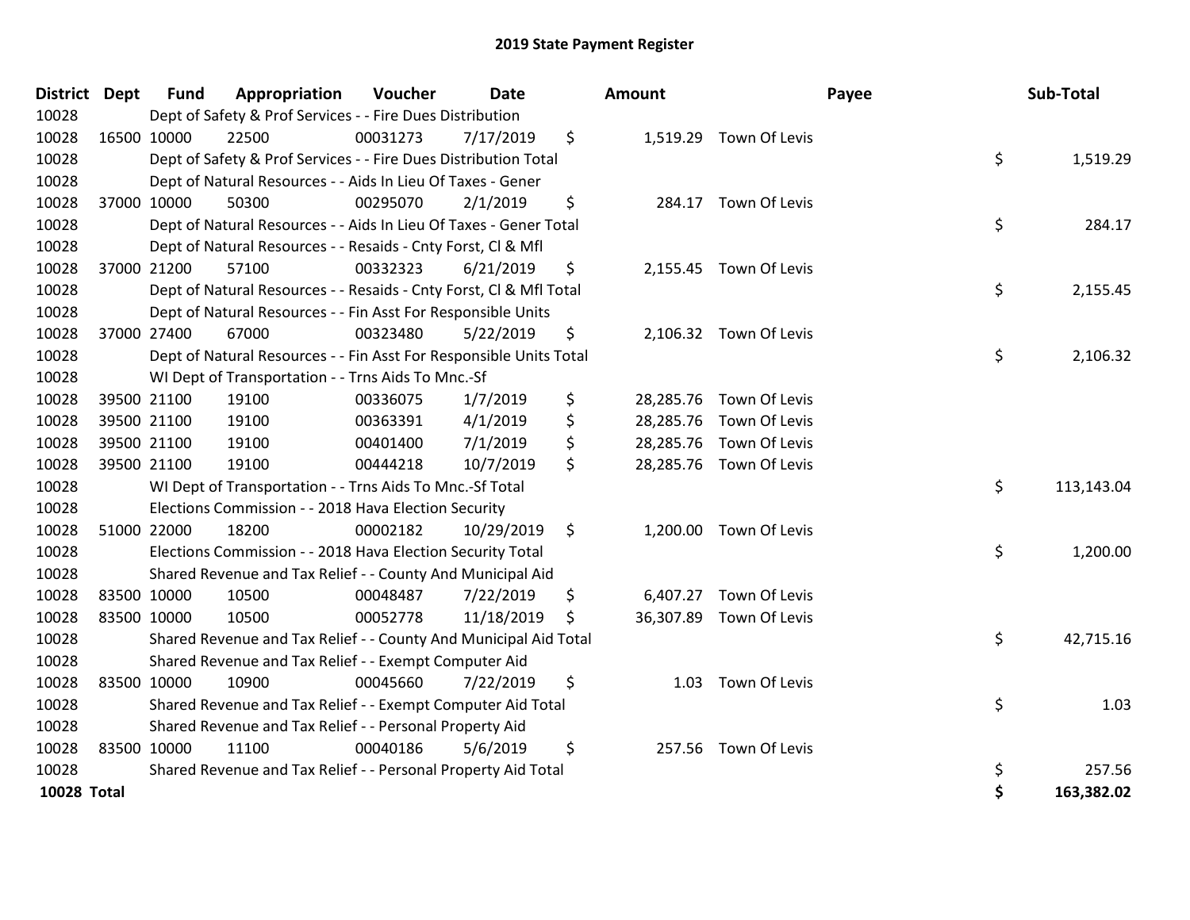# 2019 State Payment Register

| District | Dept | Fund | Appropriation | Voucher | Date | Amount | Payee | Sub-Total |
|---|---|---|---|---|---|---|---|---|
| 10028 | | Dept of Safety & Prof Services - - Fire Dues Distribution | | | | | | |
| 10028 | 16500 | 10000 | 22500 | 00031273 | 7/17/2019 | $ 1,519.29 | Town Of Levis | |
| 10028 | | Dept of Safety & Prof Services - - Fire Dues Distribution Total | | | | | | $ 1,519.29 |
| 10028 | | Dept of Natural Resources - - Aids In Lieu Of Taxes - Gener | | | | | | |
| 10028 | 37000 | 10000 | 50300 | 00295070 | 2/1/2019 | $ 284.17 | Town Of Levis | |
| 10028 | | Dept of Natural Resources - - Aids In Lieu Of Taxes - Gener Total | | | | | | $ 284.17 |
| 10028 | | Dept of Natural Resources - - Resaids - Cnty Forst, Cl & Mfl | | | | | | |
| 10028 | 37000 | 21200 | 57100 | 00332323 | 6/21/2019 | $ 2,155.45 | Town Of Levis | |
| 10028 | | Dept of Natural Resources - - Resaids - Cnty Forst, Cl & Mfl Total | | | | | | $ 2,155.45 |
| 10028 | | Dept of Natural Resources - - Fin Asst For Responsible Units | | | | | | |
| 10028 | 37000 | 27400 | 67000 | 00323480 | 5/22/2019 | $ 2,106.32 | Town Of Levis | |
| 10028 | | Dept of Natural Resources - - Fin Asst For Responsible Units Total | | | | | | $ 2,106.32 |
| 10028 | | WI Dept of Transportation - - Trns Aids To Mnc.-Sf | | | | | | |
| 10028 | 39500 | 21100 | 19100 | 00336075 | 1/7/2019 | $ 28,285.76 | Town Of Levis | |
| 10028 | 39500 | 21100 | 19100 | 00363391 | 4/1/2019 | $ 28,285.76 | Town Of Levis | |
| 10028 | 39500 | 21100 | 19100 | 00401400 | 7/1/2019 | $ 28,285.76 | Town Of Levis | |
| 10028 | 39500 | 21100 | 19100 | 00444218 | 10/7/2019 | $ 28,285.76 | Town Of Levis | |
| 10028 | | WI Dept of Transportation - - Trns Aids To Mnc.-Sf Total | | | | | | $ 113,143.04 |
| 10028 | | Elections Commission - - 2018 Hava Election Security | | | | | | |
| 10028 | 51000 | 22000 | 18200 | 00002182 | 10/29/2019 | $ 1,200.00 | Town Of Levis | |
| 10028 | | Elections Commission - - 2018 Hava Election Security Total | | | | | | $ 1,200.00 |
| 10028 | | Shared Revenue and Tax Relief - - County And Municipal Aid | | | | | | |
| 10028 | 83500 | 10000 | 10500 | 00048487 | 7/22/2019 | $ 6,407.27 | Town Of Levis | |
| 10028 | 83500 | 10000 | 10500 | 00052778 | 11/18/2019 | $ 36,307.89 | Town Of Levis | |
| 10028 | | Shared Revenue and Tax Relief - - County And Municipal Aid Total | | | | | | $ 42,715.16 |
| 10028 | | Shared Revenue and Tax Relief - - Exempt Computer Aid | | | | | | |
| 10028 | 83500 | 10000 | 10900 | 00045660 | 7/22/2019 | $ 1.03 | Town Of Levis | |
| 10028 | | Shared Revenue and Tax Relief - - Exempt Computer Aid Total | | | | | | $ 1.03 |
| 10028 | | Shared Revenue and Tax Relief - - Personal Property Aid | | | | | | |
| 10028 | 83500 | 10000 | 11100 | 00040186 | 5/6/2019 | $ 257.56 | Town Of Levis | |
| 10028 | | Shared Revenue and Tax Relief - - Personal Property Aid Total | | | | | | $ 257.56 |
| **10028 Total** | | | | | | | | **$ 163,382.02** |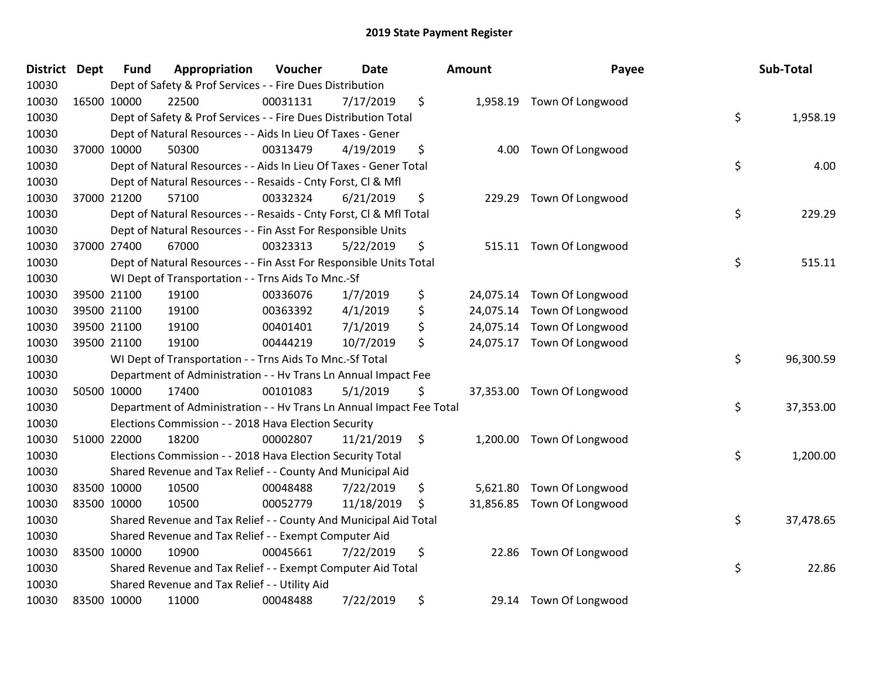## 2019 State Payment Register

| District | Dept | Fund | Appropriation | Voucher | Date | Amount | Payee | Sub-Total |
|---|---|---|---|---|---|---|---|---|
| 10030 | | Dept of Safety & Prof Services - - Fire Dues Distribution | | | | | | |
| 10030 | 16500 | 10000 | 22500 | 00031131 | 7/17/2019 | $ 1,958.19 | Town Of Longwood | |
| 10030 | | Dept of Safety & Prof Services - - Fire Dues Distribution Total | | | | | | $ 1,958.19 |
| 10030 | | Dept of Natural Resources - - Aids In Lieu Of Taxes - Gener | | | | | | |
| 10030 | 37000 | 10000 | 50300 | 00313479 | 4/19/2019 | $ 4.00 | Town Of Longwood | |
| 10030 | | Dept of Natural Resources - - Aids In Lieu Of Taxes - Gener Total | | | | | | $ 4.00 |
| 10030 | | Dept of Natural Resources - - Resaids - Cnty Forst, Cl & Mfl | | | | | | |
| 10030 | 37000 | 21200 | 57100 | 00332324 | 6/21/2019 | $ 229.29 | Town Of Longwood | |
| 10030 | | Dept of Natural Resources - - Resaids - Cnty Forst, Cl & Mfl Total | | | | | | $ 229.29 |
| 10030 | | Dept of Natural Resources - - Fin Asst For Responsible Units | | | | | | |
| 10030 | 37000 | 27400 | 67000 | 00323313 | 5/22/2019 | $ 515.11 | Town Of Longwood | |
| 10030 | | Dept of Natural Resources - - Fin Asst For Responsible Units Total | | | | | | $ 515.11 |
| 10030 | | WI Dept of Transportation - - Trns Aids To Mnc.-Sf | | | | | | |
| 10030 | 39500 | 21100 | 19100 | 00336076 | 1/7/2019 | $ 24,075.14 | Town Of Longwood | |
| 10030 | 39500 | 21100 | 19100 | 00363392 | 4/1/2019 | $ 24,075.14 | Town Of Longwood | |
| 10030 | 39500 | 21100 | 19100 | 00401401 | 7/1/2019 | $ 24,075.14 | Town Of Longwood | |
| 10030 | 39500 | 21100 | 19100 | 00444219 | 10/7/2019 | $ 24,075.17 | Town Of Longwood | |
| 10030 | | WI Dept of Transportation - - Trns Aids To Mnc.-Sf Total | | | | | | $ 96,300.59 |
| 10030 | | Department of Administration - - Hv Trans Ln Annual Impact Fee | | | | | | |
| 10030 | 50500 | 10000 | 17400 | 00101083 | 5/1/2019 | $ 37,353.00 | Town Of Longwood | |
| 10030 | | Department of Administration - - Hv Trans Ln Annual Impact Fee Total | | | | | | $ 37,353.00 |
| 10030 | | Elections Commission - - 2018 Hava Election Security | | | | | | |
| 10030 | 51000 | 22000 | 18200 | 00002807 | 11/21/2019 | $ 1,200.00 | Town Of Longwood | |
| 10030 | | Elections Commission - - 2018 Hava Election Security Total | | | | | | $ 1,200.00 |
| 10030 | | Shared Revenue and Tax Relief - - County And Municipal Aid | | | | | | |
| 10030 | 83500 | 10000 | 10500 | 00048488 | 7/22/2019 | $ 5,621.80 | Town Of Longwood | |
| 10030 | 83500 | 10000 | 10500 | 00052779 | 11/18/2019 | $ 31,856.85 | Town Of Longwood | |
| 10030 | | Shared Revenue and Tax Relief - - County And Municipal Aid Total | | | | | | $ 37,478.65 |
| 10030 | | Shared Revenue and Tax Relief - - Exempt Computer Aid | | | | | | |
| 10030 | 83500 | 10000 | 10900 | 00045661 | 7/22/2019 | $ 22.86 | Town Of Longwood | |
| 10030 | | Shared Revenue and Tax Relief - - Exempt Computer Aid Total | | | | | | $ 22.86 |
| 10030 | | Shared Revenue and Tax Relief - - Utility Aid | | | | | | |
| 10030 | 83500 | 10000 | 11000 | 00048488 | 7/22/2019 | $ 29.14 | Town Of Longwood | |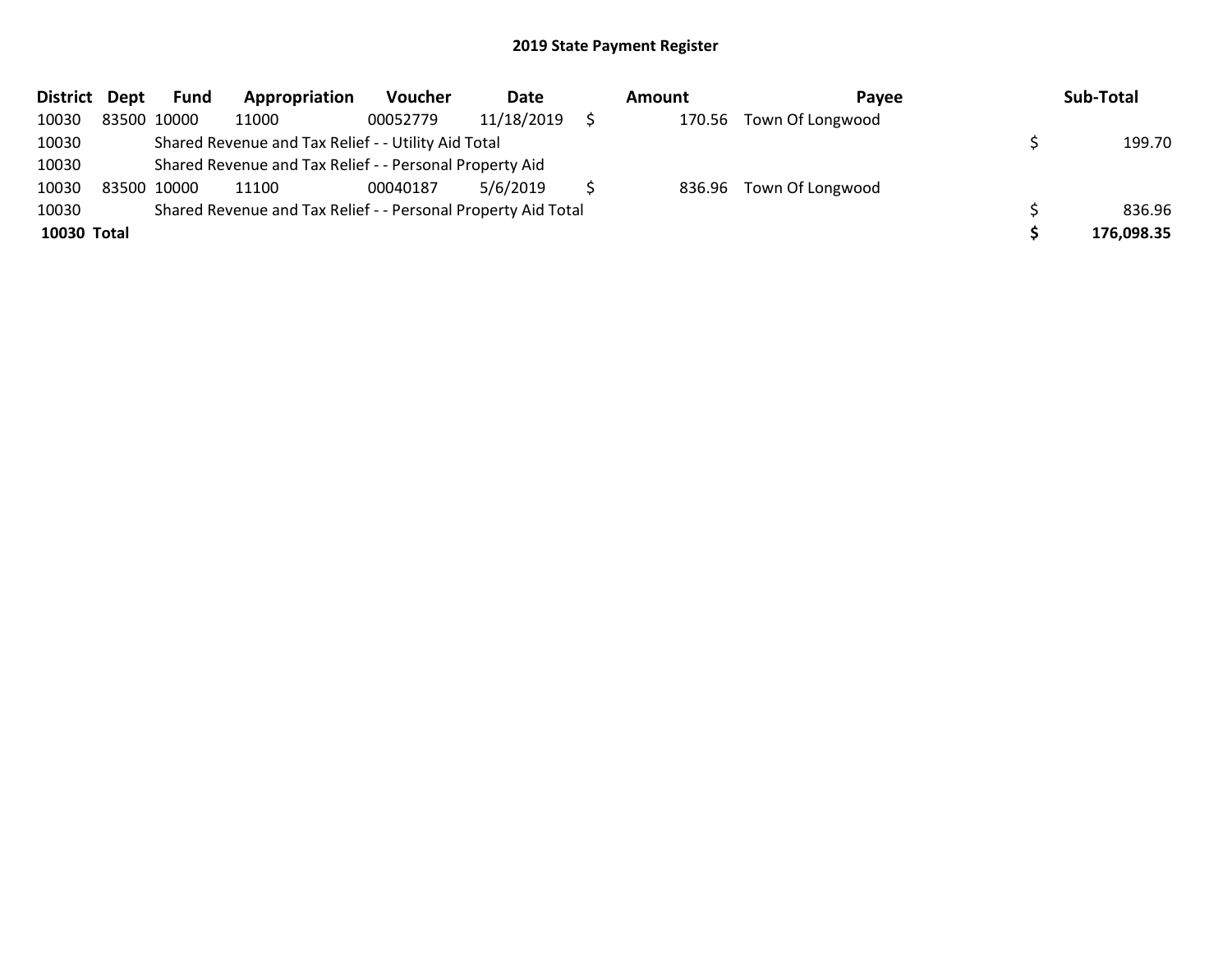## 2019 State Payment Register

| District | Dept | Fund | Appropriation | Voucher | Date | Amount | Payee | Sub-Total |
|---|---|---|---|---|---|---|---|---|
| 10030 | 83500 | 10000 | 11000 | 00052779 | 11/18/2019 | $ 170.56 | Town Of Longwood | |
| 10030 | | Shared Revenue and Tax Relief - - Utility Aid Total | | | | | | $ 199.70 |
| 10030 | | Shared Revenue and Tax Relief - - Personal Property Aid | | | | | | |
| 10030 | 83500 | 10000 | 11100 | 00040187 | 5/6/2019 | $ 836.96 | Town Of Longwood | |
| 10030 | | Shared Revenue and Tax Relief - - Personal Property Aid Total | | | | | | $ 836.96 |
| **10030 Total** | | | | | | | | **$ 176,098.35** |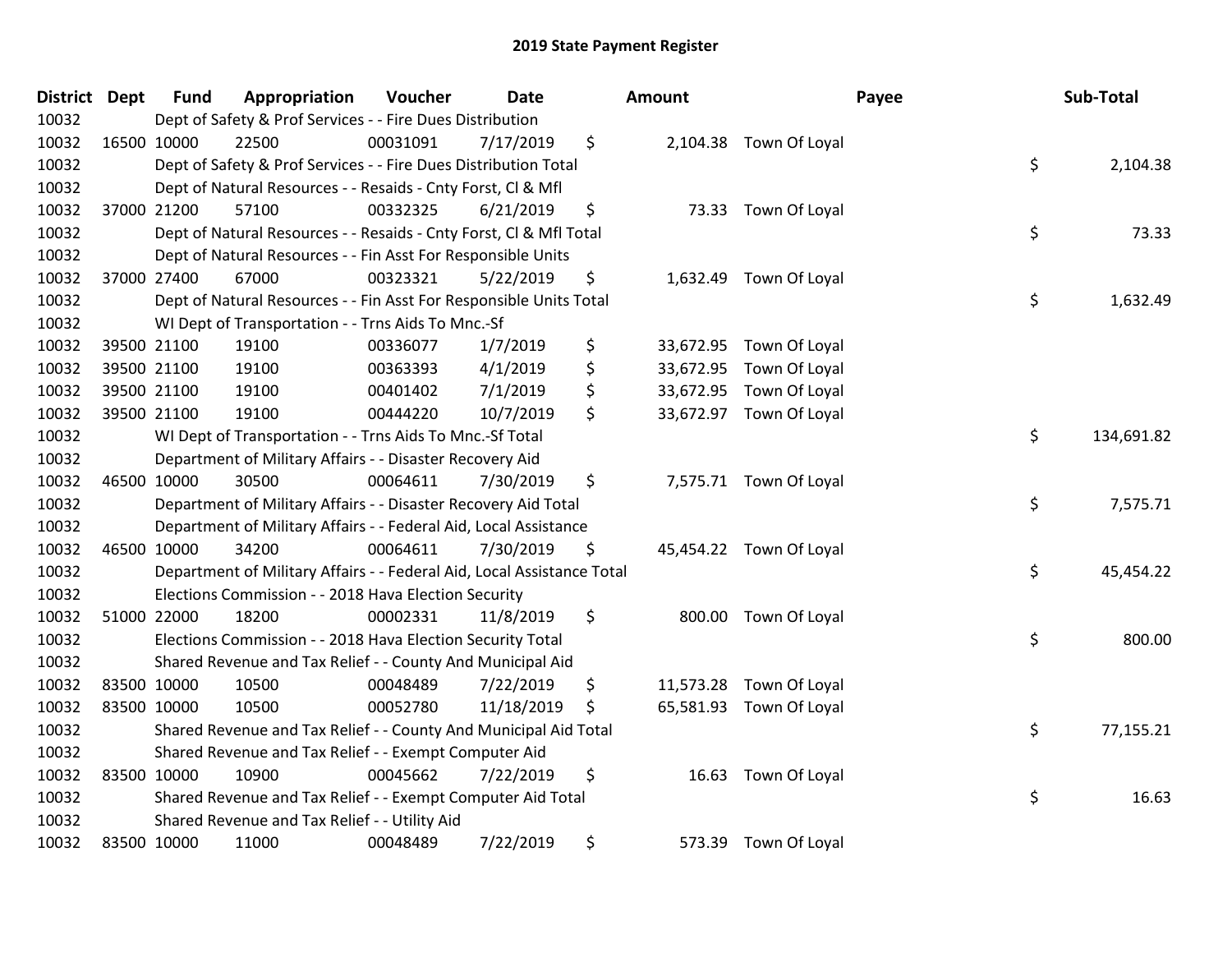# 2019 State Payment Register

| District | Dept | Fund | Appropriation | Voucher | Date | Amount | Payee | Sub-Total |
|---|---|---|---|---|---|---|---|---|
| 10032 | Dept of Safety & Prof Services - - Fire Dues Distribution | | | | | | | |
| 10032 | 16500 | 10000 | 22500 | 00031091 | 7/17/2019 | $ 2,104.38 | Town Of Loyal | |
| 10032 | Dept of Safety & Prof Services - - Fire Dues Distribution Total | | | | | | | $ 2,104.38 |
| 10032 | Dept of Natural Resources - - Resaids - Cnty Forst, Cl & Mfl | | | | | | | |
| 10032 | 37000 | 21200 | 57100 | 00332325 | 6/21/2019 | $ 73.33 | Town Of Loyal | |
| 10032 | Dept of Natural Resources - - Resaids - Cnty Forst, Cl & Mfl Total | | | | | | | $ 73.33 |
| 10032 | Dept of Natural Resources - - Fin Asst For Responsible Units | | | | | | | |
| 10032 | 37000 | 27400 | 67000 | 00323321 | 5/22/2019 | $ 1,632.49 | Town Of Loyal | |
| 10032 | Dept of Natural Resources - - Fin Asst For Responsible Units Total | | | | | | | $ 1,632.49 |
| 10032 | WI Dept of Transportation - - Trns Aids To Mnc.-Sf | | | | | | | |
| 10032 | 39500 | 21100 | 19100 | 00336077 | 1/7/2019 | $ 33,672.95 | Town Of Loyal | |
| 10032 | 39500 | 21100 | 19100 | 00363393 | 4/1/2019 | $ 33,672.95 | Town Of Loyal | |
| 10032 | 39500 | 21100 | 19100 | 00401402 | 7/1/2019 | $ 33,672.95 | Town Of Loyal | |
| 10032 | 39500 | 21100 | 19100 | 00444220 | 10/7/2019 | $ 33,672.97 | Town Of Loyal | |
| 10032 | WI Dept of Transportation - - Trns Aids To Mnc.-Sf Total | | | | | | | $ 134,691.82 |
| 10032 | Department of Military Affairs - - Disaster Recovery Aid | | | | | | | |
| 10032 | 46500 | 10000 | 30500 | 00064611 | 7/30/2019 | $ 7,575.71 | Town Of Loyal | |
| 10032 | Department of Military Affairs - - Disaster Recovery Aid Total | | | | | | | $ 7,575.71 |
| 10032 | Department of Military Affairs - - Federal Aid, Local Assistance | | | | | | | |
| 10032 | 46500 | 10000 | 34200 | 00064611 | 7/30/2019 | $ 45,454.22 | Town Of Loyal | |
| 10032 | Department of Military Affairs - - Federal Aid, Local Assistance Total | | | | | | | $ 45,454.22 |
| 10032 | Elections Commission - - 2018 Hava Election Security | | | | | | | |
| 10032 | 51000 | 22000 | 18200 | 00002331 | 11/8/2019 | $ 800.00 | Town Of Loyal | |
| 10032 | Elections Commission - - 2018 Hava Election Security Total | | | | | | | $ 800.00 |
| 10032 | Shared Revenue and Tax Relief - - County And Municipal Aid | | | | | | | |
| 10032 | 83500 | 10000 | 10500 | 00048489 | 7/22/2019 | $ 11,573.28 | Town Of Loyal | |
| 10032 | 83500 | 10000 | 10500 | 00052780 | 11/18/2019 | $ 65,581.93 | Town Of Loyal | |
| 10032 | Shared Revenue and Tax Relief - - County And Municipal Aid Total | | | | | | | $ 77,155.21 |
| 10032 | Shared Revenue and Tax Relief - - Exempt Computer Aid | | | | | | | |
| 10032 | 83500 | 10000 | 10900 | 00045662 | 7/22/2019 | $ 16.63 | Town Of Loyal | |
| 10032 | Shared Revenue and Tax Relief - - Exempt Computer Aid Total | | | | | | | $ 16.63 |
| 10032 | Shared Revenue and Tax Relief - - Utility Aid | | | | | | | |
| 10032 | 83500 | 10000 | 11000 | 00048489 | 7/22/2019 | $ 573.39 | Town Of Loyal | |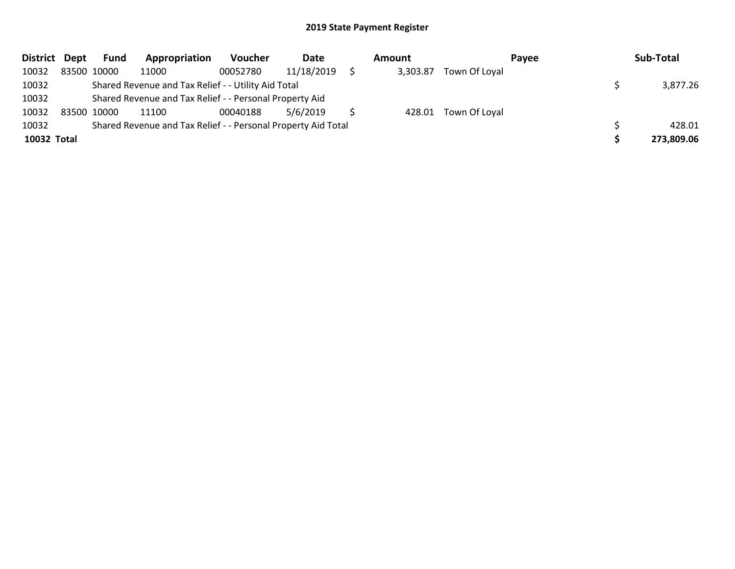## 2019 State Payment Register

| District | Dept | Fund | Appropriation | Voucher | Date | Amount | Payee | Sub-Total |
|---|---|---|---|---|---|---|---|---|
| 10032 | 83500 | 10000 | 11000 | 00052780 | 11/18/2019 | $ 3,303.87 | Town Of Loyal | |
| 10032 | | Shared Revenue and Tax Relief - - Utility Aid Total | | | | | | $ 3,877.26 |
| 10032 | | Shared Revenue and Tax Relief - - Personal Property Aid | | | | | | |
| 10032 | 83500 | 10000 | 11100 | 00040188 | 5/6/2019 | $ 428.01 | Town Of Loyal | |
| 10032 | | Shared Revenue and Tax Relief - - Personal Property Aid Total | | | | | | $ 428.01 |
| **10032** | **Total** | | | | | | | **$ 273,809.06** |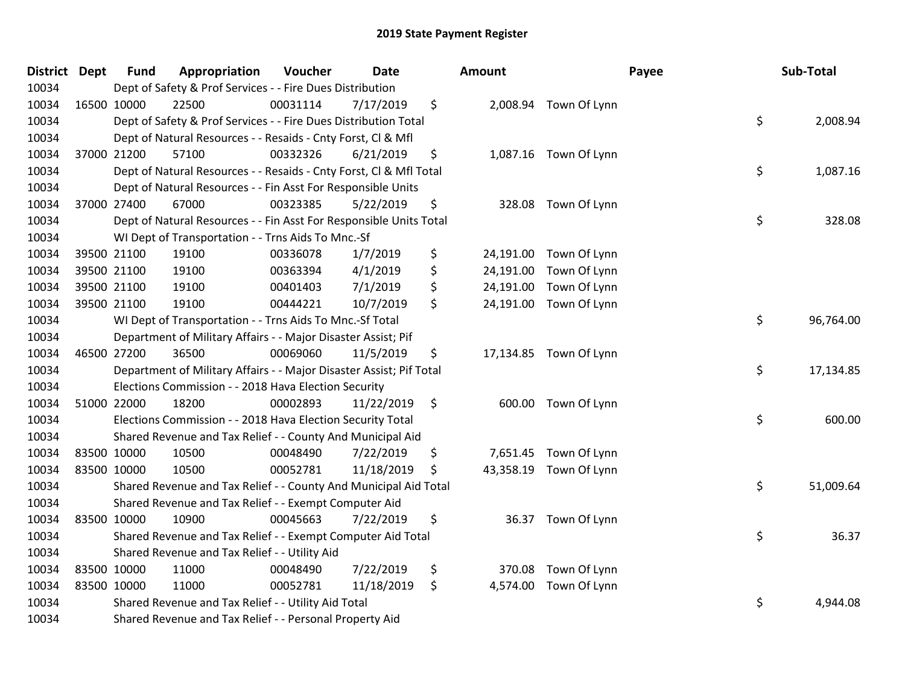# 2019 State Payment Register

| District | Dept | Fund | Appropriation | Voucher | Date | Amount | Payee | Sub-Total |
|---|---|---|---|---|---|---|---|---|
| 10034 | | Dept of Safety & Prof Services - - Fire Dues Distribution | | | | | | |
| 10034 | 16500 | 10000 | 22500 | 00031114 | 7/17/2019 | $ 2,008.94 | Town Of Lynn | |
| 10034 | | Dept of Safety & Prof Services - - Fire Dues Distribution Total | | | | | | $ 2,008.94 |
| 10034 | | Dept of Natural Resources - - Resaids - Cnty Forst, Cl & Mfl | | | | | | |
| 10034 | 37000 | 21200 | 57100 | 00332326 | 6/21/2019 | $ 1,087.16 | Town Of Lynn | |
| 10034 | | Dept of Natural Resources - - Resaids - Cnty Forst, Cl & Mfl Total | | | | | | $ 1,087.16 |
| 10034 | | Dept of Natural Resources - - Fin Asst For Responsible Units | | | | | | |
| 10034 | 37000 | 27400 | 67000 | 00323385 | 5/22/2019 | $ 328.08 | Town Of Lynn | |
| 10034 | | Dept of Natural Resources - - Fin Asst For Responsible Units Total | | | | | | $ 328.08 |
| 10034 | | WI Dept of Transportation - - Trns Aids To Mnc.-Sf | | | | | | |
| 10034 | 39500 | 21100 | 19100 | 00336078 | 1/7/2019 | $ 24,191.00 | Town Of Lynn | |
| 10034 | 39500 | 21100 | 19100 | 00363394 | 4/1/2019 | $ 24,191.00 | Town Of Lynn | |
| 10034 | 39500 | 21100 | 19100 | 00401403 | 7/1/2019 | $ 24,191.00 | Town Of Lynn | |
| 10034 | 39500 | 21100 | 19100 | 00444221 | 10/7/2019 | $ 24,191.00 | Town Of Lynn | |
| 10034 | | WI Dept of Transportation - - Trns Aids To Mnc.-Sf Total | | | | | | $ 96,764.00 |
| 10034 | | Department of Military Affairs - - Major Disaster Assist; Pif | | | | | | |
| 10034 | 46500 | 27200 | 36500 | 00069060 | 11/5/2019 | $ 17,134.85 | Town Of Lynn | |
| 10034 | | Department of Military Affairs - - Major Disaster Assist; Pif Total | | | | | | $ 17,134.85 |
| 10034 | | Elections Commission - - 2018 Hava Election Security | | | | | | |
| 10034 | 51000 | 22000 | 18200 | 00002893 | 11/22/2019 | $ 600.00 | Town Of Lynn | |
| 10034 | | Elections Commission - - 2018 Hava Election Security Total | | | | | | $ 600.00 |
| 10034 | | Shared Revenue and Tax Relief - - County And Municipal Aid | | | | | | |
| 10034 | 83500 | 10000 | 10500 | 00048490 | 7/22/2019 | $ 7,651.45 | Town Of Lynn | |
| 10034 | 83500 | 10000 | 10500 | 00052781 | 11/18/2019 | $ 43,358.19 | Town Of Lynn | |
| 10034 | | Shared Revenue and Tax Relief - - County And Municipal Aid Total | | | | | | $ 51,009.64 |
| 10034 | | Shared Revenue and Tax Relief - - Exempt Computer Aid | | | | | | |
| 10034 | 83500 | 10000 | 10900 | 00045663 | 7/22/2019 | $ 36.37 | Town Of Lynn | |
| 10034 | | Shared Revenue and Tax Relief - - Exempt Computer Aid Total | | | | | | $ 36.37 |
| 10034 | | Shared Revenue and Tax Relief - - Utility Aid | | | | | | |
| 10034 | 83500 | 10000 | 11000 | 00048490 | 7/22/2019 | $ 370.08 | Town Of Lynn | |
| 10034 | 83500 | 10000 | 11000 | 00052781 | 11/18/2019 | $ 4,574.00 | Town Of Lynn | |
| 10034 | | Shared Revenue and Tax Relief - - Utility Aid Total | | | | | | $ 4,944.08 |
| 10034 | | Shared Revenue and Tax Relief - - Personal Property Aid | | | | | | |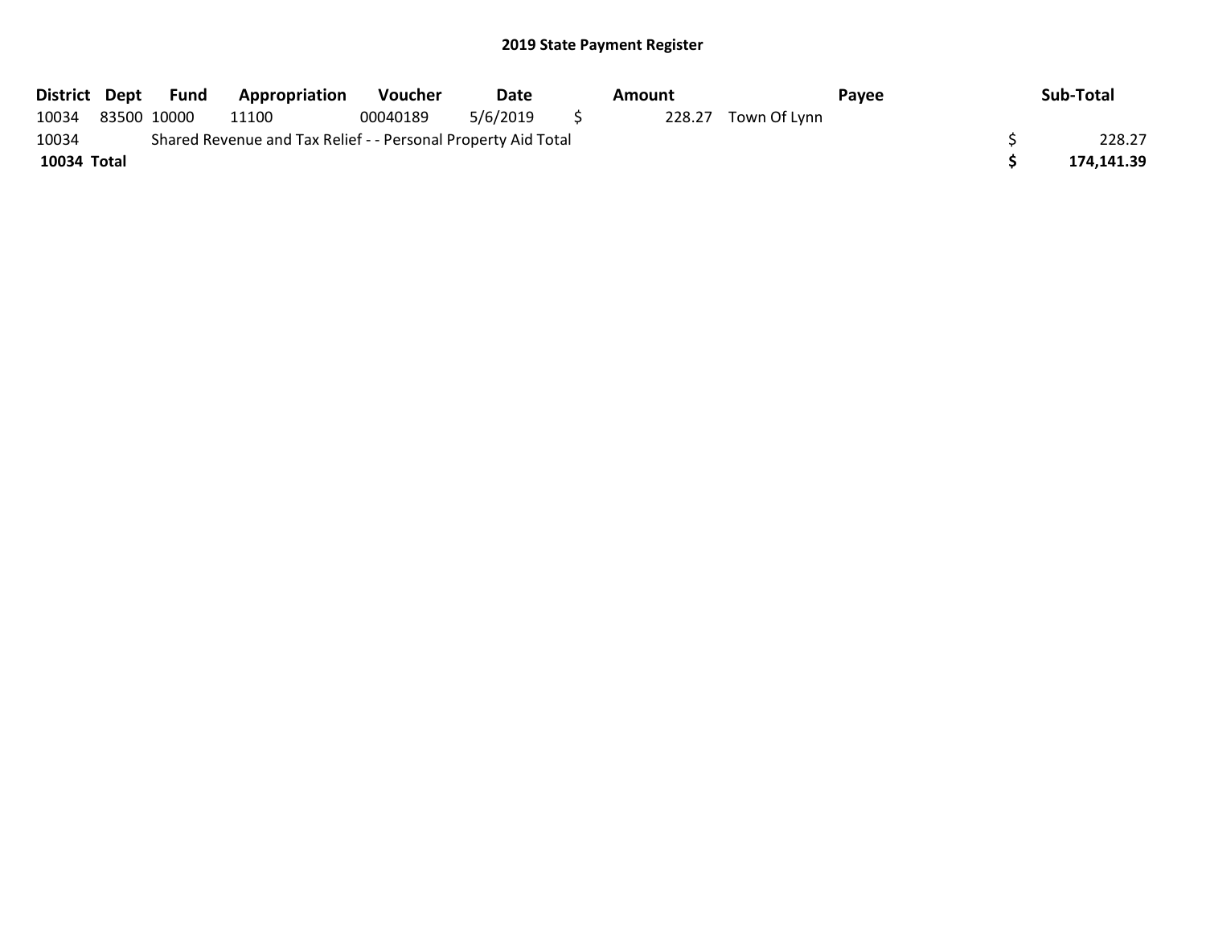# 2019 State Payment Register

| District | Dept | Fund | Appropriation | Voucher | Date | Amount | Payee | Sub-Total |
|---|---|---|---|---|---|---|---|---|
| 10034 | 83500 | 10000 | 11100 | 00040189 | 5/6/2019 | $ 228.27 | Town Of Lynn | |
| 10034 | Shared Revenue and Tax Relief - - Personal Property Aid Total | | | | | | | $ 228.27 |
| **10034 Total** | | | | | | | | **$ 174,141.39** |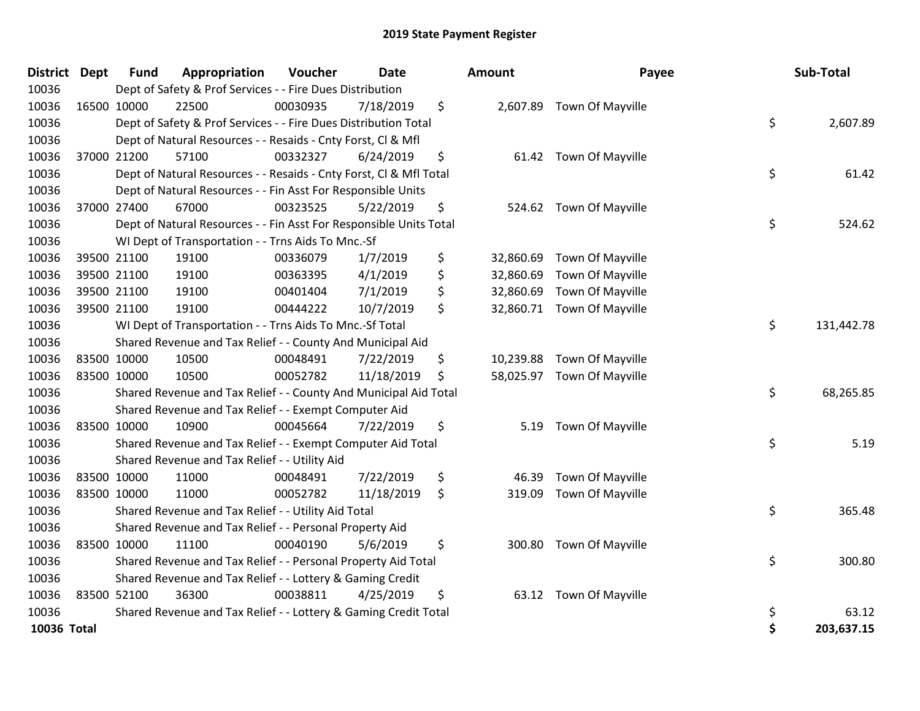# 2019 State Payment Register

| District | Dept | Fund | Appropriation | Voucher | Date | Amount | Payee | Sub-Total |
|---|---|---|---|---|---|---|---|---|
| 10036 | | Dept of Safety & Prof Services - - Fire Dues Distribution | | | | | | |
| 10036 | 16500 | 10000 | 22500 | 00030935 | 7/18/2019 | $ 2,607.89 | Town Of Mayville | |
| 10036 | | Dept of Safety & Prof Services - - Fire Dues Distribution Total | | | | | | $ 2,607.89 |
| 10036 | | Dept of Natural Resources - - Resaids - Cnty Forst, Cl & Mfl | | | | | | |
| 10036 | 37000 | 21200 | 57100 | 00332327 | 6/24/2019 | $ 61.42 | Town Of Mayville | |
| 10036 | | Dept of Natural Resources - - Resaids - Cnty Forst, Cl & Mfl Total | | | | | | $ 61.42 |
| 10036 | | Dept of Natural Resources - - Fin Asst For Responsible Units | | | | | | |
| 10036 | 37000 | 27400 | 67000 | 00323525 | 5/22/2019 | $ 524.62 | Town Of Mayville | |
| 10036 | | Dept of Natural Resources - - Fin Asst For Responsible Units Total | | | | | | $ 524.62 |
| 10036 | | WI Dept of Transportation - - Trns Aids To Mnc.-Sf | | | | | | |
| 10036 | 39500 | 21100 | 19100 | 00336079 | 1/7/2019 | $ 32,860.69 | Town Of Mayville | |
| 10036 | 39500 | 21100 | 19100 | 00363395 | 4/1/2019 | $ 32,860.69 | Town Of Mayville | |
| 10036 | 39500 | 21100 | 19100 | 00401404 | 7/1/2019 | $ 32,860.69 | Town Of Mayville | |
| 10036 | 39500 | 21100 | 19100 | 00444222 | 10/7/2019 | $ 32,860.71 | Town Of Mayville | |
| 10036 | | WI Dept of Transportation - - Trns Aids To Mnc.-Sf Total | | | | | | $ 131,442.78 |
| 10036 | | Shared Revenue and Tax Relief - - County And Municipal Aid | | | | | | |
| 10036 | 83500 | 10000 | 10500 | 00048491 | 7/22/2019 | $ 10,239.88 | Town Of Mayville | |
| 10036 | 83500 | 10000 | 10500 | 00052782 | 11/18/2019 | $ 58,025.97 | Town Of Mayville | |
| 10036 | | Shared Revenue and Tax Relief - - County And Municipal Aid Total | | | | | | $ 68,265.85 |
| 10036 | | Shared Revenue and Tax Relief - - Exempt Computer Aid | | | | | | |
| 10036 | 83500 | 10000 | 10900 | 00045664 | 7/22/2019 | $ 5.19 | Town Of Mayville | |
| 10036 | | Shared Revenue and Tax Relief - - Exempt Computer Aid Total | | | | | | $ 5.19 |
| 10036 | | Shared Revenue and Tax Relief - - Utility Aid | | | | | | |
| 10036 | 83500 | 10000 | 11000 | 00048491 | 7/22/2019 | $ 46.39 | Town Of Mayville | |
| 10036 | 83500 | 10000 | 11000 | 00052782 | 11/18/2019 | $ 319.09 | Town Of Mayville | |
| 10036 | | Shared Revenue and Tax Relief - - Utility Aid Total | | | | | | $ 365.48 |
| 10036 | | Shared Revenue and Tax Relief - - Personal Property Aid | | | | | | |
| 10036 | 83500 | 10000 | 11100 | 00040190 | 5/6/2019 | $ 300.80 | Town Of Mayville | |
| 10036 | | Shared Revenue and Tax Relief - - Personal Property Aid Total | | | | | | $ 300.80 |
| 10036 | | Shared Revenue and Tax Relief - - Lottery & Gaming Credit | | | | | | |
| 10036 | 83500 | 52100 | 36300 | 00038811 | 4/25/2019 | $ 63.12 | Town Of Mayville | |
| 10036 | | Shared Revenue and Tax Relief - - Lottery & Gaming Credit Total | | | | | | $ 63.12 |
| **10036 Total** | | | | | | | | **$ 203,637.15** |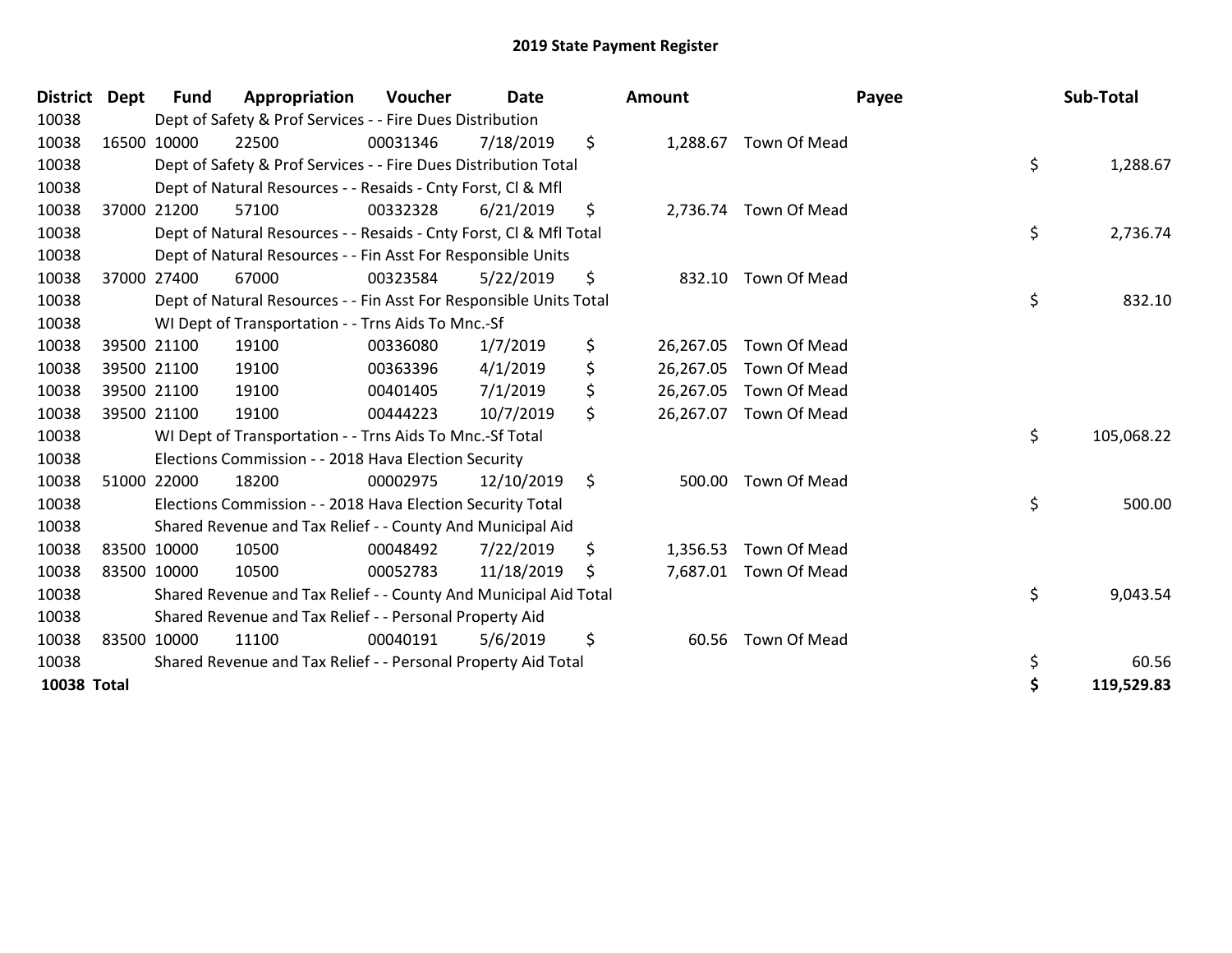# 2019 State Payment Register

| District | Dept | Fund | Appropriation | Voucher | Date | Amount | Payee | Sub-Total |
|---|---|---|---|---|---|---|---|---|
| 10038 | | Dept of Safety & Prof Services - - Fire Dues Distribution | | | | | | |
| 10038 | 16500 | 10000 | 22500 | 00031346 | 7/18/2019 | $ 1,288.67 | Town Of Mead | |
| 10038 | | Dept of Safety & Prof Services - - Fire Dues Distribution Total | | | | | | $ 1,288.67 |
| 10038 | | Dept of Natural Resources - - Resaids - Cnty Forst, Cl & Mfl | | | | | | |
| 10038 | 37000 | 21200 | 57100 | 00332328 | 6/21/2019 | $ 2,736.74 | Town Of Mead | |
| 10038 | | Dept of Natural Resources - - Resaids - Cnty Forst, Cl & Mfl Total | | | | | | $ 2,736.74 |
| 10038 | | Dept of Natural Resources - - Fin Asst For Responsible Units | | | | | | |
| 10038 | 37000 | 27400 | 67000 | 00323584 | 5/22/2019 | $ 832.10 | Town Of Mead | |
| 10038 | | Dept of Natural Resources - - Fin Asst For Responsible Units Total | | | | | | $ 832.10 |
| 10038 | | WI Dept of Transportation - - Trns Aids To Mnc.-Sf | | | | | | |
| 10038 | 39500 | 21100 | 19100 | 00336080 | 1/7/2019 | $ 26,267.05 | Town Of Mead | |
| 10038 | 39500 | 21100 | 19100 | 00363396 | 4/1/2019 | $ 26,267.05 | Town Of Mead | |
| 10038 | 39500 | 21100 | 19100 | 00401405 | 7/1/2019 | $ 26,267.05 | Town Of Mead | |
| 10038 | 39500 | 21100 | 19100 | 00444223 | 10/7/2019 | $ 26,267.07 | Town Of Mead | |
| 10038 | | WI Dept of Transportation - - Trns Aids To Mnc.-Sf Total | | | | | | $ 105,068.22 |
| 10038 | | Elections Commission - - 2018 Hava Election Security | | | | | | |
| 10038 | 51000 | 22000 | 18200 | 00002975 | 12/10/2019 | $ 500.00 | Town Of Mead | |
| 10038 | | Elections Commission - - 2018 Hava Election Security Total | | | | | | $ 500.00 |
| 10038 | | Shared Revenue and Tax Relief - - County And Municipal Aid | | | | | | |
| 10038 | 83500 | 10000 | 10500 | 00048492 | 7/22/2019 | $ 1,356.53 | Town Of Mead | |
| 10038 | 83500 | 10000 | 10500 | 00052783 | 11/18/2019 | $ 7,687.01 | Town Of Mead | |
| 10038 | | Shared Revenue and Tax Relief - - County And Municipal Aid Total | | | | | | $ 9,043.54 |
| 10038 | | Shared Revenue and Tax Relief - - Personal Property Aid | | | | | | |
| 10038 | 83500 | 10000 | 11100 | 00040191 | 5/6/2019 | $ 60.56 | Town Of Mead | |
| 10038 | | Shared Revenue and Tax Relief - - Personal Property Aid Total | | | | | | $ 60.56 |
| **10038 Total** | | | | | | | | **$ 119,529.83** |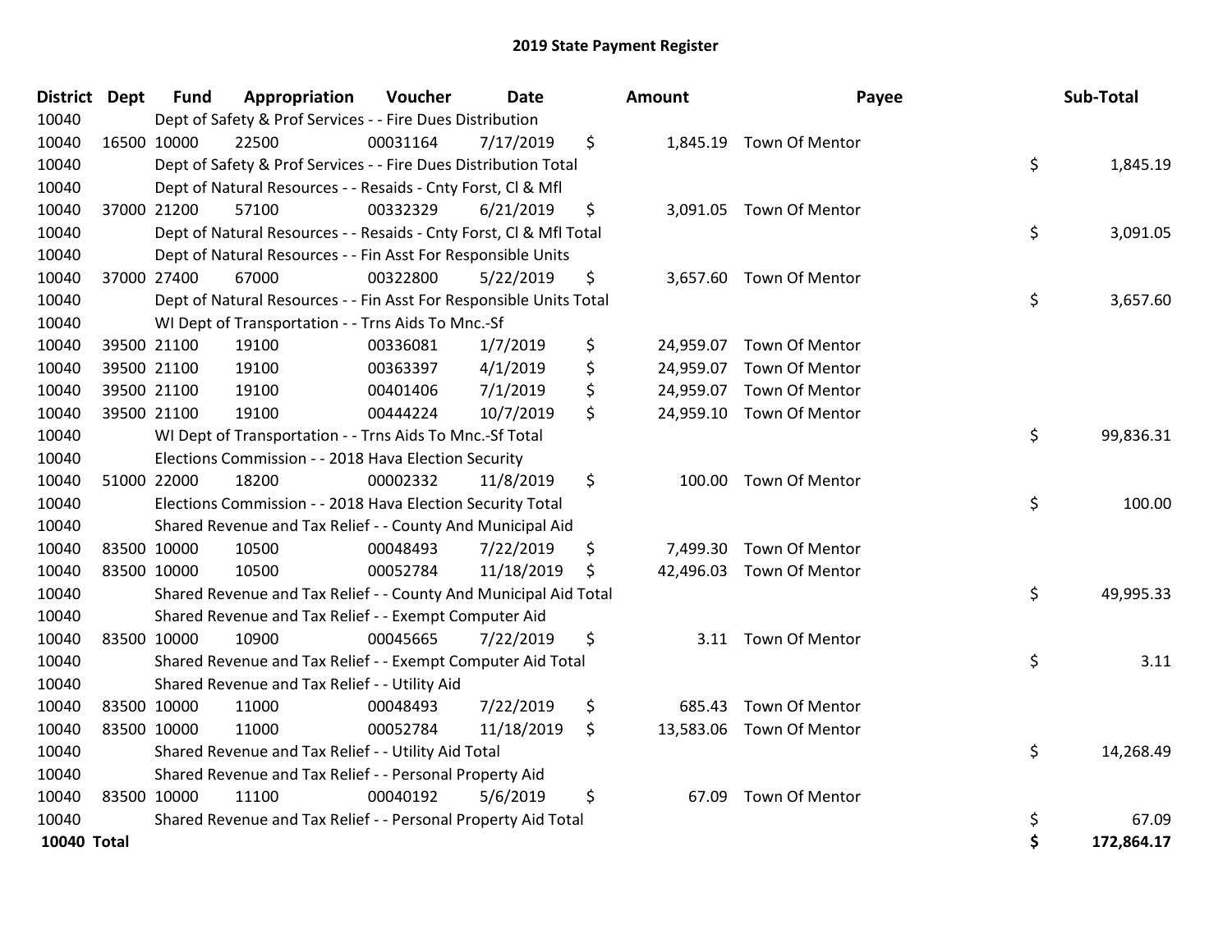# 2019 State Payment Register

| District | Dept | Fund | Appropriation | Voucher | Date | Amount | Payee | Sub-Total |
|---|---|---|---|---|---|---|---|---|
| 10040 | | Dept of Safety & Prof Services - - Fire Dues Distribution | | | | | | |
| 10040 | 16500 | 10000 | 22500 | 00031164 | 7/17/2019 | $ 1,845.19 | Town Of Mentor | |
| 10040 | | Dept of Safety & Prof Services - - Fire Dues Distribution Total | | | | | | $ 1,845.19 |
| 10040 | | Dept of Natural Resources - - Resaids - Cnty Forst, Cl & Mfl | | | | | | |
| 10040 | 37000 | 21200 | 57100 | 00332329 | 6/21/2019 | $ 3,091.05 | Town Of Mentor | |
| 10040 | | Dept of Natural Resources - - Resaids - Cnty Forst, Cl & Mfl Total | | | | | | $ 3,091.05 |
| 10040 | | Dept of Natural Resources - - Fin Asst For Responsible Units | | | | | | |
| 10040 | 37000 | 27400 | 67000 | 00322800 | 5/22/2019 | $ 3,657.60 | Town Of Mentor | |
| 10040 | | Dept of Natural Resources - - Fin Asst For Responsible Units Total | | | | | | $ 3,657.60 |
| 10040 | | WI Dept of Transportation - - Trns Aids To Mnc.-Sf | | | | | | |
| 10040 | 39500 | 21100 | 19100 | 00336081 | 1/7/2019 | $ 24,959.07 | Town Of Mentor | |
| 10040 | 39500 | 21100 | 19100 | 00363397 | 4/1/2019 | $ 24,959.07 | Town Of Mentor | |
| 10040 | 39500 | 21100 | 19100 | 00401406 | 7/1/2019 | $ 24,959.07 | Town Of Mentor | |
| 10040 | 39500 | 21100 | 19100 | 00444224 | 10/7/2019 | $ 24,959.10 | Town Of Mentor | |
| 10040 | | WI Dept of Transportation - - Trns Aids To Mnc.-Sf Total | | | | | | $ 99,836.31 |
| 10040 | | Elections Commission - - 2018 Hava Election Security | | | | | | |
| 10040 | 51000 | 22000 | 18200 | 00002332 | 11/8/2019 | $ 100.00 | Town Of Mentor | |
| 10040 | | Elections Commission - - 2018 Hava Election Security Total | | | | | | $ 100.00 |
| 10040 | | Shared Revenue and Tax Relief - - County And Municipal Aid | | | | | | |
| 10040 | 83500 | 10000 | 10500 | 00048493 | 7/22/2019 | $ 7,499.30 | Town Of Mentor | |
| 10040 | 83500 | 10000 | 10500 | 00052784 | 11/18/2019 | $ 42,496.03 | Town Of Mentor | |
| 10040 | | Shared Revenue and Tax Relief - - County And Municipal Aid Total | | | | | | $ 49,995.33 |
| 10040 | | Shared Revenue and Tax Relief - - Exempt Computer Aid | | | | | | |
| 10040 | 83500 | 10000 | 10900 | 00045665 | 7/22/2019 | $ 3.11 | Town Of Mentor | |
| 10040 | | Shared Revenue and Tax Relief - - Exempt Computer Aid Total | | | | | | $ 3.11 |
| 10040 | | Shared Revenue and Tax Relief - - Utility Aid | | | | | | |
| 10040 | 83500 | 10000 | 11000 | 00048493 | 7/22/2019 | $ 685.43 | Town Of Mentor | |
| 10040 | 83500 | 10000 | 11000 | 00052784 | 11/18/2019 | $ 13,583.06 | Town Of Mentor | |
| 10040 | | Shared Revenue and Tax Relief - - Utility Aid Total | | | | | | $ 14,268.49 |
| 10040 | | Shared Revenue and Tax Relief - - Personal Property Aid | | | | | | |
| 10040 | 83500 | 10000 | 11100 | 00040192 | 5/6/2019 | $ 67.09 | Town Of Mentor | |
| 10040 | | Shared Revenue and Tax Relief - - Personal Property Aid Total | | | | | | $ 67.09 |
| **10040 Total** | | | | | | | | **$ 172,864.17** |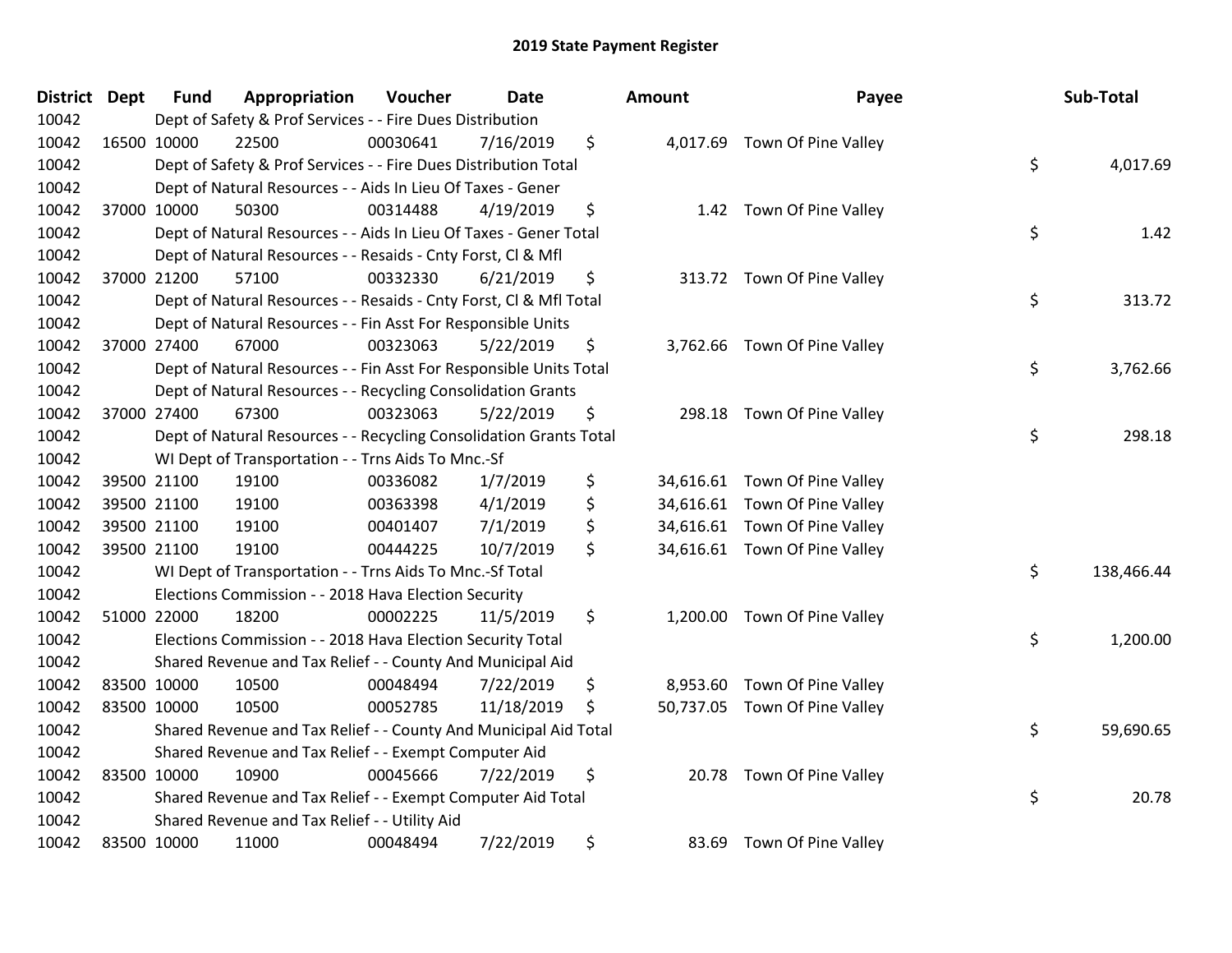# 2019 State Payment Register

| District | Dept | Fund | Appropriation | Voucher | Date | Amount | Payee | Sub-Total |
|---|---|---|---|---|---|---|---|---|
| 10042 | Dept of Safety & Prof Services - - Fire Dues Distribution | | | | | | | |
| 10042 | 16500 | 10000 | 22500 | 00030641 | 7/16/2019 | $ 4,017.69 | Town Of Pine Valley | |
| 10042 | Dept of Safety & Prof Services - - Fire Dues Distribution Total | | | | | | | $ 4,017.69 |
| 10042 | Dept of Natural Resources - - Aids In Lieu Of Taxes - Gener | | | | | | | |
| 10042 | 37000 | 10000 | 50300 | 00314488 | 4/19/2019 | $ 1.42 | Town Of Pine Valley | |
| 10042 | Dept of Natural Resources - - Aids In Lieu Of Taxes - Gener Total | | | | | | | $ 1.42 |
| 10042 | Dept of Natural Resources - - Resaids - Cnty Forst, Cl & Mfl | | | | | | | |
| 10042 | 37000 | 21200 | 57100 | 00332330 | 6/21/2019 | $ 313.72 | Town Of Pine Valley | |
| 10042 | Dept of Natural Resources - - Resaids - Cnty Forst, Cl & Mfl Total | | | | | | | $ 313.72 |
| 10042 | Dept of Natural Resources - - Fin Asst For Responsible Units | | | | | | | |
| 10042 | 37000 | 27400 | 67000 | 00323063 | 5/22/2019 | $ 3,762.66 | Town Of Pine Valley | |
| 10042 | Dept of Natural Resources - - Fin Asst For Responsible Units Total | | | | | | | $ 3,762.66 |
| 10042 | Dept of Natural Resources - - Recycling Consolidation Grants | | | | | | | |
| 10042 | 37000 | 27400 | 67300 | 00323063 | 5/22/2019 | $ 298.18 | Town Of Pine Valley | |
| 10042 | Dept of Natural Resources - - Recycling Consolidation Grants Total | | | | | | | $ 298.18 |
| 10042 | WI Dept of Transportation - - Trns Aids To Mnc.-Sf | | | | | | | |
| 10042 | 39500 | 21100 | 19100 | 00336082 | 1/7/2019 | $ 34,616.61 | Town Of Pine Valley | |
| 10042 | 39500 | 21100 | 19100 | 00363398 | 4/1/2019 | $ 34,616.61 | Town Of Pine Valley | |
| 10042 | 39500 | 21100 | 19100 | 00401407 | 7/1/2019 | $ 34,616.61 | Town Of Pine Valley | |
| 10042 | 39500 | 21100 | 19100 | 00444225 | 10/7/2019 | $ 34,616.61 | Town Of Pine Valley | |
| 10042 | WI Dept of Transportation - - Trns Aids To Mnc.-Sf Total | | | | | | | $ 138,466.44 |
| 10042 | Elections Commission - - 2018 Hava Election Security | | | | | | | |
| 10042 | 51000 | 22000 | 18200 | 00002225 | 11/5/2019 | $ 1,200.00 | Town Of Pine Valley | |
| 10042 | Elections Commission - - 2018 Hava Election Security Total | | | | | | | $ 1,200.00 |
| 10042 | Shared Revenue and Tax Relief - - County And Municipal Aid | | | | | | | |
| 10042 | 83500 | 10000 | 10500 | 00048494 | 7/22/2019 | $ 8,953.60 | Town Of Pine Valley | |
| 10042 | 83500 | 10000 | 10500 | 00052785 | 11/18/2019 | $ 50,737.05 | Town Of Pine Valley | |
| 10042 | Shared Revenue and Tax Relief - - County And Municipal Aid Total | | | | | | | $ 59,690.65 |
| 10042 | Shared Revenue and Tax Relief - - Exempt Computer Aid | | | | | | | |
| 10042 | 83500 | 10000 | 10900 | 00045666 | 7/22/2019 | $ 20.78 | Town Of Pine Valley | |
| 10042 | Shared Revenue and Tax Relief - - Exempt Computer Aid Total | | | | | | | $ 20.78 |
| 10042 | Shared Revenue and Tax Relief - - Utility Aid | | | | | | | |
| 10042 | 83500 | 10000 | 11000 | 00048494 | 7/22/2019 | $ 83.69 | Town Of Pine Valley | |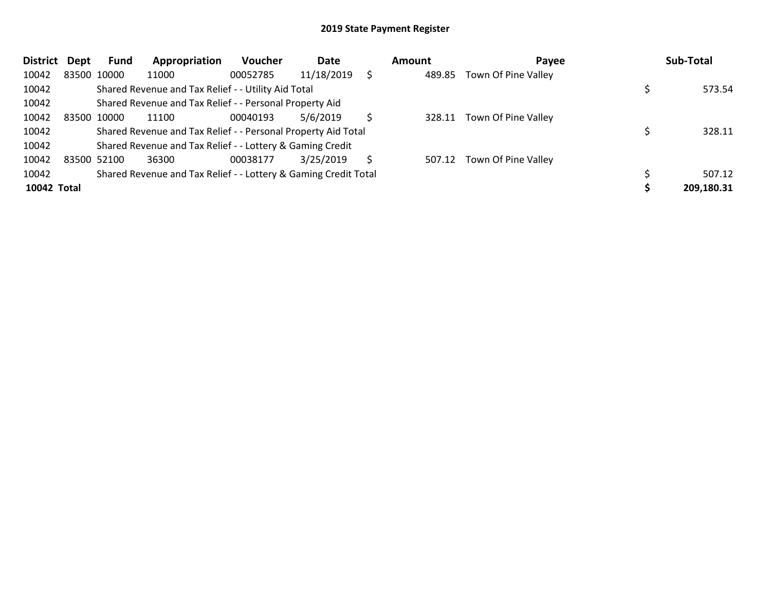## 2019 State Payment Register

| District | Dept | Fund | Appropriation | Voucher | Date | Amount | Payee | Sub-Total |
|---|---|---|---|---|---|---|---|---|
| 10042 | 83500 | 10000 | 11000 | 00052785 | 11/18/2019 | $ 489.85 | Town Of Pine Valley | |
| 10042 | | Shared Revenue and Tax Relief - - Utility Aid Total | | | | | | $ 573.54 |
| 10042 | | Shared Revenue and Tax Relief - - Personal Property Aid | | | | | | |
| 10042 | 83500 | 10000 | 11100 | 00040193 | 5/6/2019 | $ 328.11 | Town Of Pine Valley | |
| 10042 | | Shared Revenue and Tax Relief - - Personal Property Aid Total | | | | | | $ 328.11 |
| 10042 | | Shared Revenue and Tax Relief - - Lottery & Gaming Credit | | | | | | |
| 10042 | 83500 | 52100 | 36300 | 00038177 | 3/25/2019 | $ 507.12 | Town Of Pine Valley | |
| 10042 | | Shared Revenue and Tax Relief - - Lottery & Gaming Credit Total | | | | | | $ 507.12 |
| **10042 Total** | | | | | | | | **$ 209,180.31** |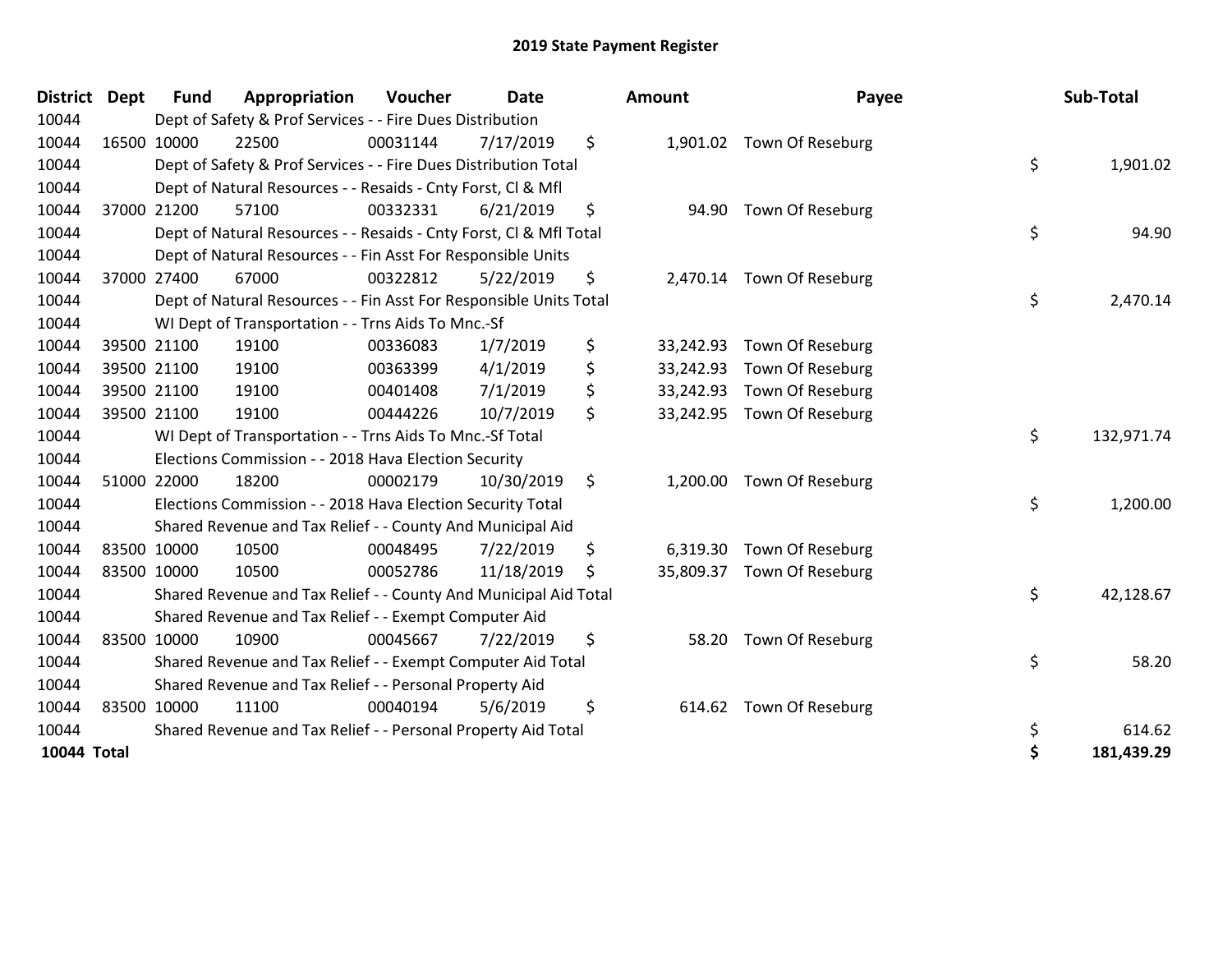# 2019 State Payment Register

| District | Dept | Fund | Appropriation | Voucher | Date | Amount | Payee | Sub-Total |
|---|---|---|---|---|---|---|---|---|
| 10044 | | Dept of Safety & Prof Services - - Fire Dues Distribution | | | | | | |
| 10044 | 16500 | 10000 | 22500 | 00031144 | 7/17/2019 | $ 1,901.02 | Town Of Reseburg | |
| 10044 | | Dept of Safety & Prof Services - - Fire Dues Distribution Total | | | | | | $ 1,901.02 |
| 10044 | | Dept of Natural Resources - - Resaids - Cnty Forst, Cl & Mfl | | | | | | |
| 10044 | 37000 | 21200 | 57100 | 00332331 | 6/21/2019 | $ 94.90 | Town Of Reseburg | |
| 10044 | | Dept of Natural Resources - - Resaids - Cnty Forst, Cl & Mfl Total | | | | | | $ 94.90 |
| 10044 | | Dept of Natural Resources - - Fin Asst For Responsible Units | | | | | | |
| 10044 | 37000 | 27400 | 67000 | 00322812 | 5/22/2019 | $ 2,470.14 | Town Of Reseburg | |
| 10044 | | Dept of Natural Resources - - Fin Asst For Responsible Units Total | | | | | | $ 2,470.14 |
| 10044 | | WI Dept of Transportation - - Trns Aids To Mnc.-Sf | | | | | | |
| 10044 | 39500 | 21100 | 19100 | 00336083 | 1/7/2019 | $ 33,242.93 | Town Of Reseburg | |
| 10044 | 39500 | 21100 | 19100 | 00363399 | 4/1/2019 | $ 33,242.93 | Town Of Reseburg | |
| 10044 | 39500 | 21100 | 19100 | 00401408 | 7/1/2019 | $ 33,242.93 | Town Of Reseburg | |
| 10044 | 39500 | 21100 | 19100 | 00444226 | 10/7/2019 | $ 33,242.95 | Town Of Reseburg | |
| 10044 | | WI Dept of Transportation - - Trns Aids To Mnc.-Sf Total | | | | | | $ 132,971.74 |
| 10044 | | Elections Commission - - 2018 Hava Election Security | | | | | | |
| 10044 | 51000 | 22000 | 18200 | 00002179 | 10/30/2019 | $ 1,200.00 | Town Of Reseburg | |
| 10044 | | Elections Commission - - 2018 Hava Election Security Total | | | | | | $ 1,200.00 |
| 10044 | | Shared Revenue and Tax Relief - - County And Municipal Aid | | | | | | |
| 10044 | 83500 | 10000 | 10500 | 00048495 | 7/22/2019 | $ 6,319.30 | Town Of Reseburg | |
| 10044 | 83500 | 10000 | 10500 | 00052786 | 11/18/2019 | $ 35,809.37 | Town Of Reseburg | |
| 10044 | | Shared Revenue and Tax Relief - - County And Municipal Aid Total | | | | | | $ 42,128.67 |
| 10044 | | Shared Revenue and Tax Relief - - Exempt Computer Aid | | | | | | |
| 10044 | 83500 | 10000 | 10900 | 00045667 | 7/22/2019 | $ 58.20 | Town Of Reseburg | |
| 10044 | | Shared Revenue and Tax Relief - - Exempt Computer Aid Total | | | | | | $ 58.20 |
| 10044 | | Shared Revenue and Tax Relief - - Personal Property Aid | | | | | | |
| 10044 | 83500 | 10000 | 11100 | 00040194 | 5/6/2019 | $ 614.62 | Town Of Reseburg | |
| 10044 | | Shared Revenue and Tax Relief - - Personal Property Aid Total | | | | | | $ 614.62 |
| **10044 Total** | | | | | | | | **$ 181,439.29** |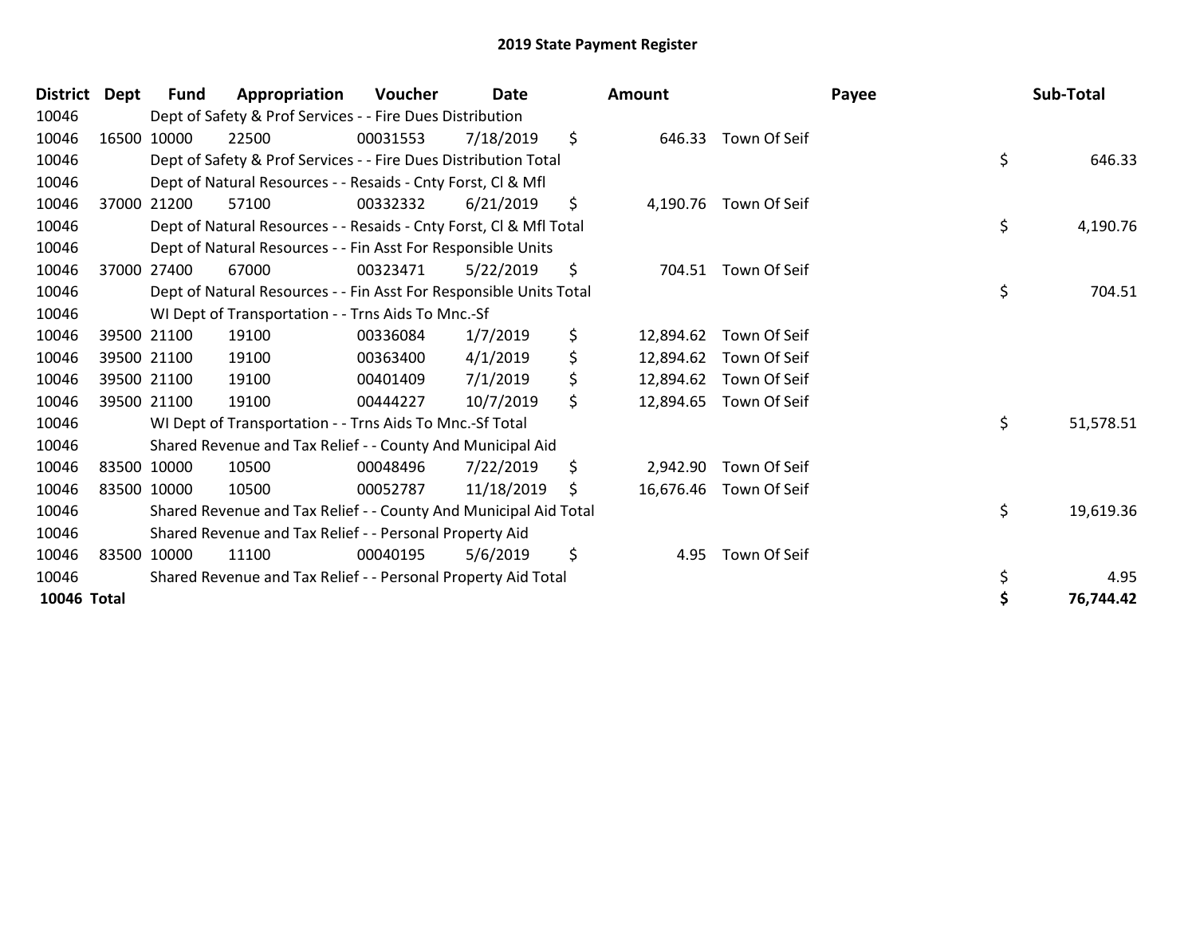# 2019 State Payment Register

| District | Dept | Fund | Appropriation | Voucher | Date | Amount | Payee | Sub-Total |
|---|---|---|---|---|---|---|---|---|
| 10046 | | Dept of Safety & Prof Services - - Fire Dues Distribution | | | | | | |
| 10046 | 16500 | 10000 | 22500 | 00031553 | 7/18/2019 | $ 646.33 | Town Of Seif | |
| 10046 | | Dept of Safety & Prof Services - - Fire Dues Distribution Total | | | | | | $ 646.33 |
| 10046 | | Dept of Natural Resources - - Resaids - Cnty Forst, Cl & Mfl | | | | | | |
| 10046 | 37000 | 21200 | 57100 | 00332332 | 6/21/2019 | $ 4,190.76 | Town Of Seif | |
| 10046 | | Dept of Natural Resources - - Resaids - Cnty Forst, Cl & Mfl Total | | | | | | $ 4,190.76 |
| 10046 | | Dept of Natural Resources - - Fin Asst For Responsible Units | | | | | | |
| 10046 | 37000 | 27400 | 67000 | 00323471 | 5/22/2019 | $ 704.51 | Town Of Seif | |
| 10046 | | Dept of Natural Resources - - Fin Asst For Responsible Units Total | | | | | | $ 704.51 |
| 10046 | | WI Dept of Transportation - - Trns Aids To Mnc.-Sf | | | | | | |
| 10046 | 39500 | 21100 | 19100 | 00336084 | 1/7/2019 | $ 12,894.62 | Town Of Seif | |
| 10046 | 39500 | 21100 | 19100 | 00363400 | 4/1/2019 | $ 12,894.62 | Town Of Seif | |
| 10046 | 39500 | 21100 | 19100 | 00401409 | 7/1/2019 | $ 12,894.62 | Town Of Seif | |
| 10046 | 39500 | 21100 | 19100 | 00444227 | 10/7/2019 | $ 12,894.65 | Town Of Seif | |
| 10046 | | WI Dept of Transportation - - Trns Aids To Mnc.-Sf Total | | | | | | $ 51,578.51 |
| 10046 | | Shared Revenue and Tax Relief - - County And Municipal Aid | | | | | | |
| 10046 | 83500 | 10000 | 10500 | 00048496 | 7/22/2019 | $ 2,942.90 | Town Of Seif | |
| 10046 | 83500 | 10000 | 10500 | 00052787 | 11/18/2019 | $ 16,676.46 | Town Of Seif | |
| 10046 | | Shared Revenue and Tax Relief - - County And Municipal Aid Total | | | | | | $ 19,619.36 |
| 10046 | | Shared Revenue and Tax Relief - - Personal Property Aid | | | | | | |
| 10046 | 83500 | 10000 | 11100 | 00040195 | 5/6/2019 | $ 4.95 | Town Of Seif | |
| 10046 | | Shared Revenue and Tax Relief - - Personal Property Aid Total | | | | | | $ 4.95 |
| **10046 Total** | | | | | | | | **$ 76,744.42** |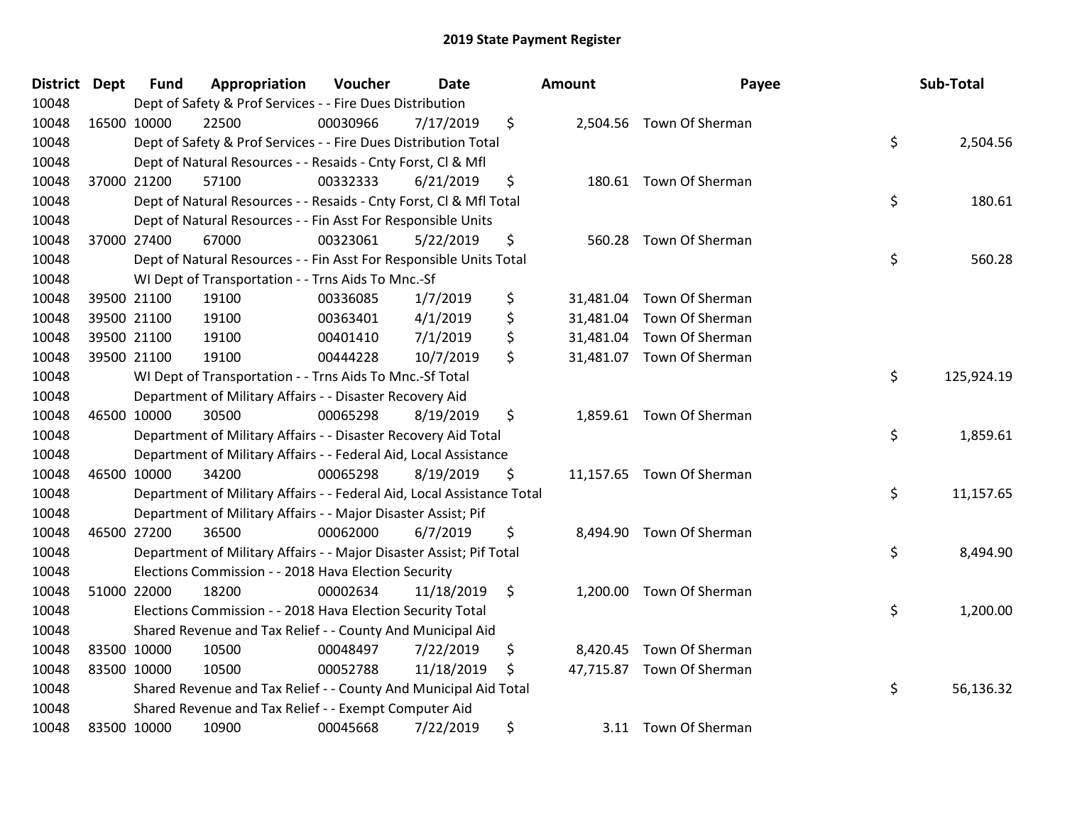## 2019 State Payment Register

| District | Dept | Fund | Appropriation | Voucher | Date | Amount | Payee | Sub-Total |
|---|---|---|---|---|---|---|---|---|
| 10048 | Dept of Safety & Prof Services - - Fire Dues Distribution | | | | | | | |
| 10048 | 16500 | 10000 | 22500 | 00030966 | 7/17/2019 | $ 2,504.56 | Town Of Sherman | |
| 10048 | Dept of Safety & Prof Services - - Fire Dues Distribution Total | | | | | | | $ 2,504.56 |
| 10048 | Dept of Natural Resources - - Resaids - Cnty Forst, Cl & Mfl | | | | | | | |
| 10048 | 37000 | 21200 | 57100 | 00332333 | 6/21/2019 | $ 180.61 | Town Of Sherman | |
| 10048 | Dept of Natural Resources - - Resaids - Cnty Forst, Cl & Mfl Total | | | | | | | $ 180.61 |
| 10048 | Dept of Natural Resources - - Fin Asst For Responsible Units | | | | | | | |
| 10048 | 37000 | 27400 | 67000 | 00323061 | 5/22/2019 | $ 560.28 | Town Of Sherman | |
| 10048 | Dept of Natural Resources - - Fin Asst For Responsible Units Total | | | | | | | $ 560.28 |
| 10048 | WI Dept of Transportation - - Trns Aids To Mnc.-Sf | | | | | | | |
| 10048 | 39500 | 21100 | 19100 | 00336085 | 1/7/2019 | $ 31,481.04 | Town Of Sherman | |
| 10048 | 39500 | 21100 | 19100 | 00363401 | 4/1/2019 | $ 31,481.04 | Town Of Sherman | |
| 10048 | 39500 | 21100 | 19100 | 00401410 | 7/1/2019 | $ 31,481.04 | Town Of Sherman | |
| 10048 | 39500 | 21100 | 19100 | 00444228 | 10/7/2019 | $ 31,481.07 | Town Of Sherman | |
| 10048 | WI Dept of Transportation - - Trns Aids To Mnc.-Sf Total | | | | | | | $ 125,924.19 |
| 10048 | Department of Military Affairs - - Disaster Recovery Aid | | | | | | | |
| 10048 | 46500 | 10000 | 30500 | 00065298 | 8/19/2019 | $ 1,859.61 | Town Of Sherman | |
| 10048 | Department of Military Affairs - - Disaster Recovery Aid Total | | | | | | | $ 1,859.61 |
| 10048 | Department of Military Affairs - - Federal Aid, Local Assistance | | | | | | | |
| 10048 | 46500 | 10000 | 34200 | 00065298 | 8/19/2019 | $ 11,157.65 | Town Of Sherman | |
| 10048 | Department of Military Affairs - - Federal Aid, Local Assistance Total | | | | | | | $ 11,157.65 |
| 10048 | Department of Military Affairs - - Major Disaster Assist; Pif | | | | | | | |
| 10048 | 46500 | 27200 | 36500 | 00062000 | 6/7/2019 | $ 8,494.90 | Town Of Sherman | |
| 10048 | Department of Military Affairs - - Major Disaster Assist; Pif Total | | | | | | | $ 8,494.90 |
| 10048 | Elections Commission - - 2018 Hava Election Security | | | | | | | |
| 10048 | 51000 | 22000 | 18200 | 00002634 | 11/18/2019 | $ 1,200.00 | Town Of Sherman | |
| 10048 | Elections Commission - - 2018 Hava Election Security Total | | | | | | | $ 1,200.00 |
| 10048 | Shared Revenue and Tax Relief - - County And Municipal Aid | | | | | | | |
| 10048 | 83500 | 10000 | 10500 | 00048497 | 7/22/2019 | $ 8,420.45 | Town Of Sherman | |
| 10048 | 83500 | 10000 | 10500 | 00052788 | 11/18/2019 | $ 47,715.87 | Town Of Sherman | |
| 10048 | Shared Revenue and Tax Relief - - County And Municipal Aid Total | | | | | | | $ 56,136.32 |
| 10048 | Shared Revenue and Tax Relief - - Exempt Computer Aid | | | | | | | |
| 10048 | 83500 | 10000 | 10900 | 00045668 | 7/22/2019 | $ 3.11 | Town Of Sherman | |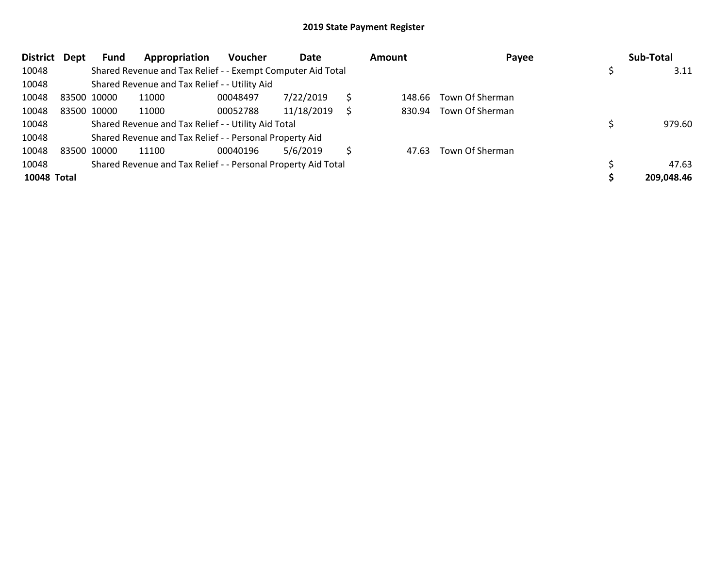## 2019 State Payment Register

| District | Dept | Fund | Appropriation | Voucher | Date | Amount | Payee | Sub-Total |
|---|---|---|---|---|---|---|---|---|
| 10048 | | Shared Revenue and Tax Relief - - Exempt Computer Aid Total | | | | | | $ 3.11 |
| 10048 | | Shared Revenue and Tax Relief - - Utility Aid | | | | | | |
| 10048 | 83500 | 10000 | 11000 | 00048497 | 7/22/2019 | $ 148.66 | Town Of Sherman | |
| 10048 | 83500 | 10000 | 11000 | 00052788 | 11/18/2019 | $ 830.94 | Town Of Sherman | |
| 10048 | | Shared Revenue and Tax Relief - - Utility Aid Total | | | | | | $ 979.60 |
| 10048 | | Shared Revenue and Tax Relief - - Personal Property Aid | | | | | | |
| 10048 | 83500 | 10000 | 11100 | 00040196 | 5/6/2019 | $ 47.63 | Town Of Sherman | |
| 10048 | | Shared Revenue and Tax Relief - - Personal Property Aid Total | | | | | | $ 47.63 |
| **10048 Total** | | | | | | | | **$ 209,048.46** |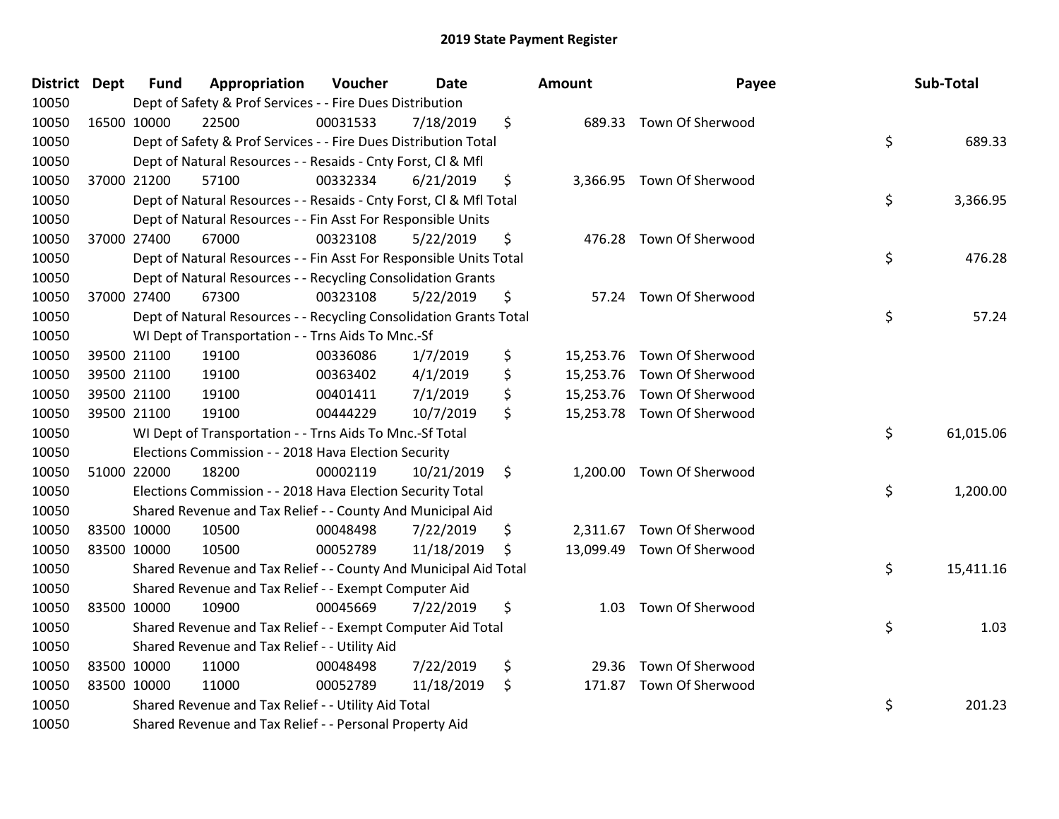# 2019 State Payment Register

| District | Dept | Fund | Appropriation | Voucher | Date | Amount | Payee | Sub-Total |
|---|---|---|---|---|---|---|---|---|
| 10050 | | Dept of Safety & Prof Services - - Fire Dues Distribution | | | | | | |
| 10050 | 16500 | 10000 | 22500 | 00031533 | 7/18/2019 | $ 689.33 | Town Of Sherwood | |
| 10050 | | Dept of Safety & Prof Services - - Fire Dues Distribution Total | | | | | | $ 689.33 |
| 10050 | | Dept of Natural Resources - - Resaids - Cnty Forst, Cl & Mfl | | | | | | |
| 10050 | 37000 | 21200 | 57100 | 00332334 | 6/21/2019 | $ 3,366.95 | Town Of Sherwood | |
| 10050 | | Dept of Natural Resources - - Resaids - Cnty Forst, Cl & Mfl Total | | | | | | $ 3,366.95 |
| 10050 | | Dept of Natural Resources - - Fin Asst For Responsible Units | | | | | | |
| 10050 | 37000 | 27400 | 67000 | 00323108 | 5/22/2019 | $ 476.28 | Town Of Sherwood | |
| 10050 | | Dept of Natural Resources - - Fin Asst For Responsible Units Total | | | | | | $ 476.28 |
| 10050 | | Dept of Natural Resources - - Recycling Consolidation Grants | | | | | | |
| 10050 | 37000 | 27400 | 67300 | 00323108 | 5/22/2019 | $ 57.24 | Town Of Sherwood | |
| 10050 | | Dept of Natural Resources - - Recycling Consolidation Grants Total | | | | | | $ 57.24 |
| 10050 | | WI Dept of Transportation - - Trns Aids To Mnc.-Sf | | | | | | |
| 10050 | 39500 | 21100 | 19100 | 00336086 | 1/7/2019 | $ 15,253.76 | Town Of Sherwood | |
| 10050 | 39500 | 21100 | 19100 | 00363402 | 4/1/2019 | $ 15,253.76 | Town Of Sherwood | |
| 10050 | 39500 | 21100 | 19100 | 00401411 | 7/1/2019 | $ 15,253.76 | Town Of Sherwood | |
| 10050 | 39500 | 21100 | 19100 | 00444229 | 10/7/2019 | $ 15,253.78 | Town Of Sherwood | |
| 10050 | | WI Dept of Transportation - - Trns Aids To Mnc.-Sf Total | | | | | | $ 61,015.06 |
| 10050 | | Elections Commission - - 2018 Hava Election Security | | | | | | |
| 10050 | 51000 | 22000 | 18200 | 00002119 | 10/21/2019 | $ 1,200.00 | Town Of Sherwood | |
| 10050 | | Elections Commission - - 2018 Hava Election Security Total | | | | | | $ 1,200.00 |
| 10050 | | Shared Revenue and Tax Relief - - County And Municipal Aid | | | | | | |
| 10050 | 83500 | 10000 | 10500 | 00048498 | 7/22/2019 | $ 2,311.67 | Town Of Sherwood | |
| 10050 | 83500 | 10000 | 10500 | 00052789 | 11/18/2019 | $ 13,099.49 | Town Of Sherwood | |
| 10050 | | Shared Revenue and Tax Relief - - County And Municipal Aid Total | | | | | | $ 15,411.16 |
| 10050 | | Shared Revenue and Tax Relief - - Exempt Computer Aid | | | | | | |
| 10050 | 83500 | 10000 | 10900 | 00045669 | 7/22/2019 | $ 1.03 | Town Of Sherwood | |
| 10050 | | Shared Revenue and Tax Relief - - Exempt Computer Aid Total | | | | | | $ 1.03 |
| 10050 | | Shared Revenue and Tax Relief - - Utility Aid | | | | | | |
| 10050 | 83500 | 10000 | 11000 | 00048498 | 7/22/2019 | $ 29.36 | Town Of Sherwood | |
| 10050 | 83500 | 10000 | 11000 | 00052789 | 11/18/2019 | $ 171.87 | Town Of Sherwood | |
| 10050 | | Shared Revenue and Tax Relief - - Utility Aid Total | | | | | | $ 201.23 |
| 10050 | | Shared Revenue and Tax Relief - - Personal Property Aid | | | | | | |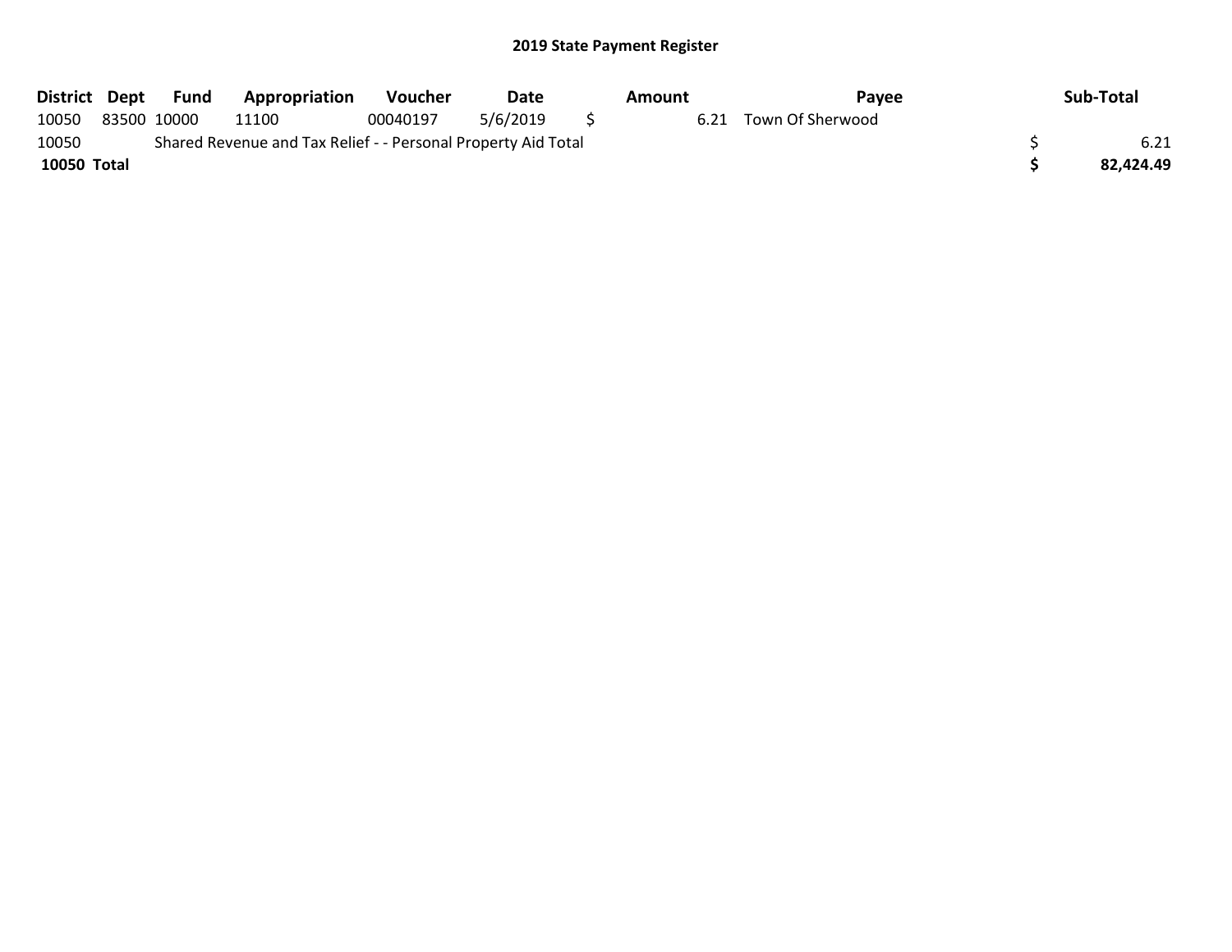## 2019 State Payment Register

| District | Dept | Fund | Appropriation | Voucher | Date | Amount | Payee | Sub-Total |
|---|---|---|---|---|---|---|---|---|
| 10050 | 83500 | 10000 | 11100 | 00040197 | 5/6/2019 | $ 6.21 | Town Of Sherwood | |
| 10050 | | Shared Revenue and Tax Relief - - Personal Property Aid Total | | | | | | $ 6.21 |
| **10050 Total** | | | | | | | | **$ 82,424.49** |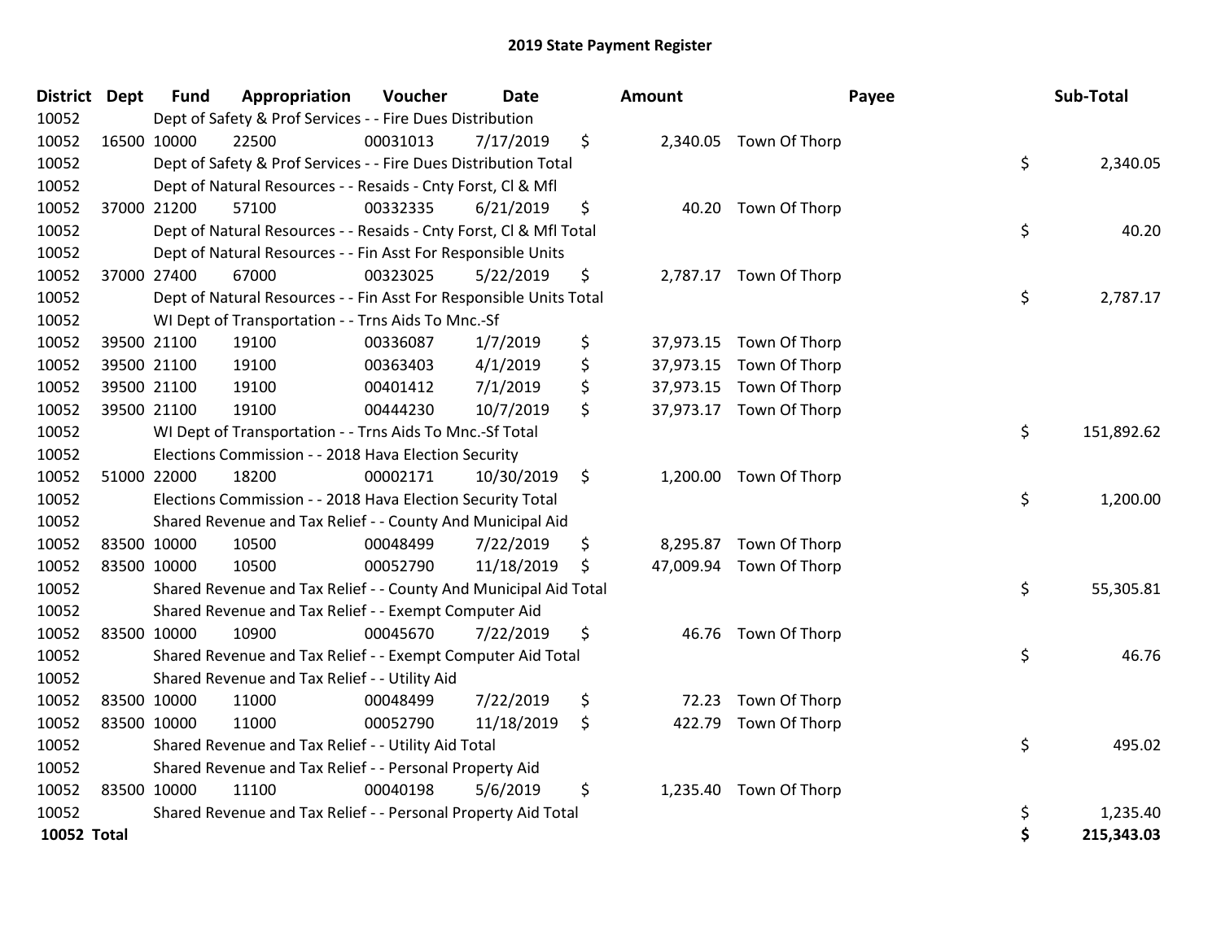# 2019 State Payment Register

| District | Dept | Fund | Appropriation | Voucher | Date | Amount | Payee | Sub-Total |
|---|---|---|---|---|---|---|---|---|
| 10052 | | Dept of Safety & Prof Services - - Fire Dues Distribution | | | | | | |
| 10052 | 16500 | 10000 | 22500 | 00031013 | 7/17/2019 | $ 2,340.05 | Town Of Thorp | |
| 10052 | | Dept of Safety & Prof Services - - Fire Dues Distribution Total | | | | | | $ 2,340.05 |
| 10052 | | Dept of Natural Resources - - Resaids - Cnty Forst, Cl & Mfl | | | | | | |
| 10052 | 37000 | 21200 | 57100 | 00332335 | 6/21/2019 | $ 40.20 | Town Of Thorp | |
| 10052 | | Dept of Natural Resources - - Resaids - Cnty Forst, Cl & Mfl Total | | | | | | $ 40.20 |
| 10052 | | Dept of Natural Resources - - Fin Asst For Responsible Units | | | | | | |
| 10052 | 37000 | 27400 | 67000 | 00323025 | 5/22/2019 | $ 2,787.17 | Town Of Thorp | |
| 10052 | | Dept of Natural Resources - - Fin Asst For Responsible Units Total | | | | | | $ 2,787.17 |
| 10052 | | WI Dept of Transportation - - Trns Aids To Mnc.-Sf | | | | | | |
| 10052 | 39500 | 21100 | 19100 | 00336087 | 1/7/2019 | $ 37,973.15 | Town Of Thorp | |
| 10052 | 39500 | 21100 | 19100 | 00363403 | 4/1/2019 | $ 37,973.15 | Town Of Thorp | |
| 10052 | 39500 | 21100 | 19100 | 00401412 | 7/1/2019 | $ 37,973.15 | Town Of Thorp | |
| 10052 | 39500 | 21100 | 19100 | 00444230 | 10/7/2019 | $ 37,973.17 | Town Of Thorp | |
| 10052 | | WI Dept of Transportation - - Trns Aids To Mnc.-Sf Total | | | | | | $ 151,892.62 |
| 10052 | | Elections Commission - - 2018 Hava Election Security | | | | | | |
| 10052 | 51000 | 22000 | 18200 | 00002171 | 10/30/2019 | $ 1,200.00 | Town Of Thorp | |
| 10052 | | Elections Commission - - 2018 Hava Election Security Total | | | | | | $ 1,200.00 |
| 10052 | | Shared Revenue and Tax Relief - - County And Municipal Aid | | | | | | |
| 10052 | 83500 | 10000 | 10500 | 00048499 | 7/22/2019 | $ 8,295.87 | Town Of Thorp | |
| 10052 | 83500 | 10000 | 10500 | 00052790 | 11/18/2019 | $ 47,009.94 | Town Of Thorp | |
| 10052 | | Shared Revenue and Tax Relief - - County And Municipal Aid Total | | | | | | $ 55,305.81 |
| 10052 | | Shared Revenue and Tax Relief - - Exempt Computer Aid | | | | | | |
| 10052 | 83500 | 10000 | 10900 | 00045670 | 7/22/2019 | $ 46.76 | Town Of Thorp | |
| 10052 | | Shared Revenue and Tax Relief - - Exempt Computer Aid Total | | | | | | $ 46.76 |
| 10052 | | Shared Revenue and Tax Relief - - Utility Aid | | | | | | |
| 10052 | 83500 | 10000 | 11000 | 00048499 | 7/22/2019 | $ 72.23 | Town Of Thorp | |
| 10052 | 83500 | 10000 | 11000 | 00052790 | 11/18/2019 | $ 422.79 | Town Of Thorp | |
| 10052 | | Shared Revenue and Tax Relief - - Utility Aid Total | | | | | | $ 495.02 |
| 10052 | | Shared Revenue and Tax Relief - - Personal Property Aid | | | | | | |
| 10052 | 83500 | 10000 | 11100 | 00040198 | 5/6/2019 | $ 1,235.40 | Town Of Thorp | |
| 10052 | | Shared Revenue and Tax Relief - - Personal Property Aid Total | | | | | | $ 1,235.40 |
| **10052 Total** | | | | | | | | **$ 215,343.03** |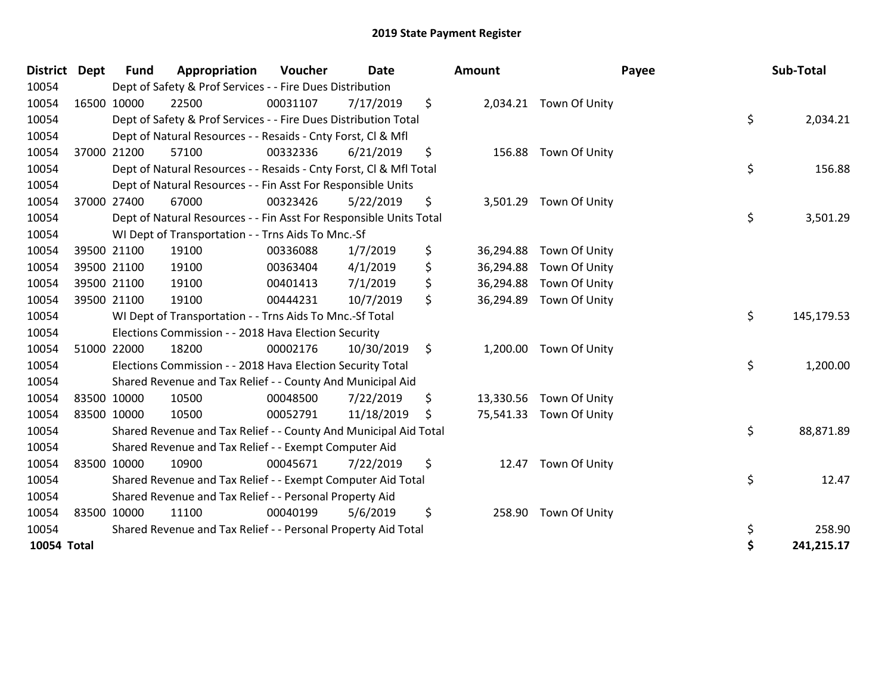# 2019 State Payment Register

| District | Dept | Fund | Appropriation | Voucher | Date | Amount | Payee | Sub-Total |
|---|---|---|---|---|---|---|---|---|
| 10054 | | Dept of Safety & Prof Services - - Fire Dues Distribution | | | | | | |
| 10054 | 16500 | 10000 | 22500 | 00031107 | 7/17/2019 | $ 2,034.21 | Town Of Unity | |
| 10054 | | Dept of Safety & Prof Services - - Fire Dues Distribution Total | | | | | | $ 2,034.21 |
| 10054 | | Dept of Natural Resources - - Resaids - Cnty Forst, Cl & Mfl | | | | | | |
| 10054 | 37000 | 21200 | 57100 | 00332336 | 6/21/2019 | $ 156.88 | Town Of Unity | |
| 10054 | | Dept of Natural Resources - - Resaids - Cnty Forst, Cl & Mfl Total | | | | | | $ 156.88 |
| 10054 | | Dept of Natural Resources - - Fin Asst For Responsible Units | | | | | | |
| 10054 | 37000 | 27400 | 67000 | 00323426 | 5/22/2019 | $ 3,501.29 | Town Of Unity | |
| 10054 | | Dept of Natural Resources - - Fin Asst For Responsible Units Total | | | | | | $ 3,501.29 |
| 10054 | | WI Dept of Transportation - - Trns Aids To Mnc.-Sf | | | | | | |
| 10054 | 39500 | 21100 | 19100 | 00336088 | 1/7/2019 | $ 36,294.88 | Town Of Unity | |
| 10054 | 39500 | 21100 | 19100 | 00363404 | 4/1/2019 | $ 36,294.88 | Town Of Unity | |
| 10054 | 39500 | 21100 | 19100 | 00401413 | 7/1/2019 | $ 36,294.88 | Town Of Unity | |
| 10054 | 39500 | 21100 | 19100 | 00444231 | 10/7/2019 | $ 36,294.89 | Town Of Unity | |
| 10054 | | WI Dept of Transportation - - Trns Aids To Mnc.-Sf Total | | | | | | $ 145,179.53 |
| 10054 | | Elections Commission - - 2018 Hava Election Security | | | | | | |
| 10054 | 51000 | 22000 | 18200 | 00002176 | 10/30/2019 | $ 1,200.00 | Town Of Unity | |
| 10054 | | Elections Commission - - 2018 Hava Election Security Total | | | | | | $ 1,200.00 |
| 10054 | | Shared Revenue and Tax Relief - - County And Municipal Aid | | | | | | |
| 10054 | 83500 | 10000 | 10500 | 00048500 | 7/22/2019 | $ 13,330.56 | Town Of Unity | |
| 10054 | 83500 | 10000 | 10500 | 00052791 | 11/18/2019 | $ 75,541.33 | Town Of Unity | |
| 10054 | | Shared Revenue and Tax Relief - - County And Municipal Aid Total | | | | | | $ 88,871.89 |
| 10054 | | Shared Revenue and Tax Relief - - Exempt Computer Aid | | | | | | |
| 10054 | 83500 | 10000 | 10900 | 00045671 | 7/22/2019 | $ 12.47 | Town Of Unity | |
| 10054 | | Shared Revenue and Tax Relief - - Exempt Computer Aid Total | | | | | | $ 12.47 |
| 10054 | | Shared Revenue and Tax Relief - - Personal Property Aid | | | | | | |
| 10054 | 83500 | 10000 | 11100 | 00040199 | 5/6/2019 | $ 258.90 | Town Of Unity | |
| 10054 | | Shared Revenue and Tax Relief - - Personal Property Aid Total | | | | | | $ 258.90 |
| **10054 Total** | | | | | | | | **$ 241,215.17** |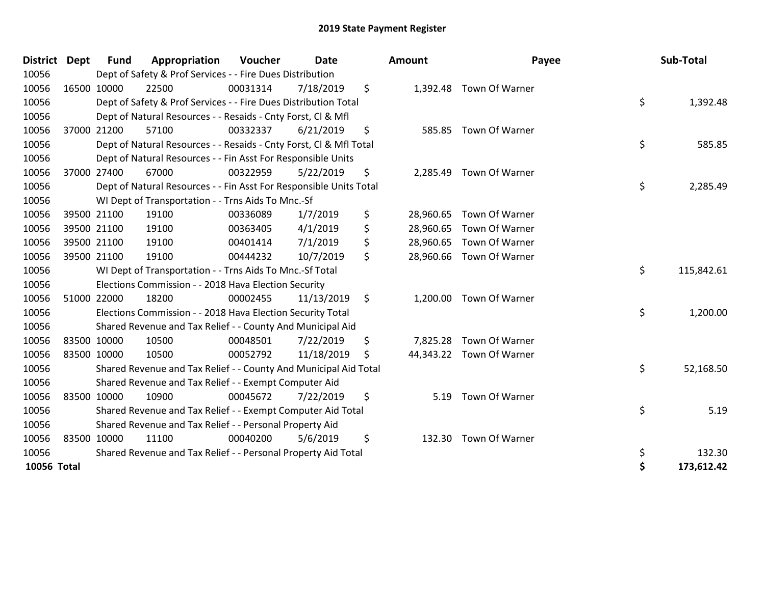# 2019 State Payment Register

| District | Dept | Fund | Appropriation | Voucher | Date | Amount | Payee | Sub-Total |
|---|---|---|---|---|---|---|---|---|
| 10056 | | Dept of Safety & Prof Services - - Fire Dues Distribution | | | | | | |
| 10056 | 16500 | 10000 | 22500 | 00031314 | 7/18/2019 | $ 1,392.48 | Town Of Warner | |
| 10056 | | Dept of Safety & Prof Services - - Fire Dues Distribution Total | | | | | | $ 1,392.48 |
| 10056 | | Dept of Natural Resources - - Resaids - Cnty Forst, Cl & Mfl | | | | | | |
| 10056 | 37000 | 21200 | 57100 | 00332337 | 6/21/2019 | $ 585.85 | Town Of Warner | |
| 10056 | | Dept of Natural Resources - - Resaids - Cnty Forst, Cl & Mfl Total | | | | | | $ 585.85 |
| 10056 | | Dept of Natural Resources - - Fin Asst For Responsible Units | | | | | | |
| 10056 | 37000 | 27400 | 67000 | 00322959 | 5/22/2019 | $ 2,285.49 | Town Of Warner | |
| 10056 | | Dept of Natural Resources - - Fin Asst For Responsible Units Total | | | | | | $ 2,285.49 |
| 10056 | | WI Dept of Transportation - - Trns Aids To Mnc.-Sf | | | | | | |
| 10056 | 39500 | 21100 | 19100 | 00336089 | 1/7/2019 | $ 28,960.65 | Town Of Warner | |
| 10056 | 39500 | 21100 | 19100 | 00363405 | 4/1/2019 | $ 28,960.65 | Town Of Warner | |
| 10056 | 39500 | 21100 | 19100 | 00401414 | 7/1/2019 | $ 28,960.65 | Town Of Warner | |
| 10056 | 39500 | 21100 | 19100 | 00444232 | 10/7/2019 | $ 28,960.66 | Town Of Warner | |
| 10056 | | WI Dept of Transportation - - Trns Aids To Mnc.-Sf Total | | | | | | $ 115,842.61 |
| 10056 | | Elections Commission - - 2018 Hava Election Security | | | | | | |
| 10056 | 51000 | 22000 | 18200 | 00002455 | 11/13/2019 | $ 1,200.00 | Town Of Warner | |
| 10056 | | Elections Commission - - 2018 Hava Election Security Total | | | | | | $ 1,200.00 |
| 10056 | | Shared Revenue and Tax Relief - - County And Municipal Aid | | | | | | |
| 10056 | 83500 | 10000 | 10500 | 00048501 | 7/22/2019 | $ 7,825.28 | Town Of Warner | |
| 10056 | 83500 | 10000 | 10500 | 00052792 | 11/18/2019 | $ 44,343.22 | Town Of Warner | |
| 10056 | | Shared Revenue and Tax Relief - - County And Municipal Aid Total | | | | | | $ 52,168.50 |
| 10056 | | Shared Revenue and Tax Relief - - Exempt Computer Aid | | | | | | |
| 10056 | 83500 | 10000 | 10900 | 00045672 | 7/22/2019 | $ 5.19 | Town Of Warner | |
| 10056 | | Shared Revenue and Tax Relief - - Exempt Computer Aid Total | | | | | | $ 5.19 |
| 10056 | | Shared Revenue and Tax Relief - - Personal Property Aid | | | | | | |
| 10056 | 83500 | 10000 | 11100 | 00040200 | 5/6/2019 | $ 132.30 | Town Of Warner | |
| 10056 | | Shared Revenue and Tax Relief - - Personal Property Aid Total | | | | | | $ 132.30 |
| **10056 Total** | | | | | | | | **$ 173,612.42** |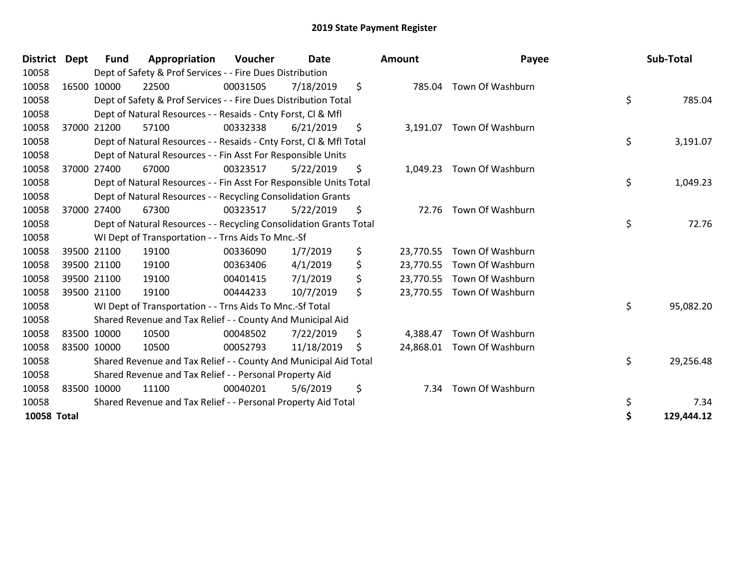# 2019 State Payment Register

| District | Dept | Fund | Appropriation | Voucher | Date | | Amount | Payee | | Sub-Total |
|---|---|---|---|---|---|---|---|---|---|---|
| 10058 | | Dept of Safety & Prof Services - - Fire Dues Distribution | | | | | | | | |
| 10058 | 16500 | 10000 | 22500 | 00031505 | 7/18/2019 | $ | 785.04 | Town Of Washburn | | |
| 10058 | | Dept of Safety & Prof Services - - Fire Dues Distribution Total | | | | | | | $ | 785.04 |
| 10058 | | Dept of Natural Resources - - Resaids - Cnty Forst, Cl & Mfl | | | | | | | | |
| 10058 | 37000 | 21200 | 57100 | 00332338 | 6/21/2019 | $ | 3,191.07 | Town Of Washburn | | |
| 10058 | | Dept of Natural Resources - - Resaids - Cnty Forst, Cl & Mfl Total | | | | | | | $ | 3,191.07 |
| 10058 | | Dept of Natural Resources - - Fin Asst For Responsible Units | | | | | | | | |
| 10058 | 37000 | 27400 | 67000 | 00323517 | 5/22/2019 | $ | 1,049.23 | Town Of Washburn | | |
| 10058 | | Dept of Natural Resources - - Fin Asst For Responsible Units Total | | | | | | | $ | 1,049.23 |
| 10058 | | Dept of Natural Resources - - Recycling Consolidation Grants | | | | | | | | |
| 10058 | 37000 | 27400 | 67300 | 00323517 | 5/22/2019 | $ | 72.76 | Town Of Washburn | | |
| 10058 | | Dept of Natural Resources - - Recycling Consolidation Grants Total | | | | | | | $ | 72.76 |
| 10058 | | WI Dept of Transportation - - Trns Aids To Mnc.-Sf | | | | | | | | |
| 10058 | 39500 | 21100 | 19100 | 00336090 | 1/7/2019 | $ | 23,770.55 | Town Of Washburn | | |
| 10058 | 39500 | 21100 | 19100 | 00363406 | 4/1/2019 | $ | 23,770.55 | Town Of Washburn | | |
| 10058 | 39500 | 21100 | 19100 | 00401415 | 7/1/2019 | $ | 23,770.55 | Town Of Washburn | | |
| 10058 | 39500 | 21100 | 19100 | 00444233 | 10/7/2019 | $ | 23,770.55 | Town Of Washburn | | |
| 10058 | | WI Dept of Transportation - - Trns Aids To Mnc.-Sf Total | | | | | | | $ | 95,082.20 |
| 10058 | | Shared Revenue and Tax Relief - - County And Municipal Aid | | | | | | | | |
| 10058 | 83500 | 10000 | 10500 | 00048502 | 7/22/2019 | $ | 4,388.47 | Town Of Washburn | | |
| 10058 | 83500 | 10000 | 10500 | 00052793 | 11/18/2019 | $ | 24,868.01 | Town Of Washburn | | |
| 10058 | | Shared Revenue and Tax Relief - - County And Municipal Aid Total | | | | | | | $ | 29,256.48 |
| 10058 | | Shared Revenue and Tax Relief - - Personal Property Aid | | | | | | | | |
| 10058 | 83500 | 10000 | 11100 | 00040201 | 5/6/2019 | $ | 7.34 | Town Of Washburn | | |
| 10058 | | Shared Revenue and Tax Relief - - Personal Property Aid Total | | | | | | | $ | 7.34 |
| **10058 Total** | | | | | | | | | **$** | **129,444.12** |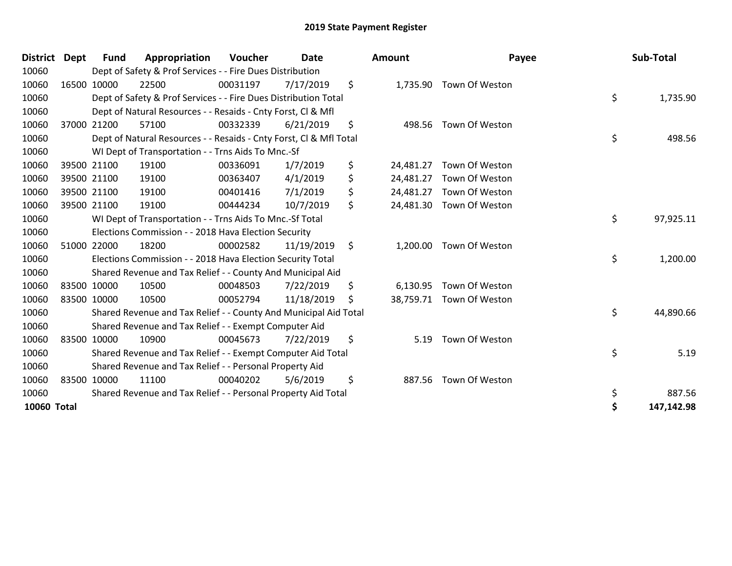# 2019 State Payment Register

| District | Dept | Fund | Appropriation | Voucher | Date | Amount | Payee | Sub-Total |
|---|---|---|---|---|---|---|---|---|
| 10060 | | Dept of Safety & Prof Services - - Fire Dues Distribution | | | | | | |
| 10060 | 16500 | 10000 | 22500 | 00031197 | 7/17/2019 | $ 1,735.90 | Town Of Weston | |
| 10060 | | Dept of Safety & Prof Services - - Fire Dues Distribution Total | | | | | | $ 1,735.90 |
| 10060 | | Dept of Natural Resources - - Resaids - Cnty Forst, Cl & Mfl | | | | | | |
| 10060 | 37000 | 21200 | 57100 | 00332339 | 6/21/2019 | $ 498.56 | Town Of Weston | |
| 10060 | | Dept of Natural Resources - - Resaids - Cnty Forst, Cl & Mfl Total | | | | | | $ 498.56 |
| 10060 | | WI Dept of Transportation - - Trns Aids To Mnc.-Sf | | | | | | |
| 10060 | 39500 | 21100 | 19100 | 00336091 | 1/7/2019 | $ 24,481.27 | Town Of Weston | |
| 10060 | 39500 | 21100 | 19100 | 00363407 | 4/1/2019 | $ 24,481.27 | Town Of Weston | |
| 10060 | 39500 | 21100 | 19100 | 00401416 | 7/1/2019 | $ 24,481.27 | Town Of Weston | |
| 10060 | 39500 | 21100 | 19100 | 00444234 | 10/7/2019 | $ 24,481.30 | Town Of Weston | |
| 10060 | | WI Dept of Transportation - - Trns Aids To Mnc.-Sf Total | | | | | | $ 97,925.11 |
| 10060 | | Elections Commission - - 2018 Hava Election Security | | | | | | |
| 10060 | 51000 | 22000 | 18200 | 00002582 | 11/19/2019 | $ 1,200.00 | Town Of Weston | |
| 10060 | | Elections Commission - - 2018 Hava Election Security Total | | | | | | $ 1,200.00 |
| 10060 | | Shared Revenue and Tax Relief - - County And Municipal Aid | | | | | | |
| 10060 | 83500 | 10000 | 10500 | 00048503 | 7/22/2019 | $ 6,130.95 | Town Of Weston | |
| 10060 | 83500 | 10000 | 10500 | 00052794 | 11/18/2019 | $ 38,759.71 | Town Of Weston | |
| 10060 | | Shared Revenue and Tax Relief - - County And Municipal Aid Total | | | | | | $ 44,890.66 |
| 10060 | | Shared Revenue and Tax Relief - - Exempt Computer Aid | | | | | | |
| 10060 | 83500 | 10000 | 10900 | 00045673 | 7/22/2019 | $ 5.19 | Town Of Weston | |
| 10060 | | Shared Revenue and Tax Relief - - Exempt Computer Aid Total | | | | | | $ 5.19 |
| 10060 | | Shared Revenue and Tax Relief - - Personal Property Aid | | | | | | |
| 10060 | 83500 | 10000 | 11100 | 00040202 | 5/6/2019 | $ 887.56 | Town Of Weston | |
| 10060 | | Shared Revenue and Tax Relief - - Personal Property Aid Total | | | | | | $ 887.56 |
| **10060 Total** | | | | | | | | **$ 147,142.98** |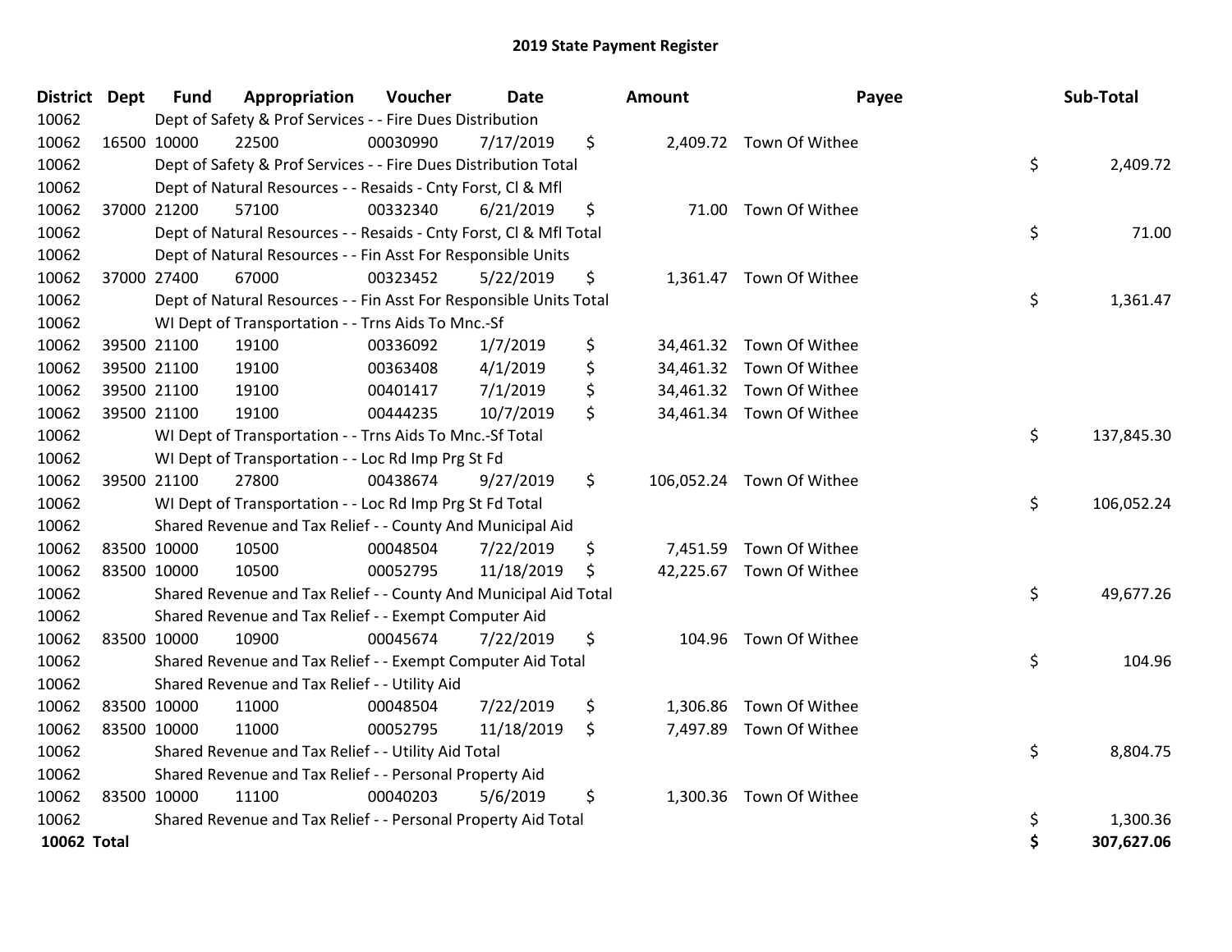# 2019 State Payment Register

| District | Dept | Fund | Appropriation | Voucher | Date | Amount | Payee | Sub-Total |
|---|---|---|---|---|---|---|---|---|
| 10062 | | Dept of Safety & Prof Services - - Fire Dues Distribution | | | | | | |
| 10062 | 16500 | 10000 | 22500 | 00030990 | 7/17/2019 | $ 2,409.72 | Town Of Withee | |
| 10062 | | Dept of Safety & Prof Services - - Fire Dues Distribution Total | | | | | | $ 2,409.72 |
| 10062 | | Dept of Natural Resources - - Resaids - Cnty Forst, Cl & Mfl | | | | | | |
| 10062 | 37000 | 21200 | 57100 | 00332340 | 6/21/2019 | $ 71.00 | Town Of Withee | |
| 10062 | | Dept of Natural Resources - - Resaids - Cnty Forst, Cl & Mfl Total | | | | | | $ 71.00 |
| 10062 | | Dept of Natural Resources - - Fin Asst For Responsible Units | | | | | | |
| 10062 | 37000 | 27400 | 67000 | 00323452 | 5/22/2019 | $ 1,361.47 | Town Of Withee | |
| 10062 | | Dept of Natural Resources - - Fin Asst For Responsible Units Total | | | | | | $ 1,361.47 |
| 10062 | | WI Dept of Transportation - - Trns Aids To Mnc.-Sf | | | | | | |
| 10062 | 39500 | 21100 | 19100 | 00336092 | 1/7/2019 | $ 34,461.32 | Town Of Withee | |
| 10062 | 39500 | 21100 | 19100 | 00363408 | 4/1/2019 | $ 34,461.32 | Town Of Withee | |
| 10062 | 39500 | 21100 | 19100 | 00401417 | 7/1/2019 | $ 34,461.32 | Town Of Withee | |
| 10062 | 39500 | 21100 | 19100 | 00444235 | 10/7/2019 | $ 34,461.34 | Town Of Withee | |
| 10062 | | WI Dept of Transportation - - Trns Aids To Mnc.-Sf Total | | | | | | $ 137,845.30 |
| 10062 | | WI Dept of Transportation - - Loc Rd Imp Prg St Fd | | | | | | |
| 10062 | 39500 | 21100 | 27800 | 00438674 | 9/27/2019 | $ 106,052.24 | Town Of Withee | |
| 10062 | | WI Dept of Transportation - - Loc Rd Imp Prg St Fd Total | | | | | | $ 106,052.24 |
| 10062 | | Shared Revenue and Tax Relief - - County And Municipal Aid | | | | | | |
| 10062 | 83500 | 10000 | 10500 | 00048504 | 7/22/2019 | $ 7,451.59 | Town Of Withee | |
| 10062 | 83500 | 10000 | 10500 | 00052795 | 11/18/2019 | $ 42,225.67 | Town Of Withee | |
| 10062 | | Shared Revenue and Tax Relief - - County And Municipal Aid Total | | | | | | $ 49,677.26 |
| 10062 | | Shared Revenue and Tax Relief - - Exempt Computer Aid | | | | | | |
| 10062 | 83500 | 10000 | 10900 | 00045674 | 7/22/2019 | $ 104.96 | Town Of Withee | |
| 10062 | | Shared Revenue and Tax Relief - - Exempt Computer Aid Total | | | | | | $ 104.96 |
| 10062 | | Shared Revenue and Tax Relief - - Utility Aid | | | | | | |
| 10062 | 83500 | 10000 | 11000 | 00048504 | 7/22/2019 | $ 1,306.86 | Town Of Withee | |
| 10062 | 83500 | 10000 | 11000 | 00052795 | 11/18/2019 | $ 7,497.89 | Town Of Withee | |
| 10062 | | Shared Revenue and Tax Relief - - Utility Aid Total | | | | | | $ 8,804.75 |
| 10062 | | Shared Revenue and Tax Relief - - Personal Property Aid | | | | | | |
| 10062 | 83500 | 10000 | 11100 | 00040203 | 5/6/2019 | $ 1,300.36 | Town Of Withee | |
| 10062 | | Shared Revenue and Tax Relief - - Personal Property Aid Total | | | | | | $ 1,300.36 |
| **10062 Total** | | | | | | | | **$ 307,627.06** |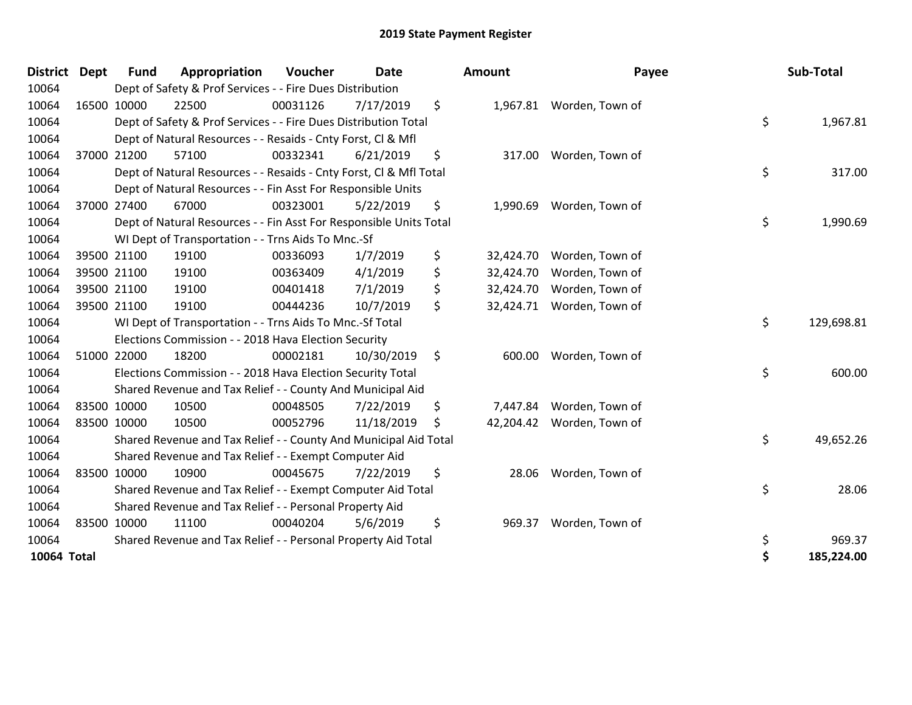# 2019 State Payment Register

| District | Dept | Fund | Appropriation | Voucher | Date | Amount | Payee | Sub-Total |
|---|---|---|---|---|---|---|---|---|
| 10064 | | Dept of Safety & Prof Services - - Fire Dues Distribution | | | | | | |
| 10064 | 16500 | 10000 | 22500 | 00031126 | 7/17/2019 | $ 1,967.81 | Worden, Town of | |
| 10064 | | Dept of Safety & Prof Services - - Fire Dues Distribution Total | | | | | | $ 1,967.81 |
| 10064 | | Dept of Natural Resources - - Resaids - Cnty Forst, Cl & Mfl | | | | | | |
| 10064 | 37000 | 21200 | 57100 | 00332341 | 6/21/2019 | $ 317.00 | Worden, Town of | |
| 10064 | | Dept of Natural Resources - - Resaids - Cnty Forst, Cl & Mfl Total | | | | | | $ 317.00 |
| 10064 | | Dept of Natural Resources - - Fin Asst For Responsible Units | | | | | | |
| 10064 | 37000 | 27400 | 67000 | 00323001 | 5/22/2019 | $ 1,990.69 | Worden, Town of | |
| 10064 | | Dept of Natural Resources - - Fin Asst For Responsible Units Total | | | | | | $ 1,990.69 |
| 10064 | | WI Dept of Transportation - - Trns Aids To Mnc.-Sf | | | | | | |
| 10064 | 39500 | 21100 | 19100 | 00336093 | 1/7/2019 | $ 32,424.70 | Worden, Town of | |
| 10064 | 39500 | 21100 | 19100 | 00363409 | 4/1/2019 | $ 32,424.70 | Worden, Town of | |
| 10064 | 39500 | 21100 | 19100 | 00401418 | 7/1/2019 | $ 32,424.70 | Worden, Town of | |
| 10064 | 39500 | 21100 | 19100 | 00444236 | 10/7/2019 | $ 32,424.71 | Worden, Town of | |
| 10064 | | WI Dept of Transportation - - Trns Aids To Mnc.-Sf Total | | | | | | $ 129,698.81 |
| 10064 | | Elections Commission - - 2018 Hava Election Security | | | | | | |
| 10064 | 51000 | 22000 | 18200 | 00002181 | 10/30/2019 | $ 600.00 | Worden, Town of | |
| 10064 | | Elections Commission - - 2018 Hava Election Security Total | | | | | | $ 600.00 |
| 10064 | | Shared Revenue and Tax Relief - - County And Municipal Aid | | | | | | |
| 10064 | 83500 | 10000 | 10500 | 00048505 | 7/22/2019 | $ 7,447.84 | Worden, Town of | |
| 10064 | 83500 | 10000 | 10500 | 00052796 | 11/18/2019 | $ 42,204.42 | Worden, Town of | |
| 10064 | | Shared Revenue and Tax Relief - - County And Municipal Aid Total | | | | | | $ 49,652.26 |
| 10064 | | Shared Revenue and Tax Relief - - Exempt Computer Aid | | | | | | |
| 10064 | 83500 | 10000 | 10900 | 00045675 | 7/22/2019 | $ 28.06 | Worden, Town of | |
| 10064 | | Shared Revenue and Tax Relief - - Exempt Computer Aid Total | | | | | | $ 28.06 |
| 10064 | | Shared Revenue and Tax Relief - - Personal Property Aid | | | | | | |
| 10064 | 83500 | 10000 | 11100 | 00040204 | 5/6/2019 | $ 969.37 | Worden, Town of | |
| 10064 | | Shared Revenue and Tax Relief - - Personal Property Aid Total | | | | | | $ 969.37 |
| **10064 Total** | | | | | | | | **$ 185,224.00** |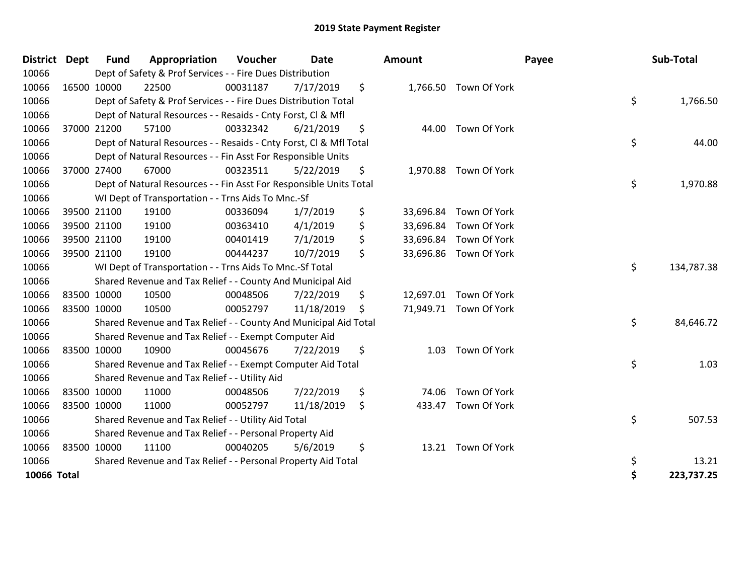# 2019 State Payment Register

| District | Dept | Fund | Appropriation | Voucher | Date | Amount | Payee | Sub-Total |
|---|---|---|---|---|---|---|---|---|
| 10066 | Dept of Safety & Prof Services - - Fire Dues Distribution | | | | | | | |
| 10066 | 16500 | 10000 | 22500 | 00031187 | 7/17/2019 | $ 1,766.50 | Town Of York | |
| 10066 | Dept of Safety & Prof Services - - Fire Dues Distribution Total | | | | | | | $ 1,766.50 |
| 10066 | Dept of Natural Resources - - Resaids - Cnty Forst, Cl & Mfl | | | | | | | |
| 10066 | 37000 | 21200 | 57100 | 00332342 | 6/21/2019 | $ 44.00 | Town Of York | |
| 10066 | Dept of Natural Resources - - Resaids - Cnty Forst, Cl & Mfl Total | | | | | | | $ 44.00 |
| 10066 | Dept of Natural Resources - - Fin Asst For Responsible Units | | | | | | | |
| 10066 | 37000 | 27400 | 67000 | 00323511 | 5/22/2019 | $ 1,970.88 | Town Of York | |
| 10066 | Dept of Natural Resources - - Fin Asst For Responsible Units Total | | | | | | | $ 1,970.88 |
| 10066 | WI Dept of Transportation - - Trns Aids To Mnc.-Sf | | | | | | | |
| 10066 | 39500 | 21100 | 19100 | 00336094 | 1/7/2019 | $ 33,696.84 | Town Of York | |
| 10066 | 39500 | 21100 | 19100 | 00363410 | 4/1/2019 | $ 33,696.84 | Town Of York | |
| 10066 | 39500 | 21100 | 19100 | 00401419 | 7/1/2019 | $ 33,696.84 | Town Of York | |
| 10066 | 39500 | 21100 | 19100 | 00444237 | 10/7/2019 | $ 33,696.86 | Town Of York | |
| 10066 | WI Dept of Transportation - - Trns Aids To Mnc.-Sf Total | | | | | | | $ 134,787.38 |
| 10066 | Shared Revenue and Tax Relief - - County And Municipal Aid | | | | | | | |
| 10066 | 83500 | 10000 | 10500 | 00048506 | 7/22/2019 | $ 12,697.01 | Town Of York | |
| 10066 | 83500 | 10000 | 10500 | 00052797 | 11/18/2019 | $ 71,949.71 | Town Of York | |
| 10066 | Shared Revenue and Tax Relief - - County And Municipal Aid Total | | | | | | | $ 84,646.72 |
| 10066 | Shared Revenue and Tax Relief - - Exempt Computer Aid | | | | | | | |
| 10066 | 83500 | 10000 | 10900 | 00045676 | 7/22/2019 | $ 1.03 | Town Of York | |
| 10066 | Shared Revenue and Tax Relief - - Exempt Computer Aid Total | | | | | | | $ 1.03 |
| 10066 | Shared Revenue and Tax Relief - - Utility Aid | | | | | | | |
| 10066 | 83500 | 10000 | 11000 | 00048506 | 7/22/2019 | $ 74.06 | Town Of York | |
| 10066 | 83500 | 10000 | 11000 | 00052797 | 11/18/2019 | $ 433.47 | Town Of York | |
| 10066 | Shared Revenue and Tax Relief - - Utility Aid Total | | | | | | | $ 507.53 |
| 10066 | Shared Revenue and Tax Relief - - Personal Property Aid | | | | | | | |
| 10066 | 83500 | 10000 | 11100 | 00040205 | 5/6/2019 | $ 13.21 | Town Of York | |
| 10066 | Shared Revenue and Tax Relief - - Personal Property Aid Total | | | | | | | $ 13.21 |
| **10066 Total** | | | | | | | | **$ 223,737.25** |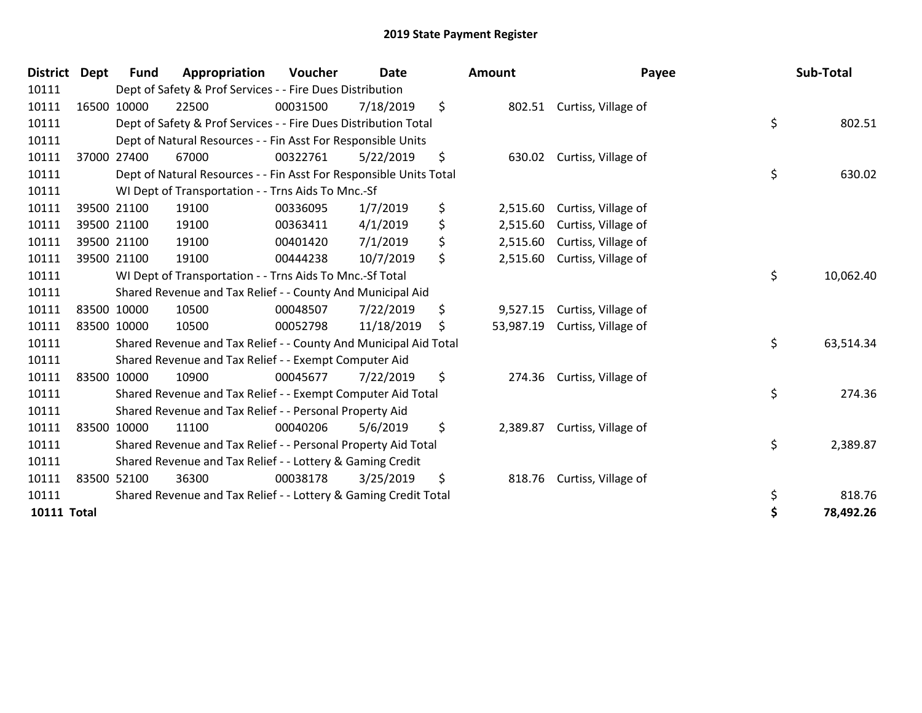# 2019 State Payment Register

| District | Dept | Fund | Appropriation | Voucher | Date | Amount | Payee | Sub-Total |
|---|---|---|---|---|---|---|---|---|
| 10111 | | Dept of Safety & Prof Services - - Fire Dues Distribution | | | | | | |
| 10111 | 16500 | 10000 | 22500 | 00031500 | 7/18/2019 | $ 802.51 | Curtiss, Village of | |
| 10111 | | Dept of Safety & Prof Services - - Fire Dues Distribution Total | | | | | | $ 802.51 |
| 10111 | | Dept of Natural Resources - - Fin Asst For Responsible Units | | | | | | |
| 10111 | 37000 | 27400 | 67000 | 00322761 | 5/22/2019 | $ 630.02 | Curtiss, Village of | |
| 10111 | | Dept of Natural Resources - - Fin Asst For Responsible Units Total | | | | | | $ 630.02 |
| 10111 | | WI Dept of Transportation - - Trns Aids To Mnc.-Sf | | | | | | |
| 10111 | 39500 | 21100 | 19100 | 00336095 | 1/7/2019 | $ 2,515.60 | Curtiss, Village of | |
| 10111 | 39500 | 21100 | 19100 | 00363411 | 4/1/2019 | $ 2,515.60 | Curtiss, Village of | |
| 10111 | 39500 | 21100 | 19100 | 00401420 | 7/1/2019 | $ 2,515.60 | Curtiss, Village of | |
| 10111 | 39500 | 21100 | 19100 | 00444238 | 10/7/2019 | $ 2,515.60 | Curtiss, Village of | |
| 10111 | | WI Dept of Transportation - - Trns Aids To Mnc.-Sf Total | | | | | | $ 10,062.40 |
| 10111 | | Shared Revenue and Tax Relief - - County And Municipal Aid | | | | | | |
| 10111 | 83500 | 10000 | 10500 | 00048507 | 7/22/2019 | $ 9,527.15 | Curtiss, Village of | |
| 10111 | 83500 | 10000 | 10500 | 00052798 | 11/18/2019 | $ 53,987.19 | Curtiss, Village of | |
| 10111 | | Shared Revenue and Tax Relief - - County And Municipal Aid Total | | | | | | $ 63,514.34 |
| 10111 | | Shared Revenue and Tax Relief - - Exempt Computer Aid | | | | | | |
| 10111 | 83500 | 10000 | 10900 | 00045677 | 7/22/2019 | $ 274.36 | Curtiss, Village of | |
| 10111 | | Shared Revenue and Tax Relief - - Exempt Computer Aid Total | | | | | | $ 274.36 |
| 10111 | | Shared Revenue and Tax Relief - - Personal Property Aid | | | | | | |
| 10111 | 83500 | 10000 | 11100 | 00040206 | 5/6/2019 | $ 2,389.87 | Curtiss, Village of | |
| 10111 | | Shared Revenue and Tax Relief - - Personal Property Aid Total | | | | | | $ 2,389.87 |
| 10111 | | Shared Revenue and Tax Relief - - Lottery & Gaming Credit | | | | | | |
| 10111 | 83500 | 52100 | 36300 | 00038178 | 3/25/2019 | $ 818.76 | Curtiss, Village of | |
| 10111 | | Shared Revenue and Tax Relief - - Lottery & Gaming Credit Total | | | | | | $ 818.76 |
| **10111 Total** | | | | | | | | **$ 78,492.26** |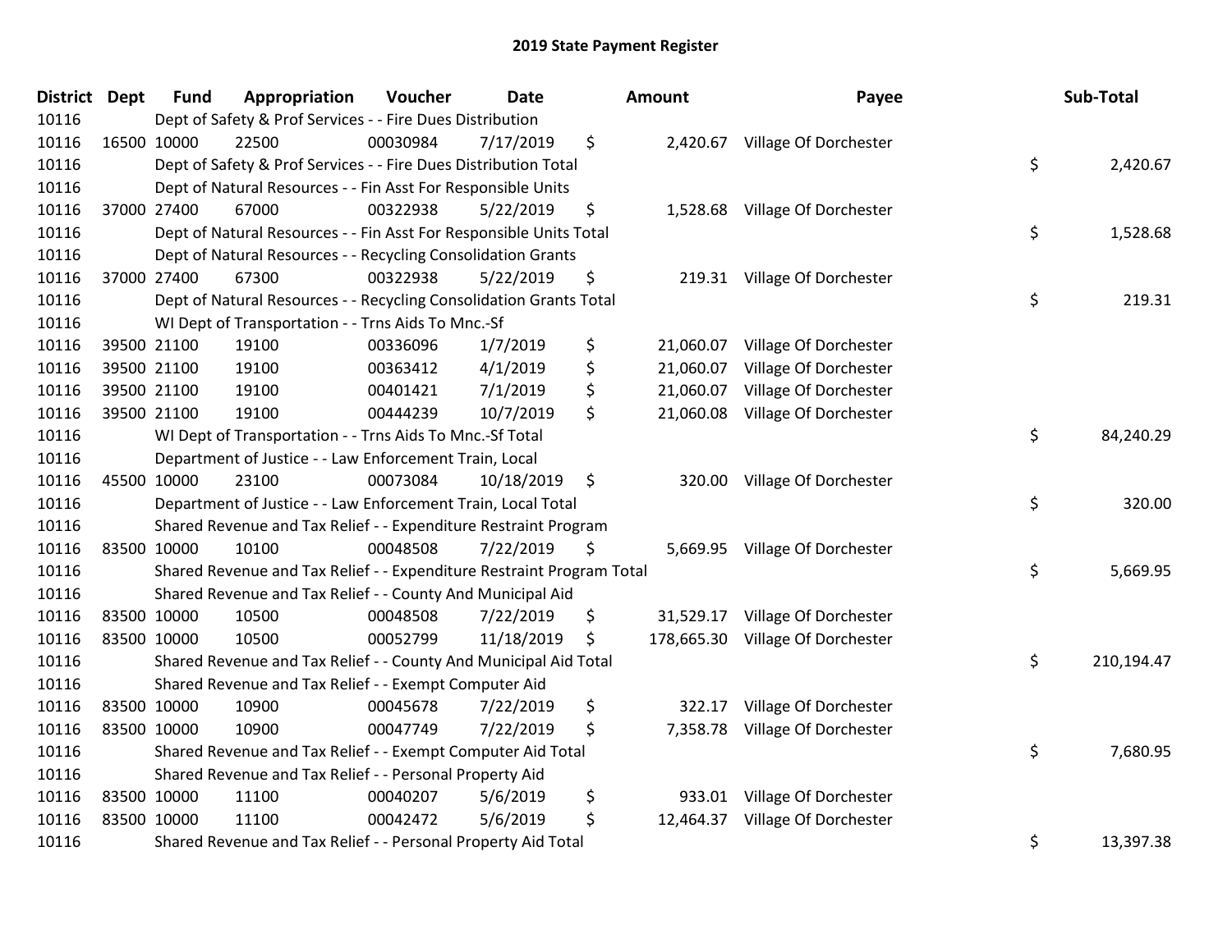# 2019 State Payment Register

| District | Dept | Fund | Appropriation | Voucher | Date | Amount | Payee | Sub-Total |
|---|---|---|---|---|---|---|---|---|
| 10116 | | Dept of Safety & Prof Services - - Fire Dues Distribution | | | | | | |
| 10116 | 16500 | 10000 | 22500 | 00030984 | 7/17/2019 | $ 2,420.67 | Village Of Dorchester | |
| 10116 | | Dept of Safety & Prof Services - - Fire Dues Distribution Total | | | | | | $ 2,420.67 |
| 10116 | | Dept of Natural Resources - - Fin Asst For Responsible Units | | | | | | |
| 10116 | 37000 | 27400 | 67000 | 00322938 | 5/22/2019 | $ 1,528.68 | Village Of Dorchester | |
| 10116 | | Dept of Natural Resources - - Fin Asst For Responsible Units Total | | | | | | $ 1,528.68 |
| 10116 | | Dept of Natural Resources - - Recycling Consolidation Grants | | | | | | |
| 10116 | 37000 | 27400 | 67300 | 00322938 | 5/22/2019 | $ 219.31 | Village Of Dorchester | |
| 10116 | | Dept of Natural Resources - - Recycling Consolidation Grants Total | | | | | | $ 219.31 |
| 10116 | | WI Dept of Transportation - - Trns Aids To Mnc.-Sf | | | | | | |
| 10116 | 39500 | 21100 | 19100 | 00336096 | 1/7/2019 | $ 21,060.07 | Village Of Dorchester | |
| 10116 | 39500 | 21100 | 19100 | 00363412 | 4/1/2019 | $ 21,060.07 | Village Of Dorchester | |
| 10116 | 39500 | 21100 | 19100 | 00401421 | 7/1/2019 | $ 21,060.07 | Village Of Dorchester | |
| 10116 | 39500 | 21100 | 19100 | 00444239 | 10/7/2019 | $ 21,060.08 | Village Of Dorchester | |
| 10116 | | WI Dept of Transportation - - Trns Aids To Mnc.-Sf Total | | | | | | $ 84,240.29 |
| 10116 | | Department of Justice - - Law Enforcement Train, Local | | | | | | |
| 10116 | 45500 | 10000 | 23100 | 00073084 | 10/18/2019 | $ 320.00 | Village Of Dorchester | |
| 10116 | | Department of Justice - - Law Enforcement Train, Local Total | | | | | | $ 320.00 |
| 10116 | | Shared Revenue and Tax Relief - - Expenditure Restraint Program | | | | | | |
| 10116 | 83500 | 10000 | 10100 | 00048508 | 7/22/2019 | $ 5,669.95 | Village Of Dorchester | |
| 10116 | | Shared Revenue and Tax Relief - - Expenditure Restraint Program Total | | | | | | $ 5,669.95 |
| 10116 | | Shared Revenue and Tax Relief - - County And Municipal Aid | | | | | | |
| 10116 | 83500 | 10000 | 10500 | 00048508 | 7/22/2019 | $ 31,529.17 | Village Of Dorchester | |
| 10116 | 83500 | 10000 | 10500 | 00052799 | 11/18/2019 | $ 178,665.30 | Village Of Dorchester | |
| 10116 | | Shared Revenue and Tax Relief - - County And Municipal Aid Total | | | | | | $ 210,194.47 |
| 10116 | | Shared Revenue and Tax Relief - - Exempt Computer Aid | | | | | | |
| 10116 | 83500 | 10000 | 10900 | 00045678 | 7/22/2019 | $ 322.17 | Village Of Dorchester | |
| 10116 | 83500 | 10000 | 10900 | 00047749 | 7/22/2019 | $ 7,358.78 | Village Of Dorchester | |
| 10116 | | Shared Revenue and Tax Relief - - Exempt Computer Aid Total | | | | | | $ 7,680.95 |
| 10116 | | Shared Revenue and Tax Relief - - Personal Property Aid | | | | | | |
| 10116 | 83500 | 10000 | 11100 | 00040207 | 5/6/2019 | $ 933.01 | Village Of Dorchester | |
| 10116 | 83500 | 10000 | 11100 | 00042472 | 5/6/2019 | $ 12,464.37 | Village Of Dorchester | |
| 10116 | | Shared Revenue and Tax Relief - - Personal Property Aid Total | | | | | | $ 13,397.38 |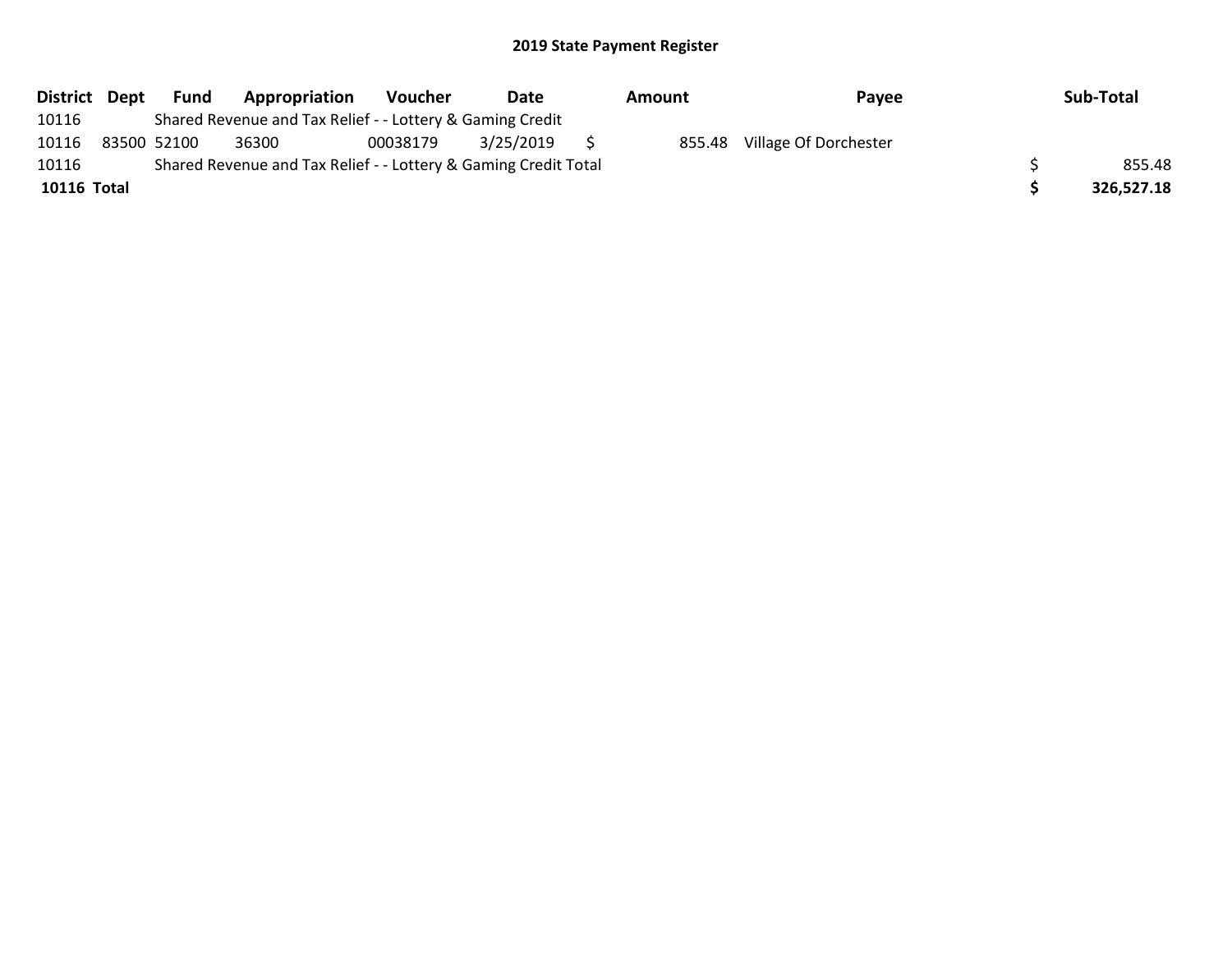## 2019 State Payment Register

| District | Dept | Fund | Appropriation | Voucher | Date | Amount | Payee | Sub-Total |
|---|---|---|---|---|---|---|---|---|
| 10116 | | Shared Revenue and Tax Relief - - Lottery & Gaming Credit | | | | | | |
| 10116 | 83500 | 52100 | 36300 | 00038179 | 3/25/2019 | $ 855.48 | Village Of Dorchester | |
| 10116 | | Shared Revenue and Tax Relief - - Lottery & Gaming Credit Total | | | | | | $ 855.48 |
| **10116 Total** | | | | | | | | **$ 326,527.18** |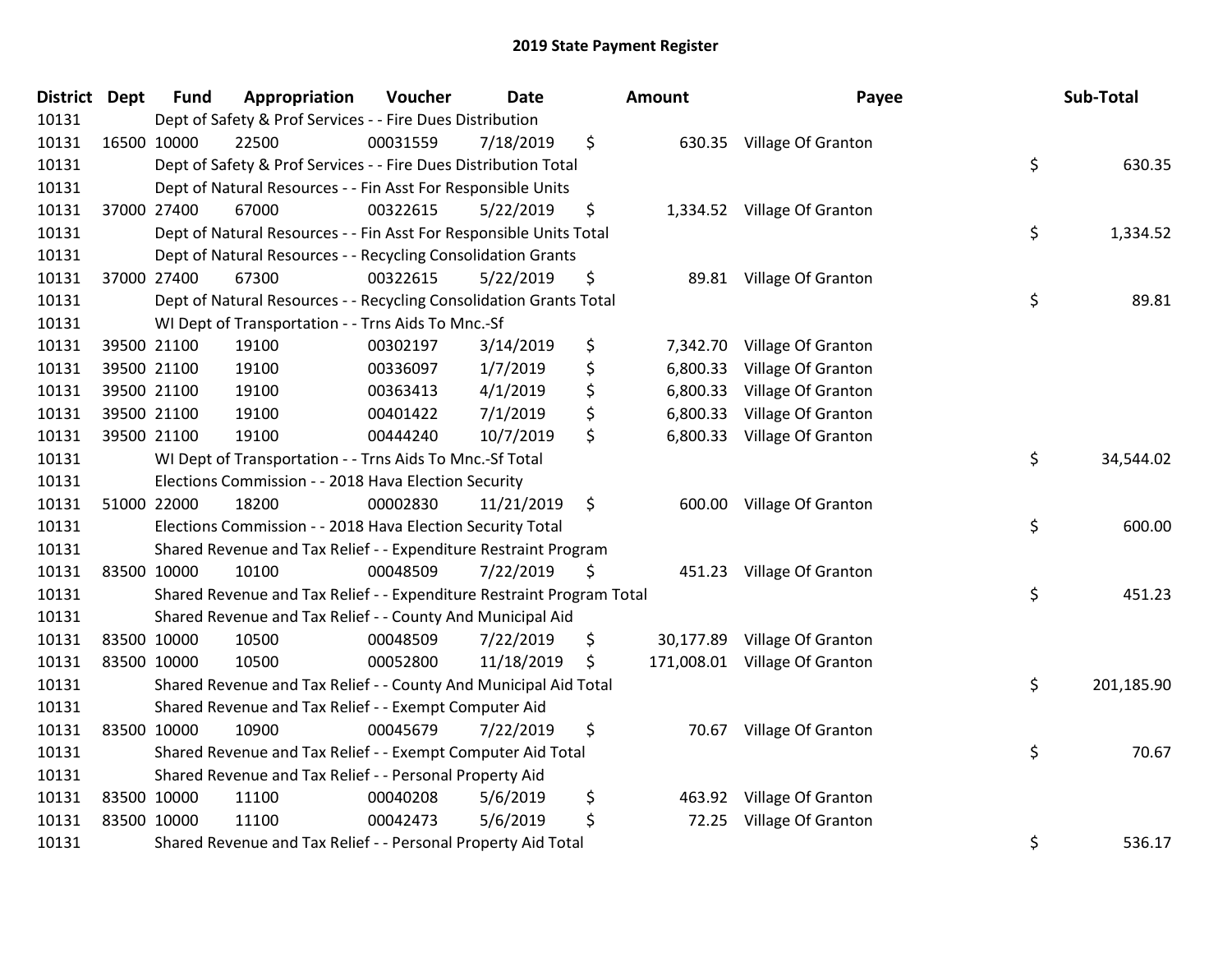# 2019 State Payment Register

| District | Dept | Fund | Appropriation | Voucher | Date | Amount | Payee | Sub-Total |
|---|---|---|---|---|---|---|---|---|
| 10131 | | Dept of Safety & Prof Services - - Fire Dues Distribution | | | | | | |
| 10131 | 16500 | 10000 | 22500 | 00031559 | 7/18/2019 | $ 630.35 | Village Of Granton | |
| 10131 | | Dept of Safety & Prof Services - - Fire Dues Distribution Total | | | | | | $ 630.35 |
| 10131 | | Dept of Natural Resources - - Fin Asst For Responsible Units | | | | | | |
| 10131 | 37000 | 27400 | 67000 | 00322615 | 5/22/2019 | $ 1,334.52 | Village Of Granton | |
| 10131 | | Dept of Natural Resources - - Fin Asst For Responsible Units Total | | | | | | $ 1,334.52 |
| 10131 | | Dept of Natural Resources - - Recycling Consolidation Grants | | | | | | |
| 10131 | 37000 | 27400 | 67300 | 00322615 | 5/22/2019 | $ 89.81 | Village Of Granton | |
| 10131 | | Dept of Natural Resources - - Recycling Consolidation Grants Total | | | | | | $ 89.81 |
| 10131 | | WI Dept of Transportation - - Trns Aids To Mnc.-Sf | | | | | | |
| 10131 | 39500 | 21100 | 19100 | 00302197 | 3/14/2019 | $ 7,342.70 | Village Of Granton | |
| 10131 | 39500 | 21100 | 19100 | 00336097 | 1/7/2019 | $ 6,800.33 | Village Of Granton | |
| 10131 | 39500 | 21100 | 19100 | 00363413 | 4/1/2019 | $ 6,800.33 | Village Of Granton | |
| 10131 | 39500 | 21100 | 19100 | 00401422 | 7/1/2019 | $ 6,800.33 | Village Of Granton | |
| 10131 | 39500 | 21100 | 19100 | 00444240 | 10/7/2019 | $ 6,800.33 | Village Of Granton | |
| 10131 | | WI Dept of Transportation - - Trns Aids To Mnc.-Sf Total | | | | | | $ 34,544.02 |
| 10131 | | Elections Commission - - 2018 Hava Election Security | | | | | | |
| 10131 | 51000 | 22000 | 18200 | 00002830 | 11/21/2019 | $ 600.00 | Village Of Granton | |
| 10131 | | Elections Commission - - 2018 Hava Election Security Total | | | | | | $ 600.00 |
| 10131 | | Shared Revenue and Tax Relief - - Expenditure Restraint Program | | | | | | |
| 10131 | 83500 | 10000 | 10100 | 00048509 | 7/22/2019 | $ 451.23 | Village Of Granton | |
| 10131 | | Shared Revenue and Tax Relief - - Expenditure Restraint Program Total | | | | | | $ 451.23 |
| 10131 | | Shared Revenue and Tax Relief - - County And Municipal Aid | | | | | | |
| 10131 | 83500 | 10000 | 10500 | 00048509 | 7/22/2019 | $ 30,177.89 | Village Of Granton | |
| 10131 | 83500 | 10000 | 10500 | 00052800 | 11/18/2019 | $ 171,008.01 | Village Of Granton | |
| 10131 | | Shared Revenue and Tax Relief - - County And Municipal Aid Total | | | | | | $ 201,185.90 |
| 10131 | | Shared Revenue and Tax Relief - - Exempt Computer Aid | | | | | | |
| 10131 | 83500 | 10000 | 10900 | 00045679 | 7/22/2019 | $ 70.67 | Village Of Granton | |
| 10131 | | Shared Revenue and Tax Relief - - Exempt Computer Aid Total | | | | | | $ 70.67 |
| 10131 | | Shared Revenue and Tax Relief - - Personal Property Aid | | | | | | |
| 10131 | 83500 | 10000 | 11100 | 00040208 | 5/6/2019 | $ 463.92 | Village Of Granton | |
| 10131 | 83500 | 10000 | 11100 | 00042473 | 5/6/2019 | $ 72.25 | Village Of Granton | |
| 10131 | | Shared Revenue and Tax Relief - - Personal Property Aid Total | | | | | | $ 536.17 |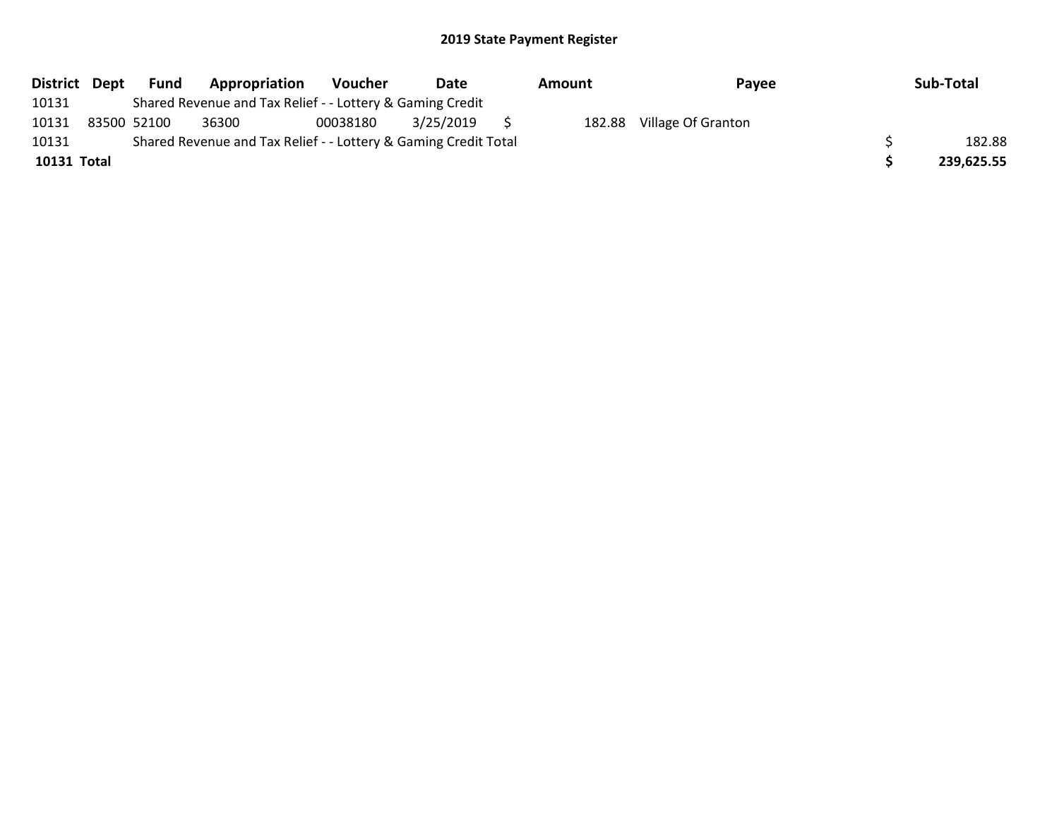## 2019 State Payment Register

| District | Dept | Fund | Appropriation | Voucher | Date | Amount | Payee | Sub-Total |
|---|---|---|---|---|---|---|---|---|
| 10131 | | Shared Revenue and Tax Relief - - Lottery & Gaming Credit | | | | | | |
| 10131 | 83500 | 52100 | 36300 | 00038180 | 3/25/2019 | $ 182.88 | Village Of Granton | |
| 10131 | | Shared Revenue and Tax Relief - - Lottery & Gaming Credit Total | | | | | | $ 182.88 |
| **10131 Total** | | | | | | | | **$ 239,625.55** |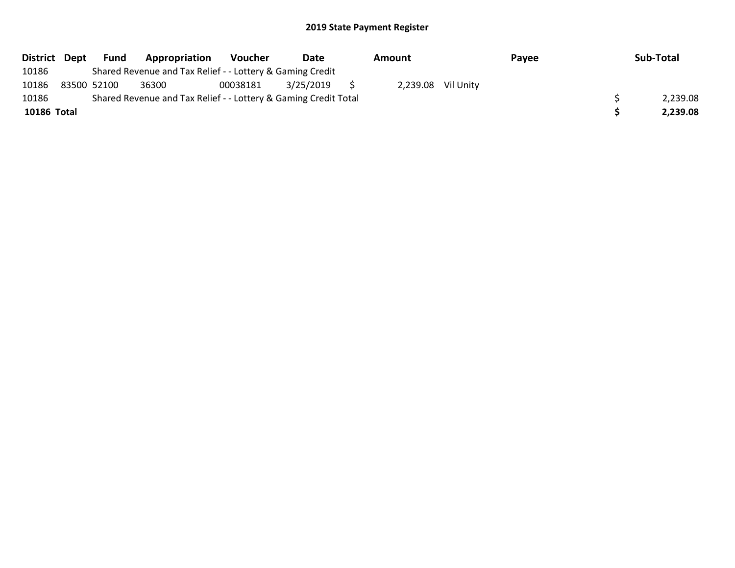# 2019 State Payment Register

| District | Dept | Fund | Appropriation | Voucher | Date | Amount | Payee | Sub-Total |
|---|---|---|---|---|---|---|---|---|
| 10186 | | Shared Revenue and Tax Relief - - Lottery & Gaming Credit | | | | | | |
| 10186 | 83500 | 52100 | 36300 | 00038181 | 3/25/2019 | $ 2,239.08 | Vil Unity | |
| 10186 | | Shared Revenue and Tax Relief - - Lottery & Gaming Credit Total | | | | | | $ 2,239.08 |
| **10186 Total** | | | | | | | | **$ 2,239.08** |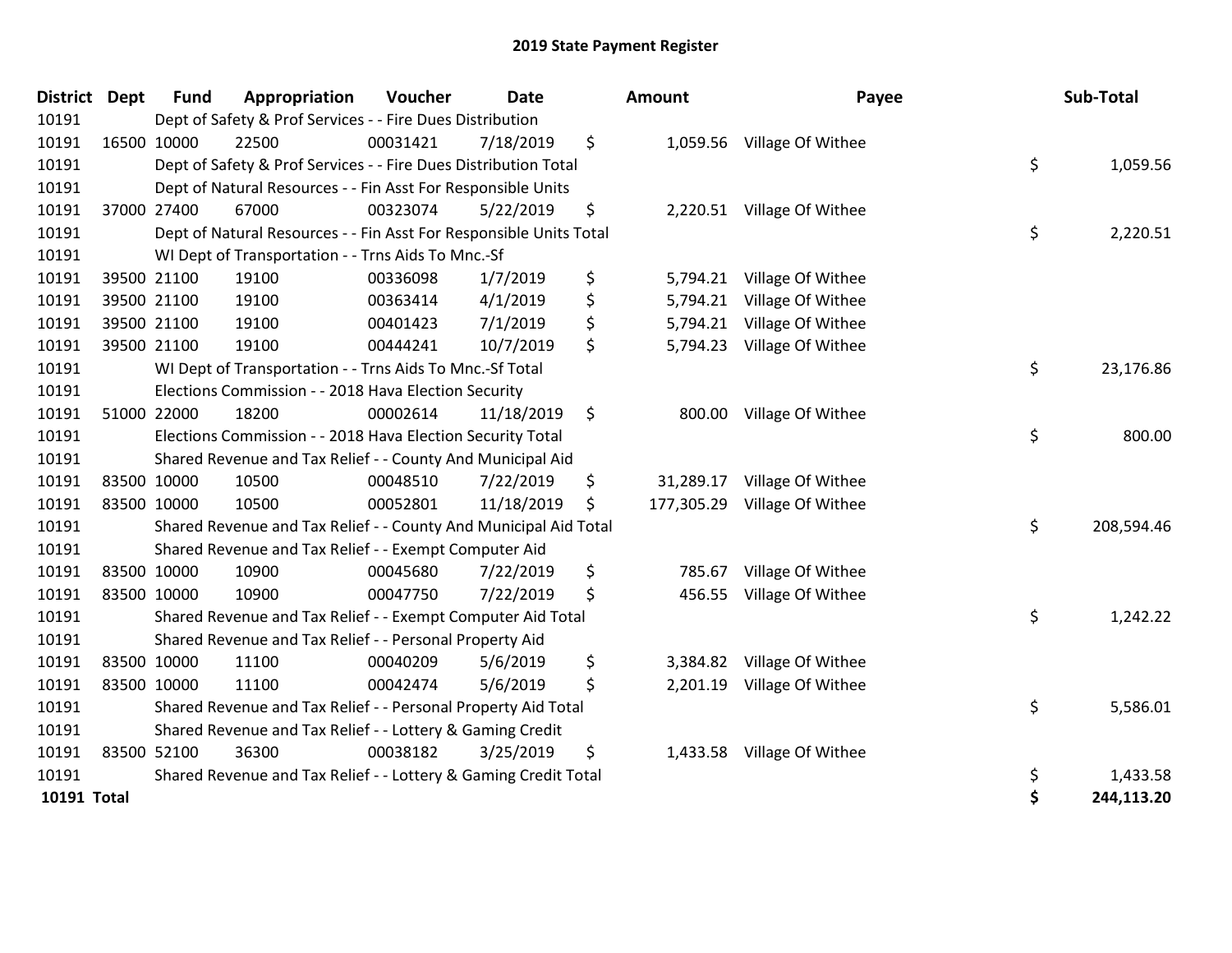# 2019 State Payment Register

| District | Dept | Fund | Appropriation | Voucher | Date | Amount | Payee | Sub-Total |
|---|---|---|---|---|---|---|---|---|
| 10191 | | Dept of Safety & Prof Services - - Fire Dues Distribution | | | | | | |
| 10191 | 16500 | 10000 | 22500 | 00031421 | 7/18/2019 | $ 1,059.56 | Village Of Withee | |
| 10191 | | Dept of Safety & Prof Services - - Fire Dues Distribution Total | | | | | | $ 1,059.56 |
| 10191 | | Dept of Natural Resources - - Fin Asst For Responsible Units | | | | | | |
| 10191 | 37000 | 27400 | 67000 | 00323074 | 5/22/2019 | $ 2,220.51 | Village Of Withee | |
| 10191 | | Dept of Natural Resources - - Fin Asst For Responsible Units Total | | | | | | $ 2,220.51 |
| 10191 | | WI Dept of Transportation - - Trns Aids To Mnc.-Sf | | | | | | |
| 10191 | 39500 | 21100 | 19100 | 00336098 | 1/7/2019 | $ 5,794.21 | Village Of Withee | |
| 10191 | 39500 | 21100 | 19100 | 00363414 | 4/1/2019 | $ 5,794.21 | Village Of Withee | |
| 10191 | 39500 | 21100 | 19100 | 00401423 | 7/1/2019 | $ 5,794.21 | Village Of Withee | |
| 10191 | 39500 | 21100 | 19100 | 00444241 | 10/7/2019 | $ 5,794.23 | Village Of Withee | |
| 10191 | | WI Dept of Transportation - - Trns Aids To Mnc.-Sf Total | | | | | | $ 23,176.86 |
| 10191 | | Elections Commission - - 2018 Hava Election Security | | | | | | |
| 10191 | 51000 | 22000 | 18200 | 00002614 | 11/18/2019 | $ 800.00 | Village Of Withee | |
| 10191 | | Elections Commission - - 2018 Hava Election Security Total | | | | | | $ 800.00 |
| 10191 | | Shared Revenue and Tax Relief - - County And Municipal Aid | | | | | | |
| 10191 | 83500 | 10000 | 10500 | 00048510 | 7/22/2019 | $ 31,289.17 | Village Of Withee | |
| 10191 | 83500 | 10000 | 10500 | 00052801 | 11/18/2019 | $ 177,305.29 | Village Of Withee | |
| 10191 | | Shared Revenue and Tax Relief - - County And Municipal Aid Total | | | | | | $ 208,594.46 |
| 10191 | | Shared Revenue and Tax Relief - - Exempt Computer Aid | | | | | | |
| 10191 | 83500 | 10000 | 10900 | 00045680 | 7/22/2019 | $ 785.67 | Village Of Withee | |
| 10191 | 83500 | 10000 | 10900 | 00047750 | 7/22/2019 | $ 456.55 | Village Of Withee | |
| 10191 | | Shared Revenue and Tax Relief - - Exempt Computer Aid Total | | | | | | $ 1,242.22 |
| 10191 | | Shared Revenue and Tax Relief - - Personal Property Aid | | | | | | |
| 10191 | 83500 | 10000 | 11100 | 00040209 | 5/6/2019 | $ 3,384.82 | Village Of Withee | |
| 10191 | 83500 | 10000 | 11100 | 00042474 | 5/6/2019 | $ 2,201.19 | Village Of Withee | |
| 10191 | | Shared Revenue and Tax Relief - - Personal Property Aid Total | | | | | | $ 5,586.01 |
| 10191 | | Shared Revenue and Tax Relief - - Lottery & Gaming Credit | | | | | | |
| 10191 | 83500 | 52100 | 36300 | 00038182 | 3/25/2019 | $ 1,433.58 | Village Of Withee | |
| 10191 | | Shared Revenue and Tax Relief - - Lottery & Gaming Credit Total | | | | | | $ 1,433.58 |
| **10191 Total** | | | | | | | | **$ 244,113.20** |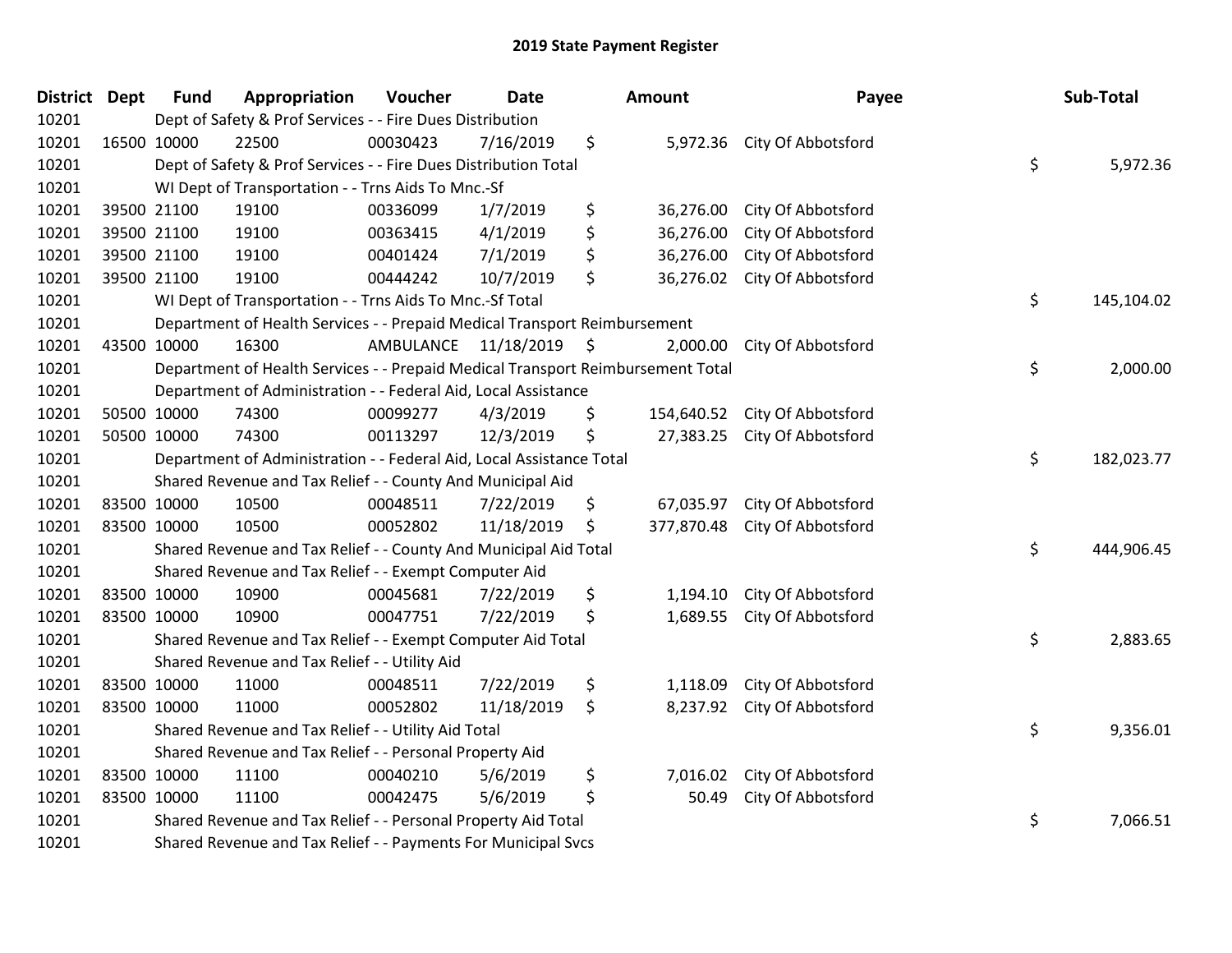# 2019 State Payment Register

| District | Dept | Fund | Appropriation | Voucher | Date | Amount | Payee | Sub-Total |
|---|---|---|---|---|---|---|---|---|
| 10201 | | Dept of Safety & Prof Services - - Fire Dues Distribution | | | | | | |
| 10201 | 16500 | 10000 | 22500 | 00030423 | 7/16/2019 | $ 5,972.36 | City Of Abbotsford | |
| 10201 | | Dept of Safety & Prof Services - - Fire Dues Distribution Total | | | | | | $ 5,972.36 |
| 10201 | | WI Dept of Transportation - - Trns Aids To Mnc.-Sf | | | | | | |
| 10201 | 39500 | 21100 | 19100 | 00336099 | 1/7/2019 | $ 36,276.00 | City Of Abbotsford | |
| 10201 | 39500 | 21100 | 19100 | 00363415 | 4/1/2019 | $ 36,276.00 | City Of Abbotsford | |
| 10201 | 39500 | 21100 | 19100 | 00401424 | 7/1/2019 | $ 36,276.00 | City Of Abbotsford | |
| 10201 | 39500 | 21100 | 19100 | 00444242 | 10/7/2019 | $ 36,276.02 | City Of Abbotsford | |
| 10201 | | WI Dept of Transportation - - Trns Aids To Mnc.-Sf Total | | | | | | $ 145,104.02 |
| 10201 | | Department of Health Services - - Prepaid Medical Transport Reimbursement | | | | | | |
| 10201 | 43500 | 10000 | 16300 | AMBULANCE | 11/18/2019 | $ 2,000.00 | City Of Abbotsford | |
| 10201 | | Department of Health Services - - Prepaid Medical Transport Reimbursement Total | | | | | | $ 2,000.00 |
| 10201 | | Department of Administration - - Federal Aid, Local Assistance | | | | | | |
| 10201 | 50500 | 10000 | 74300 | 00099277 | 4/3/2019 | $ 154,640.52 | City Of Abbotsford | |
| 10201 | 50500 | 10000 | 74300 | 00113297 | 12/3/2019 | $ 27,383.25 | City Of Abbotsford | |
| 10201 | | Department of Administration - - Federal Aid, Local Assistance Total | | | | | | $ 182,023.77 |
| 10201 | | Shared Revenue and Tax Relief - - County And Municipal Aid | | | | | | |
| 10201 | 83500 | 10000 | 10500 | 00048511 | 7/22/2019 | $ 67,035.97 | City Of Abbotsford | |
| 10201 | 83500 | 10000 | 10500 | 00052802 | 11/18/2019 | $ 377,870.48 | City Of Abbotsford | |
| 10201 | | Shared Revenue and Tax Relief - - County And Municipal Aid Total | | | | | | $ 444,906.45 |
| 10201 | | Shared Revenue and Tax Relief - - Exempt Computer Aid | | | | | | |
| 10201 | 83500 | 10000 | 10900 | 00045681 | 7/22/2019 | $ 1,194.10 | City Of Abbotsford | |
| 10201 | 83500 | 10000 | 10900 | 00047751 | 7/22/2019 | $ 1,689.55 | City Of Abbotsford | |
| 10201 | | Shared Revenue and Tax Relief - - Exempt Computer Aid Total | | | | | | $ 2,883.65 |
| 10201 | | Shared Revenue and Tax Relief - - Utility Aid | | | | | | |
| 10201 | 83500 | 10000 | 11000 | 00048511 | 7/22/2019 | $ 1,118.09 | City Of Abbotsford | |
| 10201 | 83500 | 10000 | 11000 | 00052802 | 11/18/2019 | $ 8,237.92 | City Of Abbotsford | |
| 10201 | | Shared Revenue and Tax Relief - - Utility Aid Total | | | | | | $ 9,356.01 |
| 10201 | | Shared Revenue and Tax Relief - - Personal Property Aid | | | | | | |
| 10201 | 83500 | 10000 | 11100 | 00040210 | 5/6/2019 | $ 7,016.02 | City Of Abbotsford | |
| 10201 | 83500 | 10000 | 11100 | 00042475 | 5/6/2019 | $ 50.49 | City Of Abbotsford | |
| 10201 | | Shared Revenue and Tax Relief - - Personal Property Aid Total | | | | | | $ 7,066.51 |
| 10201 | | Shared Revenue and Tax Relief - - Payments For Municipal Svcs | | | | | | |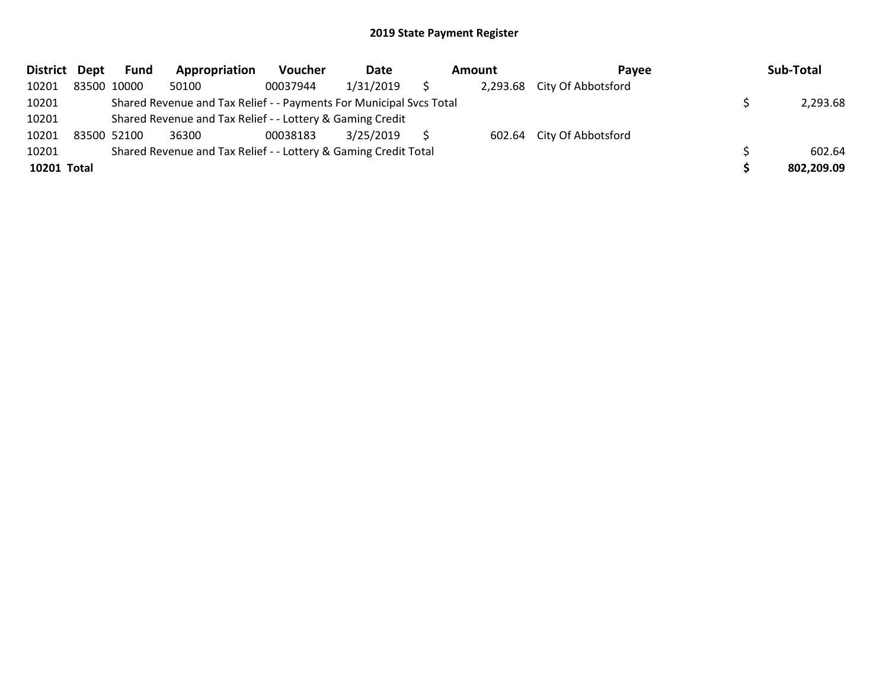# 2019 State Payment Register

| District | Dept | Fund | Appropriation | Voucher | Date | Amount | Payee | Sub-Total |
|---|---|---|---|---|---|---|---|---|
| 10201 | 83500 | 10000 | 50100 | 00037944 | 1/31/2019 | $ 2,293.68 | City Of Abbotsford | |
| 10201 | | Shared Revenue and Tax Relief - - Payments For Municipal Svcs Total | | | | | | $ 2,293.68 |
| 10201 | | Shared Revenue and Tax Relief - - Lottery & Gaming Credit | | | | | | |
| 10201 | 83500 | 52100 | 36300 | 00038183 | 3/25/2019 | $ 602.64 | City Of Abbotsford | |
| 10201 | | Shared Revenue and Tax Relief - - Lottery & Gaming Credit Total | | | | | | $ 602.64 |
| **10201** | **Total** | | | | | | | **$ 802,209.09** |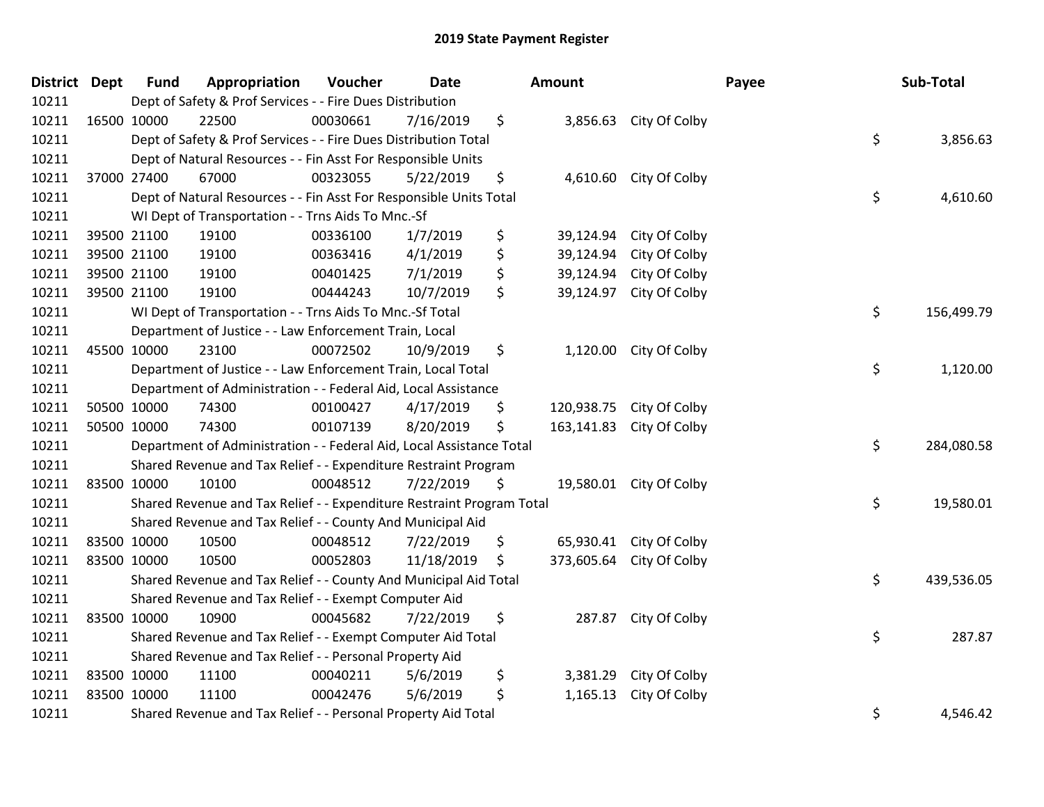# 2019 State Payment Register

| District | Dept | Fund | Appropriation | Voucher | Date | Amount | Payee | Sub-Total |
|---|---|---|---|---|---|---|---|---|
| 10211 | | Dept of Safety & Prof Services - - Fire Dues Distribution | | | | | | |
| 10211 | 16500 | 10000 | 22500 | 00030661 | 7/16/2019 | $ 3,856.63 | City Of Colby | |
| 10211 | | Dept of Safety & Prof Services - - Fire Dues Distribution Total | | | | | | $ 3,856.63 |
| 10211 | | Dept of Natural Resources - - Fin Asst For Responsible Units | | | | | | |
| 10211 | 37000 | 27400 | 67000 | 00323055 | 5/22/2019 | $ 4,610.60 | City Of Colby | |
| 10211 | | Dept of Natural Resources - - Fin Asst For Responsible Units Total | | | | | | $ 4,610.60 |
| 10211 | | WI Dept of Transportation - - Trns Aids To Mnc.-Sf | | | | | | |
| 10211 | 39500 | 21100 | 19100 | 00336100 | 1/7/2019 | $ 39,124.94 | City Of Colby | |
| 10211 | 39500 | 21100 | 19100 | 00363416 | 4/1/2019 | $ 39,124.94 | City Of Colby | |
| 10211 | 39500 | 21100 | 19100 | 00401425 | 7/1/2019 | $ 39,124.94 | City Of Colby | |
| 10211 | 39500 | 21100 | 19100 | 00444243 | 10/7/2019 | $ 39,124.97 | City Of Colby | |
| 10211 | | WI Dept of Transportation - - Trns Aids To Mnc.-Sf Total | | | | | | $ 156,499.79 |
| 10211 | | Department of Justice - - Law Enforcement Train, Local | | | | | | |
| 10211 | 45500 | 10000 | 23100 | 00072502 | 10/9/2019 | $ 1,120.00 | City Of Colby | |
| 10211 | | Department of Justice - - Law Enforcement Train, Local Total | | | | | | $ 1,120.00 |
| 10211 | | Department of Administration - - Federal Aid, Local Assistance | | | | | | |
| 10211 | 50500 | 10000 | 74300 | 00100427 | 4/17/2019 | $ 120,938.75 | City Of Colby | |
| 10211 | 50500 | 10000 | 74300 | 00107139 | 8/20/2019 | $ 163,141.83 | City Of Colby | |
| 10211 | | Department of Administration - - Federal Aid, Local Assistance Total | | | | | | $ 284,080.58 |
| 10211 | | Shared Revenue and Tax Relief - - Expenditure Restraint Program | | | | | | |
| 10211 | 83500 | 10000 | 10100 | 00048512 | 7/22/2019 | $ 19,580.01 | City Of Colby | |
| 10211 | | Shared Revenue and Tax Relief - - Expenditure Restraint Program Total | | | | | | $ 19,580.01 |
| 10211 | | Shared Revenue and Tax Relief - - County And Municipal Aid | | | | | | |
| 10211 | 83500 | 10000 | 10500 | 00048512 | 7/22/2019 | $ 65,930.41 | City Of Colby | |
| 10211 | 83500 | 10000 | 10500 | 00052803 | 11/18/2019 | $ 373,605.64 | City Of Colby | |
| 10211 | | Shared Revenue and Tax Relief - - County And Municipal Aid Total | | | | | | $ 439,536.05 |
| 10211 | | Shared Revenue and Tax Relief - - Exempt Computer Aid | | | | | | |
| 10211 | 83500 | 10000 | 10900 | 00045682 | 7/22/2019 | $ 287.87 | City Of Colby | |
| 10211 | | Shared Revenue and Tax Relief - - Exempt Computer Aid Total | | | | | | $ 287.87 |
| 10211 | | Shared Revenue and Tax Relief - - Personal Property Aid | | | | | | |
| 10211 | 83500 | 10000 | 11100 | 00040211 | 5/6/2019 | $ 3,381.29 | City Of Colby | |
| 10211 | 83500 | 10000 | 11100 | 00042476 | 5/6/2019 | $ 1,165.13 | City Of Colby | |
| 10211 | | Shared Revenue and Tax Relief - - Personal Property Aid Total | | | | | | $ 4,546.42 |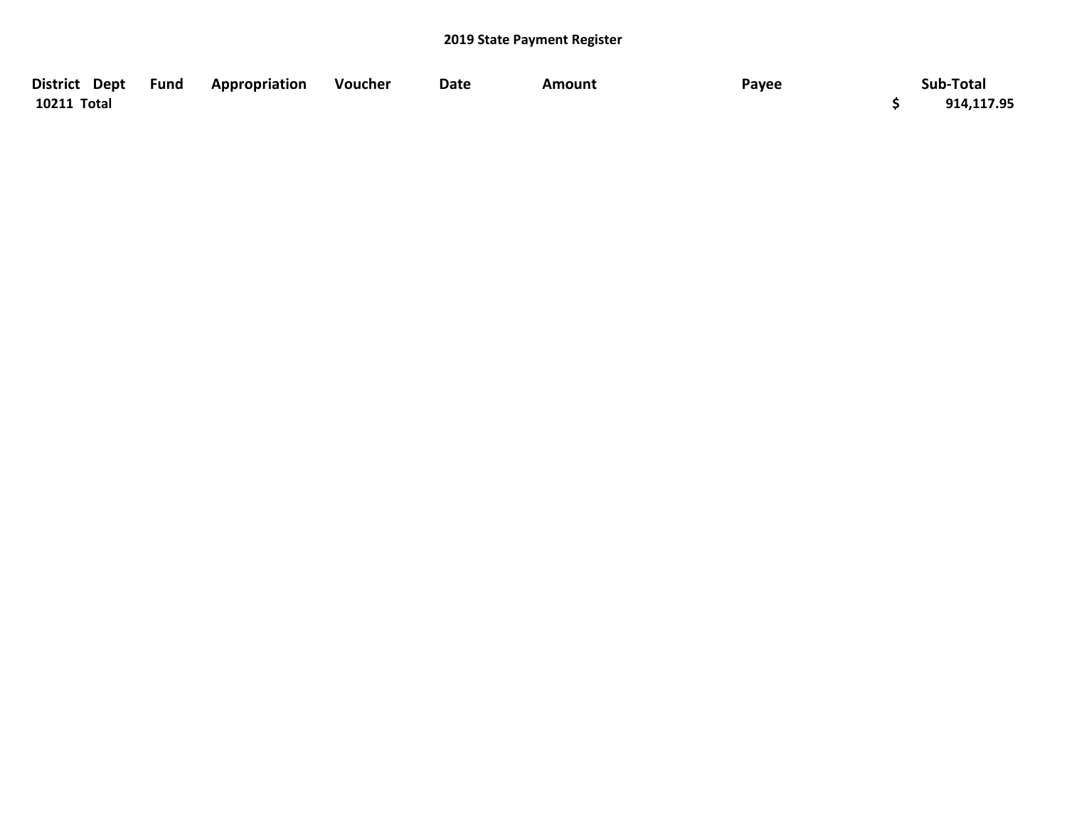## 2019 State Payment Register

| District | Dept | Fund | Appropriation | Voucher | Date | Amount | Payee | Sub-Total |
|---|---|---|---|---|---|---|---|---|
| **10211 Total** | | | | | | | | **$ 914,117.95** |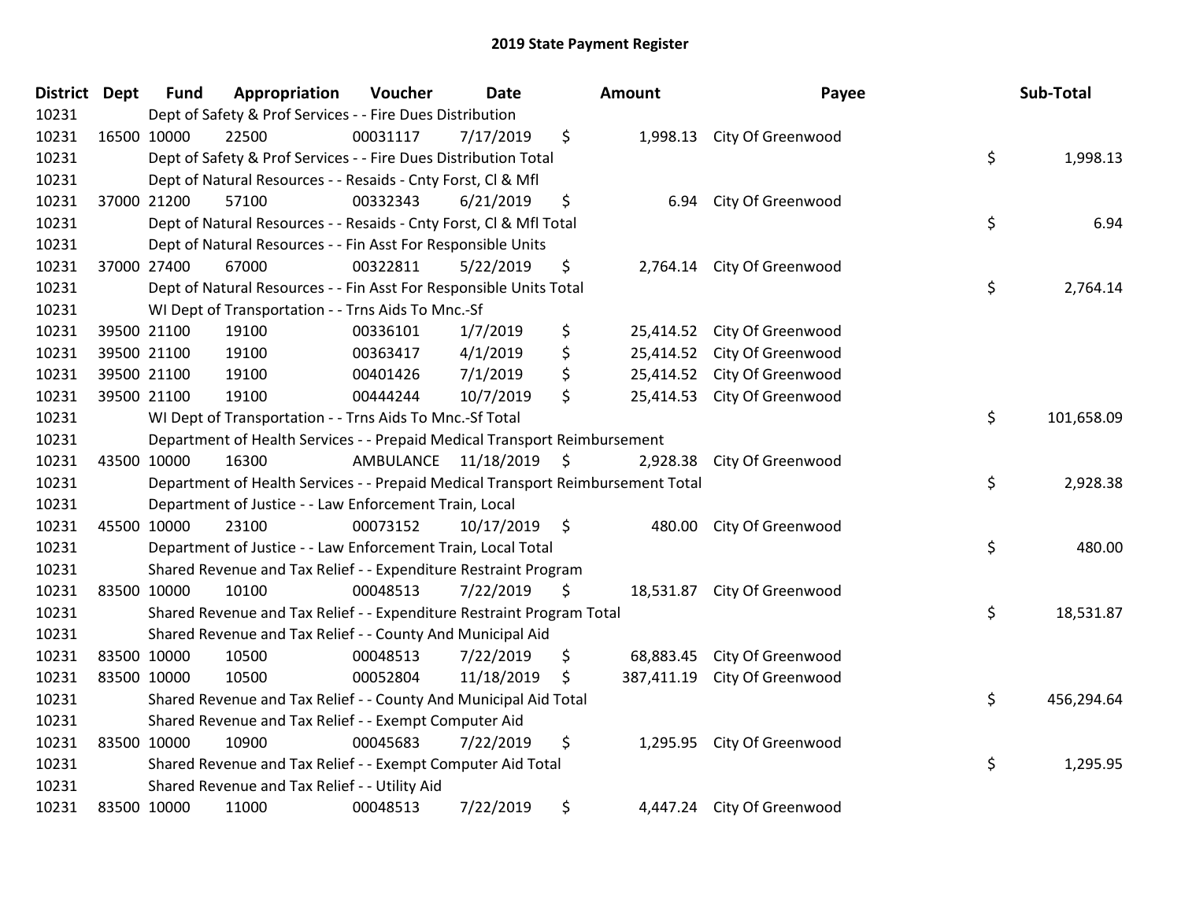# 2019 State Payment Register

| District | Dept | Fund | Appropriation | Voucher | Date | Amount | Payee | Sub-Total |
|---|---|---|---|---|---|---|---|---|
| 10231 | | Dept of Safety & Prof Services - - Fire Dues Distribution | | | | | | |
| 10231 | 16500 | 10000 | 22500 | 00031117 | 7/17/2019 | $ 1,998.13 | City Of Greenwood | |
| 10231 | | Dept of Safety & Prof Services - - Fire Dues Distribution Total | | | | | | $ 1,998.13 |
| 10231 | | Dept of Natural Resources - - Resaids - Cnty Forst, Cl & Mfl | | | | | | |
| 10231 | 37000 | 21200 | 57100 | 00332343 | 6/21/2019 | $ 6.94 | City Of Greenwood | |
| 10231 | | Dept of Natural Resources - - Resaids - Cnty Forst, Cl & Mfl Total | | | | | | $ 6.94 |
| 10231 | | Dept of Natural Resources - - Fin Asst For Responsible Units | | | | | | |
| 10231 | 37000 | 27400 | 67000 | 00322811 | 5/22/2019 | $ 2,764.14 | City Of Greenwood | |
| 10231 | | Dept of Natural Resources - - Fin Asst For Responsible Units Total | | | | | | $ 2,764.14 |
| 10231 | | WI Dept of Transportation - - Trns Aids To Mnc.-Sf | | | | | | |
| 10231 | 39500 | 21100 | 19100 | 00336101 | 1/7/2019 | $ 25,414.52 | City Of Greenwood | |
| 10231 | 39500 | 21100 | 19100 | 00363417 | 4/1/2019 | $ 25,414.52 | City Of Greenwood | |
| 10231 | 39500 | 21100 | 19100 | 00401426 | 7/1/2019 | $ 25,414.52 | City Of Greenwood | |
| 10231 | 39500 | 21100 | 19100 | 00444244 | 10/7/2019 | $ 25,414.53 | City Of Greenwood | |
| 10231 | | WI Dept of Transportation - - Trns Aids To Mnc.-Sf Total | | | | | | $ 101,658.09 |
| 10231 | | Department of Health Services - - Prepaid Medical Transport Reimbursement | | | | | | |
| 10231 | 43500 | 10000 | 16300 | AMBULANCE | 11/18/2019 | $ 2,928.38 | City Of Greenwood | |
| 10231 | | Department of Health Services - - Prepaid Medical Transport Reimbursement Total | | | | | | $ 2,928.38 |
| 10231 | | Department of Justice - - Law Enforcement Train, Local | | | | | | |
| 10231 | 45500 | 10000 | 23100 | 00073152 | 10/17/2019 | $ 480.00 | City Of Greenwood | |
| 10231 | | Department of Justice - - Law Enforcement Train, Local Total | | | | | | $ 480.00 |
| 10231 | | Shared Revenue and Tax Relief - - Expenditure Restraint Program | | | | | | |
| 10231 | 83500 | 10000 | 10100 | 00048513 | 7/22/2019 | $ 18,531.87 | City Of Greenwood | |
| 10231 | | Shared Revenue and Tax Relief - - Expenditure Restraint Program Total | | | | | | $ 18,531.87 |
| 10231 | | Shared Revenue and Tax Relief - - County And Municipal Aid | | | | | | |
| 10231 | 83500 | 10000 | 10500 | 00048513 | 7/22/2019 | $ 68,883.45 | City Of Greenwood | |
| 10231 | 83500 | 10000 | 10500 | 00052804 | 11/18/2019 | $ 387,411.19 | City Of Greenwood | |
| 10231 | | Shared Revenue and Tax Relief - - County And Municipal Aid Total | | | | | | $ 456,294.64 |
| 10231 | | Shared Revenue and Tax Relief - - Exempt Computer Aid | | | | | | |
| 10231 | 83500 | 10000 | 10900 | 00045683 | 7/22/2019 | $ 1,295.95 | City Of Greenwood | |
| 10231 | | Shared Revenue and Tax Relief - - Exempt Computer Aid Total | | | | | | $ 1,295.95 |
| 10231 | | Shared Revenue and Tax Relief - - Utility Aid | | | | | | |
| 10231 | 83500 | 10000 | 11000 | 00048513 | 7/22/2019 | $ 4,447.24 | City Of Greenwood | |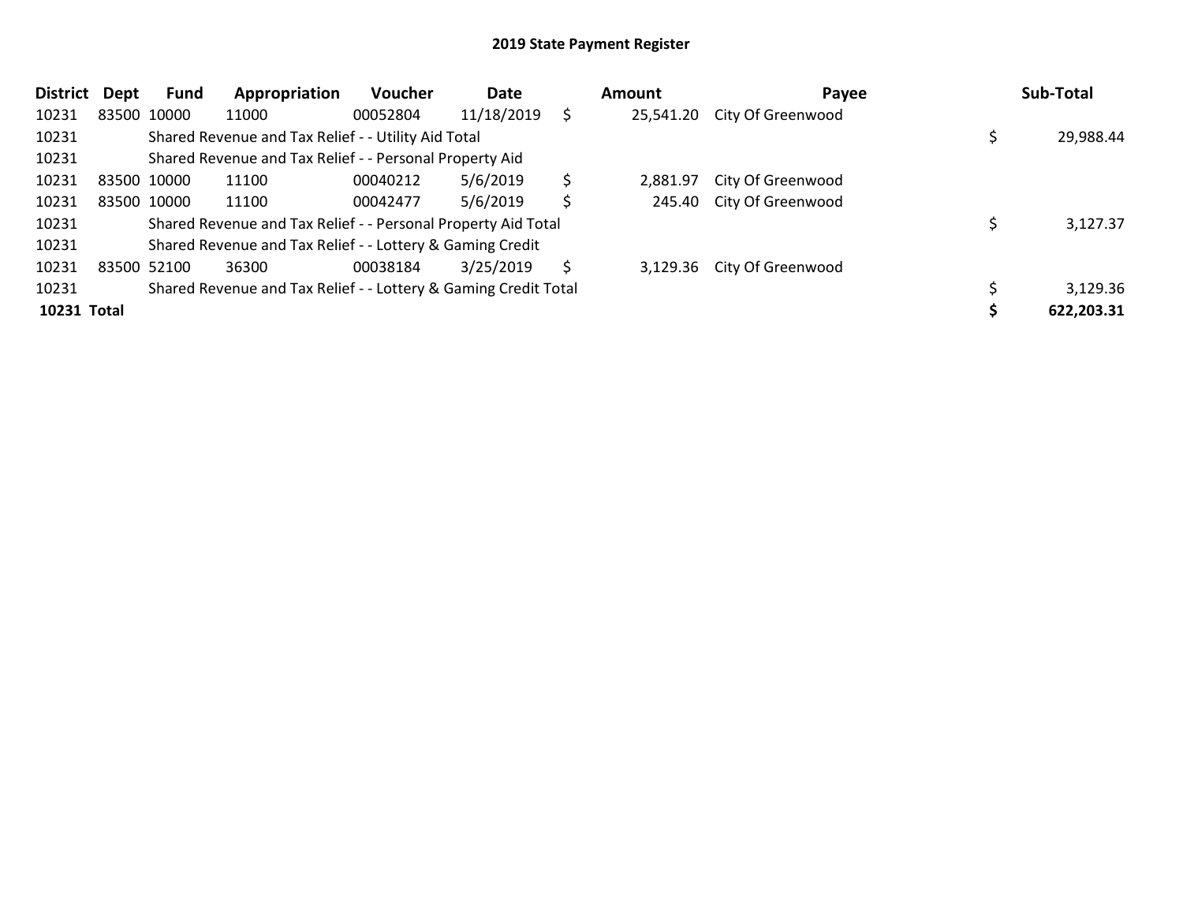# 2019 State Payment Register

| District | Dept | Fund | Appropriation | Voucher | Date | | Amount | Payee | | Sub-Total |
|---|---|---|---|---|---|---|---|---|---|---|
| 10231 | 83500 | 10000 | 11000 | 00052804 | 11/18/2019 | $ | 25,541.20 | City Of Greenwood | | |
| 10231 | | Shared Revenue and Tax Relief - - Utility Aid Total | | | | | | | $ | 29,988.44 |
| 10231 | | Shared Revenue and Tax Relief - - Personal Property Aid | | | | | | | | |
| 10231 | 83500 | 10000 | 11100 | 00040212 | 5/6/2019 | $ | 2,881.97 | City Of Greenwood | | |
| 10231 | 83500 | 10000 | 11100 | 00042477 | 5/6/2019 | $ | 245.40 | City Of Greenwood | | |
| 10231 | | Shared Revenue and Tax Relief - - Personal Property Aid Total | | | | | | | $ | 3,127.37 |
| 10231 | | Shared Revenue and Tax Relief - - Lottery & Gaming Credit | | | | | | | | |
| 10231 | 83500 | 52100 | 36300 | 00038184 | 3/25/2019 | $ | 3,129.36 | City Of Greenwood | | |
| 10231 | | Shared Revenue and Tax Relief - - Lottery & Gaming Credit Total | | | | | | | $ | 3,129.36 |
| **10231** | **Total** | | | | | | | | **$** | **622,203.31** |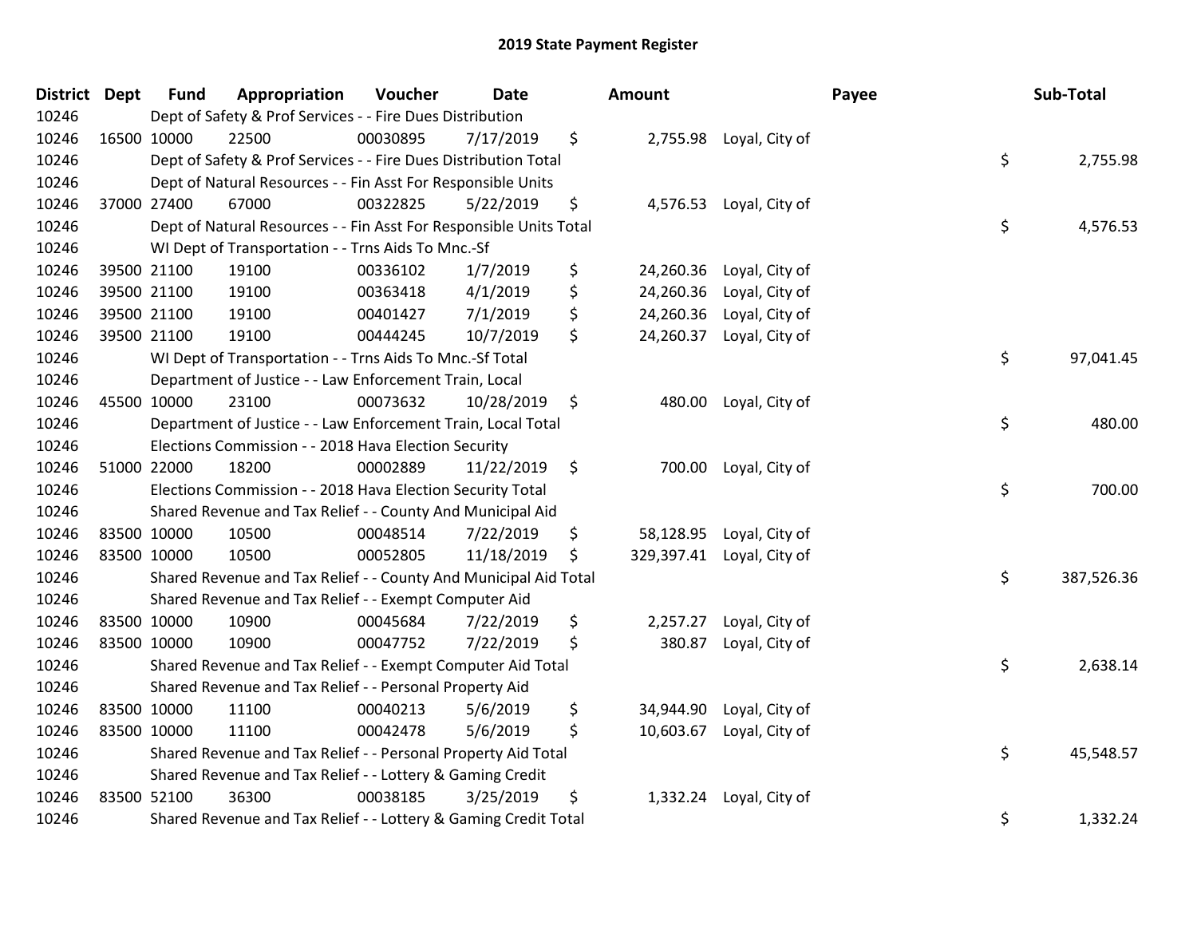# 2019 State Payment Register

| District | Dept | Fund | Appropriation | Voucher | Date | Amount | Payee | Sub-Total |
|---|---|---|---|---|---|---|---|---|
| 10246 | | Dept of Safety & Prof Services - - Fire Dues Distribution | | | | | | |
| 10246 | 16500 | 10000 | 22500 | 00030895 | 7/17/2019 | $ 2,755.98 | Loyal, City of | |
| 10246 | | Dept of Safety & Prof Services - - Fire Dues Distribution Total | | | | | | $ 2,755.98 |
| 10246 | | Dept of Natural Resources - - Fin Asst For Responsible Units | | | | | | |
| 10246 | 37000 | 27400 | 67000 | 00322825 | 5/22/2019 | $ 4,576.53 | Loyal, City of | |
| 10246 | | Dept of Natural Resources - - Fin Asst For Responsible Units Total | | | | | | $ 4,576.53 |
| 10246 | | WI Dept of Transportation - - Trns Aids To Mnc.-Sf | | | | | | |
| 10246 | 39500 | 21100 | 19100 | 00336102 | 1/7/2019 | $ 24,260.36 | Loyal, City of | |
| 10246 | 39500 | 21100 | 19100 | 00363418 | 4/1/2019 | $ 24,260.36 | Loyal, City of | |
| 10246 | 39500 | 21100 | 19100 | 00401427 | 7/1/2019 | $ 24,260.36 | Loyal, City of | |
| 10246 | 39500 | 21100 | 19100 | 00444245 | 10/7/2019 | $ 24,260.37 | Loyal, City of | |
| 10246 | | WI Dept of Transportation - - Trns Aids To Mnc.-Sf Total | | | | | | $ 97,041.45 |
| 10246 | | Department of Justice - - Law Enforcement Train, Local | | | | | | |
| 10246 | 45500 | 10000 | 23100 | 00073632 | 10/28/2019 | $ 480.00 | Loyal, City of | |
| 10246 | | Department of Justice - - Law Enforcement Train, Local Total | | | | | | $ 480.00 |
| 10246 | | Elections Commission - - 2018 Hava Election Security | | | | | | |
| 10246 | 51000 | 22000 | 18200 | 00002889 | 11/22/2019 | $ 700.00 | Loyal, City of | |
| 10246 | | Elections Commission - - 2018 Hava Election Security Total | | | | | | $ 700.00 |
| 10246 | | Shared Revenue and Tax Relief - - County And Municipal Aid | | | | | | |
| 10246 | 83500 | 10000 | 10500 | 00048514 | 7/22/2019 | $ 58,128.95 | Loyal, City of | |
| 10246 | 83500 | 10000 | 10500 | 00052805 | 11/18/2019 | $ 329,397.41 | Loyal, City of | |
| 10246 | | Shared Revenue and Tax Relief - - County And Municipal Aid Total | | | | | | $ 387,526.36 |
| 10246 | | Shared Revenue and Tax Relief - - Exempt Computer Aid | | | | | | |
| 10246 | 83500 | 10000 | 10900 | 00045684 | 7/22/2019 | $ 2,257.27 | Loyal, City of | |
| 10246 | 83500 | 10000 | 10900 | 00047752 | 7/22/2019 | $ 380.87 | Loyal, City of | |
| 10246 | | Shared Revenue and Tax Relief - - Exempt Computer Aid Total | | | | | | $ 2,638.14 |
| 10246 | | Shared Revenue and Tax Relief - - Personal Property Aid | | | | | | |
| 10246 | 83500 | 10000 | 11100 | 00040213 | 5/6/2019 | $ 34,944.90 | Loyal, City of | |
| 10246 | 83500 | 10000 | 11100 | 00042478 | 5/6/2019 | $ 10,603.67 | Loyal, City of | |
| 10246 | | Shared Revenue and Tax Relief - - Personal Property Aid Total | | | | | | $ 45,548.57 |
| 10246 | | Shared Revenue and Tax Relief - - Lottery & Gaming Credit | | | | | | |
| 10246 | 83500 | 52100 | 36300 | 00038185 | 3/25/2019 | $ 1,332.24 | Loyal, City of | |
| 10246 | | Shared Revenue and Tax Relief - - Lottery & Gaming Credit Total | | | | | | $ 1,332.24 |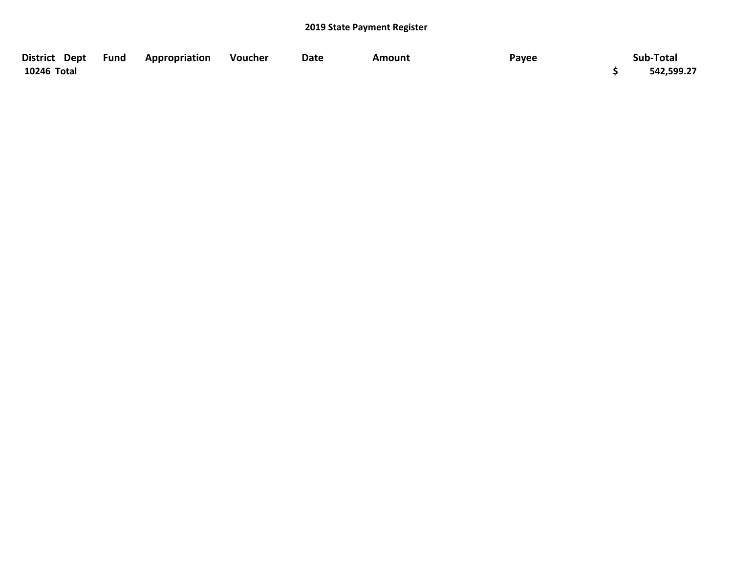## 2019 State Payment Register

| District | Dept | Fund | Appropriation | Voucher | Date | Amount | Payee | Sub-Total |
|---|---|---|---|---|---|---|---|---|
| 10246 Total | | | | | | | | $ 542,599.27 |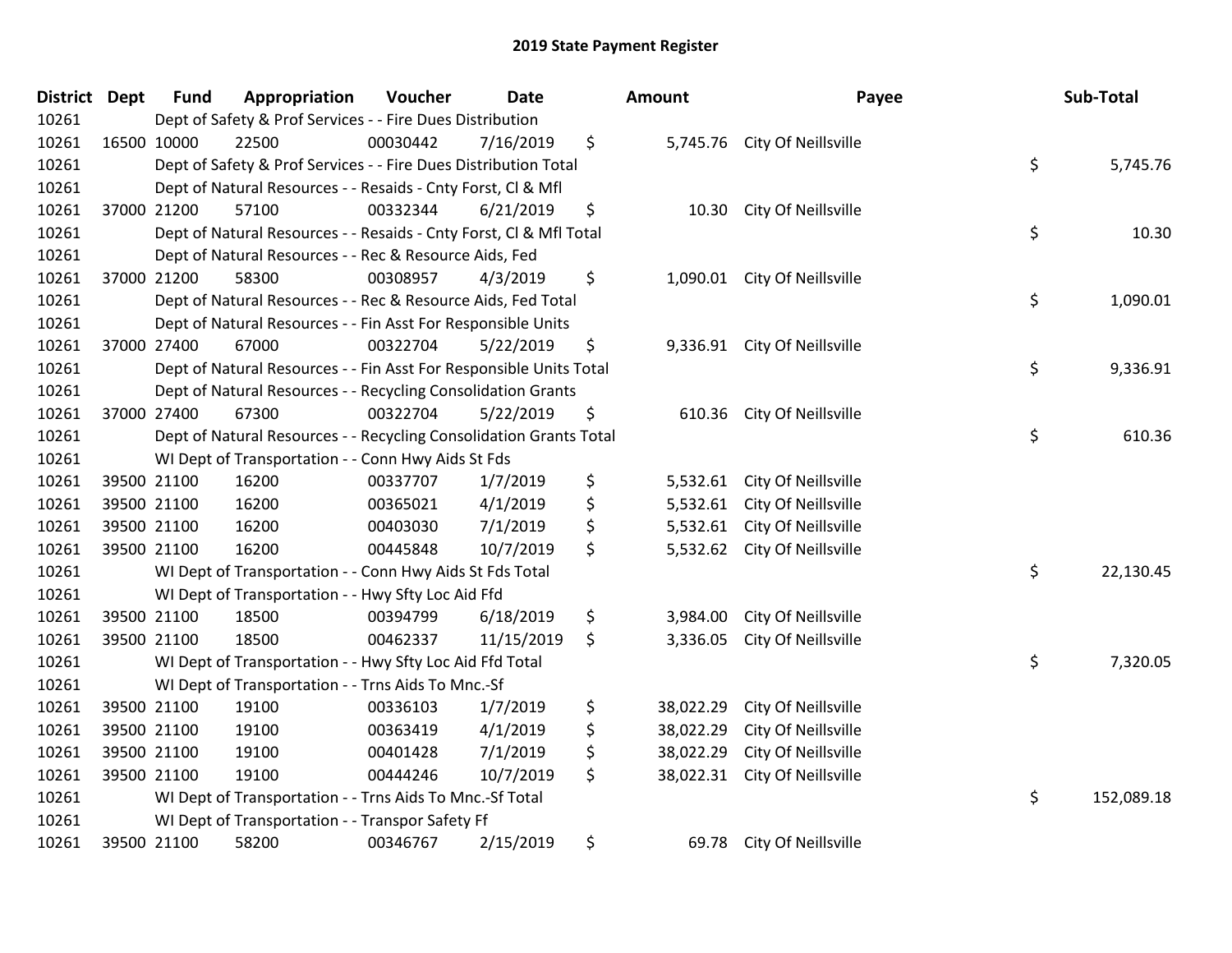## 2019 State Payment Register

| District | Dept | Fund | Appropriation | Voucher | Date | Amount | Payee | Sub-Total |
|---|---|---|---|---|---|---|---|---|
| 10261 | | Dept of Safety & Prof Services - - Fire Dues Distribution | | | | | | |
| 10261 | 16500 | 10000 | 22500 | 00030442 | 7/16/2019 | $ 5,745.76 | City Of Neillsville | |
| 10261 | | Dept of Safety & Prof Services - - Fire Dues Distribution Total | | | | | | $ 5,745.76 |
| 10261 | | Dept of Natural Resources - - Resaids - Cnty Forst, Cl & Mfl | | | | | | |
| 10261 | 37000 | 21200 | 57100 | 00332344 | 6/21/2019 | $ 10.30 | City Of Neillsville | |
| 10261 | | Dept of Natural Resources - - Resaids - Cnty Forst, Cl & Mfl Total | | | | | | $ 10.30 |
| 10261 | | Dept of Natural Resources - - Rec & Resource Aids, Fed | | | | | | |
| 10261 | 37000 | 21200 | 58300 | 00308957 | 4/3/2019 | $ 1,090.01 | City Of Neillsville | |
| 10261 | | Dept of Natural Resources - - Rec & Resource Aids, Fed Total | | | | | | $ 1,090.01 |
| 10261 | | Dept of Natural Resources - - Fin Asst For Responsible Units | | | | | | |
| 10261 | 37000 | 27400 | 67000 | 00322704 | 5/22/2019 | $ 9,336.91 | City Of Neillsville | |
| 10261 | | Dept of Natural Resources - - Fin Asst For Responsible Units Total | | | | | | $ 9,336.91 |
| 10261 | | Dept of Natural Resources - - Recycling Consolidation Grants | | | | | | |
| 10261 | 37000 | 27400 | 67300 | 00322704 | 5/22/2019 | $ 610.36 | City Of Neillsville | |
| 10261 | | Dept of Natural Resources - - Recycling Consolidation Grants Total | | | | | | $ 610.36 |
| 10261 | | WI Dept of Transportation - - Conn Hwy Aids St Fds | | | | | | |
| 10261 | 39500 | 21100 | 16200 | 00337707 | 1/7/2019 | $ 5,532.61 | City Of Neillsville | |
| 10261 | 39500 | 21100 | 16200 | 00365021 | 4/1/2019 | $ 5,532.61 | City Of Neillsville | |
| 10261 | 39500 | 21100 | 16200 | 00403030 | 7/1/2019 | $ 5,532.61 | City Of Neillsville | |
| 10261 | 39500 | 21100 | 16200 | 00445848 | 10/7/2019 | $ 5,532.62 | City Of Neillsville | |
| 10261 | | WI Dept of Transportation - - Conn Hwy Aids St Fds Total | | | | | | $ 22,130.45 |
| 10261 | | WI Dept of Transportation - - Hwy Sfty Loc Aid Ffd | | | | | | |
| 10261 | 39500 | 21100 | 18500 | 00394799 | 6/18/2019 | $ 3,984.00 | City Of Neillsville | |
| 10261 | 39500 | 21100 | 18500 | 00462337 | 11/15/2019 | $ 3,336.05 | City Of Neillsville | |
| 10261 | | WI Dept of Transportation - - Hwy Sfty Loc Aid Ffd Total | | | | | | $ 7,320.05 |
| 10261 | | WI Dept of Transportation - - Trns Aids To Mnc.-Sf | | | | | | |
| 10261 | 39500 | 21100 | 19100 | 00336103 | 1/7/2019 | $ 38,022.29 | City Of Neillsville | |
| 10261 | 39500 | 21100 | 19100 | 00363419 | 4/1/2019 | $ 38,022.29 | City Of Neillsville | |
| 10261 | 39500 | 21100 | 19100 | 00401428 | 7/1/2019 | $ 38,022.29 | City Of Neillsville | |
| 10261 | 39500 | 21100 | 19100 | 00444246 | 10/7/2019 | $ 38,022.31 | City Of Neillsville | |
| 10261 | | WI Dept of Transportation - - Trns Aids To Mnc.-Sf Total | | | | | | $ 152,089.18 |
| 10261 | | WI Dept of Transportation - - Transpor Safety Ff | | | | | | |
| 10261 | 39500 | 21100 | 58200 | 00346767 | 2/15/2019 | $ 69.78 | City Of Neillsville | |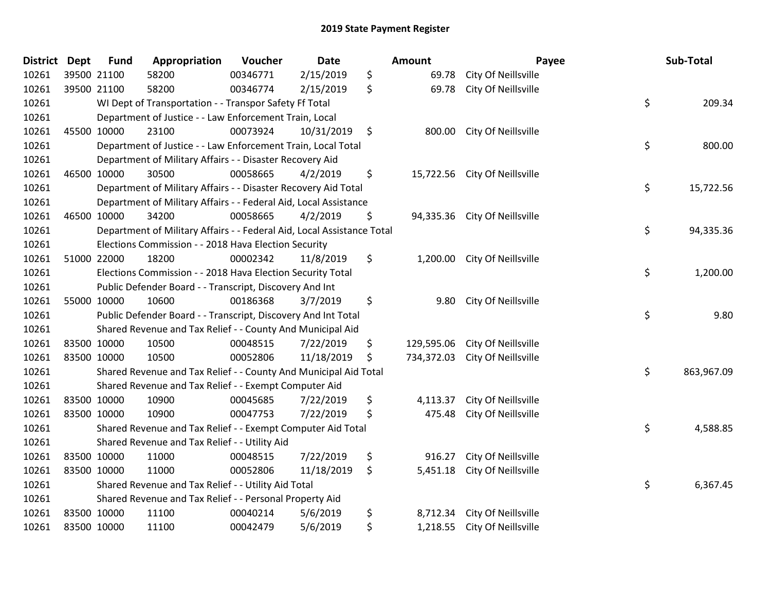# 2019 State Payment Register

| District | Dept | Fund | Appropriation | Voucher | Date | | Amount | Payee | | Sub-Total |
|---|---|---|---|---|---|---|---|---|---|---|
| 10261 | 39500 | 21100 | 58200 | 00346771 | 2/15/2019 | $ | 69.78 | City Of Neillsville | | |
| 10261 | 39500 | 21100 | 58200 | 00346774 | 2/15/2019 | $ | 69.78 | City Of Neillsville | | |
| 10261 | | WI Dept of Transportation - - Transpor Safety Ff Total | | | | | | | $ | 209.34 |
| 10261 | | Department of Justice - - Law Enforcement Train, Local | | | | | | | | |
| 10261 | 45500 | 10000 | 23100 | 00073924 | 10/31/2019 | $ | 800.00 | City Of Neillsville | | |
| 10261 | | Department of Justice - - Law Enforcement Train, Local Total | | | | | | | $ | 800.00 |
| 10261 | | Department of Military Affairs - - Disaster Recovery Aid | | | | | | | | |
| 10261 | 46500 | 10000 | 30500 | 00058665 | 4/2/2019 | $ | 15,722.56 | City Of Neillsville | | |
| 10261 | | Department of Military Affairs - - Disaster Recovery Aid Total | | | | | | | $ | 15,722.56 |
| 10261 | | Department of Military Affairs - - Federal Aid, Local Assistance | | | | | | | | |
| 10261 | 46500 | 10000 | 34200 | 00058665 | 4/2/2019 | $ | 94,335.36 | City Of Neillsville | | |
| 10261 | | Department of Military Affairs - - Federal Aid, Local Assistance Total | | | | | | | $ | 94,335.36 |
| 10261 | | Elections Commission - - 2018 Hava Election Security | | | | | | | | |
| 10261 | 51000 | 22000 | 18200 | 00002342 | 11/8/2019 | $ | 1,200.00 | City Of Neillsville | | |
| 10261 | | Elections Commission - - 2018 Hava Election Security Total | | | | | | | $ | 1,200.00 |
| 10261 | | Public Defender Board - - Transcript, Discovery And Int | | | | | | | | |
| 10261 | 55000 | 10000 | 10600 | 00186368 | 3/7/2019 | $ | 9.80 | City Of Neillsville | | |
| 10261 | | Public Defender Board - - Transcript, Discovery And Int Total | | | | | | | $ | 9.80 |
| 10261 | | Shared Revenue and Tax Relief - - County And Municipal Aid | | | | | | | | |
| 10261 | 83500 | 10000 | 10500 | 00048515 | 7/22/2019 | $ | 129,595.06 | City Of Neillsville | | |
| 10261 | 83500 | 10000 | 10500 | 00052806 | 11/18/2019 | $ | 734,372.03 | City Of Neillsville | | |
| 10261 | | Shared Revenue and Tax Relief - - County And Municipal Aid Total | | | | | | | $ | 863,967.09 |
| 10261 | | Shared Revenue and Tax Relief - - Exempt Computer Aid | | | | | | | | |
| 10261 | 83500 | 10000 | 10900 | 00045685 | 7/22/2019 | $ | 4,113.37 | City Of Neillsville | | |
| 10261 | 83500 | 10000 | 10900 | 00047753 | 7/22/2019 | $ | 475.48 | City Of Neillsville | | |
| 10261 | | Shared Revenue and Tax Relief - - Exempt Computer Aid Total | | | | | | | $ | 4,588.85 |
| 10261 | | Shared Revenue and Tax Relief - - Utility Aid | | | | | | | | |
| 10261 | 83500 | 10000 | 11000 | 00048515 | 7/22/2019 | $ | 916.27 | City Of Neillsville | | |
| 10261 | 83500 | 10000 | 11000 | 00052806 | 11/18/2019 | $ | 5,451.18 | City Of Neillsville | | |
| 10261 | | Shared Revenue and Tax Relief - - Utility Aid Total | | | | | | | $ | 6,367.45 |
| 10261 | | Shared Revenue and Tax Relief - - Personal Property Aid | | | | | | | | |
| 10261 | 83500 | 10000 | 11100 | 00040214 | 5/6/2019 | $ | 8,712.34 | City Of Neillsville | | |
| 10261 | 83500 | 10000 | 11100 | 00042479 | 5/6/2019 | $ | 1,218.55 | City Of Neillsville | | |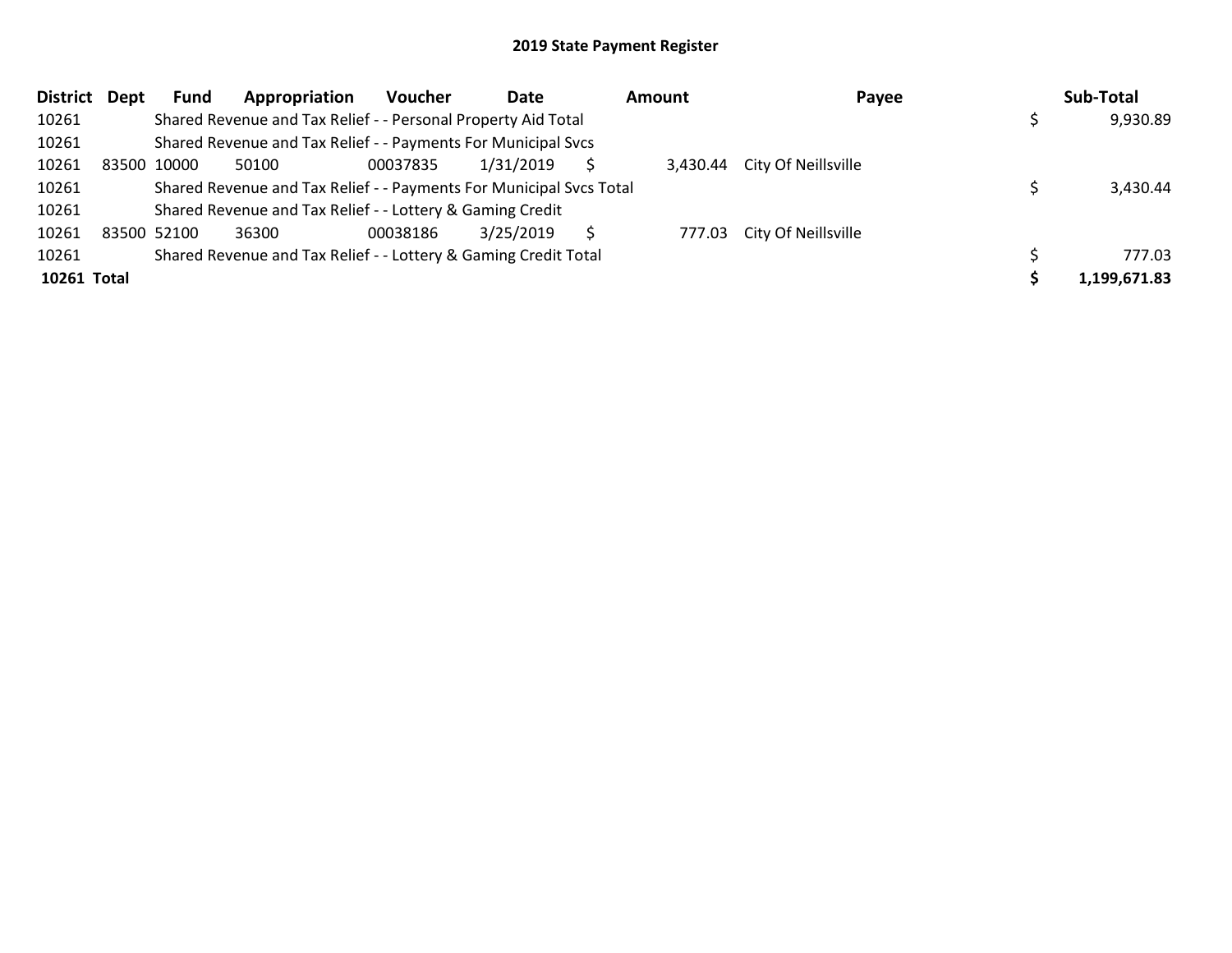## 2019 State Payment Register

| District | Dept | Fund | Appropriation | Voucher | Date | Amount | Payee | Sub-Total |
|---|---|---|---|---|---|---|---|---|
| 10261 | | Shared Revenue and Tax Relief - - Personal Property Aid Total | | | | | | $ 9,930.89 |
| 10261 | | Shared Revenue and Tax Relief - - Payments For Municipal Svcs | | | | | | |
| 10261 | 83500 | 10000 | 50100 | 00037835 | 1/31/2019 | $ 3,430.44 | City Of Neillsville | |
| 10261 | | Shared Revenue and Tax Relief - - Payments For Municipal Svcs Total | | | | | | $ 3,430.44 |
| 10261 | | Shared Revenue and Tax Relief - - Lottery & Gaming Credit | | | | | | |
| 10261 | 83500 | 52100 | 36300 | 00038186 | 3/25/2019 | $ 777.03 | City Of Neillsville | |
| 10261 | | Shared Revenue and Tax Relief - - Lottery & Gaming Credit Total | | | | | | $ 777.03 |
| **10261 Total** | | | | | | | | **$ 1,199,671.83** |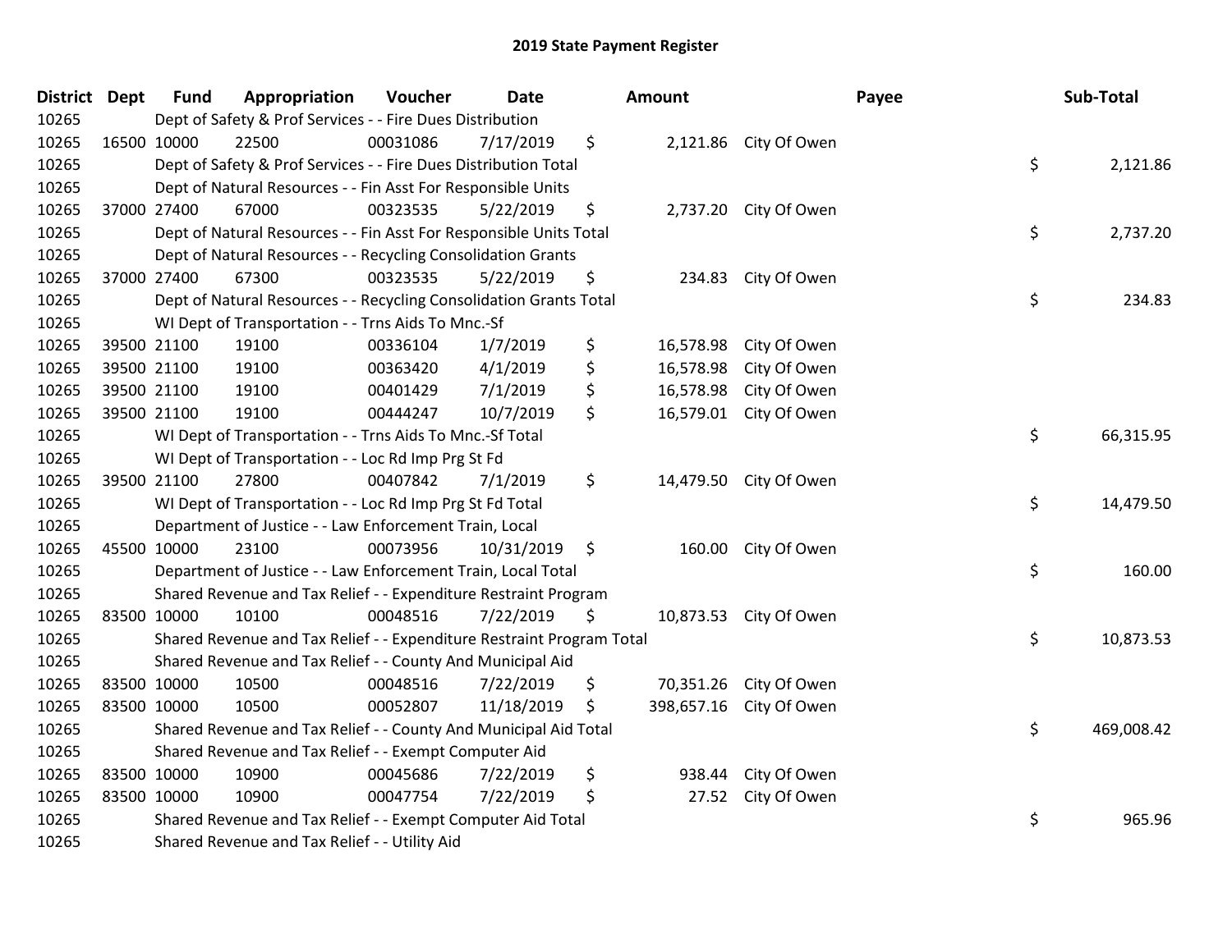# 2019 State Payment Register

| District | Dept | Fund | Appropriation | Voucher | Date | Amount | Payee | Sub-Total |
|---|---|---|---|---|---|---|---|---|
| 10265 | | Dept of Safety & Prof Services - - Fire Dues Distribution | | | | | | |
| 10265 | 16500 | 10000 | 22500 | 00031086 | 7/17/2019 | $ 2,121.86 | City Of Owen | |
| 10265 | | Dept of Safety & Prof Services - - Fire Dues Distribution Total | | | | | | $ 2,121.86 |
| 10265 | | Dept of Natural Resources - - Fin Asst For Responsible Units | | | | | | |
| 10265 | 37000 | 27400 | 67000 | 00323535 | 5/22/2019 | $ 2,737.20 | City Of Owen | |
| 10265 | | Dept of Natural Resources - - Fin Asst For Responsible Units Total | | | | | | $ 2,737.20 |
| 10265 | | Dept of Natural Resources - - Recycling Consolidation Grants | | | | | | |
| 10265 | 37000 | 27400 | 67300 | 00323535 | 5/22/2019 | $ 234.83 | City Of Owen | |
| 10265 | | Dept of Natural Resources - - Recycling Consolidation Grants Total | | | | | | $ 234.83 |
| 10265 | | WI Dept of Transportation - - Trns Aids To Mnc.-Sf | | | | | | |
| 10265 | 39500 | 21100 | 19100 | 00336104 | 1/7/2019 | $ 16,578.98 | City Of Owen | |
| 10265 | 39500 | 21100 | 19100 | 00363420 | 4/1/2019 | $ 16,578.98 | City Of Owen | |
| 10265 | 39500 | 21100 | 19100 | 00401429 | 7/1/2019 | $ 16,578.98 | City Of Owen | |
| 10265 | 39500 | 21100 | 19100 | 00444247 | 10/7/2019 | $ 16,579.01 | City Of Owen | |
| 10265 | | WI Dept of Transportation - - Trns Aids To Mnc.-Sf Total | | | | | | $ 66,315.95 |
| 10265 | | WI Dept of Transportation - - Loc Rd Imp Prg St Fd | | | | | | |
| 10265 | 39500 | 21100 | 27800 | 00407842 | 7/1/2019 | $ 14,479.50 | City Of Owen | |
| 10265 | | WI Dept of Transportation - - Loc Rd Imp Prg St Fd Total | | | | | | $ 14,479.50 |
| 10265 | | Department of Justice - - Law Enforcement Train, Local | | | | | | |
| 10265 | 45500 | 10000 | 23100 | 00073956 | 10/31/2019 | $ 160.00 | City Of Owen | |
| 10265 | | Department of Justice - - Law Enforcement Train, Local Total | | | | | | $ 160.00 |
| 10265 | | Shared Revenue and Tax Relief - - Expenditure Restraint Program | | | | | | |
| 10265 | 83500 | 10000 | 10100 | 00048516 | 7/22/2019 | $ 10,873.53 | City Of Owen | |
| 10265 | | Shared Revenue and Tax Relief - - Expenditure Restraint Program Total | | | | | | $ 10,873.53 |
| 10265 | | Shared Revenue and Tax Relief - - County And Municipal Aid | | | | | | |
| 10265 | 83500 | 10000 | 10500 | 00048516 | 7/22/2019 | $ 70,351.26 | City Of Owen | |
| 10265 | 83500 | 10000 | 10500 | 00052807 | 11/18/2019 | $ 398,657.16 | City Of Owen | |
| 10265 | | Shared Revenue and Tax Relief - - County And Municipal Aid Total | | | | | | $ 469,008.42 |
| 10265 | | Shared Revenue and Tax Relief - - Exempt Computer Aid | | | | | | |
| 10265 | 83500 | 10000 | 10900 | 00045686 | 7/22/2019 | $ 938.44 | City Of Owen | |
| 10265 | 83500 | 10000 | 10900 | 00047754 | 7/22/2019 | $ 27.52 | City Of Owen | |
| 10265 | | Shared Revenue and Tax Relief - - Exempt Computer Aid Total | | | | | | $ 965.96 |
| 10265 | | Shared Revenue and Tax Relief - - Utility Aid | | | | | | |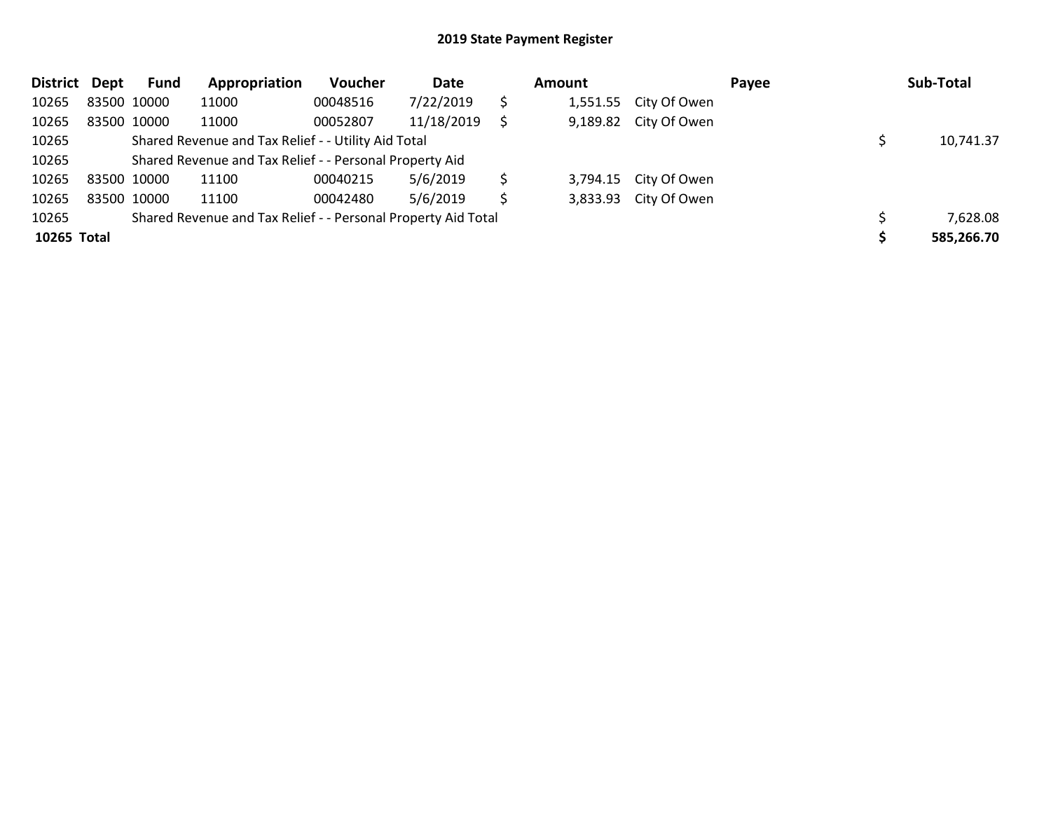## 2019 State Payment Register

| District | Dept | Fund | Appropriation | Voucher | Date | Amount | Payee | Sub-Total |
|---|---|---|---|---|---|---|---|---|
| 10265 | 83500 | 10000 | 11000 | 00048516 | 7/22/2019 | $ 1,551.55 | City Of Owen | |
| 10265 | 83500 | 10000 | 11000 | 00052807 | 11/18/2019 | $ 9,189.82 | City Of Owen | |
| 10265 | | Shared Revenue and Tax Relief - - Utility Aid Total | | | | | | $ 10,741.37 |
| 10265 | | Shared Revenue and Tax Relief - - Personal Property Aid | | | | | | |
| 10265 | 83500 | 10000 | 11100 | 00040215 | 5/6/2019 | $ 3,794.15 | City Of Owen | |
| 10265 | 83500 | 10000 | 11100 | 00042480 | 5/6/2019 | $ 3,833.93 | City Of Owen | |
| 10265 | | Shared Revenue and Tax Relief - - Personal Property Aid Total | | | | | | $ 7,628.08 |
| **10265 Total** | | | | | | | | **$ 585,266.70** |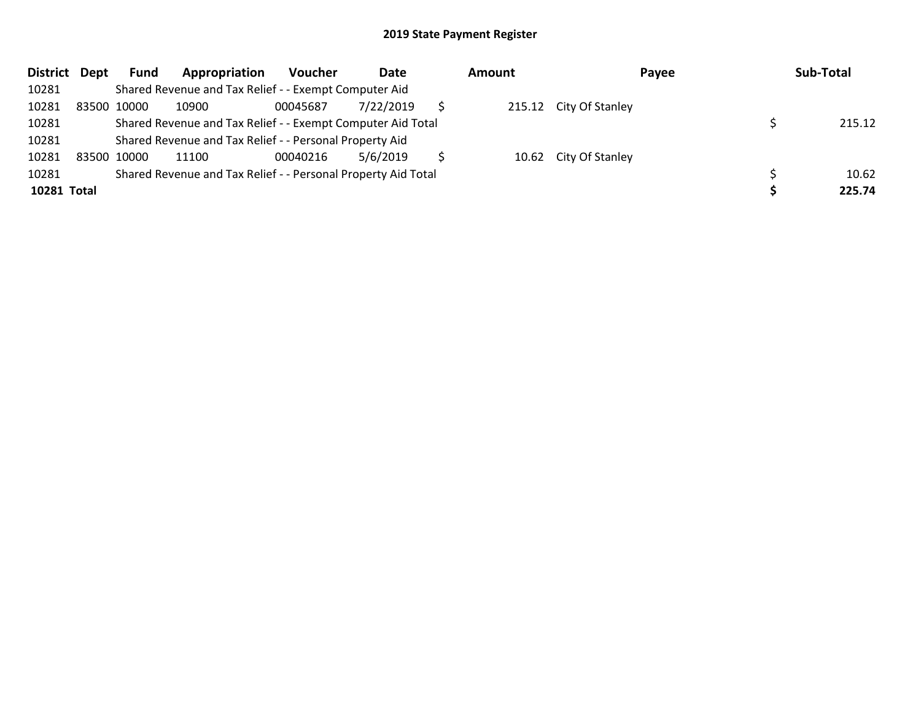# 2019 State Payment Register

| District | Dept | Fund | Appropriation | Voucher | Date | Amount | Payee | Sub-Total |
|---|---|---|---|---|---|---|---|---|
| 10281 | | Shared Revenue and Tax Relief - - Exempt Computer Aid | | | | | | |
| 10281 | 83500 | 10000 | 10900 | 00045687 | 7/22/2019 | $ 215.12 | City Of Stanley | |
| 10281 | | Shared Revenue and Tax Relief - - Exempt Computer Aid Total | | | | | | $ 215.12 |
| 10281 | | Shared Revenue and Tax Relief - - Personal Property Aid | | | | | | |
| 10281 | 83500 | 10000 | 11100 | 00040216 | 5/6/2019 | $ 10.62 | City Of Stanley | |
| 10281 | | Shared Revenue and Tax Relief - - Personal Property Aid Total | | | | | | $ 10.62 |
| **10281 Total** | | | | | | | | **$ 225.74** |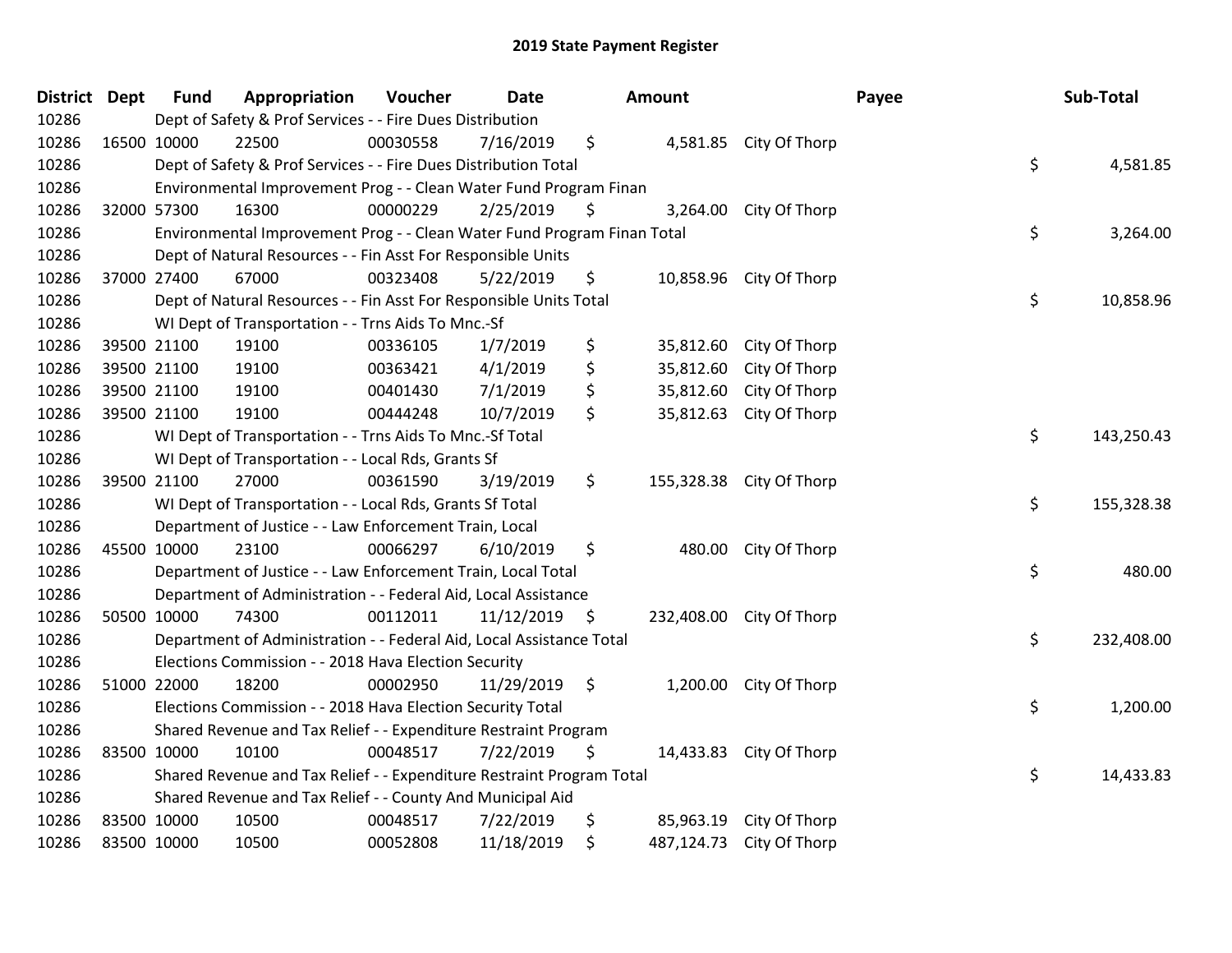# 2019 State Payment Register

| District | Dept | Fund | Appropriation | Voucher | Date | Amount | Payee | Sub-Total |
|---|---|---|---|---|---|---|---|---|
| 10286 | | Dept of Safety & Prof Services - - Fire Dues Distribution | | | | | | |
| 10286 | 16500 | 10000 | 22500 | 00030558 | 7/16/2019 | $ 4,581.85 | City Of Thorp | |
| 10286 | | Dept of Safety & Prof Services - - Fire Dues Distribution Total | | | | | | $ 4,581.85 |
| 10286 | | Environmental Improvement Prog - - Clean Water Fund Program Finan | | | | | | |
| 10286 | 32000 | 57300 | 16300 | 00000229 | 2/25/2019 | $ 3,264.00 | City Of Thorp | |
| 10286 | | Environmental Improvement Prog - - Clean Water Fund Program Finan Total | | | | | | $ 3,264.00 |
| 10286 | | Dept of Natural Resources - - Fin Asst For Responsible Units | | | | | | |
| 10286 | 37000 | 27400 | 67000 | 00323408 | 5/22/2019 | $ 10,858.96 | City Of Thorp | |
| 10286 | | Dept of Natural Resources - - Fin Asst For Responsible Units Total | | | | | | $ 10,858.96 |
| 10286 | | WI Dept of Transportation - - Trns Aids To Mnc.-Sf | | | | | | |
| 10286 | 39500 | 21100 | 19100 | 00336105 | 1/7/2019 | $ 35,812.60 | City Of Thorp | |
| 10286 | 39500 | 21100 | 19100 | 00363421 | 4/1/2019 | $ 35,812.60 | City Of Thorp | |
| 10286 | 39500 | 21100 | 19100 | 00401430 | 7/1/2019 | $ 35,812.60 | City Of Thorp | |
| 10286 | 39500 | 21100 | 19100 | 00444248 | 10/7/2019 | $ 35,812.63 | City Of Thorp | |
| 10286 | | WI Dept of Transportation - - Trns Aids To Mnc.-Sf Total | | | | | | $ 143,250.43 |
| 10286 | | WI Dept of Transportation - - Local Rds, Grants Sf | | | | | | |
| 10286 | 39500 | 21100 | 27000 | 00361590 | 3/19/2019 | $ 155,328.38 | City Of Thorp | |
| 10286 | | WI Dept of Transportation - - Local Rds, Grants Sf Total | | | | | | $ 155,328.38 |
| 10286 | | Department of Justice - - Law Enforcement Train, Local | | | | | | |
| 10286 | 45500 | 10000 | 23100 | 00066297 | 6/10/2019 | $ 480.00 | City Of Thorp | |
| 10286 | | Department of Justice - - Law Enforcement Train, Local Total | | | | | | $ 480.00 |
| 10286 | | Department of Administration - - Federal Aid, Local Assistance | | | | | | |
| 10286 | 50500 | 10000 | 74300 | 00112011 | 11/12/2019 | $ 232,408.00 | City Of Thorp | |
| 10286 | | Department of Administration - - Federal Aid, Local Assistance Total | | | | | | $ 232,408.00 |
| 10286 | | Elections Commission - - 2018 Hava Election Security | | | | | | |
| 10286 | 51000 | 22000 | 18200 | 00002950 | 11/29/2019 | $ 1,200.00 | City Of Thorp | |
| 10286 | | Elections Commission - - 2018 Hava Election Security Total | | | | | | $ 1,200.00 |
| 10286 | | Shared Revenue and Tax Relief - - Expenditure Restraint Program | | | | | | |
| 10286 | 83500 | 10000 | 10100 | 00048517 | 7/22/2019 | $ 14,433.83 | City Of Thorp | |
| 10286 | | Shared Revenue and Tax Relief - - Expenditure Restraint Program Total | | | | | | $ 14,433.83 |
| 10286 | | Shared Revenue and Tax Relief - - County And Municipal Aid | | | | | | |
| 10286 | 83500 | 10000 | 10500 | 00048517 | 7/22/2019 | $ 85,963.19 | City Of Thorp | |
| 10286 | 83500 | 10000 | 10500 | 00052808 | 11/18/2019 | $ 487,124.73 | City Of Thorp | |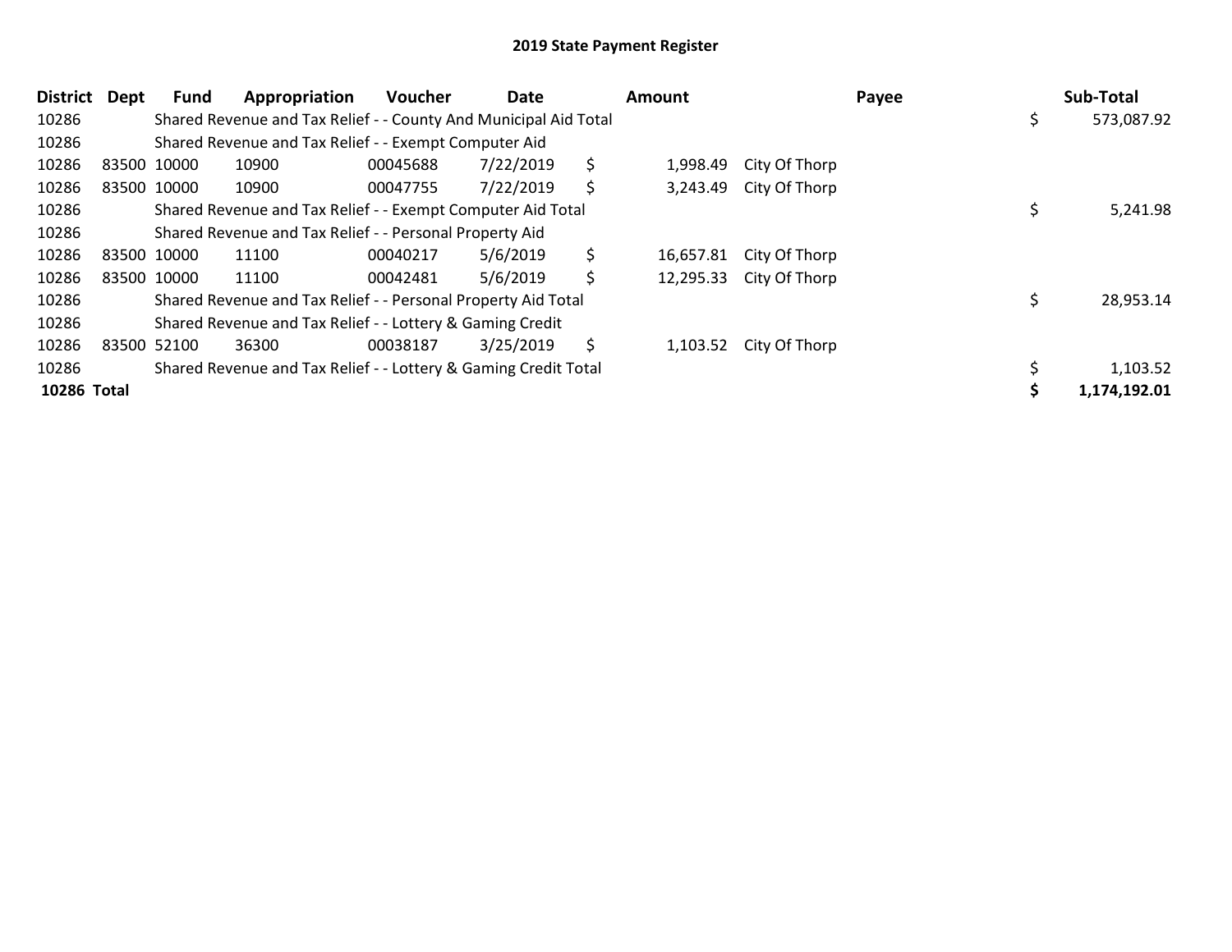## 2019 State Payment Register

| District | Dept | Fund | Appropriation | Voucher | Date | Amount | Payee | Sub-Total |
|---|---|---|---|---|---|---|---|---|
| 10286 | | Shared Revenue and Tax Relief - - County And Municipal Aid Total | | | | | | $ 573,087.92 |
| 10286 | | Shared Revenue and Tax Relief - - Exempt Computer Aid | | | | | | |
| 10286 | 83500 | 10000 | 10900 | 00045688 | 7/22/2019 | $ 1,998.49 | City Of Thorp | |
| 10286 | 83500 | 10000 | 10900 | 00047755 | 7/22/2019 | $ 3,243.49 | City Of Thorp | |
| 10286 | | Shared Revenue and Tax Relief - - Exempt Computer Aid Total | | | | | | $ 5,241.98 |
| 10286 | | Shared Revenue and Tax Relief - - Personal Property Aid | | | | | | |
| 10286 | 83500 | 10000 | 11100 | 00040217 | 5/6/2019 | $ 16,657.81 | City Of Thorp | |
| 10286 | 83500 | 10000 | 11100 | 00042481 | 5/6/2019 | $ 12,295.33 | City Of Thorp | |
| 10286 | | Shared Revenue and Tax Relief - - Personal Property Aid Total | | | | | | $ 28,953.14 |
| 10286 | | Shared Revenue and Tax Relief - - Lottery & Gaming Credit | | | | | | |
| 10286 | 83500 | 52100 | 36300 | 00038187 | 3/25/2019 | $ 1,103.52 | City Of Thorp | |
| 10286 | | Shared Revenue and Tax Relief - - Lottery & Gaming Credit Total | | | | | | $ 1,103.52 |
| **10286** | **Total** | | | | | | | **$ 1,174,192.01** |